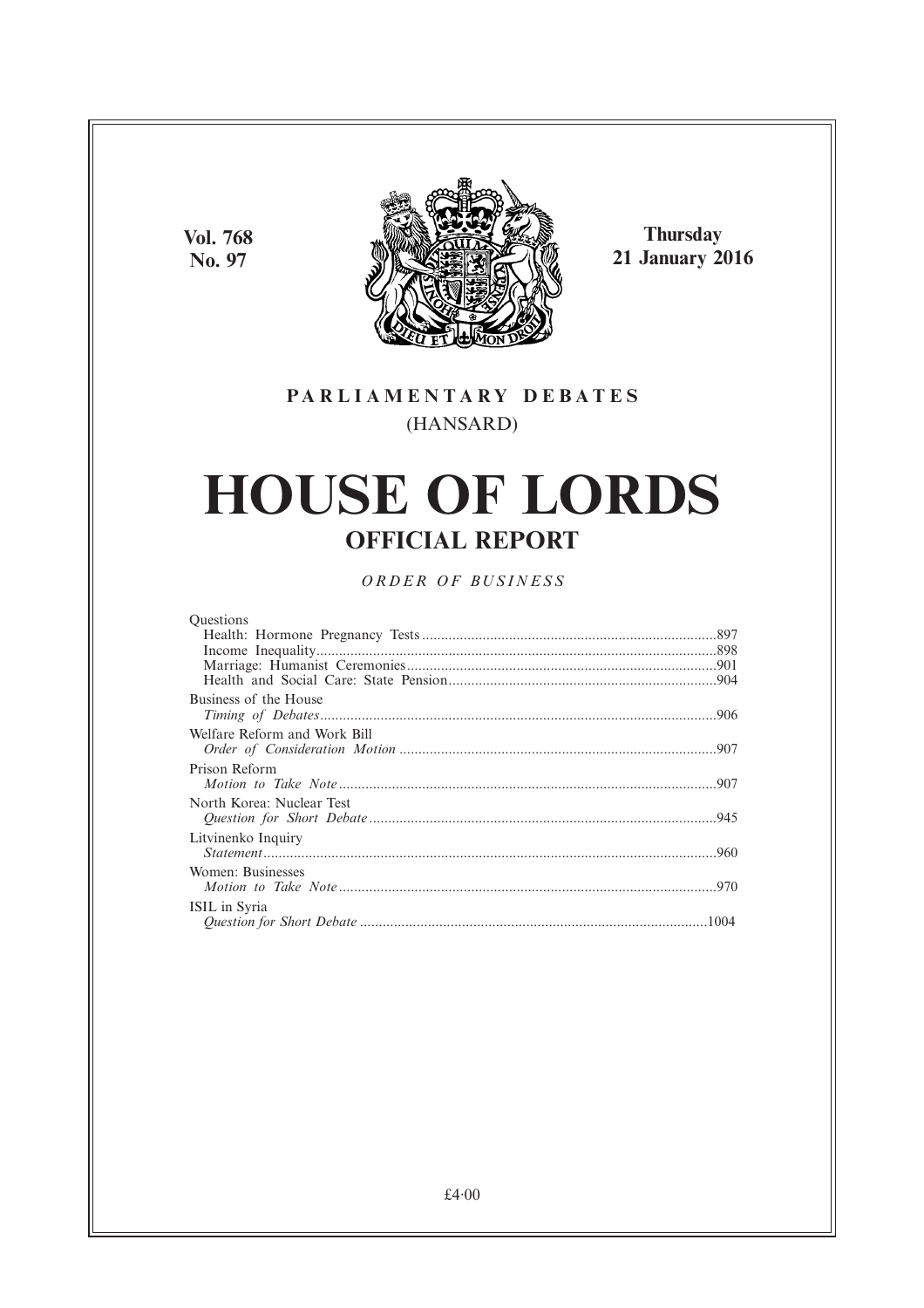**Vol. 768**
**No. 97**

**Thursday**
**21 January 2016**

PARLIAMENTARY DEBATES
(HANSARD)

# HOUSE OF LORDS

## OFFICIAL REPORT

*ORDER OF BUSINESS*

Questions
Health: Hormone Pregnancy Tests .......................................................................................897
Income Inequality.............................................................................................................898
Marriage: Humanist Ceremonies.........................................................................................901
Health and Social Care: State Pension.................................................................................904

Business of the House
*Timing of Debates*............................................................................................................906

Welfare Reform and Work Bill
*Order of Consideration Motion* ..........................................................................................907

Prison Reform
*Motion to Take Note* .........................................................................................................907

North Korea: Nuclear Test
*Question for Short Debate*..................................................................................................945

Litvinenko Inquiry
*Statement*.........................................................................................................................960

Women: Businesses
*Motion to Take Note* .........................................................................................................970

ISIL in Syria
*Question for Short Debate* ................................................................................................1004

£4·00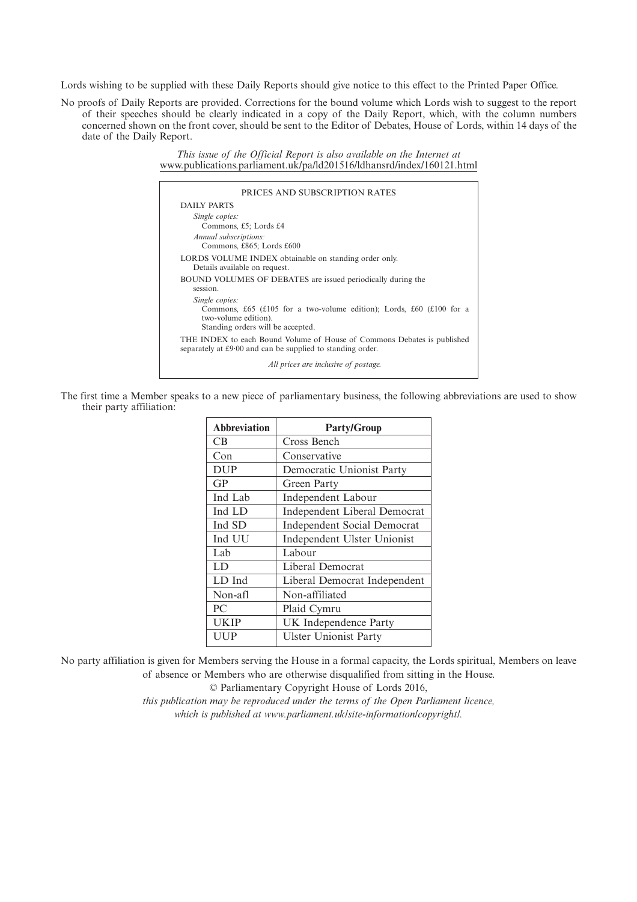Lords wishing to be supplied with these Daily Reports should give notice to this effect to the Printed Paper Office.

No proofs of Daily Reports are provided. Corrections for the bound volume which Lords wish to suggest to the report of their speeches should be clearly indicated in a copy of the Daily Report, which, with the column numbers concerned shown on the front cover, should be sent to the Editor of Debates, House of Lords, within 14 days of the date of the Daily Report.

*This issue of the Official Report is also available on the Internet at*
www.publications.parliament.uk/pa/ld201516/ldhansrd/index/160121.html

PRICES AND SUBSCRIPTION RATES

DAILY PARTS

*Single copies:*
Commons, £5; Lords £4

*Annual subscriptions:*
Commons, £865; Lords £600

LORDS VOLUME INDEX obtainable on standing order only.
Details available on request.

BOUND VOLUMES OF DEBATES are issued periodically during the session.

*Single copies:*
Commons, £65 (£105 for a two-volume edition); Lords, £60 (£100 for a two-volume edition).
Standing orders will be accepted.

THE INDEX to each Bound Volume of House of Commons Debates is published separately at £9·00 and can be supplied to standing order.

*All prices are inclusive of postage.*

The first time a Member speaks to a new piece of parliamentary business, the following abbreviations are used to show their party affiliation:

| Abbreviation | Party/Group |
|---|---|
| CB | Cross Bench |
| Con | Conservative |
| DUP | Democratic Unionist Party |
| GP | Green Party |
| Ind Lab | Independent Labour |
| Ind LD | Independent Liberal Democrat |
| Ind SD | Independent Social Democrat |
| Ind UU | Independent Ulster Unionist |
| Lab | Labour |
| LD | Liberal Democrat |
| LD Ind | Liberal Democrat Independent |
| Non-afl | Non-affiliated |
| PC | Plaid Cymru |
| UKIP | UK Independence Party |
| UUP | Ulster Unionist Party |

No party affiliation is given for Members serving the House in a formal capacity, the Lords spiritual, Members on leave of absence or Members who are otherwise disqualified from sitting in the House.

© Parliamentary Copyright House of Lords 2016,

*this publication may be reproduced under the terms of the Open Parliament licence, which is published at www.parliament.uk/site-information/copyright/.*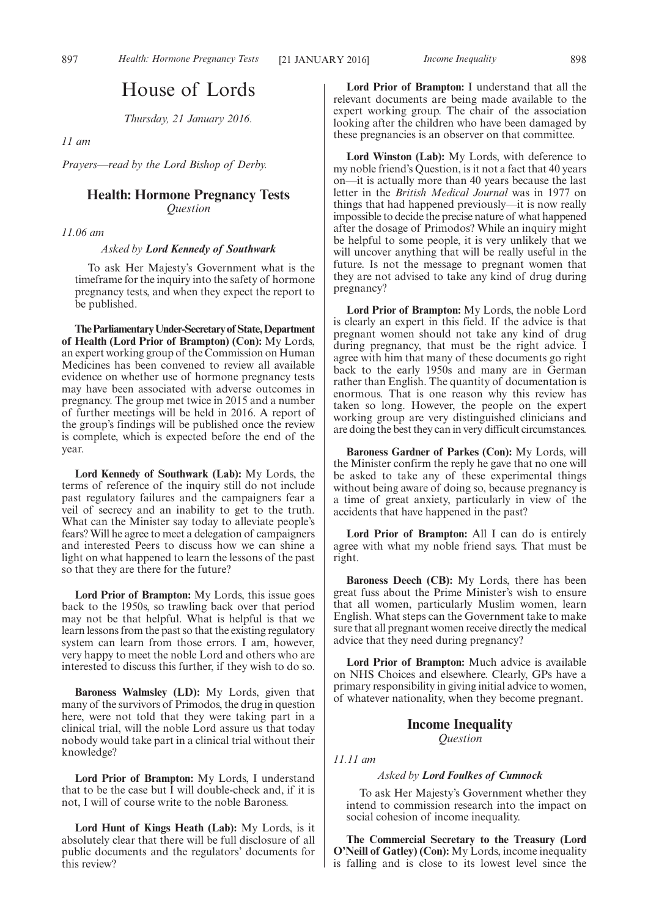# House of Lords

*Thursday, 21 January 2016.*

*11 am*

*Prayers—read by the Lord Bishop of Derby.*

## Health: Hormone Pregnancy Tests

*Question*

*11.06 am*

*Asked by* ***Lord Kennedy of Southwark***

To ask Her Majesty's Government what is the timeframe for the inquiry into the safety of hormone pregnancy tests, and when they expect the report to be published.

**The Parliamentary Under-Secretary of State, Department of Health (Lord Prior of Brampton) (Con):** My Lords, an expert working group of the Commission on Human Medicines has been convened to review all available evidence on whether use of hormone pregnancy tests may have been associated with adverse outcomes in pregnancy. The group met twice in 2015 and a number of further meetings will be held in 2016. A report of the group's findings will be published once the review is complete, which is expected before the end of the year.

**Lord Kennedy of Southwark (Lab):** My Lords, the terms of reference of the inquiry still do not include past regulatory failures and the campaigners fear a veil of secrecy and an inability to get to the truth. What can the Minister say today to alleviate people's fears? Will he agree to meet a delegation of campaigners and interested Peers to discuss how we can shine a light on what happened to learn the lessons of the past so that they are there for the future?

**Lord Prior of Brampton:** My Lords, this issue goes back to the 1950s, so trawling back over that period may not be that helpful. What is helpful is that we learn lessons from the past so that the existing regulatory system can learn from those errors. I am, however, very happy to meet the noble Lord and others who are interested to discuss this further, if they wish to do so.

**Baroness Walmsley (LD):** My Lords, given that many of the survivors of Primodos, the drug in question here, were not told that they were taking part in a clinical trial, will the noble Lord assure us that today nobody would take part in a clinical trial without their knowledge?

**Lord Prior of Brampton:** My Lords, I understand that to be the case but I will double-check and, if it is not, I will of course write to the noble Baroness.

**Lord Hunt of Kings Heath (Lab):** My Lords, is it absolutely clear that there will be full disclosure of all public documents and the regulators' documents for this review?

**Lord Prior of Brampton:** I understand that all the relevant documents are being made available to the expert working group. The chair of the association looking after the children who have been damaged by these pregnancies is an observer on that committee.

**Lord Winston (Lab):** My Lords, with deference to my noble friend's Question, is it not a fact that 40 years on—it is actually more than 40 years because the last letter in the *British Medical Journal* was in 1977 on things that had happened previously—it is now really impossible to decide the precise nature of what happened after the dosage of Primodos? While an inquiry might be helpful to some people, it is very unlikely that we will uncover anything that will be really useful in the future. Is not the message to pregnant women that they are not advised to take any kind of drug during pregnancy?

**Lord Prior of Brampton:** My Lords, the noble Lord is clearly an expert in this field. If the advice is that pregnant women should not take any kind of drug during pregnancy, that must be the right advice. I agree with him that many of these documents go right back to the early 1950s and many are in German rather than English. The quantity of documentation is enormous. That is one reason why this review has taken so long. However, the people on the expert working group are very distinguished clinicians and are doing the best they can in very difficult circumstances.

**Baroness Gardner of Parkes (Con):** My Lords, will the Minister confirm the reply he gave that no one will be asked to take any of these experimental things without being aware of doing so, because pregnancy is a time of great anxiety, particularly in view of the accidents that have happened in the past?

**Lord Prior of Brampton:** All I can do is entirely agree with what my noble friend says. That must be right.

**Baroness Deech (CB):** My Lords, there has been great fuss about the Prime Minister's wish to ensure that all women, particularly Muslim women, learn English. What steps can the Government take to make sure that all pregnant women receive directly the medical advice that they need during pregnancy?

**Lord Prior of Brampton:** Much advice is available on NHS Choices and elsewhere. Clearly, GPs have a primary responsibility in giving initial advice to women, of whatever nationality, when they become pregnant.

## Income Inequality

*Question*

*11.11 am*

*Asked by* ***Lord Foulkes of Cumnock***

To ask Her Majesty's Government whether they intend to commission research into the impact on social cohesion of income inequality.

**The Commercial Secretary to the Treasury (Lord O'Neill of Gatley) (Con):** My Lords, income inequality is falling and is close to its lowest level since the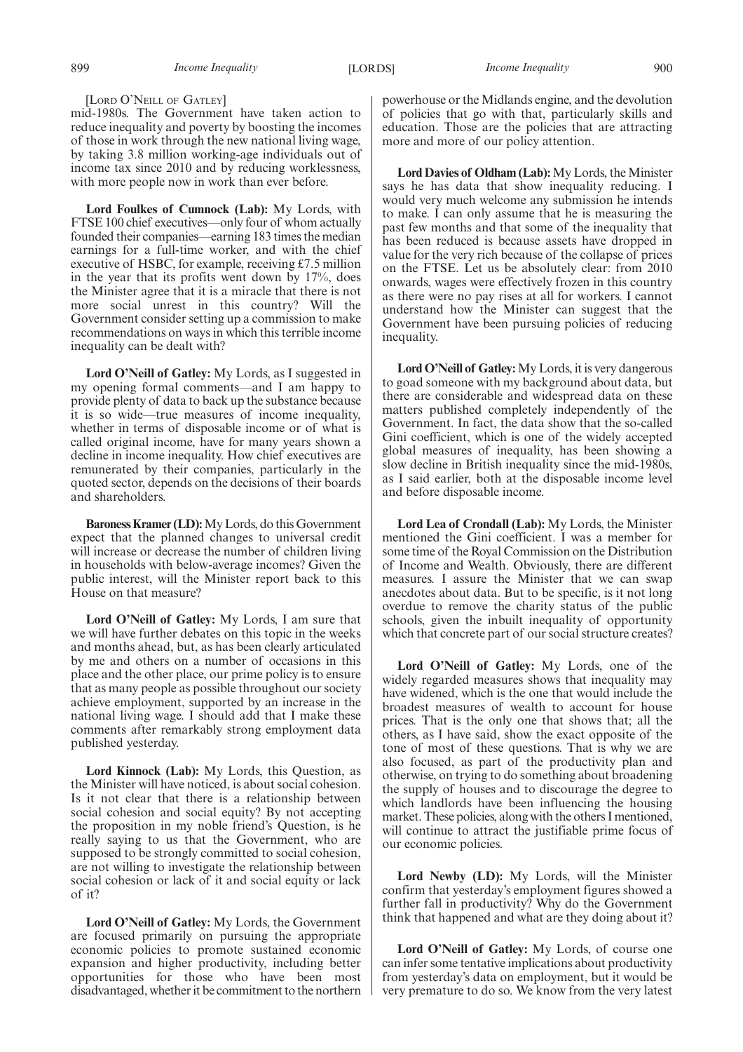[LORD O'NEILL OF GATLEY]

mid-1980s. The Government have taken action to reduce inequality and poverty by boosting the incomes of those in work through the new national living wage, by taking 3.8 million working-age individuals out of income tax since 2010 and by reducing worklessness, with more people now in work than ever before.

**Lord Foulkes of Cumnock (Lab):** My Lords, with FTSE 100 chief executives—only four of whom actually founded their companies—earning 183 times the median earnings for a full-time worker, and with the chief executive of HSBC, for example, receiving £7.5 million in the year that its profits went down by 17%, does the Minister agree that it is a miracle that there is not more social unrest in this country? Will the Government consider setting up a commission to make recommendations on ways in which this terrible income inequality can be dealt with?

**Lord O'Neill of Gatley:** My Lords, as I suggested in my opening formal comments—and I am happy to provide plenty of data to back up the substance because it is so wide—true measures of income inequality, whether in terms of disposable income or of what is called original income, have for many years shown a decline in income inequality. How chief executives are remunerated by their companies, particularly in the quoted sector, depends on the decisions of their boards and shareholders.

**Baroness Kramer (LD):** My Lords, do this Government expect that the planned changes to universal credit will increase or decrease the number of children living in households with below-average incomes? Given the public interest, will the Minister report back to this House on that measure?

**Lord O'Neill of Gatley:** My Lords, I am sure that we will have further debates on this topic in the weeks and months ahead, but, as has been clearly articulated by me and others on a number of occasions in this place and the other place, our prime policy is to ensure that as many people as possible throughout our society achieve employment, supported by an increase in the national living wage. I should add that I make these comments after remarkably strong employment data published yesterday.

**Lord Kinnock (Lab):** My Lords, this Question, as the Minister will have noticed, is about social cohesion. Is it not clear that there is a relationship between social cohesion and social equity? By not accepting the proposition in my noble friend's Question, is he really saying to us that the Government, who are supposed to be strongly committed to social cohesion, are not willing to investigate the relationship between social cohesion or lack of it and social equity or lack of it?

**Lord O'Neill of Gatley:** My Lords, the Government are focused primarily on pursuing the appropriate economic policies to promote sustained economic expansion and higher productivity, including better opportunities for those who have been most disadvantaged, whether it be commitment to the northern powerhouse or the Midlands engine, and the devolution of policies that go with that, particularly skills and education. Those are the policies that are attracting more and more of our policy attention.

**Lord Davies of Oldham (Lab):** My Lords, the Minister says he has data that show inequality reducing. I would very much welcome any submission he intends to make. I can only assume that he is measuring the past few months and that some of the inequality that has been reduced is because assets have dropped in value for the very rich because of the collapse of prices on the FTSE. Let us be absolutely clear: from 2010 onwards, wages were effectively frozen in this country as there were no pay rises at all for workers. I cannot understand how the Minister can suggest that the Government have been pursuing policies of reducing inequality.

**Lord O'Neill of Gatley:** My Lords, it is very dangerous to goad someone with my background about data, but there are considerable and widespread data on these matters published completely independently of the Government. In fact, the data show that the so-called Gini coefficient, which is one of the widely accepted global measures of inequality, has been showing a slow decline in British inequality since the mid-1980s, as I said earlier, both at the disposable income level and before disposable income.

**Lord Lea of Crondall (Lab):** My Lords, the Minister mentioned the Gini coefficient. I was a member for some time of the Royal Commission on the Distribution of Income and Wealth. Obviously, there are different measures. I assure the Minister that we can swap anecdotes about data. But to be specific, is it not long overdue to remove the charity status of the public schools, given the inbuilt inequality of opportunity which that concrete part of our social structure creates?

**Lord O'Neill of Gatley:** My Lords, one of the widely regarded measures shows that inequality may have widened, which is the one that would include the broadest measures of wealth to account for house prices. That is the only one that shows that; all the others, as I have said, show the exact opposite of the tone of most of these questions. That is why we are also focused, as part of the productivity plan and otherwise, on trying to do something about broadening the supply of houses and to discourage the degree to which landlords have been influencing the housing market. These policies, along with the others I mentioned, will continue to attract the justifiable prime focus of our economic policies.

**Lord Newby (LD):** My Lords, will the Minister confirm that yesterday's employment figures showed a further fall in productivity? Why do the Government think that happened and what are they doing about it?

**Lord O'Neill of Gatley:** My Lords, of course one can infer some tentative implications about productivity from yesterday's data on employment, but it would be very premature to do so. We know from the very latest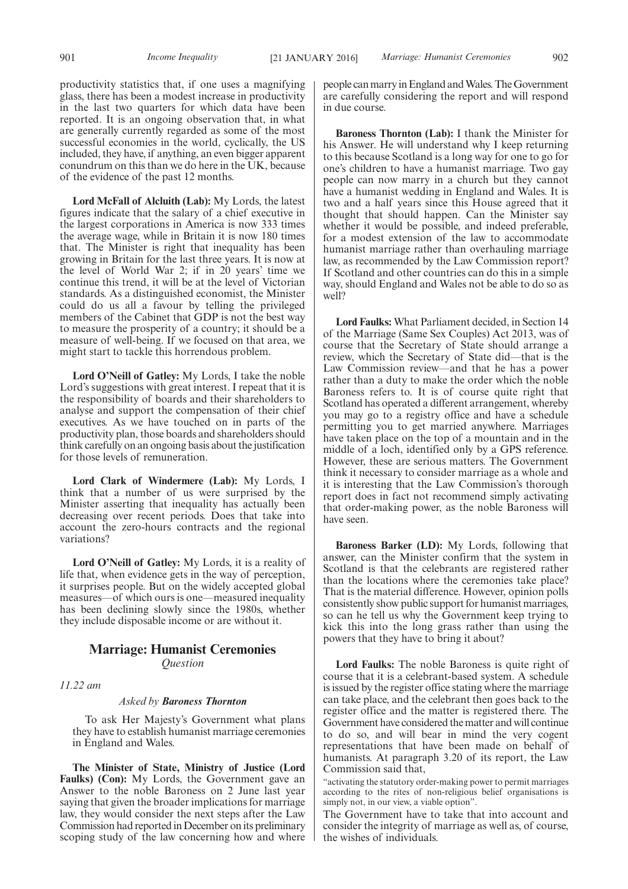productivity statistics that, if one uses a magnifying glass, there has been a modest increase in productivity in the last two quarters for which data have been reported. It is an ongoing observation that, in what are generally currently regarded as some of the most successful economies in the world, cyclically, the US included, they have, if anything, an even bigger apparent conundrum on this than we do here in the UK, because of the evidence of the past 12 months.

**Lord McFall of Alcluith (Lab):** My Lords, the latest figures indicate that the salary of a chief executive in the largest corporations in America is now 333 times the average wage, while in Britain it is now 180 times that. The Minister is right that inequality has been growing in Britain for the last three years. It is now at the level of World War 2; if in 20 years' time we continue this trend, it will be at the level of Victorian standards. As a distinguished economist, the Minister could do us all a favour by telling the privileged members of the Cabinet that GDP is not the best way to measure the prosperity of a country; it should be a measure of well-being. If we focused on that area, we might start to tackle this horrendous problem.

**Lord O'Neill of Gatley:** My Lords, I take the noble Lord's suggestions with great interest. I repeat that it is the responsibility of boards and their shareholders to analyse and support the compensation of their chief executives. As we have touched on in parts of the productivity plan, those boards and shareholders should think carefully on an ongoing basis about the justification for those levels of remuneration.

**Lord Clark of Windermere (Lab):** My Lords, I think that a number of us were surprised by the Minister asserting that inequality has actually been decreasing over recent periods. Does that take into account the zero-hours contracts and the regional variations?

**Lord O'Neill of Gatley:** My Lords, it is a reality of life that, when evidence gets in the way of perception, it surprises people. But on the widely accepted global measures—of which ours is one—measured inequality has been declining slowly since the 1980s, whether they include disposable income or are without it.

## Marriage: Humanist Ceremonies

*Question*

*11.22 am*

*Asked by* ***Baroness Thornton***

To ask Her Majesty's Government what plans they have to establish humanist marriage ceremonies in England and Wales.

**The Minister of State, Ministry of Justice (Lord Faulks) (Con):** My Lords, the Government gave an Answer to the noble Baroness on 2 June last year saying that given the broader implications for marriage law, they would consider the next steps after the Law Commission had reported in December on its preliminary scoping study of the law concerning how and where people can marry in England and Wales. The Government are carefully considering the report and will respond in due course.

**Baroness Thornton (Lab):** I thank the Minister for his Answer. He will understand why I keep returning to this because Scotland is a long way for one to go for one's children to have a humanist marriage. Two gay people can now marry in a church but they cannot have a humanist wedding in England and Wales. It is two and a half years since this House agreed that it thought that should happen. Can the Minister say whether it would be possible, and indeed preferable, for a modest extension of the law to accommodate humanist marriage rather than overhauling marriage law, as recommended by the Law Commission report? If Scotland and other countries can do this in a simple way, should England and Wales not be able to do so as well?

**Lord Faulks:** What Parliament decided, in Section 14 of the Marriage (Same Sex Couples) Act 2013, was of course that the Secretary of State should arrange a review, which the Secretary of State did—that is the Law Commission review—and that he has a power rather than a duty to make the order which the noble Baroness refers to. It is of course quite right that Scotland has operated a different arrangement, whereby you may go to a registry office and have a schedule permitting you to get married anywhere. Marriages have taken place on the top of a mountain and in the middle of a loch, identified only by a GPS reference. However, these are serious matters. The Government think it necessary to consider marriage as a whole and it is interesting that the Law Commission's thorough report does in fact not recommend simply activating that order-making power, as the noble Baroness will have seen.

**Baroness Barker (LD):** My Lords, following that answer, can the Minister confirm that the system in Scotland is that the celebrants are registered rather than the locations where the ceremonies take place? That is the material difference. However, opinion polls consistently show public support for humanist marriages, so can he tell us why the Government keep trying to kick this into the long grass rather than using the powers that they have to bring it about?

**Lord Faulks:** The noble Baroness is quite right of course that it is a celebrant-based system. A schedule is issued by the register office stating where the marriage can take place, and the celebrant then goes back to the register office and the matter is registered there. The Government have considered the matter and will continue to do so, and will bear in mind the very cogent representations that have been made on behalf of humanists. At paragraph 3.20 of its report, the Law Commission said that,

"activating the statutory order-making power to permit marriages according to the rites of non-religious belief organisations is simply not, in our view, a viable option".

The Government have to take that into account and consider the integrity of marriage as well as, of course, the wishes of individuals.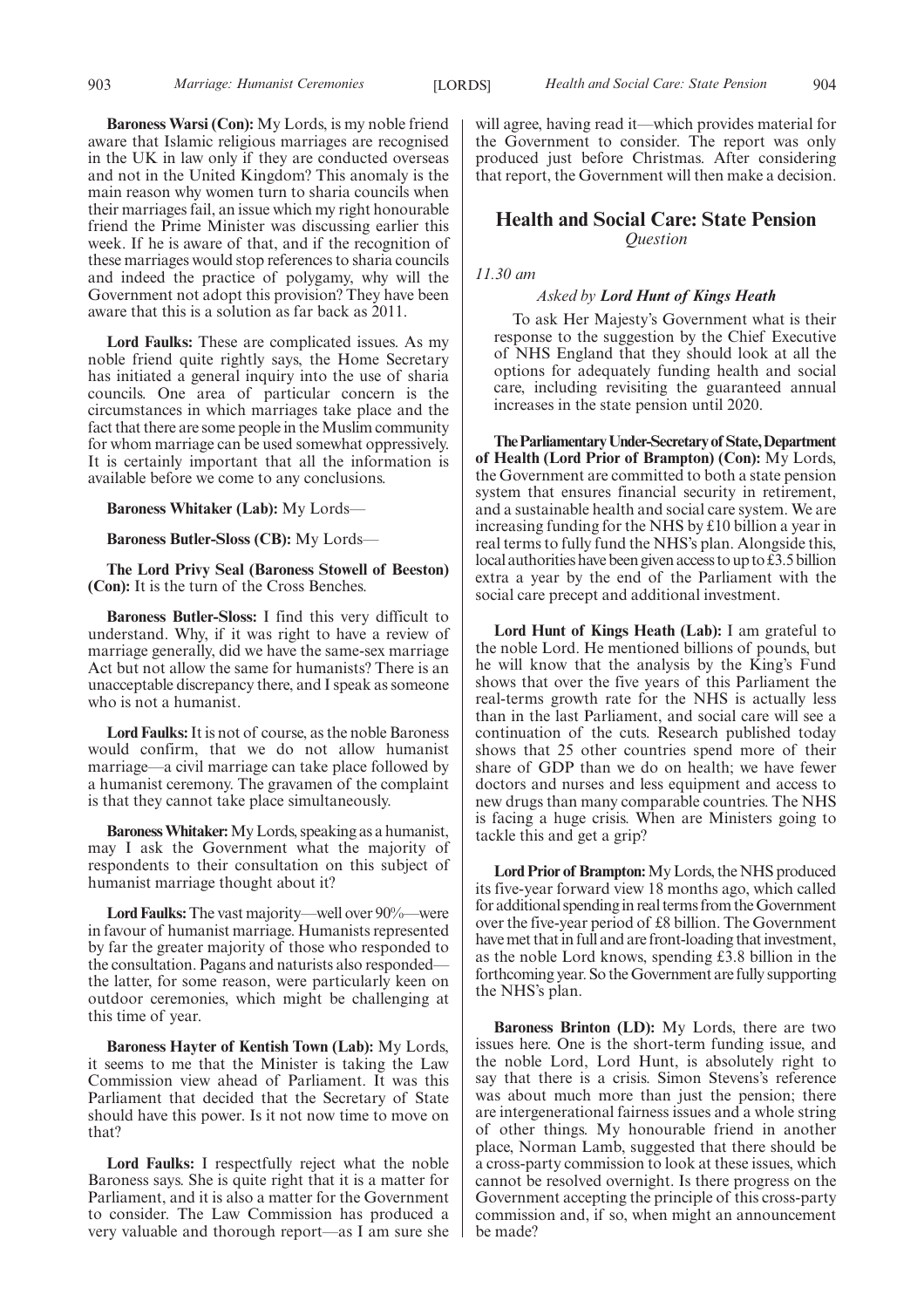**Baroness Warsi (Con):** My Lords, is my noble friend aware that Islamic religious marriages are recognised in the UK in law only if they are conducted overseas and not in the United Kingdom? This anomaly is the main reason why women turn to sharia councils when their marriages fail, an issue which my right honourable friend the Prime Minister was discussing earlier this week. If he is aware of that, and if the recognition of these marriages would stop references to sharia councils and indeed the practice of polygamy, why will the Government not adopt this provision? They have been aware that this is a solution as far back as 2011.

**Lord Faulks:** These are complicated issues. As my noble friend quite rightly says, the Home Secretary has initiated a general inquiry into the use of sharia councils. One area of particular concern is the circumstances in which marriages take place and the fact that there are some people in the Muslim community for whom marriage can be used somewhat oppressively. It is certainly important that all the information is available before we come to any conclusions.

**Baroness Whitaker (Lab):** My Lords—

**Baroness Butler-Sloss (CB):** My Lords—

**The Lord Privy Seal (Baroness Stowell of Beeston) (Con):** It is the turn of the Cross Benches.

**Baroness Butler-Sloss:** I find this very difficult to understand. Why, if it was right to have a review of marriage generally, did we have the same-sex marriage Act but not allow the same for humanists? There is an unacceptable discrepancy there, and I speak as someone who is not a humanist.

**Lord Faulks:** It is not of course, as the noble Baroness would confirm, that we do not allow humanist marriage—a civil marriage can take place followed by a humanist ceremony. The gravamen of the complaint is that they cannot take place simultaneously.

**Baroness Whitaker:** My Lords, speaking as a humanist, may I ask the Government what the majority of respondents to their consultation on this subject of humanist marriage thought about it?

**Lord Faulks:** The vast majority—well over 90%—were in favour of humanist marriage. Humanists represented by far the greater majority of those who responded to the consultation. Pagans and naturists also responded—the latter, for some reason, were particularly keen on outdoor ceremonies, which might be challenging at this time of year.

**Baroness Hayter of Kentish Town (Lab):** My Lords, it seems to me that the Minister is taking the Law Commission view ahead of Parliament. It was this Parliament that decided that the Secretary of State should have this power. Is it not now time to move on that?

**Lord Faulks:** I respectfully reject what the noble Baroness says. She is quite right that it is a matter for Parliament, and it is also a matter for the Government to consider. The Law Commission has produced a very valuable and thorough report—as I am sure she will agree, having read it—which provides material for the Government to consider. The report was only produced just before Christmas. After considering that report, the Government will then make a decision.

## Health and Social Care: State Pension
*Question*

*11.30 am*

*Asked by* ***Lord Hunt of Kings Heath***

To ask Her Majesty's Government what is their response to the suggestion by the Chief Executive of NHS England that they should look at all the options for adequately funding health and social care, including revisiting the guaranteed annual increases in the state pension until 2020.

**The Parliamentary Under-Secretary of State, Department of Health (Lord Prior of Brampton) (Con):** My Lords, the Government are committed to both a state pension system that ensures financial security in retirement, and a sustainable health and social care system. We are increasing funding for the NHS by £10 billion a year in real terms to fully fund the NHS's plan. Alongside this, local authorities have been given access to up to £3.5 billion extra a year by the end of the Parliament with the social care precept and additional investment.

**Lord Hunt of Kings Heath (Lab):** I am grateful to the noble Lord. He mentioned billions of pounds, but he will know that the analysis by the King's Fund shows that over the five years of this Parliament the real-terms growth rate for the NHS is actually less than in the last Parliament, and social care will see a continuation of the cuts. Research published today shows that 25 other countries spend more of their share of GDP than we do on health; we have fewer doctors and nurses and less equipment and access to new drugs than many comparable countries. The NHS is facing a huge crisis. When are Ministers going to tackle this and get a grip?

**Lord Prior of Brampton:** My Lords, the NHS produced its five-year forward view 18 months ago, which called for additional spending in real terms from the Government over the five-year period of £8 billion. The Government have met that in full and are front-loading that investment, as the noble Lord knows, spending £3.8 billion in the forthcoming year. So the Government are fully supporting the NHS's plan.

**Baroness Brinton (LD):** My Lords, there are two issues here. One is the short-term funding issue, and the noble Lord, Lord Hunt, is absolutely right to say that there is a crisis. Simon Stevens's reference was about much more than just the pension; there are intergenerational fairness issues and a whole string of other things. My honourable friend in another place, Norman Lamb, suggested that there should be a cross-party commission to look at these issues, which cannot be resolved overnight. Is there progress on the Government accepting the principle of this cross-party commission and, if so, when might an announcement be made?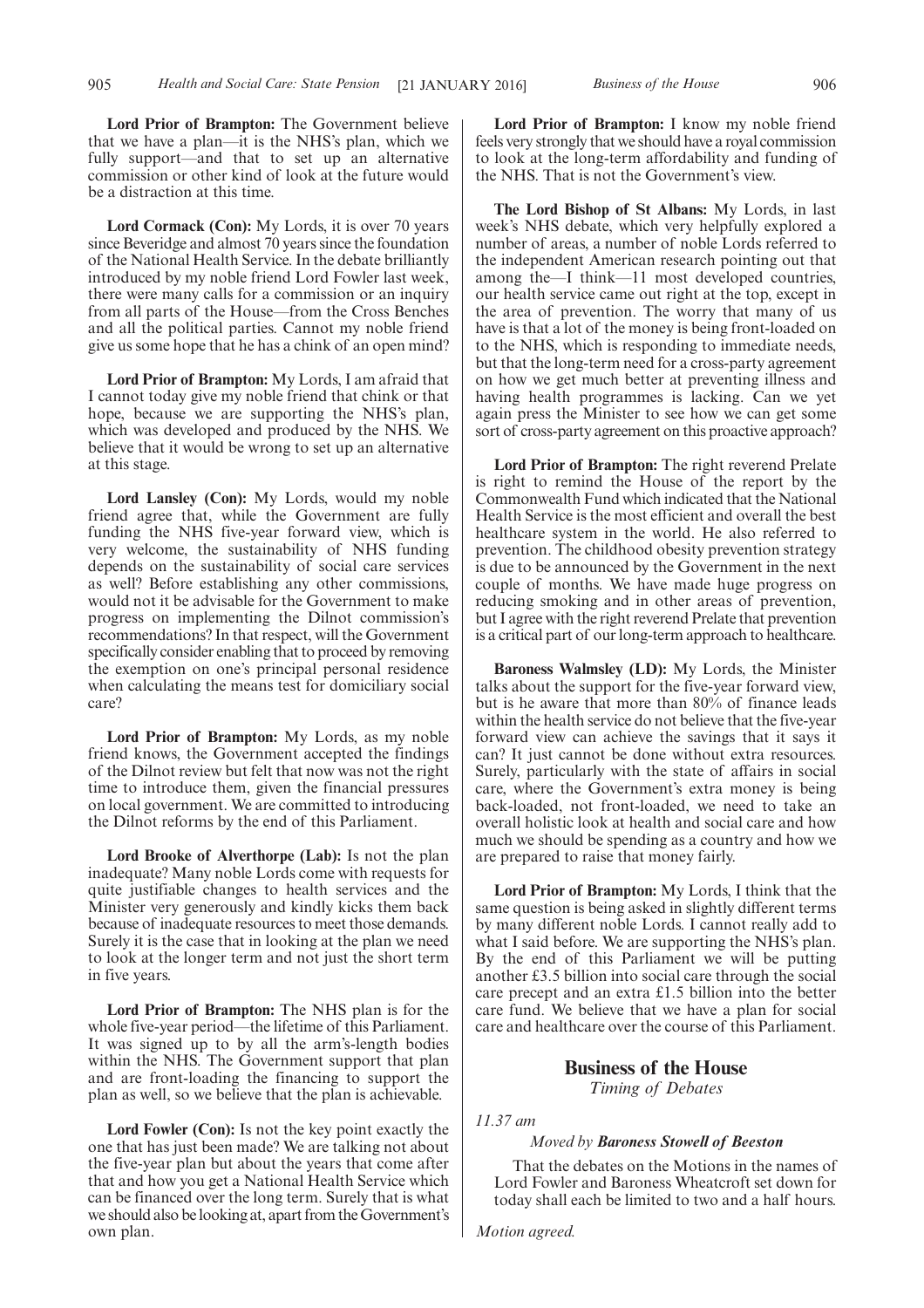**Lord Prior of Brampton:** The Government believe that we have a plan—it is the NHS's plan, which we fully support—and that to set up an alternative commission or other kind of look at the future would be a distraction at this time.

**Lord Cormack (Con):** My Lords, it is over 70 years since Beveridge and almost 70 years since the foundation of the National Health Service. In the debate brilliantly introduced by my noble friend Lord Fowler last week, there were many calls for a commission or an inquiry from all parts of the House—from the Cross Benches and all the political parties. Cannot my noble friend give us some hope that he has a chink of an open mind?

**Lord Prior of Brampton:** My Lords, I am afraid that I cannot today give my noble friend that chink or that hope, because we are supporting the NHS's plan, which was developed and produced by the NHS. We believe that it would be wrong to set up an alternative at this stage.

**Lord Lansley (Con):** My Lords, would my noble friend agree that, while the Government are fully funding the NHS five-year forward view, which is very welcome, the sustainability of NHS funding depends on the sustainability of social care services as well? Before establishing any other commissions, would not it be advisable for the Government to make progress on implementing the Dilnot commission's recommendations? In that respect, will the Government specifically consider enabling that to proceed by removing the exemption on one's principal personal residence when calculating the means test for domiciliary social care?

**Lord Prior of Brampton:** My Lords, as my noble friend knows, the Government accepted the findings of the Dilnot review but felt that now was not the right time to introduce them, given the financial pressures on local government. We are committed to introducing the Dilnot reforms by the end of this Parliament.

**Lord Brooke of Alverthorpe (Lab):** Is not the plan inadequate? Many noble Lords come with requests for quite justifiable changes to health services and the Minister very generously and kindly kicks them back because of inadequate resources to meet those demands. Surely it is the case that in looking at the plan we need to look at the longer term and not just the short term in five years.

**Lord Prior of Brampton:** The NHS plan is for the whole five-year period—the lifetime of this Parliament. It was signed up to by all the arm's-length bodies within the NHS. The Government support that plan and are front-loading the financing to support the plan as well, so we believe that the plan is achievable.

**Lord Fowler (Con):** Is not the key point exactly the one that has just been made? We are talking not about the five-year plan but about the years that come after that and how you get a National Health Service which can be financed over the long term. Surely that is what we should also be looking at, apart from the Government's own plan.

**Lord Prior of Brampton:** I know my noble friend feels very strongly that we should have a royal commission to look at the long-term affordability and funding of the NHS. That is not the Government's view.

**The Lord Bishop of St Albans:** My Lords, in last week's NHS debate, which very helpfully explored a number of areas, a number of noble Lords referred to the independent American research pointing out that among the—I think—11 most developed countries, our health service came out right at the top, except in the area of prevention. The worry that many of us have is that a lot of the money is being front-loaded on to the NHS, which is responding to immediate needs, but that the long-term need for a cross-party agreement on how we get much better at preventing illness and having health programmes is lacking. Can we yet again press the Minister to see how we can get some sort of cross-party agreement on this proactive approach?

**Lord Prior of Brampton:** The right reverend Prelate is right to remind the House of the report by the Commonwealth Fund which indicated that the National Health Service is the most efficient and overall the best healthcare system in the world. He also referred to prevention. The childhood obesity prevention strategy is due to be announced by the Government in the next couple of months. We have made huge progress on reducing smoking and in other areas of prevention, but I agree with the right reverend Prelate that prevention is a critical part of our long-term approach to healthcare.

**Baroness Walmsley (LD):** My Lords, the Minister talks about the support for the five-year forward view, but is he aware that more than 80% of finance leads within the health service do not believe that the five-year forward view can achieve the savings that it says it can? It just cannot be done without extra resources. Surely, particularly with the state of affairs in social care, where the Government's extra money is being back-loaded, not front-loaded, we need to take an overall holistic look at health and social care and how much we should be spending as a country and how we are prepared to raise that money fairly.

**Lord Prior of Brampton:** My Lords, I think that the same question is being asked in slightly different terms by many different noble Lords. I cannot really add to what I said before. We are supporting the NHS's plan. By the end of this Parliament we will be putting another £3.5 billion into social care through the social care precept and an extra £1.5 billion into the better care fund. We believe that we have a plan for social care and healthcare over the course of this Parliament.

## Business of the House

*Timing of Debates*

*11.37 am*

*Moved by **Baroness Stowell of Beeston***

That the debates on the Motions in the names of Lord Fowler and Baroness Wheatcroft set down for today shall each be limited to two and a half hours.

*Motion agreed.*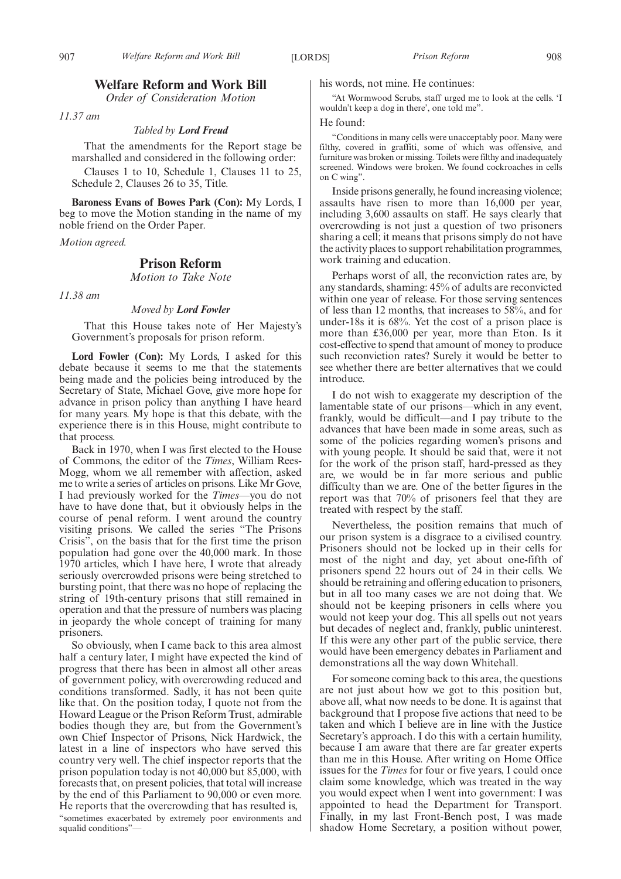## Welfare Reform and Work Bill

*Order of Consideration Motion*

*11.37 am*

*Tabled by* ***Lord Freud***

That the amendments for the Report stage be marshalled and considered in the following order:

Clauses 1 to 10, Schedule 1, Clauses 11 to 25, Schedule 2, Clauses 26 to 35, Title.

**Baroness Evans of Bowes Park (Con):** My Lords, I beg to move the Motion standing in the name of my noble friend on the Order Paper.

*Motion agreed.*

## Prison Reform

*Motion to Take Note*

*11.38 am*

*Moved by* ***Lord Fowler***

That this House takes note of Her Majesty's Government's proposals for prison reform.

**Lord Fowler (Con):** My Lords, I asked for this debate because it seems to me that the statements being made and the policies being introduced by the Secretary of State, Michael Gove, give more hope for advance in prison policy than anything I have heard for many years. My hope is that this debate, with the experience there is in this House, might contribute to that process.

Back in 1970, when I was first elected to the House of Commons, the editor of the *Times*, William Rees-Mogg, whom we all remember with affection, asked me to write a series of articles on prisons. Like Mr Gove, I had previously worked for the *Times*—you do not have to have done that, but it obviously helps in the course of penal reform. I went around the country visiting prisons. We called the series "The Prisons Crisis", on the basis that for the first time the prison population had gone over the 40,000 mark. In those 1970 articles, which I have here, I wrote that already seriously overcrowded prisons were being stretched to bursting point, that there was no hope of replacing the string of 19th-century prisons that still remained in operation and that the pressure of numbers was placing in jeopardy the whole concept of training for many prisoners.

So obviously, when I came back to this area almost half a century later, I might have expected the kind of progress that there has been in almost all other areas of government policy, with overcrowding reduced and conditions transformed. Sadly, it has not been quite like that. On the position today, I quote not from the Howard League or the Prison Reform Trust, admirable bodies though they are, but from the Government's own Chief Inspector of Prisons, Nick Hardwick, the latest in a line of inspectors who have served this country very well. The chief inspector reports that the prison population today is not 40,000 but 85,000, with forecasts that, on present policies, that total will increase by the end of this Parliament to 90,000 or even more. He reports that the overcrowding that has resulted is,

"sometimes exacerbated by extremely poor environments and squalid conditions"—

his words, not mine. He continues:

"At Wormwood Scrubs, staff urged me to look at the cells. 'I wouldn't keep a dog in there', one told me".

He found:

"Conditions in many cells were unacceptably poor. Many were filthy, covered in graffiti, some of which was offensive, and furniture was broken or missing. Toilets were filthy and inadequately screened. Windows were broken. We found cockroaches in cells on C wing".

Inside prisons generally, he found increasing violence; assaults have risen to more than 16,000 per year, including 3,600 assaults on staff. He says clearly that overcrowding is not just a question of two prisoners sharing a cell; it means that prisons simply do not have the activity places to support rehabilitation programmes, work training and education.

Perhaps worst of all, the reconviction rates are, by any standards, shaming: 45% of adults are reconvicted within one year of release. For those serving sentences of less than 12 months, that increases to 58%, and for under-18s it is 68%. Yet the cost of a prison place is more than £36,000 per year, more than Eton. Is it cost-effective to spend that amount of money to produce such reconviction rates? Surely it would be better to see whether there are better alternatives that we could introduce.

I do not wish to exaggerate my description of the lamentable state of our prisons—which in any event, frankly, would be difficult—and I pay tribute to the advances that have been made in some areas, such as some of the policies regarding women's prisons and with young people. It should be said that, were it not for the work of the prison staff, hard-pressed as they are, we would be in far more serious and public difficulty than we are. One of the better figures in the report was that 70% of prisoners feel that they are treated with respect by the staff.

Nevertheless, the position remains that much of our prison system is a disgrace to a civilised country. Prisoners should not be locked up in their cells for most of the night and day, yet about one-fifth of prisoners spend 22 hours out of 24 in their cells. We should be retraining and offering education to prisoners, but in all too many cases we are not doing that. We should not be keeping prisoners in cells where you would not keep your dog. This all spells out not years but decades of neglect and, frankly, public uninterest. If this were any other part of the public service, there would have been emergency debates in Parliament and demonstrations all the way down Whitehall.

For someone coming back to this area, the questions are not just about how we got to this position but, above all, what now needs to be done. It is against that background that I propose five actions that need to be taken and which I believe are in line with the Justice Secretary's approach. I do this with a certain humility, because I am aware that there are far greater experts than me in this House. After writing on Home Office issues for the *Times* for four or five years, I could once claim some knowledge, which was treated in the way you would expect when I went into government: I was appointed to head the Department for Transport. Finally, in my last Front-Bench post, I was made shadow Home Secretary, a position without power,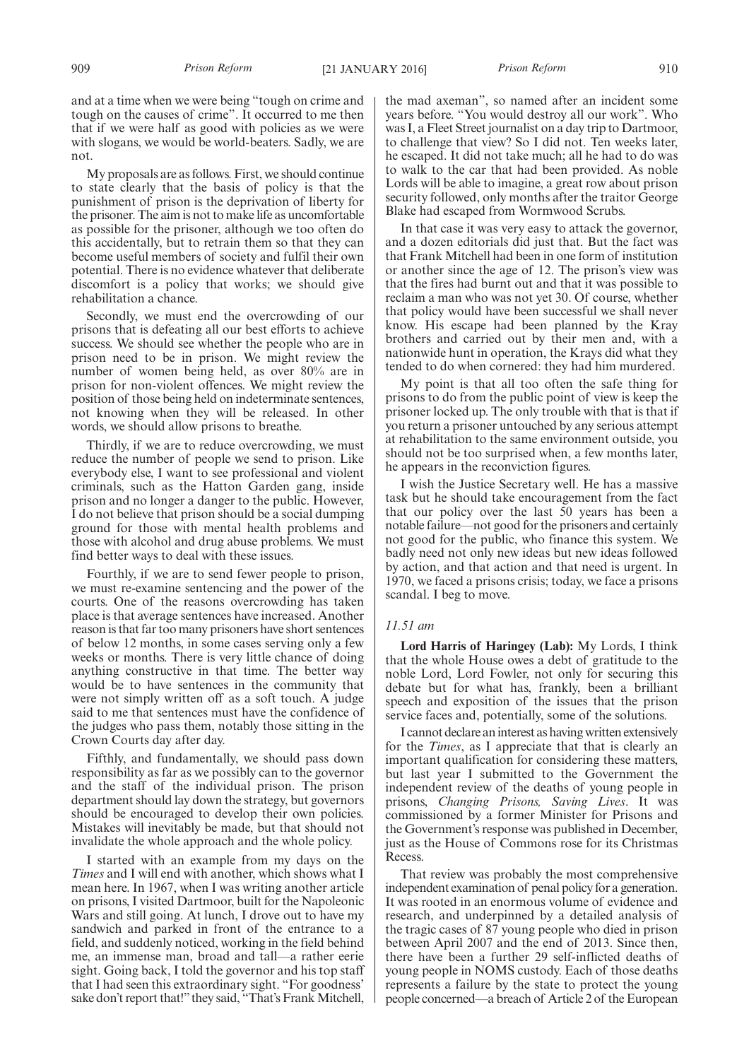and at a time when we were being "tough on crime and tough on the causes of crime". It occurred to me then that if we were half as good with policies as we were with slogans, we would be world-beaters. Sadly, we are not.

My proposals are as follows. First, we should continue to state clearly that the basis of policy is that the punishment of prison is the deprivation of liberty for the prisoner. The aim is not to make life as uncomfortable as possible for the prisoner, although we too often do this accidentally, but to retrain them so that they can become useful members of society and fulfil their own potential. There is no evidence whatever that deliberate discomfort is a policy that works; we should give rehabilitation a chance.

Secondly, we must end the overcrowding of our prisons that is defeating all our best efforts to achieve success. We should see whether the people who are in prison need to be in prison. We might review the number of women being held, as over 80% are in prison for non-violent offences. We might review the position of those being held on indeterminate sentences, not knowing when they will be released. In other words, we should allow prisons to breathe.

Thirdly, if we are to reduce overcrowding, we must reduce the number of people we send to prison. Like everybody else, I want to see professional and violent criminals, such as the Hatton Garden gang, inside prison and no longer a danger to the public. However, I do not believe that prison should be a social dumping ground for those with mental health problems and those with alcohol and drug abuse problems. We must find better ways to deal with these issues.

Fourthly, if we are to send fewer people to prison, we must re-examine sentencing and the power of the courts. One of the reasons overcrowding has taken place is that average sentences have increased. Another reason is that far too many prisoners have short sentences of below 12 months, in some cases serving only a few weeks or months. There is very little chance of doing anything constructive in that time. The better way would be to have sentences in the community that were not simply written off as a soft touch. A judge said to me that sentences must have the confidence of the judges who pass them, notably those sitting in the Crown Courts day after day.

Fifthly, and fundamentally, we should pass down responsibility as far as we possibly can to the governor and the staff of the individual prison. The prison department should lay down the strategy, but governors should be encouraged to develop their own policies. Mistakes will inevitably be made, but that should not invalidate the whole approach and the whole policy.

I started with an example from my days on the *Times* and I will end with another, which shows what I mean here. In 1967, when I was writing another article on prisons, I visited Dartmoor, built for the Napoleonic Wars and still going. At lunch, I drove out to have my sandwich and parked in front of the entrance to a field, and suddenly noticed, working in the field behind me, an immense man, broad and tall—a rather eerie sight. Going back, I told the governor and his top staff that I had seen this extraordinary sight. "For goodness' sake don't report that!" they said, "That's Frank Mitchell, the mad axeman", so named after an incident some years before. "You would destroy all our work". Who was I, a Fleet Street journalist on a day trip to Dartmoor, to challenge that view? So I did not. Ten weeks later, he escaped. It did not take much; all he had to do was to walk to the car that had been provided. As noble Lords will be able to imagine, a great row about prison security followed, only months after the traitor George Blake had escaped from Wormwood Scrubs.

In that case it was very easy to attack the governor, and a dozen editorials did just that. But the fact was that Frank Mitchell had been in one form of institution or another since the age of 12. The prison's view was that the fires had burnt out and that it was possible to reclaim a man who was not yet 30. Of course, whether that policy would have been successful we shall never know. His escape had been planned by the Kray brothers and carried out by their men and, with a nationwide hunt in operation, the Krays did what they tended to do when cornered: they had him murdered.

My point is that all too often the safe thing for prisons to do from the public point of view is keep the prisoner locked up. The only trouble with that is that if you return a prisoner untouched by any serious attempt at rehabilitation to the same environment outside, you should not be too surprised when, a few months later, he appears in the reconviction figures.

I wish the Justice Secretary well. He has a massive task but he should take encouragement from the fact that our policy over the last 50 years has been a notable failure—not good for the prisoners and certainly not good for the public, who finance this system. We badly need not only new ideas but new ideas followed by action, and that action and that need is urgent. In 1970, we faced a prisons crisis; today, we face a prisons scandal. I beg to move.

*11.51 am*

**Lord Harris of Haringey (Lab):** My Lords, I think that the whole House owes a debt of gratitude to the noble Lord, Lord Fowler, not only for securing this debate but for what has, frankly, been a brilliant speech and exposition of the issues that the prison service faces and, potentially, some of the solutions.

I cannot declare an interest as having written extensively for the *Times*, as I appreciate that that is clearly an important qualification for considering these matters, but last year I submitted to the Government the independent review of the deaths of young people in prisons, *Changing Prisons, Saving Lives*. It was commissioned by a former Minister for Prisons and the Government's response was published in December, just as the House of Commons rose for its Christmas Recess.

That review was probably the most comprehensive independent examination of penal policy for a generation. It was rooted in an enormous volume of evidence and research, and underpinned by a detailed analysis of the tragic cases of 87 young people who died in prison between April 2007 and the end of 2013. Since then, there have been a further 29 self-inflicted deaths of young people in NOMS custody. Each of those deaths represents a failure by the state to protect the young people concerned—a breach of Article 2 of the European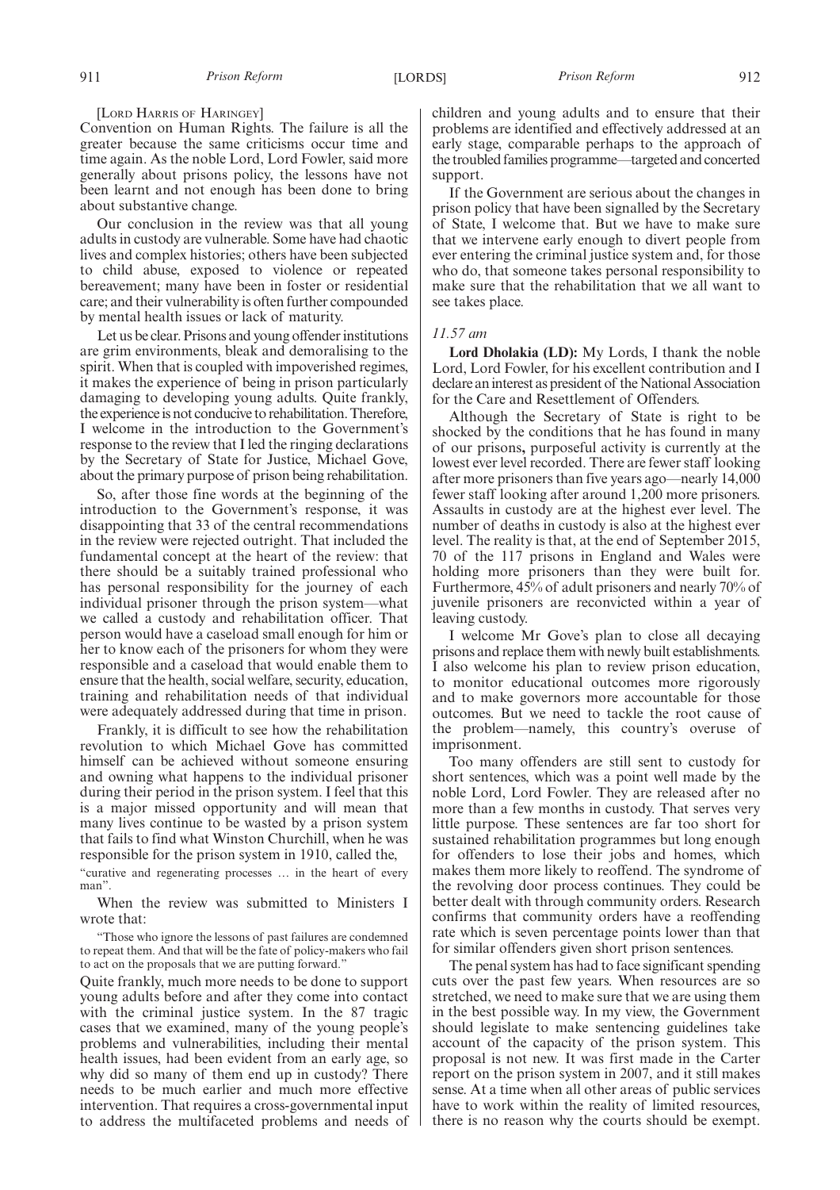[Lord Harris of Haringey]

Convention on Human Rights. The failure is all the greater because the same criticisms occur time and time again. As the noble Lord, Lord Fowler, said more generally about prisons policy, the lessons have not been learnt and not enough has been done to bring about substantive change.

Our conclusion in the review was that all young adults in custody are vulnerable. Some have had chaotic lives and complex histories; others have been subjected to child abuse, exposed to violence or repeated bereavement; many have been in foster or residential care; and their vulnerability is often further compounded by mental health issues or lack of maturity.

Let us be clear. Prisons and young offender institutions are grim environments, bleak and demoralising to the spirit. When that is coupled with impoverished regimes, it makes the experience of being in prison particularly damaging to developing young adults. Quite frankly, the experience is not conducive to rehabilitation. Therefore, I welcome in the introduction to the Government's response to the review that I led the ringing declarations by the Secretary of State for Justice, Michael Gove, about the primary purpose of prison being rehabilitation.

So, after those fine words at the beginning of the introduction to the Government's response, it was disappointing that 33 of the central recommendations in the review were rejected outright. That included the fundamental concept at the heart of the review: that there should be a suitably trained professional who has personal responsibility for the journey of each individual prisoner through the prison system—what we called a custody and rehabilitation officer. That person would have a caseload small enough for him or her to know each of the prisoners for whom they were responsible and a caseload that would enable them to ensure that the health, social welfare, security, education, training and rehabilitation needs of that individual were adequately addressed during that time in prison.

Frankly, it is difficult to see how the rehabilitation revolution to which Michael Gove has committed himself can be achieved without someone ensuring and owning what happens to the individual prisoner during their period in the prison system. I feel that this is a major missed opportunity and will mean that many lives continue to be wasted by a prison system that fails to find what Winston Churchill, when he was responsible for the prison system in 1910, called the,

"curative and regenerating processes … in the heart of every man".

When the review was submitted to Ministers I wrote that:

"Those who ignore the lessons of past failures are condemned to repeat them. And that will be the fate of policy-makers who fail to act on the proposals that we are putting forward."

Quite frankly, much more needs to be done to support young adults before and after they come into contact with the criminal justice system. In the 87 tragic cases that we examined, many of the young people's problems and vulnerabilities, including their mental health issues, had been evident from an early age, so why did so many of them end up in custody? There needs to be much earlier and much more effective intervention. That requires a cross-governmental input to address the multifaceted problems and needs of children and young adults and to ensure that their problems are identified and effectively addressed at an early stage, comparable perhaps to the approach of the troubled families programme—targeted and concerted support.

If the Government are serious about the changes in prison policy that have been signalled by the Secretary of State, I welcome that. But we have to make sure that we intervene early enough to divert people from ever entering the criminal justice system and, for those who do, that someone takes personal responsibility to make sure that the rehabilitation that we all want to see takes place.

*11.57 am*

**Lord Dholakia (LD):** My Lords, I thank the noble Lord, Lord Fowler, for his excellent contribution and I declare an interest as president of the National Association for the Care and Resettlement of Offenders.

Although the Secretary of State is right to be shocked by the conditions that he has found in many of our prisons**,** purposeful activity is currently at the lowest ever level recorded. There are fewer staff looking after more prisoners than five years ago—nearly 14,000 fewer staff looking after around 1,200 more prisoners. Assaults in custody are at the highest ever level. The number of deaths in custody is also at the highest ever level. The reality is that, at the end of September 2015, 70 of the 117 prisons in England and Wales were holding more prisoners than they were built for. Furthermore, 45% of adult prisoners and nearly 70% of juvenile prisoners are reconvicted within a year of leaving custody.

I welcome Mr Gove's plan to close all decaying prisons and replace them with newly built establishments. I also welcome his plan to review prison education, to monitor educational outcomes more rigorously and to make governors more accountable for those outcomes. But we need to tackle the root cause of the problem—namely, this country's overuse of imprisonment.

Too many offenders are still sent to custody for short sentences, which was a point well made by the noble Lord, Lord Fowler. They are released after no more than a few months in custody. That serves very little purpose. These sentences are far too short for sustained rehabilitation programmes but long enough for offenders to lose their jobs and homes, which makes them more likely to reoffend. The syndrome of the revolving door process continues. They could be better dealt with through community orders. Research confirms that community orders have a reoffending rate which is seven percentage points lower than that for similar offenders given short prison sentences.

The penal system has had to face significant spending cuts over the past few years. When resources are so stretched, we need to make sure that we are using them in the best possible way. In my view, the Government should legislate to make sentencing guidelines take account of the capacity of the prison system. This proposal is not new. It was first made in the Carter report on the prison system in 2007, and it still makes sense. At a time when all other areas of public services have to work within the reality of limited resources, there is no reason why the courts should be exempt.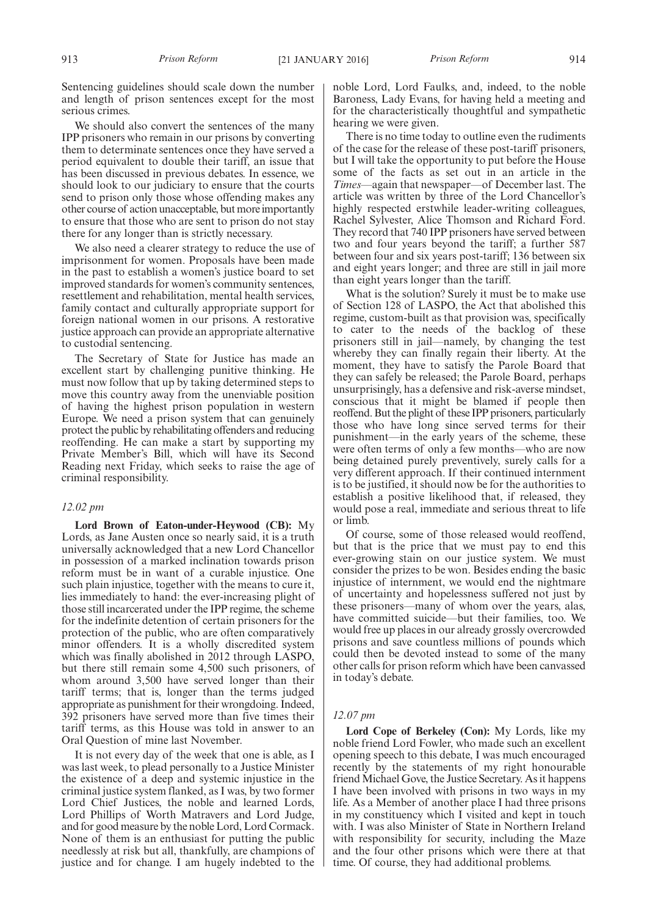Sentencing guidelines should scale down the number and length of prison sentences except for the most serious crimes.

We should also convert the sentences of the many IPP prisoners who remain in our prisons by converting them to determinate sentences once they have served a period equivalent to double their tariff, an issue that has been discussed in previous debates. In essence, we should look to our judiciary to ensure that the courts send to prison only those whose offending makes any other course of action unacceptable, but more importantly to ensure that those who are sent to prison do not stay there for any longer than is strictly necessary.

We also need a clearer strategy to reduce the use of imprisonment for women. Proposals have been made in the past to establish a women's justice board to set improved standards for women's community sentences, resettlement and rehabilitation, mental health services, family contact and culturally appropriate support for foreign national women in our prisons. A restorative justice approach can provide an appropriate alternative to custodial sentencing.

The Secretary of State for Justice has made an excellent start by challenging punitive thinking. He must now follow that up by taking determined steps to move this country away from the unenviable position of having the highest prison population in western Europe. We need a prison system that can genuinely protect the public by rehabilitating offenders and reducing reoffending. He can make a start by supporting my Private Member's Bill, which will have its Second Reading next Friday, which seeks to raise the age of criminal responsibility.

*12.02 pm*

**Lord Brown of Eaton-under-Heywood (CB):** My Lords, as Jane Austen once so nearly said, it is a truth universally acknowledged that a new Lord Chancellor in possession of a marked inclination towards prison reform must be in want of a curable injustice. One such plain injustice, together with the means to cure it, lies immediately to hand: the ever-increasing plight of those still incarcerated under the IPP regime, the scheme for the indefinite detention of certain prisoners for the protection of the public, who are often comparatively minor offenders. It is a wholly discredited system which was finally abolished in 2012 through LASPO, but there still remain some 4,500 such prisoners, of whom around 3,500 have served longer than their tariff terms; that is, longer than the terms judged appropriate as punishment for their wrongdoing. Indeed, 392 prisoners have served more than five times their tariff terms, as this House was told in answer to an Oral Question of mine last November.

It is not every day of the week that one is able, as I was last week, to plead personally to a Justice Minister the existence of a deep and systemic injustice in the criminal justice system flanked, as I was, by two former Lord Chief Justices, the noble and learned Lords, Lord Phillips of Worth Matravers and Lord Judge, and for good measure by the noble Lord, Lord Cormack. None of them is an enthusiast for putting the public needlessly at risk but all, thankfully, are champions of justice and for change. I am hugely indebted to the noble Lord, Lord Faulks, and, indeed, to the noble Baroness, Lady Evans, for having held a meeting and for the characteristically thoughtful and sympathetic hearing we were given.

There is no time today to outline even the rudiments of the case for the release of these post-tariff prisoners, but I will take the opportunity to put before the House some of the facts as set out in an article in the *Times*—again that newspaper—of December last. The article was written by three of the Lord Chancellor's highly respected erstwhile leader-writing colleagues, Rachel Sylvester, Alice Thomson and Richard Ford. They record that 740 IPP prisoners have served between two and four years beyond the tariff; a further 587 between four and six years post-tariff; 136 between six and eight years longer; and three are still in jail more than eight years longer than the tariff.

What is the solution? Surely it must be to make use of Section 128 of LASPO, the Act that abolished this regime, custom-built as that provision was, specifically to cater to the needs of the backlog of these prisoners still in jail—namely, by changing the test whereby they can finally regain their liberty. At the moment, they have to satisfy the Parole Board that they can safely be released; the Parole Board, perhaps unsurprisingly, has a defensive and risk-averse mindset, conscious that it might be blamed if people then reoffend. But the plight of these IPP prisoners, particularly those who have long since served terms for their punishment—in the early years of the scheme, these were often terms of only a few months—who are now being detained purely preventively, surely calls for a very different approach. If their continued internment is to be justified, it should now be for the authorities to establish a positive likelihood that, if released, they would pose a real, immediate and serious threat to life or limb.

Of course, some of those released would reoffend, but that is the price that we must pay to end this ever-growing stain on our justice system. We must consider the prizes to be won. Besides ending the basic injustice of internment, we would end the nightmare of uncertainty and hopelessness suffered not just by these prisoners—many of whom over the years, alas, have committed suicide—but their families, too. We would free up places in our already grossly overcrowded prisons and save countless millions of pounds which could then be devoted instead to some of the many other calls for prison reform which have been canvassed in today's debate.

*12.07 pm*

**Lord Cope of Berkeley (Con):** My Lords, like my noble friend Lord Fowler, who made such an excellent opening speech to this debate, I was much encouraged recently by the statements of my right honourable friend Michael Gove, the Justice Secretary. As it happens I have been involved with prisons in two ways in my life. As a Member of another place I had three prisons in my constituency which I visited and kept in touch with. I was also Minister of State in Northern Ireland with responsibility for security, including the Maze and the four other prisons which were there at that time. Of course, they had additional problems.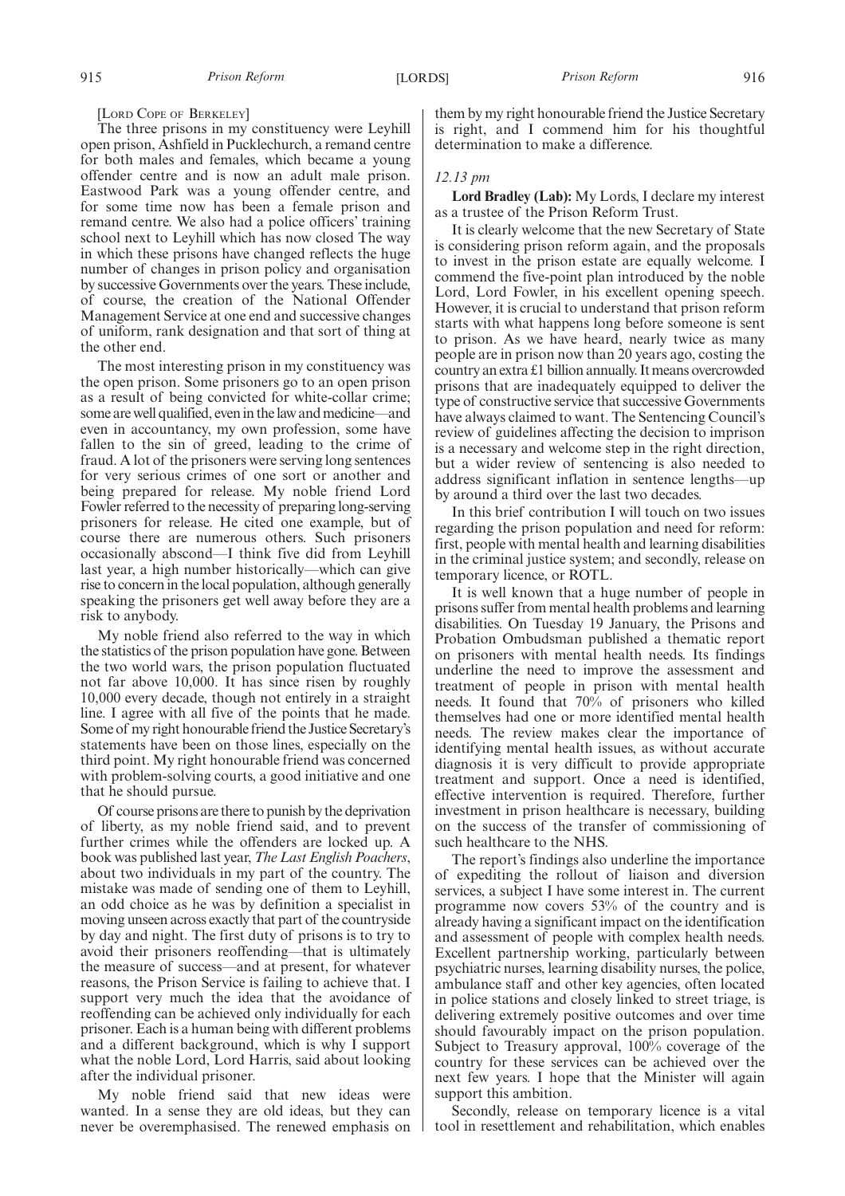[LORD COPE OF BERKELEY]

The three prisons in my constituency were Leyhill open prison, Ashfield in Pucklechurch, a remand centre for both males and females, which became a young offender centre and is now an adult male prison. Eastwood Park was a young offender centre, and for some time now has been a female prison and remand centre. We also had a police officers' training school next to Leyhill which has now closed The way in which these prisons have changed reflects the huge number of changes in prison policy and organisation by successive Governments over the years. These include, of course, the creation of the National Offender Management Service at one end and successive changes of uniform, rank designation and that sort of thing at the other end.

The most interesting prison in my constituency was the open prison. Some prisoners go to an open prison as a result of being convicted for white-collar crime; some are well qualified, even in the law and medicine—and even in accountancy, my own profession, some have fallen to the sin of greed, leading to the crime of fraud. A lot of the prisoners were serving long sentences for very serious crimes of one sort or another and being prepared for release. My noble friend Lord Fowler referred to the necessity of preparing long-serving prisoners for release. He cited one example, but of course there are numerous others. Such prisoners occasionally abscond—I think five did from Leyhill last year, a high number historically—which can give rise to concern in the local population, although generally speaking the prisoners get well away before they are a risk to anybody.

My noble friend also referred to the way in which the statistics of the prison population have gone. Between the two world wars, the prison population fluctuated not far above 10,000. It has since risen by roughly 10,000 every decade, though not entirely in a straight line. I agree with all five of the points that he made. Some of my right honourable friend the Justice Secretary's statements have been on those lines, especially on the third point. My right honourable friend was concerned with problem-solving courts, a good initiative and one that he should pursue.

Of course prisons are there to punish by the deprivation of liberty, as my noble friend said, and to prevent further crimes while the offenders are locked up. A book was published last year, *The Last English Poachers*, about two individuals in my part of the country. The mistake was made of sending one of them to Leyhill, an odd choice as he was by definition a specialist in moving unseen across exactly that part of the countryside by day and night. The first duty of prisons is to try to avoid their prisoners reoffending—that is ultimately the measure of success—and at present, for whatever reasons, the Prison Service is failing to achieve that. I support very much the idea that the avoidance of reoffending can be achieved only individually for each prisoner. Each is a human being with different problems and a different background, which is why I support what the noble Lord, Lord Harris, said about looking after the individual prisoner.

My noble friend said that new ideas were wanted. In a sense they are old ideas, but they can never be overemphasised. The renewed emphasis on them by my right honourable friend the Justice Secretary is right, and I commend him for his thoughtful determination to make a difference.

*12.13 pm*

**Lord Bradley (Lab):** My Lords, I declare my interest as a trustee of the Prison Reform Trust.

It is clearly welcome that the new Secretary of State is considering prison reform again, and the proposals to invest in the prison estate are equally welcome. I commend the five-point plan introduced by the noble Lord, Lord Fowler, in his excellent opening speech. However, it is crucial to understand that prison reform starts with what happens long before someone is sent to prison. As we have heard, nearly twice as many people are in prison now than 20 years ago, costing the country an extra £1 billion annually. It means overcrowded prisons that are inadequately equipped to deliver the type of constructive service that successive Governments have always claimed to want. The Sentencing Council's review of guidelines affecting the decision to imprison is a necessary and welcome step in the right direction, but a wider review of sentencing is also needed to address significant inflation in sentence lengths—up by around a third over the last two decades.

In this brief contribution I will touch on two issues regarding the prison population and need for reform: first, people with mental health and learning disabilities in the criminal justice system; and secondly, release on temporary licence, or ROTL.

It is well known that a huge number of people in prisons suffer from mental health problems and learning disabilities. On Tuesday 19 January, the Prisons and Probation Ombudsman published a thematic report on prisoners with mental health needs. Its findings underline the need to improve the assessment and treatment of people in prison with mental health needs. It found that 70% of prisoners who killed themselves had one or more identified mental health needs. The review makes clear the importance of identifying mental health issues, as without accurate diagnosis it is very difficult to provide appropriate treatment and support. Once a need is identified, effective intervention is required. Therefore, further investment in prison healthcare is necessary, building on the success of the transfer of commissioning of such healthcare to the NHS.

The report's findings also underline the importance of expediting the rollout of liaison and diversion services, a subject I have some interest in. The current programme now covers 53% of the country and is already having a significant impact on the identification and assessment of people with complex health needs. Excellent partnership working, particularly between psychiatric nurses, learning disability nurses, the police, ambulance staff and other key agencies, often located in police stations and closely linked to street triage, is delivering extremely positive outcomes and over time should favourably impact on the prison population. Subject to Treasury approval, 100% coverage of the country for these services can be achieved over the next few years. I hope that the Minister will again support this ambition.

Secondly, release on temporary licence is a vital tool in resettlement and rehabilitation, which enables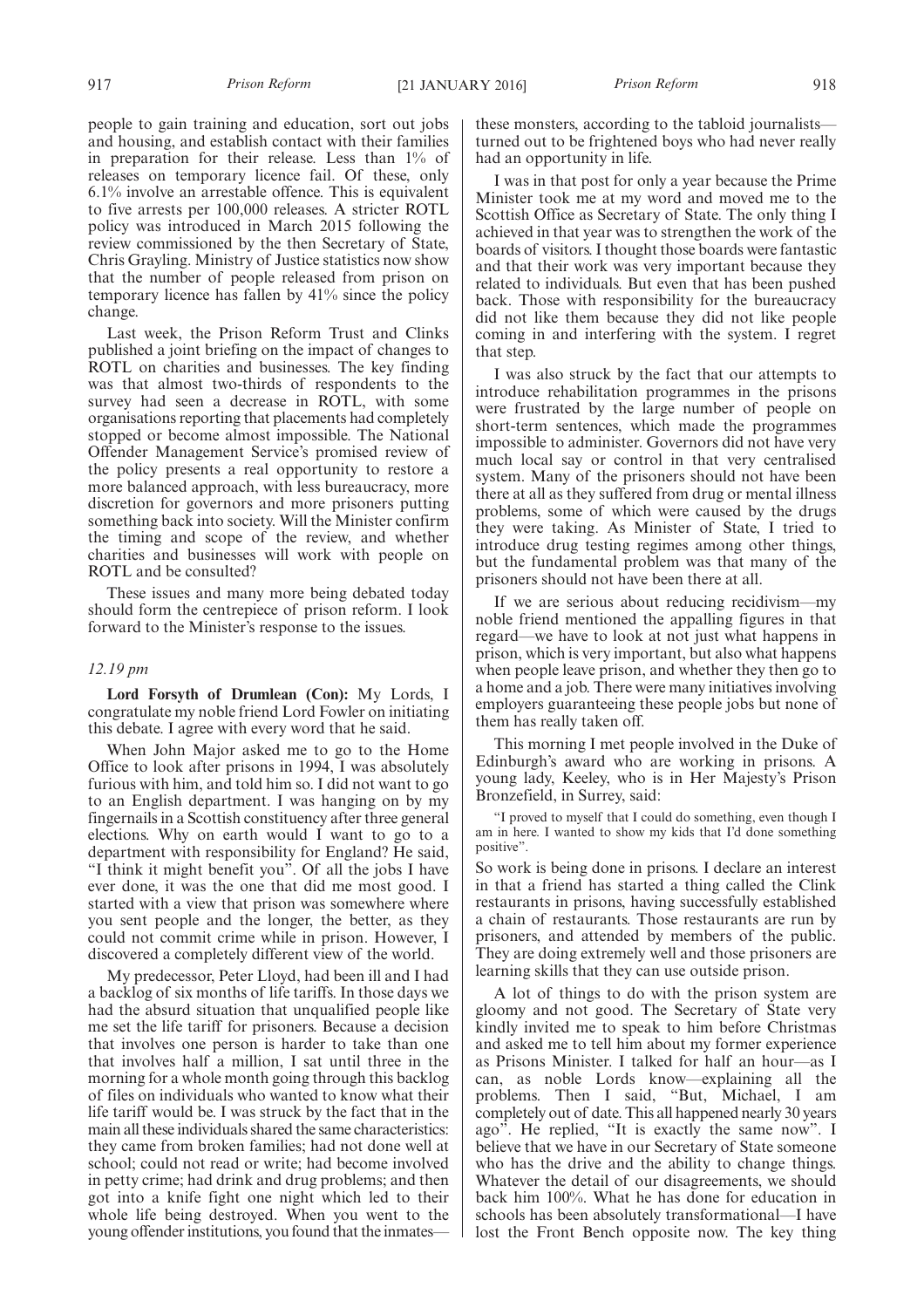people to gain training and education, sort out jobs and housing, and establish contact with their families in preparation for their release. Less than 1% of releases on temporary licence fail. Of these, only 6.1% involve an arrestable offence. This is equivalent to five arrests per 100,000 releases. A stricter ROTL policy was introduced in March 2015 following the review commissioned by the then Secretary of State, Chris Grayling. Ministry of Justice statistics now show that the number of people released from prison on temporary licence has fallen by 41% since the policy change.

Last week, the Prison Reform Trust and Clinks published a joint briefing on the impact of changes to ROTL on charities and businesses. The key finding was that almost two-thirds of respondents to the survey had seen a decrease in ROTL, with some organisations reporting that placements had completely stopped or become almost impossible. The National Offender Management Service's promised review of the policy presents a real opportunity to restore a more balanced approach, with less bureaucracy, more discretion for governors and more prisoners putting something back into society. Will the Minister confirm the timing and scope of the review, and whether charities and businesses will work with people on ROTL and be consulted?

These issues and many more being debated today should form the centrepiece of prison reform. I look forward to the Minister's response to the issues.

*12.19 pm*

**Lord Forsyth of Drumlean (Con):** My Lords, I congratulate my noble friend Lord Fowler on initiating this debate. I agree with every word that he said.

When John Major asked me to go to the Home Office to look after prisons in 1994, I was absolutely furious with him, and told him so. I did not want to go to an English department. I was hanging on by my fingernails in a Scottish constituency after three general elections. Why on earth would I want to go to a department with responsibility for England? He said, "I think it might benefit you". Of all the jobs I have ever done, it was the one that did me most good. I started with a view that prison was somewhere where you sent people and the longer, the better, as they could not commit crime while in prison. However, I discovered a completely different view of the world.

My predecessor, Peter Lloyd, had been ill and I had a backlog of six months of life tariffs. In those days we had the absurd situation that unqualified people like me set the life tariff for prisoners. Because a decision that involves one person is harder to take than one that involves half a million, I sat until three in the morning for a whole month going through this backlog of files on individuals who wanted to know what their life tariff would be. I was struck by the fact that in the main all these individuals shared the same characteristics: they came from broken families; had not done well at school; could not read or write; had become involved in petty crime; had drink and drug problems; and then got into a knife fight one night which led to their whole life being destroyed. When you went to the young offender institutions, you found that the inmates—these monsters, according to the tabloid journalists—turned out to be frightened boys who had never really had an opportunity in life.

I was in that post for only a year because the Prime Minister took me at my word and moved me to the Scottish Office as Secretary of State. The only thing I achieved in that year was to strengthen the work of the boards of visitors. I thought those boards were fantastic and that their work was very important because they related to individuals. But even that has been pushed back. Those with responsibility for the bureaucracy did not like them because they did not like people coming in and interfering with the system. I regret that step.

I was also struck by the fact that our attempts to introduce rehabilitation programmes in the prisons were frustrated by the large number of people on short-term sentences, which made the programmes impossible to administer. Governors did not have very much local say or control in that very centralised system. Many of the prisoners should not have been there at all as they suffered from drug or mental illness problems, some of which were caused by the drugs they were taking. As Minister of State, I tried to introduce drug testing regimes among other things, but the fundamental problem was that many of the prisoners should not have been there at all.

If we are serious about reducing recidivism—my noble friend mentioned the appalling figures in that regard—we have to look at not just what happens in prison, which is very important, but also what happens when people leave prison, and whether they then go to a home and a job. There were many initiatives involving employers guaranteeing these people jobs but none of them has really taken off.

This morning I met people involved in the Duke of Edinburgh's award who are working in prisons. A young lady, Keeley, who is in Her Majesty's Prison Bronzefield, in Surrey, said:

> "I proved to myself that I could do something, even though I am in here. I wanted to show my kids that I'd done something positive".

So work is being done in prisons. I declare an interest in that a friend has started a thing called the Clink restaurants in prisons, having successfully established a chain of restaurants. Those restaurants are run by prisoners, and attended by members of the public. They are doing extremely well and those prisoners are learning skills that they can use outside prison.

A lot of things to do with the prison system are gloomy and not good. The Secretary of State very kindly invited me to speak to him before Christmas and asked me to tell him about my former experience as Prisons Minister. I talked for half an hour—as I can, as noble Lords know—explaining all the problems. Then I said, "But, Michael, I am completely out of date. This all happened nearly 30 years ago". He replied, "It is exactly the same now". I believe that we have in our Secretary of State someone who has the drive and the ability to change things. Whatever the detail of our disagreements, we should back him 100%. What he has done for education in schools has been absolutely transformational—I have lost the Front Bench opposite now. The key thing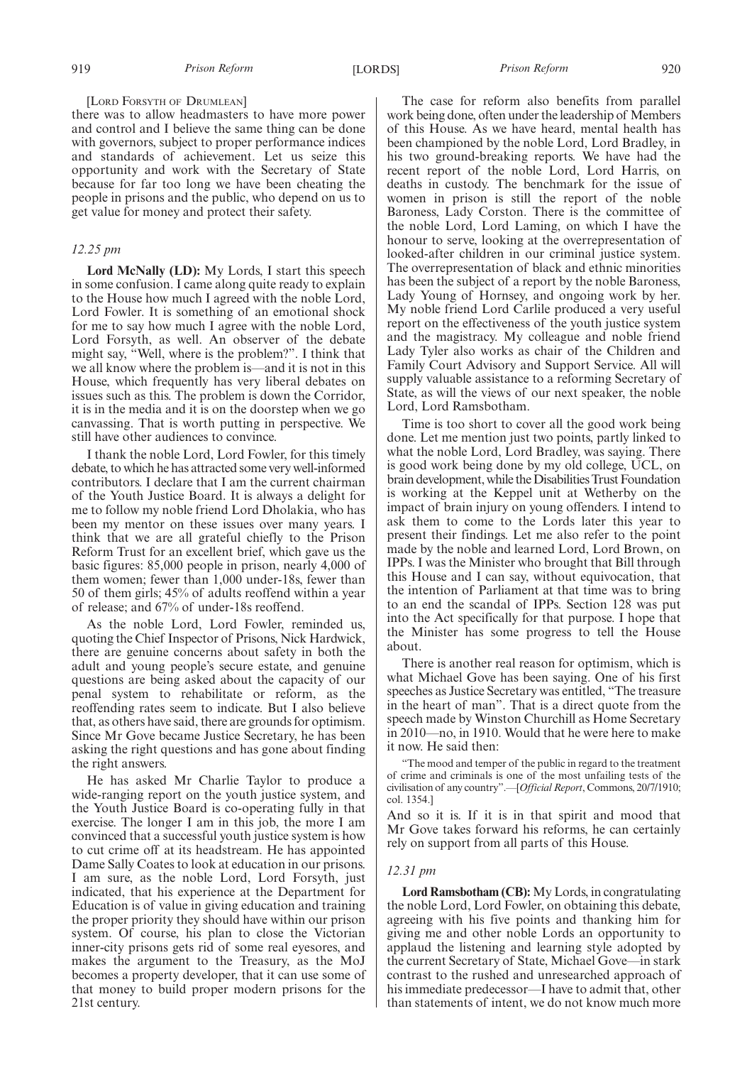[LORD FORSYTH OF DRUMLEAN]

there was to allow headmasters to have more power and control and I believe the same thing can be done with governors, subject to proper performance indices and standards of achievement. Let us seize this opportunity and work with the Secretary of State because for far too long we have been cheating the people in prisons and the public, who depend on us to get value for money and protect their safety.

*12.25 pm*

**Lord McNally (LD):** My Lords, I start this speech in some confusion. I came along quite ready to explain to the House how much I agreed with the noble Lord, Lord Fowler. It is something of an emotional shock for me to say how much I agree with the noble Lord, Lord Forsyth, as well. An observer of the debate might say, "Well, where is the problem?". I think that we all know where the problem is—and it is not in this House, which frequently has very liberal debates on issues such as this. The problem is down the Corridor, it is in the media and it is on the doorstep when we go canvassing. That is worth putting in perspective. We still have other audiences to convince.

I thank the noble Lord, Lord Fowler, for this timely debate, to which he has attracted some very well-informed contributors. I declare that I am the current chairman of the Youth Justice Board. It is always a delight for me to follow my noble friend Lord Dholakia, who has been my mentor on these issues over many years. I think that we are all grateful chiefly to the Prison Reform Trust for an excellent brief, which gave us the basic figures: 85,000 people in prison, nearly 4,000 of them women; fewer than 1,000 under-18s, fewer than 50 of them girls; 45% of adults reoffend within a year of release; and 67% of under-18s reoffend.

As the noble Lord, Lord Fowler, reminded us, quoting the Chief Inspector of Prisons, Nick Hardwick, there are genuine concerns about safety in both the adult and young people's secure estate, and genuine questions are being asked about the capacity of our penal system to rehabilitate or reform, as the reoffending rates seem to indicate. But I also believe that, as others have said, there are grounds for optimism. Since Mr Gove became Justice Secretary, he has been asking the right questions and has gone about finding the right answers.

He has asked Mr Charlie Taylor to produce a wide-ranging report on the youth justice system, and the Youth Justice Board is co-operating fully in that exercise. The longer I am in this job, the more I am convinced that a successful youth justice system is how to cut crime off at its headstream. He has appointed Dame Sally Coates to look at education in our prisons. I am sure, as the noble Lord, Lord Forsyth, just indicated, that his experience at the Department for Education is of value in giving education and training the proper priority they should have within our prison system. Of course, his plan to close the Victorian inner-city prisons gets rid of some real eyesores, and makes the argument to the Treasury, as the MoJ becomes a property developer, that it can use some of that money to build proper modern prisons for the 21st century.

The case for reform also benefits from parallel work being done, often under the leadership of Members of this House. As we have heard, mental health has been championed by the noble Lord, Lord Bradley, in his two ground-breaking reports. We have had the recent report of the noble Lord, Lord Harris, on deaths in custody. The benchmark for the issue of women in prison is still the report of the noble Baroness, Lady Corston. There is the committee of the noble Lord, Lord Laming, on which I have the honour to serve, looking at the overrepresentation of looked-after children in our criminal justice system. The overrepresentation of black and ethnic minorities has been the subject of a report by the noble Baroness, Lady Young of Hornsey, and ongoing work by her. My noble friend Lord Carlile produced a very useful report on the effectiveness of the youth justice system and the magistracy. My colleague and noble friend Lady Tyler also works as chair of the Children and Family Court Advisory and Support Service. All will supply valuable assistance to a reforming Secretary of State, as will the views of our next speaker, the noble Lord, Lord Ramsbotham.

Time is too short to cover all the good work being done. Let me mention just two points, partly linked to what the noble Lord, Lord Bradley, was saying. There is good work being done by my old college, UCL, on brain development, while the Disabilities Trust Foundation is working at the Keppel unit at Wetherby on the impact of brain injury on young offenders. I intend to ask them to come to the Lords later this year to present their findings. Let me also refer to the point made by the noble and learned Lord, Lord Brown, on IPPs. I was the Minister who brought that Bill through this House and I can say, without equivocation, that the intention of Parliament at that time was to bring to an end the scandal of IPPs. Section 128 was put into the Act specifically for that purpose. I hope that the Minister has some progress to tell the House about.

There is another real reason for optimism, which is what Michael Gove has been saying. One of his first speeches as Justice Secretary was entitled, "The treasure in the heart of man". That is a direct quote from the speech made by Winston Churchill as Home Secretary in 2010—no, in 1910. Would that he were here to make it now. He said then:

"The mood and temper of the public in regard to the treatment of crime and criminals is one of the most unfailing tests of the civilisation of any country".—[*Official Report*, Commons, 20/7/1910; col. 1354.]

And so it is. If it is in that spirit and mood that Mr Gove takes forward his reforms, he can certainly rely on support from all parts of this House.

*12.31 pm*

**Lord Ramsbotham (CB):** My Lords, in congratulating the noble Lord, Lord Fowler, on obtaining this debate, agreeing with his five points and thanking him for giving me and other noble Lords an opportunity to applaud the listening and learning style adopted by the current Secretary of State, Michael Gove—in stark contrast to the rushed and unresearched approach of his immediate predecessor—I have to admit that, other than statements of intent, we do not know much more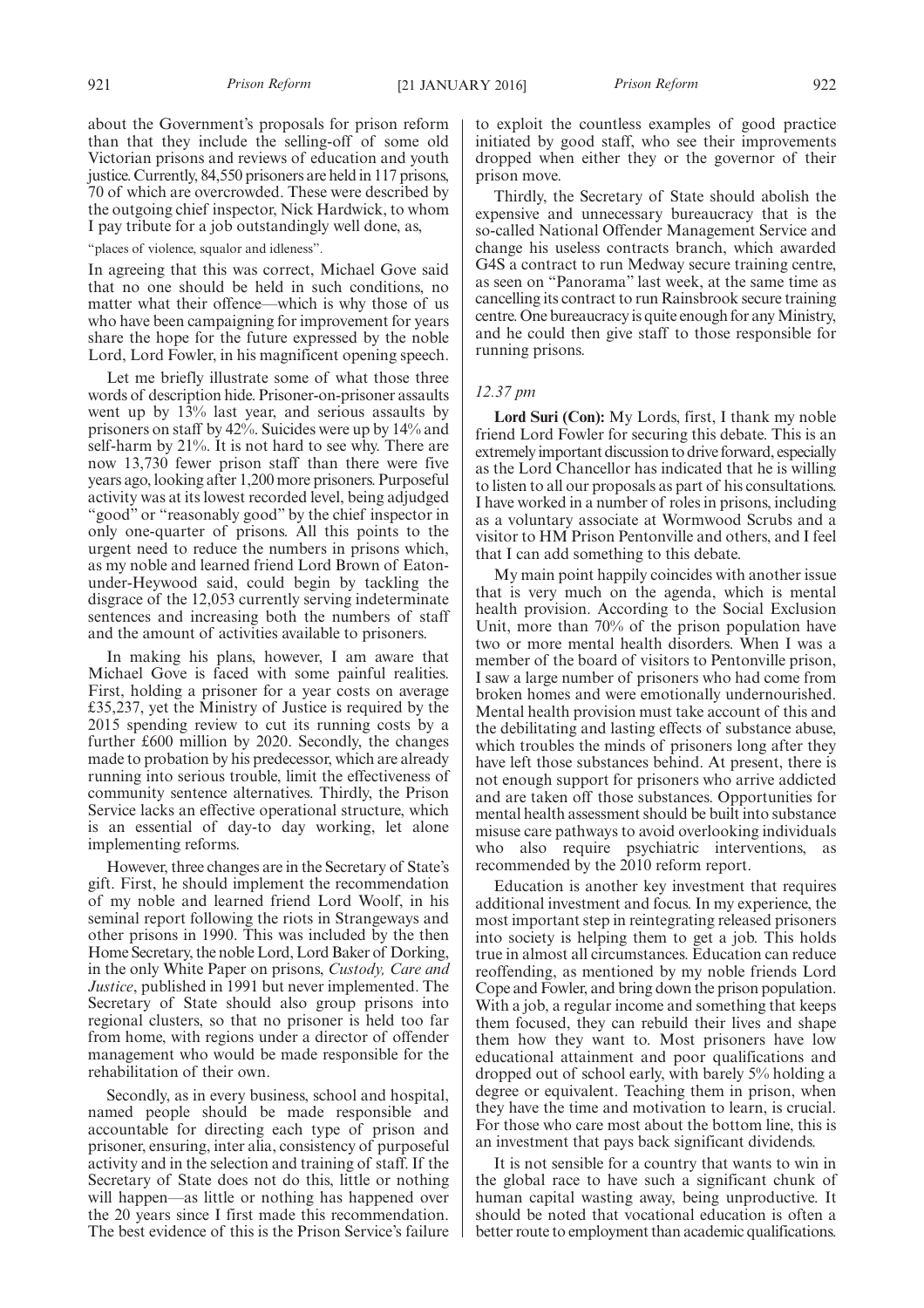about the Government's proposals for prison reform than that they include the selling-off of some old Victorian prisons and reviews of education and youth justice. Currently, 84,550 prisoners are held in 117 prisons, 70 of which are overcrowded. These were described by the outgoing chief inspector, Nick Hardwick, to whom I pay tribute for a job outstandingly well done, as,

"places of violence, squalor and idleness".

In agreeing that this was correct, Michael Gove said that no one should be held in such conditions, no matter what their offence—which is why those of us who have been campaigning for improvement for years share the hope for the future expressed by the noble Lord, Lord Fowler, in his magnificent opening speech.

Let me briefly illustrate some of what those three words of description hide. Prisoner-on-prisoner assaults went up by 13% last year, and serious assaults by prisoners on staff by 42%. Suicides were up by 14% and self-harm by 21%. It is not hard to see why. There are now 13,730 fewer prison staff than there were five years ago, looking after 1,200 more prisoners. Purposeful activity was at its lowest recorded level, being adjudged "good" or "reasonably good" by the chief inspector in only one-quarter of prisons. All this points to the urgent need to reduce the numbers in prisons which, as my noble and learned friend Lord Brown of Eaton-under-Heywood said, could begin by tackling the disgrace of the 12,053 currently serving indeterminate sentences and increasing both the numbers of staff and the amount of activities available to prisoners.

In making his plans, however, I am aware that Michael Gove is faced with some painful realities. First, holding a prisoner for a year costs on average £35,237, yet the Ministry of Justice is required by the 2015 spending review to cut its running costs by a further £600 million by 2020. Secondly, the changes made to probation by his predecessor, which are already running into serious trouble, limit the effectiveness of community sentence alternatives. Thirdly, the Prison Service lacks an effective operational structure, which is an essential of day-to day working, let alone implementing reforms.

However, three changes are in the Secretary of State's gift. First, he should implement the recommendation of my noble and learned friend Lord Woolf, in his seminal report following the riots in Strangeways and other prisons in 1990. This was included by the then Home Secretary, the noble Lord, Lord Baker of Dorking, in the only White Paper on prisons, *Custody, Care and Justice*, published in 1991 but never implemented. The Secretary of State should also group prisons into regional clusters, so that no prisoner is held too far from home, with regions under a director of offender management who would be made responsible for the rehabilitation of their own.

Secondly, as in every business, school and hospital, named people should be made responsible and accountable for directing each type of prison and prisoner, ensuring, inter alia, consistency of purposeful activity and in the selection and training of staff. If the Secretary of State does not do this, little or nothing will happen—as little or nothing has happened over the 20 years since I first made this recommendation. The best evidence of this is the Prison Service's failure to exploit the countless examples of good practice initiated by good staff, who see their improvements dropped when either they or the governor of their prison move.

Thirdly, the Secretary of State should abolish the expensive and unnecessary bureaucracy that is the so-called National Offender Management Service and change his useless contracts branch, which awarded G4S a contract to run Medway secure training centre, as seen on "Panorama" last week, at the same time as cancelling its contract to run Rainsbrook secure training centre. One bureaucracy is quite enough for any Ministry, and he could then give staff to those responsible for running prisons.

*12.37 pm*

**Lord Suri (Con):** My Lords, first, I thank my noble friend Lord Fowler for securing this debate. This is an extremely important discussion to drive forward, especially as the Lord Chancellor has indicated that he is willing to listen to all our proposals as part of his consultations. I have worked in a number of roles in prisons, including as a voluntary associate at Wormwood Scrubs and a visitor to HM Prison Pentonville and others, and I feel that I can add something to this debate.

My main point happily coincides with another issue that is very much on the agenda, which is mental health provision. According to the Social Exclusion Unit, more than 70% of the prison population have two or more mental health disorders. When I was a member of the board of visitors to Pentonville prison, I saw a large number of prisoners who had come from broken homes and were emotionally undernourished. Mental health provision must take account of this and the debilitating and lasting effects of substance abuse, which troubles the minds of prisoners long after they have left those substances behind. At present, there is not enough support for prisoners who arrive addicted and are taken off those substances. Opportunities for mental health assessment should be built into substance misuse care pathways to avoid overlooking individuals who also require psychiatric interventions, as recommended by the 2010 reform report.

Education is another key investment that requires additional investment and focus. In my experience, the most important step in reintegrating released prisoners into society is helping them to get a job. This holds true in almost all circumstances. Education can reduce reoffending, as mentioned by my noble friends Lord Cope and Fowler, and bring down the prison population. With a job, a regular income and something that keeps them focused, they can rebuild their lives and shape them how they want to. Most prisoners have low educational attainment and poor qualifications and dropped out of school early, with barely 5% holding a degree or equivalent. Teaching them in prison, when they have the time and motivation to learn, is crucial. For those who care most about the bottom line, this is an investment that pays back significant dividends.

It is not sensible for a country that wants to win in the global race to have such a significant chunk of human capital wasting away, being unproductive. It should be noted that vocational education is often a better route to employment than academic qualifications.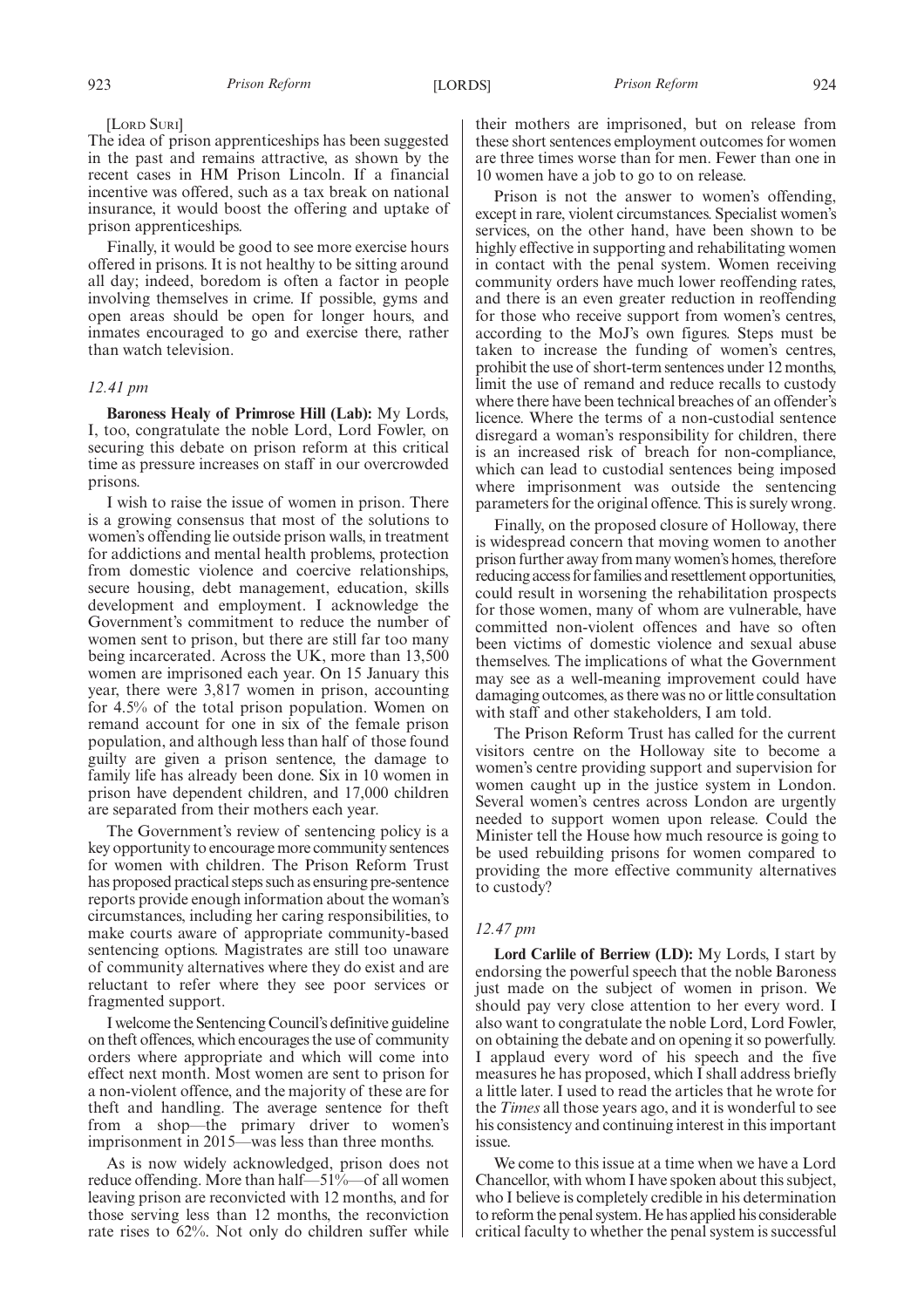[LORD SURI]

The idea of prison apprenticeships has been suggested in the past and remains attractive, as shown by the recent cases in HM Prison Lincoln. If a financial incentive was offered, such as a tax break on national insurance, it would boost the offering and uptake of prison apprenticeships.

Finally, it would be good to see more exercise hours offered in prisons. It is not healthy to be sitting around all day; indeed, boredom is often a factor in people involving themselves in crime. If possible, gyms and open areas should be open for longer hours, and inmates encouraged to go and exercise there, rather than watch television.

*12.41 pm*

**Baroness Healy of Primrose Hill (Lab):** My Lords, I, too, congratulate the noble Lord, Lord Fowler, on securing this debate on prison reform at this critical time as pressure increases on staff in our overcrowded prisons.

I wish to raise the issue of women in prison. There is a growing consensus that most of the solutions to women's offending lie outside prison walls, in treatment for addictions and mental health problems, protection from domestic violence and coercive relationships, secure housing, debt management, education, skills development and employment. I acknowledge the Government's commitment to reduce the number of women sent to prison, but there are still far too many being incarcerated. Across the UK, more than 13,500 women are imprisoned each year. On 15 January this year, there were 3,817 women in prison, accounting for 4.5% of the total prison population. Women on remand account for one in six of the female prison population, and although less than half of those found guilty are given a prison sentence, the damage to family life has already been done. Six in 10 women in prison have dependent children, and 17,000 children are separated from their mothers each year.

The Government's review of sentencing policy is a key opportunity to encourage more community sentences for women with children. The Prison Reform Trust has proposed practical steps such as ensuring pre-sentence reports provide enough information about the woman's circumstances, including her caring responsibilities, to make courts aware of appropriate community-based sentencing options. Magistrates are still too unaware of community alternatives where they do exist and are reluctant to refer where they see poor services or fragmented support.

I welcome the Sentencing Council's definitive guideline on theft offences, which encourages the use of community orders where appropriate and which will come into effect next month. Most women are sent to prison for a non-violent offence, and the majority of these are for theft and handling. The average sentence for theft from a shop—the primary driver to women's imprisonment in 2015—was less than three months.

As is now widely acknowledged, prison does not reduce offending. More than half—51%—of all women leaving prison are reconvicted with 12 months, and for those serving less than 12 months, the reconviction rate rises to 62%. Not only do children suffer while their mothers are imprisoned, but on release from these short sentences employment outcomes for women are three times worse than for men. Fewer than one in 10 women have a job to go to on release.

Prison is not the answer to women's offending, except in rare, violent circumstances. Specialist women's services, on the other hand, have been shown to be highly effective in supporting and rehabilitating women in contact with the penal system. Women receiving community orders have much lower reoffending rates, and there is an even greater reduction in reoffending for those who receive support from women's centres, according to the MoJ's own figures. Steps must be taken to increase the funding of women's centres, prohibit the use of short-term sentences under 12 months, limit the use of remand and reduce recalls to custody where there have been technical breaches of an offender's licence. Where the terms of a non-custodial sentence disregard a woman's responsibility for children, there is an increased risk of breach for non-compliance, which can lead to custodial sentences being imposed where imprisonment was outside the sentencing parameters for the original offence. This is surely wrong.

Finally, on the proposed closure of Holloway, there is widespread concern that moving women to another prison further away from many women's homes, therefore reducing access for families and resettlement opportunities, could result in worsening the rehabilitation prospects for those women, many of whom are vulnerable, have committed non-violent offences and have so often been victims of domestic violence and sexual abuse themselves. The implications of what the Government may see as a well-meaning improvement could have damaging outcomes, as there was no or little consultation with staff and other stakeholders, I am told.

The Prison Reform Trust has called for the current visitors centre on the Holloway site to become a women's centre providing support and supervision for women caught up in the justice system in London. Several women's centres across London are urgently needed to support women upon release. Could the Minister tell the House how much resource is going to be used rebuilding prisons for women compared to providing the more effective community alternatives to custody?

*12.47 pm*

**Lord Carlile of Berriew (LD):** My Lords, I start by endorsing the powerful speech that the noble Baroness just made on the subject of women in prison. We should pay very close attention to her every word. I also want to congratulate the noble Lord, Lord Fowler, on obtaining the debate and on opening it so powerfully. I applaud every word of his speech and the five measures he has proposed, which I shall address briefly a little later. I used to read the articles that he wrote for the *Times* all those years ago, and it is wonderful to see his consistency and continuing interest in this important issue.

We come to this issue at a time when we have a Lord Chancellor, with whom I have spoken about this subject, who I believe is completely credible in his determination to reform the penal system. He has applied his considerable critical faculty to whether the penal system is successful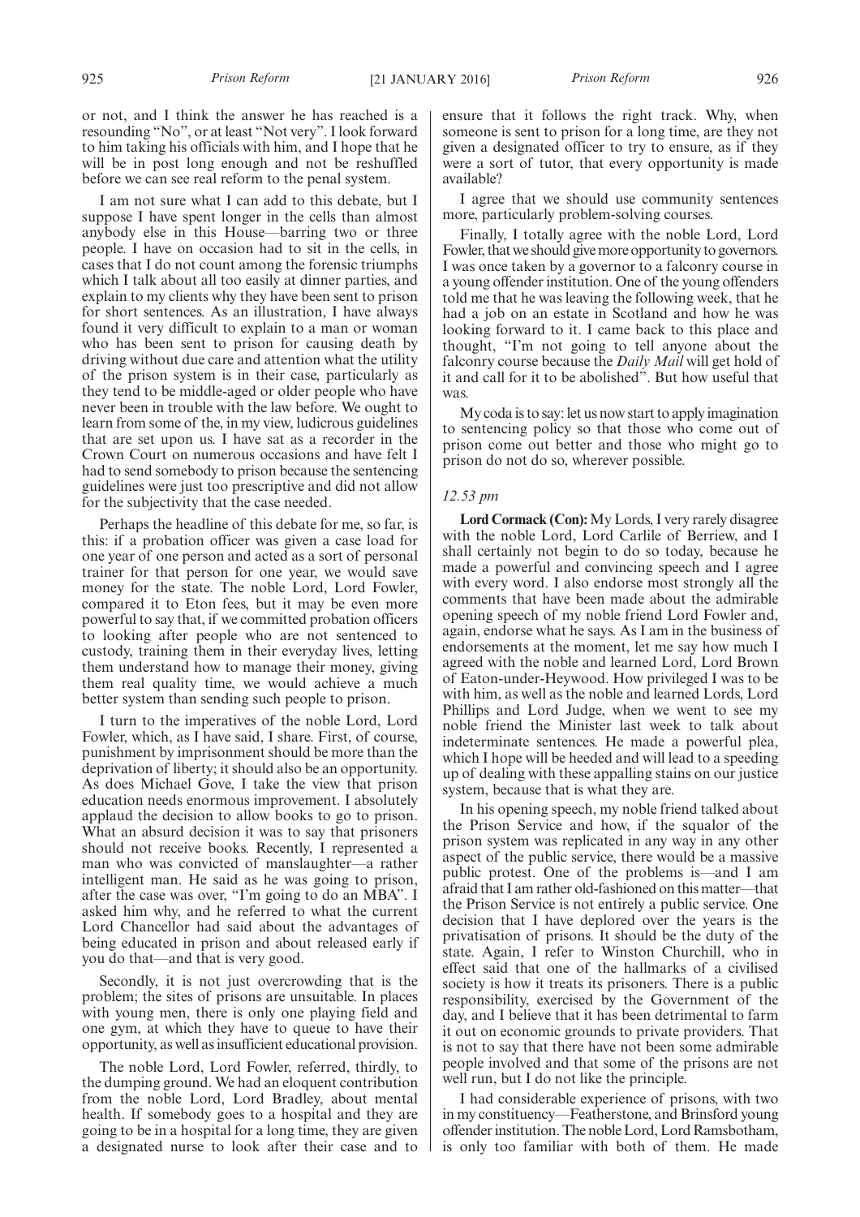or not, and I think the answer he has reached is a resounding "No", or at least "Not very". I look forward to him taking his officials with him, and I hope that he will be in post long enough and not be reshuffled before we can see real reform to the penal system.

I am not sure what I can add to this debate, but I suppose I have spent longer in the cells than almost anybody else in this House—barring two or three people. I have on occasion had to sit in the cells, in cases that I do not count among the forensic triumphs which I talk about all too easily at dinner parties, and explain to my clients why they have been sent to prison for short sentences. As an illustration, I have always found it very difficult to explain to a man or woman who has been sent to prison for causing death by driving without due care and attention what the utility of the prison system is in their case, particularly as they tend to be middle-aged or older people who have never been in trouble with the law before. We ought to learn from some of the, in my view, ludicrous guidelines that are set upon us. I have sat as a recorder in the Crown Court on numerous occasions and have felt I had to send somebody to prison because the sentencing guidelines were just too prescriptive and did not allow for the subjectivity that the case needed.

Perhaps the headline of this debate for me, so far, is this: if a probation officer was given a case load for one year of one person and acted as a sort of personal trainer for that person for one year, we would save money for the state. The noble Lord, Lord Fowler, compared it to Eton fees, but it may be even more powerful to say that, if we committed probation officers to looking after people who are not sentenced to custody, training them in their everyday lives, letting them understand how to manage their money, giving them real quality time, we would achieve a much better system than sending such people to prison.

I turn to the imperatives of the noble Lord, Lord Fowler, which, as I have said, I share. First, of course, punishment by imprisonment should be more than the deprivation of liberty; it should also be an opportunity. As does Michael Gove, I take the view that prison education needs enormous improvement. I absolutely applaud the decision to allow books to go to prison. What an absurd decision it was to say that prisoners should not receive books. Recently, I represented a man who was convicted of manslaughter—a rather intelligent man. He said as he was going to prison, after the case was over, "I'm going to do an MBA". I asked him why, and he referred to what the current Lord Chancellor had said about the advantages of being educated in prison and about released early if you do that—and that is very good.

Secondly, it is not just overcrowding that is the problem; the sites of prisons are unsuitable. In places with young men, there is only one playing field and one gym, at which they have to queue to have their opportunity, as well as insufficient educational provision.

The noble Lord, Lord Fowler, referred, thirdly, to the dumping ground. We had an eloquent contribution from the noble Lord, Lord Bradley, about mental health. If somebody goes to a hospital and they are going to be in a hospital for a long time, they are given a designated nurse to look after their case and to ensure that it follows the right track. Why, when someone is sent to prison for a long time, are they not given a designated officer to try to ensure, as if they were a sort of tutor, that every opportunity is made available?

I agree that we should use community sentences more, particularly problem-solving courses.

Finally, I totally agree with the noble Lord, Lord Fowler, that we should give more opportunity to governors. I was once taken by a governor to a falconry course in a young offender institution. One of the young offenders told me that he was leaving the following week, that he had a job on an estate in Scotland and how he was looking forward to it. I came back to this place and thought, "I'm not going to tell anyone about the falconry course because the *Daily Mail* will get hold of it and call for it to be abolished". But how useful that was.

My coda is to say: let us now start to apply imagination to sentencing policy so that those who come out of prison come out better and those who might go to prison do not do so, wherever possible.

*12.53 pm*

**Lord Cormack (Con):** My Lords, I very rarely disagree with the noble Lord, Lord Carlile of Berriew, and I shall certainly not begin to do so today, because he made a powerful and convincing speech and I agree with every word. I also endorse most strongly all the comments that have been made about the admirable opening speech of my noble friend Lord Fowler and, again, endorse what he says. As I am in the business of endorsements at the moment, let me say how much I agreed with the noble and learned Lord, Lord Brown of Eaton-under-Heywood. How privileged I was to be with him, as well as the noble and learned Lords, Lord Phillips and Lord Judge, when we went to see my noble friend the Minister last week to talk about indeterminate sentences. He made a powerful plea, which I hope will be heeded and will lead to a speeding up of dealing with these appalling stains on our justice system, because that is what they are.

In his opening speech, my noble friend talked about the Prison Service and how, if the squalor of the prison system was replicated in any way in any other aspect of the public service, there would be a massive public protest. One of the problems is—and I am afraid that I am rather old-fashioned on this matter—that the Prison Service is not entirely a public service. One decision that I have deplored over the years is the privatisation of prisons. It should be the duty of the state. Again, I refer to Winston Churchill, who in effect said that one of the hallmarks of a civilised society is how it treats its prisoners. There is a public responsibility, exercised by the Government of the day, and I believe that it has been detrimental to farm it out on economic grounds to private providers. That is not to say that there have not been some admirable people involved and that some of the prisons are not well run, but I do not like the principle.

I had considerable experience of prisons, with two in my constituency—Featherstone, and Brinsford young offender institution. The noble Lord, Lord Ramsbotham, is only too familiar with both of them. He made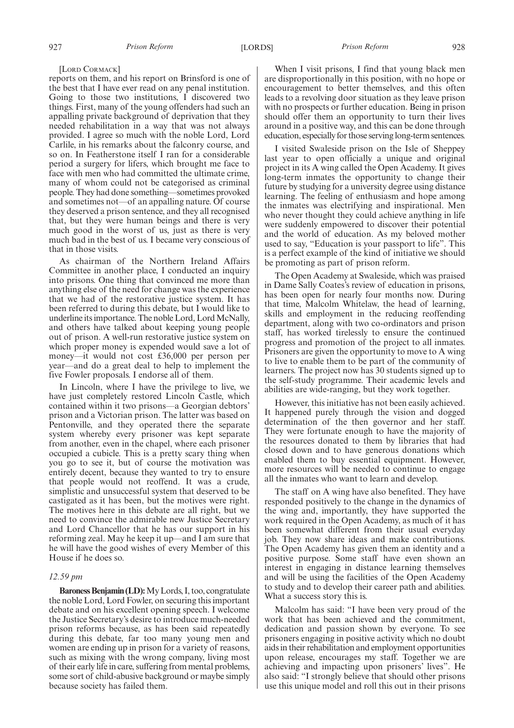[Lord Cormack]

reports on them, and his report on Brinsford is one of the best that I have ever read on any penal institution. Going to those two institutions, I discovered two things. First, many of the young offenders had such an appalling private background of deprivation that they needed rehabilitation in a way that was not always provided. I agree so much with the noble Lord, Lord Carlile, in his remarks about the falconry course, and so on. In Featherstone itself I ran for a considerable period a surgery for lifers, which brought me face to face with men who had committed the ultimate crime, many of whom could not be categorised as criminal people. They had done something—sometimes provoked and sometimes not—of an appalling nature. Of course they deserved a prison sentence, and they all recognised that, but they were human beings and there is very much good in the worst of us, just as there is very much bad in the best of us. I became very conscious of that in those visits.

As chairman of the Northern Ireland Affairs Committee in another place, I conducted an inquiry into prisons. One thing that convinced me more than anything else of the need for change was the experience that we had of the restorative justice system. It has been referred to during this debate, but I would like to underline its importance. The noble Lord, Lord McNally, and others have talked about keeping young people out of prison. A well-run restorative justice system on which proper money is expended would save a lot of money—it would not cost £36,000 per person per year—and do a great deal to help to implement the five Fowler proposals. I endorse all of them.

In Lincoln, where I have the privilege to live, we have just completely restored Lincoln Castle, which contained within it two prisons—a Georgian debtors' prison and a Victorian prison. The latter was based on Pentonville, and they operated there the separate system whereby every prisoner was kept separate from another, even in the chapel, where each prisoner occupied a cubicle. This is a pretty scary thing when you go to see it, but of course the motivation was entirely decent, because they wanted to try to ensure that people would not reoffend. It was a crude, simplistic and unsuccessful system that deserved to be castigated as it has been, but the motives were right. The motives here in this debate are all right, but we need to convince the admirable new Justice Secretary and Lord Chancellor that he has our support in his reforming zeal. May he keep it up—and I am sure that he will have the good wishes of every Member of this House if he does so.

*12.59 pm*

**Baroness Benjamin (LD):** My Lords, I, too, congratulate the noble Lord, Lord Fowler, on securing this important debate and on his excellent opening speech. I welcome the Justice Secretary's desire to introduce much-needed prison reforms because, as has been said repeatedly during this debate, far too many young men and women are ending up in prison for a variety of reasons, such as mixing with the wrong company, living most of their early life in care, suffering from mental problems, some sort of child-abusive background or maybe simply because society has failed them.

When I visit prisons, I find that young black men are disproportionally in this position, with no hope or encouragement to better themselves, and this often leads to a revolving door situation as they leave prison with no prospects or further education. Being in prison should offer them an opportunity to turn their lives around in a positive way, and this can be done through education, especially for those serving long-term sentences.

I visited Swaleside prison on the Isle of Sheppey last year to open officially a unique and original project in its A wing called the Open Academy. It gives long-term inmates the opportunity to change their future by studying for a university degree using distance learning. The feeling of enthusiasm and hope among the inmates was electrifying and inspirational. Men who never thought they could achieve anything in life were suddenly empowered to discover their potential and the world of education. As my beloved mother used to say, "Education is your passport to life". This is a perfect example of the kind of initiative we should be promoting as part of prison reform.

The Open Academy at Swaleside, which was praised in Dame Sally Coates's review of education in prisons, has been open for nearly four months now. During that time, Malcolm Whitelaw, the head of learning, skills and employment in the reducing reoffending department, along with two co-ordinators and prison staff, has worked tirelessly to ensure the continued progress and promotion of the project to all inmates. Prisoners are given the opportunity to move to A wing to live to enable them to be part of the community of learners. The project now has 30 students signed up to the self-study programme. Their academic levels and abilities are wide-ranging, but they work together.

However, this initiative has not been easily achieved. It happened purely through the vision and dogged determination of the then governor and her staff. They were fortunate enough to have the majority of the resources donated to them by libraries that had closed down and to have generous donations which enabled them to buy essential equipment. However, more resources will be needed to continue to engage all the inmates who want to learn and develop.

The staff on A wing have also benefited. They have responded positively to the change in the dynamics of the wing and, importantly, they have supported the work required in the Open Academy, as much of it has been somewhat different from their usual everyday job. They now share ideas and make contributions. The Open Academy has given them an identity and a positive purpose. Some staff have even shown an interest in engaging in distance learning themselves and will be using the facilities of the Open Academy to study and to develop their career path and abilities. What a success story this is.

Malcolm has said: "I have been very proud of the work that has been achieved and the commitment, dedication and passion shown by everyone. To see prisoners engaging in positive activity which no doubt aids in their rehabilitation and employment opportunities upon release, encourages my staff. Together we are achieving and impacting upon prisoners' lives". He also said: "I strongly believe that should other prisons use this unique model and roll this out in their prisons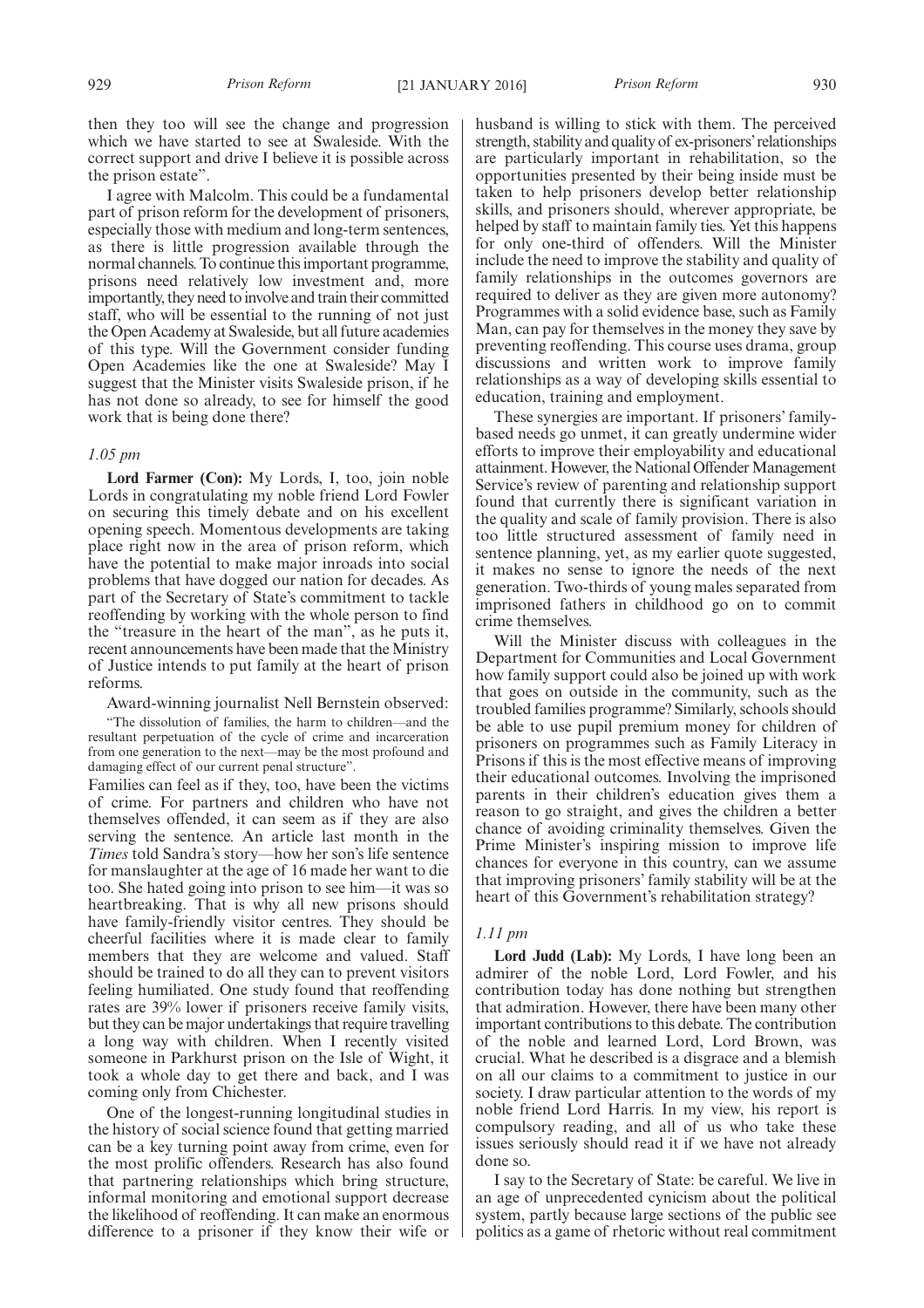then they too will see the change and progression which we have started to see at Swaleside. With the correct support and drive I believe it is possible across the prison estate".

I agree with Malcolm. This could be a fundamental part of prison reform for the development of prisoners, especially those with medium and long-term sentences, as there is little progression available through the normal channels. To continue this important programme, prisons need relatively low investment and, more importantly, they need to involve and train their committed staff, who will be essential to the running of not just the Open Academy at Swaleside, but all future academies of this type. Will the Government consider funding Open Academies like the one at Swaleside? May I suggest that the Minister visits Swaleside prison, if he has not done so already, to see for himself the good work that is being done there?

*1.05 pm*

**Lord Farmer (Con):** My Lords, I, too, join noble Lords in congratulating my noble friend Lord Fowler on securing this timely debate and on his excellent opening speech. Momentous developments are taking place right now in the area of prison reform, which have the potential to make major inroads into social problems that have dogged our nation for decades. As part of the Secretary of State's commitment to tackle reoffending by working with the whole person to find the "treasure in the heart of the man", as he puts it, recent announcements have been made that the Ministry of Justice intends to put family at the heart of prison reforms.

Award-winning journalist Nell Bernstein observed:

"The dissolution of families, the harm to children—and the resultant perpetuation of the cycle of crime and incarceration from one generation to the next—may be the most profound and damaging effect of our current penal structure".

Families can feel as if they, too, have been the victims of crime. For partners and children who have not themselves offended, it can seem as if they are also serving the sentence. An article last month in the *Times* told Sandra's story—how her son's life sentence for manslaughter at the age of 16 made her want to die too. She hated going into prison to see him—it was so heartbreaking. That is why all new prisons should have family-friendly visitor centres. They should be cheerful facilities where it is made clear to family members that they are welcome and valued. Staff should be trained to do all they can to prevent visitors feeling humiliated. One study found that reoffending rates are 39% lower if prisoners receive family visits, but they can be major undertakings that require travelling a long way with children. When I recently visited someone in Parkhurst prison on the Isle of Wight, it took a whole day to get there and back, and I was coming only from Chichester.

One of the longest-running longitudinal studies in the history of social science found that getting married can be a key turning point away from crime, even for the most prolific offenders. Research has also found that partnering relationships which bring structure, informal monitoring and emotional support decrease the likelihood of reoffending. It can make an enormous difference to a prisoner if they know their wife or husband is willing to stick with them. The perceived strength, stability and quality of ex-prisoners' relationships are particularly important in rehabilitation, so the opportunities presented by their being inside must be taken to help prisoners develop better relationship skills, and prisoners should, wherever appropriate, be helped by staff to maintain family ties. Yet this happens for only one-third of offenders. Will the Minister include the need to improve the stability and quality of family relationships in the outcomes governors are required to deliver as they are given more autonomy? Programmes with a solid evidence base, such as Family Man, can pay for themselves in the money they save by preventing reoffending. This course uses drama, group discussions and written work to improve family relationships as a way of developing skills essential to education, training and employment.

These synergies are important. If prisoners' family-based needs go unmet, it can greatly undermine wider efforts to improve their employability and educational attainment. However, the National Offender Management Service's review of parenting and relationship support found that currently there is significant variation in the quality and scale of family provision. There is also too little structured assessment of family need in sentence planning, yet, as my earlier quote suggested, it makes no sense to ignore the needs of the next generation. Two-thirds of young males separated from imprisoned fathers in childhood go on to commit crime themselves.

Will the Minister discuss with colleagues in the Department for Communities and Local Government how family support could also be joined up with work that goes on outside in the community, such as the troubled families programme? Similarly, schools should be able to use pupil premium money for children of prisoners on programmes such as Family Literacy in Prisons if this is the most effective means of improving their educational outcomes. Involving the imprisoned parents in their children's education gives them a reason to go straight, and gives the children a better chance of avoiding criminality themselves. Given the Prime Minister's inspiring mission to improve life chances for everyone in this country, can we assume that improving prisoners' family stability will be at the heart of this Government's rehabilitation strategy?

*1.11 pm*

**Lord Judd (Lab):** My Lords, I have long been an admirer of the noble Lord, Lord Fowler, and his contribution today has done nothing but strengthen that admiration. However, there have been many other important contributions to this debate. The contribution of the noble and learned Lord, Lord Brown, was crucial. What he described is a disgrace and a blemish on all our claims to a commitment to justice in our society. I draw particular attention to the words of my noble friend Lord Harris. In my view, his report is compulsory reading, and all of us who take these issues seriously should read it if we have not already done so.

I say to the Secretary of State: be careful. We live in an age of unprecedented cynicism about the political system, partly because large sections of the public see politics as a game of rhetoric without real commitment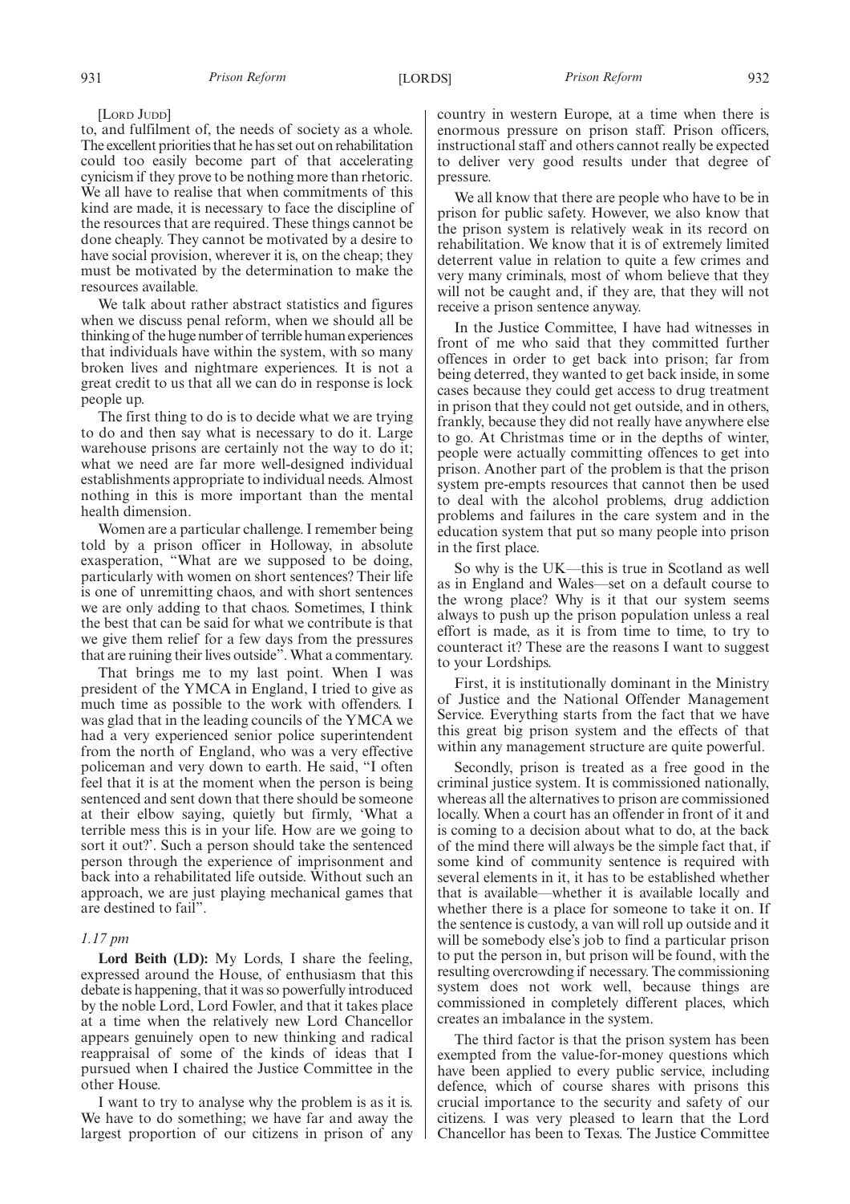[LORD JUDD]

to, and fulfilment of, the needs of society as a whole. The excellent priorities that he has set out on rehabilitation could too easily become part of that accelerating cynicism if they prove to be nothing more than rhetoric. We all have to realise that when commitments of this kind are made, it is necessary to face the discipline of the resources that are required. These things cannot be done cheaply. They cannot be motivated by a desire to have social provision, wherever it is, on the cheap; they must be motivated by the determination to make the resources available.

We talk about rather abstract statistics and figures when we discuss penal reform, when we should all be thinking of the huge number of terrible human experiences that individuals have within the system, with so many broken lives and nightmare experiences. It is not a great credit to us that all we can do in response is lock people up.

The first thing to do is to decide what we are trying to do and then say what is necessary to do it. Large warehouse prisons are certainly not the way to do it; what we need are far more well-designed individual establishments appropriate to individual needs. Almost nothing in this is more important than the mental health dimension.

Women are a particular challenge. I remember being told by a prison officer in Holloway, in absolute exasperation, "What are we supposed to be doing, particularly with women on short sentences? Their life is one of unremitting chaos, and with short sentences we are only adding to that chaos. Sometimes, I think the best that can be said for what we contribute is that we give them relief for a few days from the pressures that are ruining their lives outside". What a commentary.

That brings me to my last point. When I was president of the YMCA in England, I tried to give as much time as possible to the work with offenders. I was glad that in the leading councils of the YMCA we had a very experienced senior police superintendent from the north of England, who was a very effective policeman and very down to earth. He said, "I often feel that it is at the moment when the person is being sentenced and sent down that there should be someone at their elbow saying, quietly but firmly, 'What a terrible mess this is in your life. How are we going to sort it out?'. Such a person should take the sentenced person through the experience of imprisonment and back into a rehabilitated life outside. Without such an approach, we are just playing mechanical games that are destined to fail".

*1.17 pm*

**Lord Beith (LD):** My Lords, I share the feeling, expressed around the House, of enthusiasm that this debate is happening, that it was so powerfully introduced by the noble Lord, Lord Fowler, and that it takes place at a time when the relatively new Lord Chancellor appears genuinely open to new thinking and radical reappraisal of some of the kinds of ideas that I pursued when I chaired the Justice Committee in the other House.

I want to try to analyse why the problem is as it is. We have to do something; we have far and away the largest proportion of our citizens in prison of any country in western Europe, at a time when there is enormous pressure on prison staff. Prison officers, instructional staff and others cannot really be expected to deliver very good results under that degree of pressure.

We all know that there are people who have to be in prison for public safety. However, we also know that the prison system is relatively weak in its record on rehabilitation. We know that it is of extremely limited deterrent value in relation to quite a few crimes and very many criminals, most of whom believe that they will not be caught and, if they are, that they will not receive a prison sentence anyway.

In the Justice Committee, I have had witnesses in front of me who said that they committed further offences in order to get back into prison; far from being deterred, they wanted to get back inside, in some cases because they could get access to drug treatment in prison that they could not get outside, and in others, frankly, because they did not really have anywhere else to go. At Christmas time or in the depths of winter, people were actually committing offences to get into prison. Another part of the problem is that the prison system pre-empts resources that cannot then be used to deal with the alcohol problems, drug addiction problems and failures in the care system and in the education system that put so many people into prison in the first place.

So why is the UK—this is true in Scotland as well as in England and Wales—set on a default course to the wrong place? Why is it that our system seems always to push up the prison population unless a real effort is made, as it is from time to time, to try to counteract it? These are the reasons I want to suggest to your Lordships.

First, it is institutionally dominant in the Ministry of Justice and the National Offender Management Service. Everything starts from the fact that we have this great big prison system and the effects of that within any management structure are quite powerful.

Secondly, prison is treated as a free good in the criminal justice system. It is commissioned nationally, whereas all the alternatives to prison are commissioned locally. When a court has an offender in front of it and is coming to a decision about what to do, at the back of the mind there will always be the simple fact that, if some kind of community sentence is required with several elements in it, it has to be established whether that is available—whether it is available locally and whether there is a place for someone to take it on. If the sentence is custody, a van will roll up outside and it will be somebody else's job to find a particular prison to put the person in, but prison will be found, with the resulting overcrowding if necessary. The commissioning system does not work well, because things are commissioned in completely different places, which creates an imbalance in the system.

The third factor is that the prison system has been exempted from the value-for-money questions which have been applied to every public service, including defence, which of course shares with prisons this crucial importance to the security and safety of our citizens. I was very pleased to learn that the Lord Chancellor has been to Texas. The Justice Committee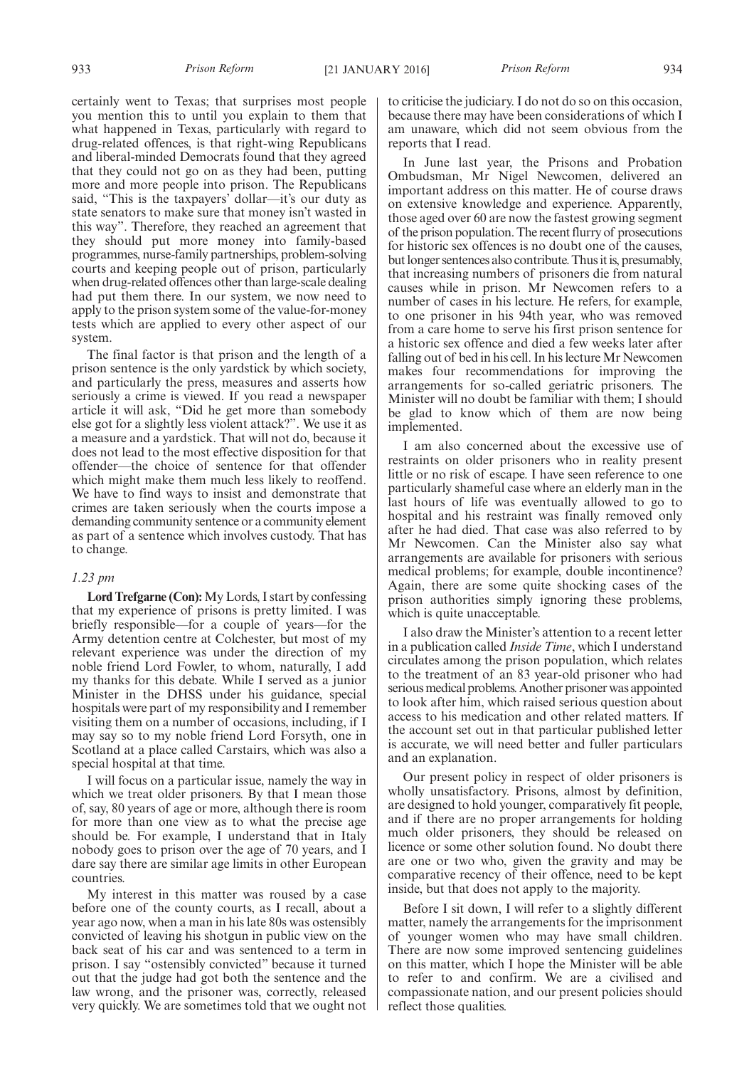certainly went to Texas; that surprises most people you mention this to until you explain to them that what happened in Texas, particularly with regard to drug-related offences, is that right-wing Republicans and liberal-minded Democrats found that they agreed that they could not go on as they had been, putting more and more people into prison. The Republicans said, "This is the taxpayers' dollar—it's our duty as state senators to make sure that money isn't wasted in this way". Therefore, they reached an agreement that they should put more money into family-based programmes, nurse-family partnerships, problem-solving courts and keeping people out of prison, particularly when drug-related offences other than large-scale dealing had put them there. In our system, we now need to apply to the prison system some of the value-for-money tests which are applied to every other aspect of our system.

The final factor is that prison and the length of a prison sentence is the only yardstick by which society, and particularly the press, measures and asserts how seriously a crime is viewed. If you read a newspaper article it will ask, "Did he get more than somebody else got for a slightly less violent attack?". We use it as a measure and a yardstick. That will not do, because it does not lead to the most effective disposition for that offender—the choice of sentence for that offender which might make them much less likely to reoffend. We have to find ways to insist and demonstrate that crimes are taken seriously when the courts impose a demanding community sentence or a community element as part of a sentence which involves custody. That has to change.

*1.23 pm*

**Lord Trefgarne (Con):** My Lords, I start by confessing that my experience of prisons is pretty limited. I was briefly responsible—for a couple of years—for the Army detention centre at Colchester, but most of my relevant experience was under the direction of my noble friend Lord Fowler, to whom, naturally, I add my thanks for this debate. While I served as a junior Minister in the DHSS under his guidance, special hospitals were part of my responsibility and I remember visiting them on a number of occasions, including, if I may say so to my noble friend Lord Forsyth, one in Scotland at a place called Carstairs, which was also a special hospital at that time.

I will focus on a particular issue, namely the way in which we treat older prisoners. By that I mean those of, say, 80 years of age or more, although there is room for more than one view as to what the precise age should be. For example, I understand that in Italy nobody goes to prison over the age of 70 years, and I dare say there are similar age limits in other European countries.

My interest in this matter was roused by a case before one of the county courts, as I recall, about a year ago now, when a man in his late 80s was ostensibly convicted of leaving his shotgun in public view on the back seat of his car and was sentenced to a term in prison. I say "ostensibly convicted" because it turned out that the judge had got both the sentence and the law wrong, and the prisoner was, correctly, released very quickly. We are sometimes told that we ought not to criticise the judiciary. I do not do so on this occasion, because there may have been considerations of which I am unaware, which did not seem obvious from the reports that I read.

In June last year, the Prisons and Probation Ombudsman, Mr Nigel Newcomen, delivered an important address on this matter. He of course draws on extensive knowledge and experience. Apparently, those aged over 60 are now the fastest growing segment of the prison population. The recent flurry of prosecutions for historic sex offences is no doubt one of the causes, but longer sentences also contribute. Thus it is, presumably, that increasing numbers of prisoners die from natural causes while in prison. Mr Newcomen refers to a number of cases in his lecture. He refers, for example, to one prisoner in his 94th year, who was removed from a care home to serve his first prison sentence for a historic sex offence and died a few weeks later after falling out of bed in his cell. In his lecture Mr Newcomen makes four recommendations for improving the arrangements for so-called geriatric prisoners. The Minister will no doubt be familiar with them; I should be glad to know which of them are now being implemented.

I am also concerned about the excessive use of restraints on older prisoners who in reality present little or no risk of escape. I have seen reference to one particularly shameful case where an elderly man in the last hours of life was eventually allowed to go to hospital and his restraint was finally removed only after he had died. That case was also referred to by Mr Newcomen. Can the Minister also say what arrangements are available for prisoners with serious medical problems; for example, double incontinence? Again, there are some quite shocking cases of the prison authorities simply ignoring these problems, which is quite unacceptable.

I also draw the Minister's attention to a recent letter in a publication called *Inside Time*, which I understand circulates among the prison population, which relates to the treatment of an 83 year-old prisoner who had serious medical problems. Another prisoner was appointed to look after him, which raised serious question about access to his medication and other related matters. If the account set out in that particular published letter is accurate, we will need better and fuller particulars and an explanation.

Our present policy in respect of older prisoners is wholly unsatisfactory. Prisons, almost by definition, are designed to hold younger, comparatively fit people, and if there are no proper arrangements for holding much older prisoners, they should be released on licence or some other solution found. No doubt there are one or two who, given the gravity and may be comparative recency of their offence, need to be kept inside, but that does not apply to the majority.

Before I sit down, I will refer to a slightly different matter, namely the arrangements for the imprisonment of younger women who may have small children. There are now some improved sentencing guidelines on this matter, which I hope the Minister will be able to refer to and confirm. We are a civilised and compassionate nation, and our present policies should reflect those qualities.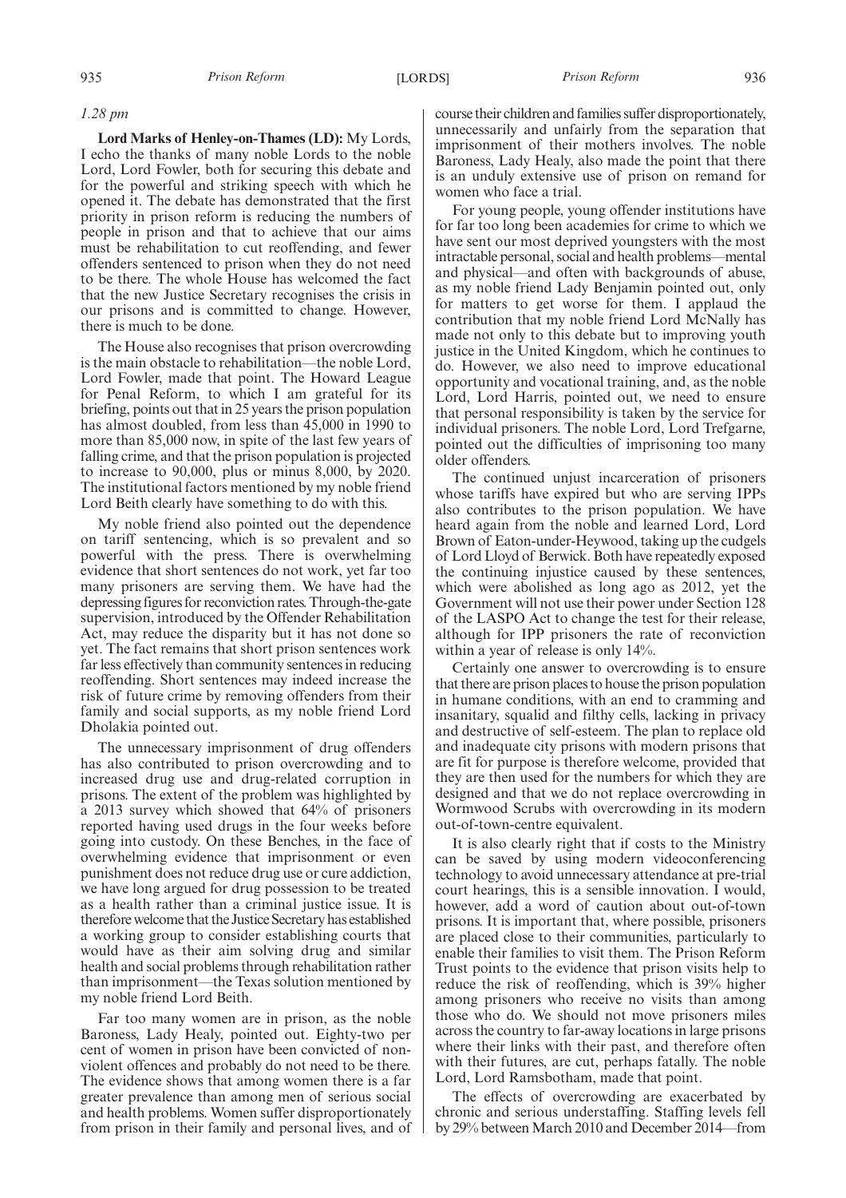*1.28 pm*

**Lord Marks of Henley-on-Thames (LD):** My Lords, I echo the thanks of many noble Lords to the noble Lord, Lord Fowler, both for securing this debate and for the powerful and striking speech with which he opened it. The debate has demonstrated that the first priority in prison reform is reducing the numbers of people in prison and that to achieve that our aims must be rehabilitation to cut reoffending, and fewer offenders sentenced to prison when they do not need to be there. The whole House has welcomed the fact that the new Justice Secretary recognises the crisis in our prisons and is committed to change. However, there is much to be done.

The House also recognises that prison overcrowding is the main obstacle to rehabilitation—the noble Lord, Lord Fowler, made that point. The Howard League for Penal Reform, to which I am grateful for its briefing, points out that in 25 years the prison population has almost doubled, from less than 45,000 in 1990 to more than 85,000 now, in spite of the last few years of falling crime, and that the prison population is projected to increase to 90,000, plus or minus 8,000, by 2020. The institutional factors mentioned by my noble friend Lord Beith clearly have something to do with this.

My noble friend also pointed out the dependence on tariff sentencing, which is so prevalent and so powerful with the press. There is overwhelming evidence that short sentences do not work, yet far too many prisoners are serving them. We have had the depressing figures for reconviction rates. Through-the-gate supervision, introduced by the Offender Rehabilitation Act, may reduce the disparity but it has not done so yet. The fact remains that short prison sentences work far less effectively than community sentences in reducing reoffending. Short sentences may indeed increase the risk of future crime by removing offenders from their family and social supports, as my noble friend Lord Dholakia pointed out.

The unnecessary imprisonment of drug offenders has also contributed to prison overcrowding and to increased drug use and drug-related corruption in prisons. The extent of the problem was highlighted by a 2013 survey which showed that 64% of prisoners reported having used drugs in the four weeks before going into custody. On these Benches, in the face of overwhelming evidence that imprisonment or even punishment does not reduce drug use or cure addiction, we have long argued for drug possession to be treated as a health rather than a criminal justice issue. It is therefore welcome that the Justice Secretary has established a working group to consider establishing courts that would have as their aim solving drug and similar health and social problems through rehabilitation rather than imprisonment—the Texas solution mentioned by my noble friend Lord Beith.

Far too many women are in prison, as the noble Baroness, Lady Healy, pointed out. Eighty-two per cent of women in prison have been convicted of non-violent offences and probably do not need to be there. The evidence shows that among women there is a far greater prevalence than among men of serious social and health problems. Women suffer disproportionately from prison in their family and personal lives, and of course their children and families suffer disproportionately, unnecessarily and unfairly from the separation that imprisonment of their mothers involves. The noble Baroness, Lady Healy, also made the point that there is an unduly extensive use of prison on remand for women who face a trial.

For young people, young offender institutions have for far too long been academies for crime to which we have sent our most deprived youngsters with the most intractable personal, social and health problems—mental and physical—and often with backgrounds of abuse, as my noble friend Lady Benjamin pointed out, only for matters to get worse for them. I applaud the contribution that my noble friend Lord McNally has made not only to this debate but to improving youth justice in the United Kingdom, which he continues to do. However, we also need to improve educational opportunity and vocational training, and, as the noble Lord, Lord Harris, pointed out, we need to ensure that personal responsibility is taken by the service for individual prisoners. The noble Lord, Lord Trefgarne, pointed out the difficulties of imprisoning too many older offenders.

The continued unjust incarceration of prisoners whose tariffs have expired but who are serving IPPs also contributes to the prison population. We have heard again from the noble and learned Lord, Lord Brown of Eaton-under-Heywood, taking up the cudgels of Lord Lloyd of Berwick. Both have repeatedly exposed the continuing injustice caused by these sentences, which were abolished as long ago as 2012, yet the Government will not use their power under Section 128 of the LASPO Act to change the test for their release, although for IPP prisoners the rate of reconviction within a year of release is only 14%.

Certainly one answer to overcrowding is to ensure that there are prison places to house the prison population in humane conditions, with an end to cramming and insanitary, squalid and filthy cells, lacking in privacy and destructive of self-esteem. The plan to replace old and inadequate city prisons with modern prisons that are fit for purpose is therefore welcome, provided that they are then used for the numbers for which they are designed and that we do not replace overcrowding in Wormwood Scrubs with overcrowding in its modern out-of-town-centre equivalent.

It is also clearly right that if costs to the Ministry can be saved by using modern videoconferencing technology to avoid unnecessary attendance at pre-trial court hearings, this is a sensible innovation. I would, however, add a word of caution about out-of-town prisons. It is important that, where possible, prisoners are placed close to their communities, particularly to enable their families to visit them. The Prison Reform Trust points to the evidence that prison visits help to reduce the risk of reoffending, which is 39% higher among prisoners who receive no visits than among those who do. We should not move prisoners miles across the country to far-away locations in large prisons where their links with their past, and therefore often with their futures, are cut, perhaps fatally. The noble Lord, Lord Ramsbotham, made that point.

The effects of overcrowding are exacerbated by chronic and serious understaffing. Staffing levels fell by 29% between March 2010 and December 2014—from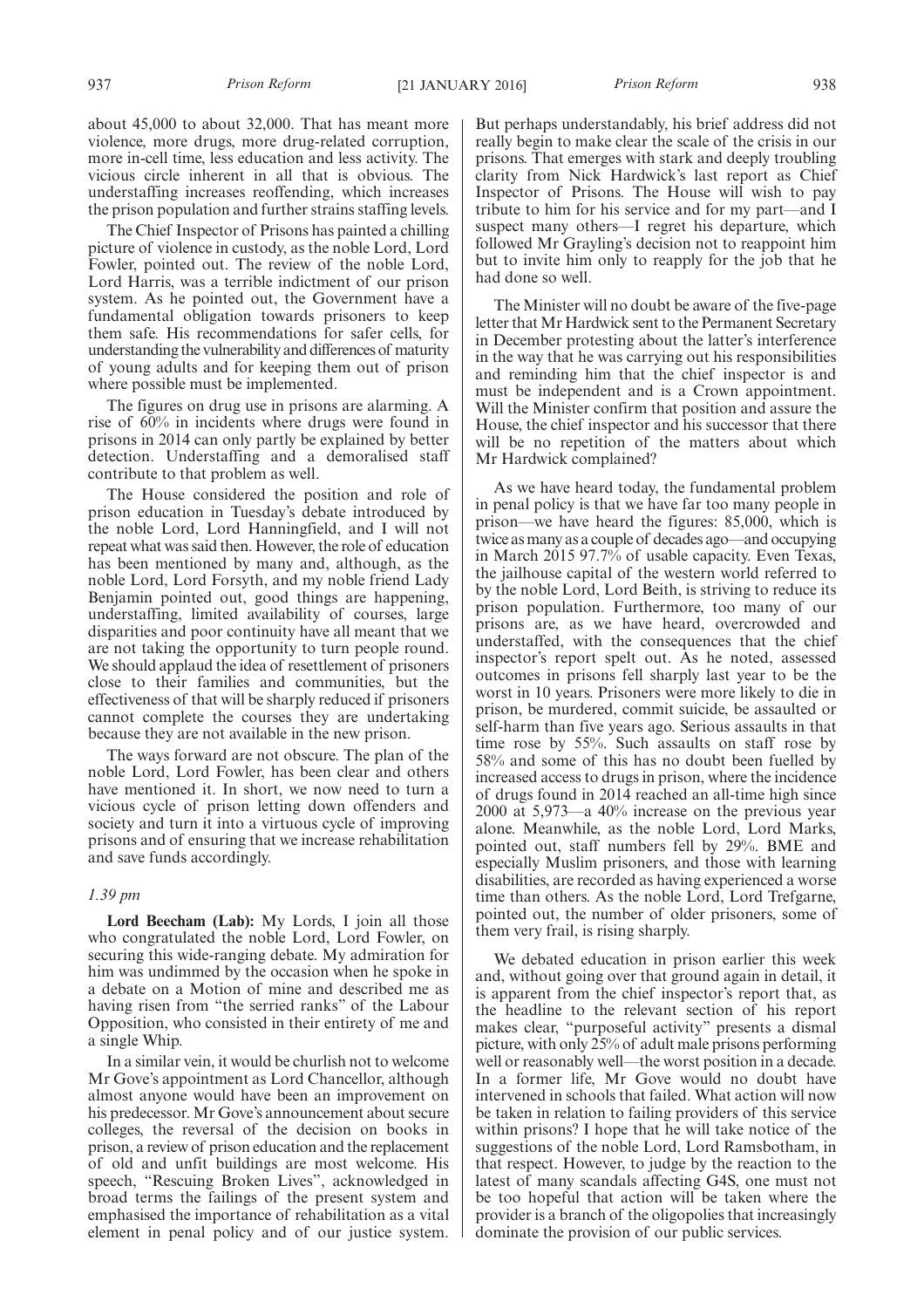about 45,000 to about 32,000. That has meant more violence, more drugs, more drug-related corruption, more in-cell time, less education and less activity. The vicious circle inherent in all that is obvious. The understaffing increases reoffending, which increases the prison population and further strains staffing levels.

The Chief Inspector of Prisons has painted a chilling picture of violence in custody, as the noble Lord, Lord Fowler, pointed out. The review of the noble Lord, Lord Harris, was a terrible indictment of our prison system. As he pointed out, the Government have a fundamental obligation towards prisoners to keep them safe. His recommendations for safer cells, for understanding the vulnerability and differences of maturity of young adults and for keeping them out of prison where possible must be implemented.

The figures on drug use in prisons are alarming. A rise of 60% in incidents where drugs were found in prisons in 2014 can only partly be explained by better detection. Understaffing and a demoralised staff contribute to that problem as well.

The House considered the position and role of prison education in Tuesday's debate introduced by the noble Lord, Lord Hanningfield, and I will not repeat what was said then. However, the role of education has been mentioned by many and, although, as the noble Lord, Lord Forsyth, and my noble friend Lady Benjamin pointed out, good things are happening, understaffing, limited availability of courses, large disparities and poor continuity have all meant that we are not taking the opportunity to turn people round. We should applaud the idea of resettlement of prisoners close to their families and communities, but the effectiveness of that will be sharply reduced if prisoners cannot complete the courses they are undertaking because they are not available in the new prison.

The ways forward are not obscure. The plan of the noble Lord, Lord Fowler, has been clear and others have mentioned it. In short, we now need to turn a vicious cycle of prison letting down offenders and society and turn it into a virtuous cycle of improving prisons and of ensuring that we increase rehabilitation and save funds accordingly.

*1.39 pm*

**Lord Beecham (Lab):** My Lords, I join all those who congratulated the noble Lord, Lord Fowler, on securing this wide-ranging debate. My admiration for him was undimmed by the occasion when he spoke in a debate on a Motion of mine and described me as having risen from "the serried ranks" of the Labour Opposition, who consisted in their entirety of me and a single Whip.

In a similar vein, it would be churlish not to welcome Mr Gove's appointment as Lord Chancellor, although almost anyone would have been an improvement on his predecessor. Mr Gove's announcement about secure colleges, the reversal of the decision on books in prison, a review of prison education and the replacement of old and unfit buildings are most welcome. His speech, "Rescuing Broken Lives", acknowledged in broad terms the failings of the present system and emphasised the importance of rehabilitation as a vital element in penal policy and of our justice system. But perhaps understandably, his brief address did not really begin to make clear the scale of the crisis in our prisons. That emerges with stark and deeply troubling clarity from Nick Hardwick's last report as Chief Inspector of Prisons. The House will wish to pay tribute to him for his service and for my part—and I suspect many others—I regret his departure, which followed Mr Grayling's decision not to reappoint him but to invite him only to reapply for the job that he had done so well.

The Minister will no doubt be aware of the five-page letter that Mr Hardwick sent to the Permanent Secretary in December protesting about the latter's interference in the way that he was carrying out his responsibilities and reminding him that the chief inspector is and must be independent and is a Crown appointment. Will the Minister confirm that position and assure the House, the chief inspector and his successor that there will be no repetition of the matters about which Mr Hardwick complained?

As we have heard today, the fundamental problem in penal policy is that we have far too many people in prison—we have heard the figures: 85,000, which is twice as many as a couple of decades ago—and occupying in March 2015 97.7% of usable capacity. Even Texas, the jailhouse capital of the western world referred to by the noble Lord, Lord Beith, is striving to reduce its prison population. Furthermore, too many of our prisons are, as we have heard, overcrowded and understaffed, with the consequences that the chief inspector's report spelt out. As he noted, assessed outcomes in prisons fell sharply last year to be the worst in 10 years. Prisoners were more likely to die in prison, be murdered, commit suicide, be assaulted or self-harm than five years ago. Serious assaults in that time rose by 55%. Such assaults on staff rose by 58% and some of this has no doubt been fuelled by increased access to drugs in prison, where the incidence of drugs found in 2014 reached an all-time high since 2000 at 5,973—a 40% increase on the previous year alone. Meanwhile, as the noble Lord, Lord Marks, pointed out, staff numbers fell by 29%. BME and especially Muslim prisoners, and those with learning disabilities, are recorded as having experienced a worse time than others. As the noble Lord, Lord Trefgarne, pointed out, the number of older prisoners, some of them very frail, is rising sharply.

We debated education in prison earlier this week and, without going over that ground again in detail, it is apparent from the chief inspector's report that, as the headline to the relevant section of his report makes clear, "purposeful activity" presents a dismal picture, with only 25% of adult male prisons performing well or reasonably well—the worst position in a decade. In a former life, Mr Gove would no doubt have intervened in schools that failed. What action will now be taken in relation to failing providers of this service within prisons? I hope that he will take notice of the suggestions of the noble Lord, Lord Ramsbotham, in that respect. However, to judge by the reaction to the latest of many scandals affecting G4S, one must not be too hopeful that action will be taken where the provider is a branch of the oligopolies that increasingly dominate the provision of our public services.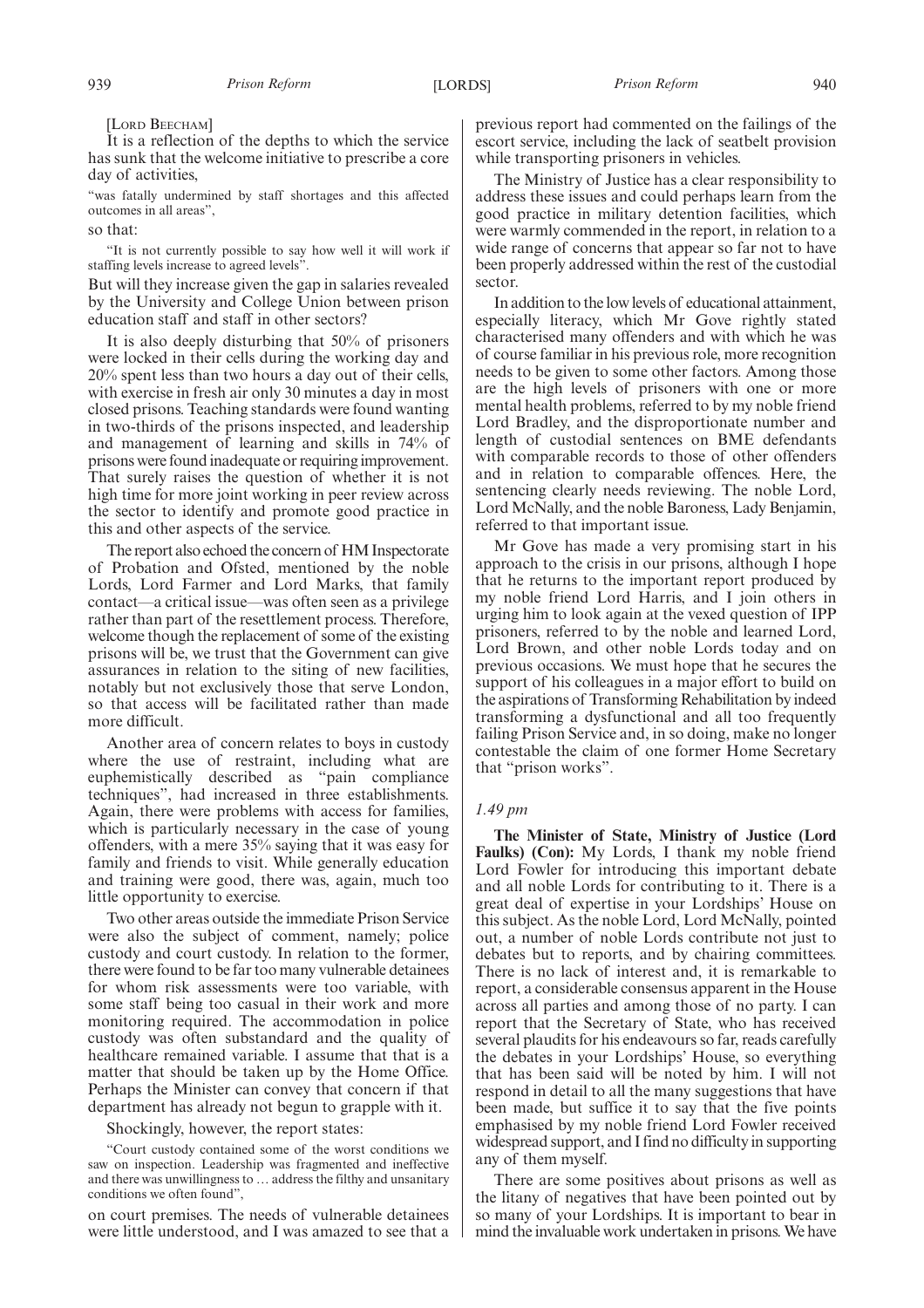[LORD BEECHAM]

It is a reflection of the depths to which the service has sunk that the welcome initiative to prescribe a core day of activities,

"was fatally undermined by staff shortages and this affected outcomes in all areas",

so that:

"It is not currently possible to say how well it will work if staffing levels increase to agreed levels".

But will they increase given the gap in salaries revealed by the University and College Union between prison education staff and staff in other sectors?

It is also deeply disturbing that 50% of prisoners were locked in their cells during the working day and 20% spent less than two hours a day out of their cells, with exercise in fresh air only 30 minutes a day in most closed prisons. Teaching standards were found wanting in two-thirds of the prisons inspected, and leadership and management of learning and skills in 74% of prisons were found inadequate or requiring improvement. That surely raises the question of whether it is not high time for more joint working in peer review across the sector to identify and promote good practice in this and other aspects of the service.

The report also echoed the concern of HM Inspectorate of Probation and Ofsted, mentioned by the noble Lords, Lord Farmer and Lord Marks, that family contact—a critical issue—was often seen as a privilege rather than part of the resettlement process. Therefore, welcome though the replacement of some of the existing prisons will be, we trust that the Government can give assurances in relation to the siting of new facilities, notably but not exclusively those that serve London, so that access will be facilitated rather than made more difficult.

Another area of concern relates to boys in custody where the use of restraint, including what are euphemistically described as "pain compliance techniques", had increased in three establishments. Again, there were problems with access for families, which is particularly necessary in the case of young offenders, with a mere 35% saying that it was easy for family and friends to visit. While generally education and training were good, there was, again, much too little opportunity to exercise.

Two other areas outside the immediate Prison Service were also the subject of comment, namely; police custody and court custody. In relation to the former, there were found to be far too many vulnerable detainees for whom risk assessments were too variable, with some staff being too casual in their work and more monitoring required. The accommodation in police custody was often substandard and the quality of healthcare remained variable. I assume that that is a matter that should be taken up by the Home Office. Perhaps the Minister can convey that concern if that department has already not begun to grapple with it.

Shockingly, however, the report states:

"Court custody contained some of the worst conditions we saw on inspection. Leadership was fragmented and ineffective and there was unwillingness to … address the filthy and unsanitary conditions we often found",

on court premises. The needs of vulnerable detainees were little understood, and I was amazed to see that a previous report had commented on the failings of the escort service, including the lack of seatbelt provision while transporting prisoners in vehicles.

The Ministry of Justice has a clear responsibility to address these issues and could perhaps learn from the good practice in military detention facilities, which were warmly commended in the report, in relation to a wide range of concerns that appear so far not to have been properly addressed within the rest of the custodial sector.

In addition to the low levels of educational attainment, especially literacy, which Mr Gove rightly stated characterised many offenders and with which he was of course familiar in his previous role, more recognition needs to be given to some other factors. Among those are the high levels of prisoners with one or more mental health problems, referred to by my noble friend Lord Bradley, and the disproportionate number and length of custodial sentences on BME defendants with comparable records to those of other offenders and in relation to comparable offences. Here, the sentencing clearly needs reviewing. The noble Lord, Lord McNally, and the noble Baroness, Lady Benjamin, referred to that important issue.

Mr Gove has made a very promising start in his approach to the crisis in our prisons, although I hope that he returns to the important report produced by my noble friend Lord Harris, and I join others in urging him to look again at the vexed question of IPP prisoners, referred to by the noble and learned Lord, Lord Brown, and other noble Lords today and on previous occasions. We must hope that he secures the support of his colleagues in a major effort to build on the aspirations of Transforming Rehabilitation by indeed transforming a dysfunctional and all too frequently failing Prison Service and, in so doing, make no longer contestable the claim of one former Home Secretary that "prison works".

*1.49 pm*

**The Minister of State, Ministry of Justice (Lord Faulks) (Con):** My Lords, I thank my noble friend Lord Fowler for introducing this important debate and all noble Lords for contributing to it. There is a great deal of expertise in your Lordships' House on this subject. As the noble Lord, Lord McNally, pointed out, a number of noble Lords contribute not just to debates but to reports, and by chairing committees. There is no lack of interest and, it is remarkable to report, a considerable consensus apparent in the House across all parties and among those of no party. I can report that the Secretary of State, who has received several plaudits for his endeavours so far, reads carefully the debates in your Lordships' House, so everything that has been said will be noted by him. I will not respond in detail to all the many suggestions that have been made, but suffice it to say that the five points emphasised by my noble friend Lord Fowler received widespread support, and I find no difficulty in supporting any of them myself.

There are some positives about prisons as well as the litany of negatives that have been pointed out by so many of your Lordships. It is important to bear in mind the invaluable work undertaken in prisons. We have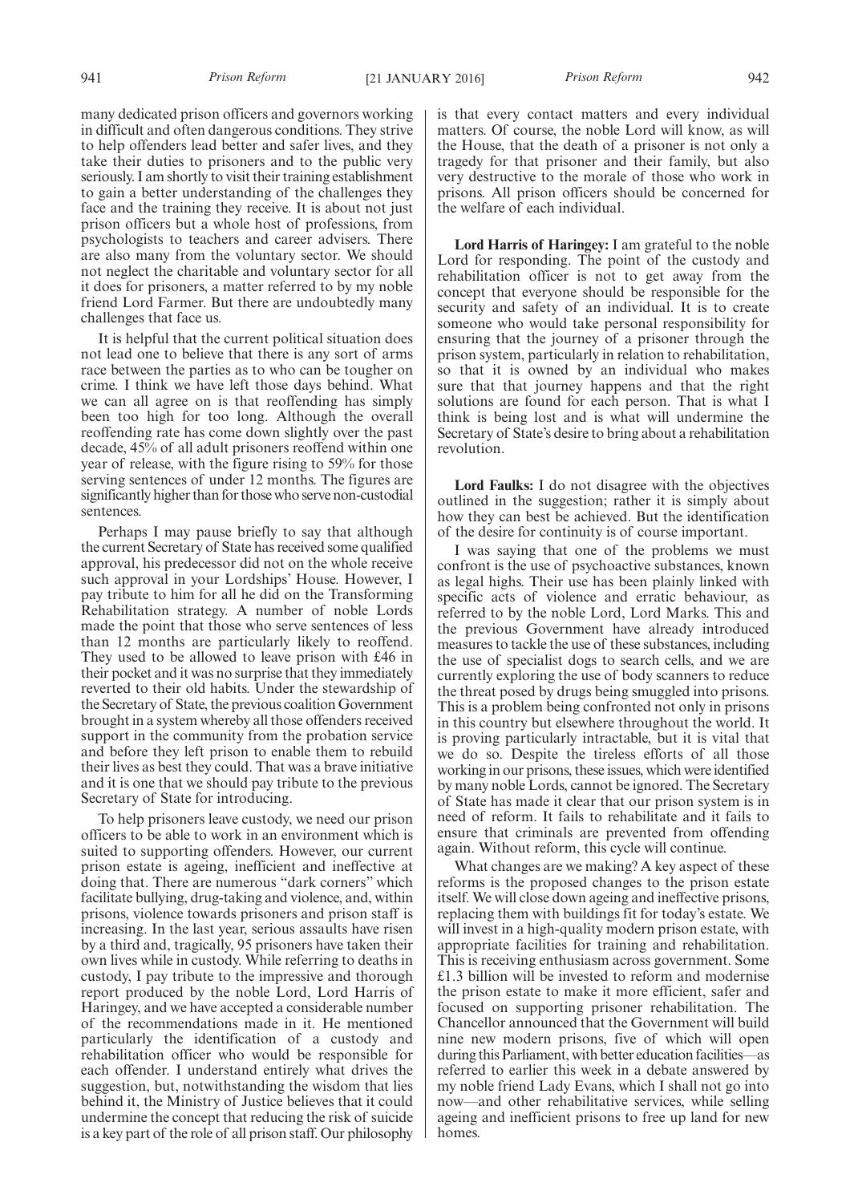many dedicated prison officers and governors working in difficult and often dangerous conditions. They strive to help offenders lead better and safer lives, and they take their duties to prisoners and to the public very seriously. I am shortly to visit their training establishment to gain a better understanding of the challenges they face and the training they receive. It is about not just prison officers but a whole host of professions, from psychologists to teachers and career advisers. There are also many from the voluntary sector. We should not neglect the charitable and voluntary sector for all it does for prisoners, a matter referred to by my noble friend Lord Farmer. But there are undoubtedly many challenges that face us.

It is helpful that the current political situation does not lead one to believe that there is any sort of arms race between the parties as to who can be tougher on crime. I think we have left those days behind. What we can all agree on is that reoffending has simply been too high for too long. Although the overall reoffending rate has come down slightly over the past decade, 45% of all adult prisoners reoffend within one year of release, with the figure rising to 59% for those serving sentences of under 12 months. The figures are significantly higher than for those who serve non-custodial sentences.

Perhaps I may pause briefly to say that although the current Secretary of State has received some qualified approval, his predecessor did not on the whole receive such approval in your Lordships' House. However, I pay tribute to him for all he did on the Transforming Rehabilitation strategy. A number of noble Lords made the point that those who serve sentences of less than 12 months are particularly likely to reoffend. They used to be allowed to leave prison with £46 in their pocket and it was no surprise that they immediately reverted to their old habits. Under the stewardship of the Secretary of State, the previous coalition Government brought in a system whereby all those offenders received support in the community from the probation service and before they left prison to enable them to rebuild their lives as best they could. That was a brave initiative and it is one that we should pay tribute to the previous Secretary of State for introducing.

To help prisoners leave custody, we need our prison officers to be able to work in an environment which is suited to supporting offenders. However, our current prison estate is ageing, inefficient and ineffective at doing that. There are numerous "dark corners" which facilitate bullying, drug-taking and violence, and, within prisons, violence towards prisoners and prison staff is increasing. In the last year, serious assaults have risen by a third and, tragically, 95 prisoners have taken their own lives while in custody. While referring to deaths in custody, I pay tribute to the impressive and thorough report produced by the noble Lord, Lord Harris of Haringey, and we have accepted a considerable number of the recommendations made in it. He mentioned particularly the identification of a custody and rehabilitation officer who would be responsible for each offender. I understand entirely what drives the suggestion, but, notwithstanding the wisdom that lies behind it, the Ministry of Justice believes that it could undermine the concept that reducing the risk of suicide is a key part of the role of all prison staff. Our philosophy is that every contact matters and every individual matters. Of course, the noble Lord will know, as will the House, that the death of a prisoner is not only a tragedy for that prisoner and their family, but also very destructive to the morale of those who work in prisons. All prison officers should be concerned for the welfare of each individual.

**Lord Harris of Haringey:** I am grateful to the noble Lord for responding. The point of the custody and rehabilitation officer is not to get away from the concept that everyone should be responsible for the security and safety of an individual. It is to create someone who would take personal responsibility for ensuring that the journey of a prisoner through the prison system, particularly in relation to rehabilitation, so that it is owned by an individual who makes sure that that journey happens and that the right solutions are found for each person. That is what I think is being lost and is what will undermine the Secretary of State's desire to bring about a rehabilitation revolution.

**Lord Faulks:** I do not disagree with the objectives outlined in the suggestion; rather it is simply about how they can best be achieved. But the identification of the desire for continuity is of course important.

I was saying that one of the problems we must confront is the use of psychoactive substances, known as legal highs. Their use has been plainly linked with specific acts of violence and erratic behaviour, as referred to by the noble Lord, Lord Marks. This and the previous Government have already introduced measures to tackle the use of these substances, including the use of specialist dogs to search cells, and we are currently exploring the use of body scanners to reduce the threat posed by drugs being smuggled into prisons. This is a problem being confronted not only in prisons in this country but elsewhere throughout the world. It is proving particularly intractable, but it is vital that we do so. Despite the tireless efforts of all those working in our prisons, these issues, which were identified by many noble Lords, cannot be ignored. The Secretary of State has made it clear that our prison system is in need of reform. It fails to rehabilitate and it fails to ensure that criminals are prevented from offending again. Without reform, this cycle will continue.

What changes are we making? A key aspect of these reforms is the proposed changes to the prison estate itself. We will close down ageing and ineffective prisons, replacing them with buildings fit for today's estate. We will invest in a high-quality modern prison estate, with appropriate facilities for training and rehabilitation. This is receiving enthusiasm across government. Some £1.3 billion will be invested to reform and modernise the prison estate to make it more efficient, safer and focused on supporting prisoner rehabilitation. The Chancellor announced that the Government will build nine new modern prisons, five of which will open during this Parliament, with better education facilities—as referred to earlier this week in a debate answered by my noble friend Lady Evans, which I shall not go into now—and other rehabilitative services, while selling ageing and inefficient prisons to free up land for new homes.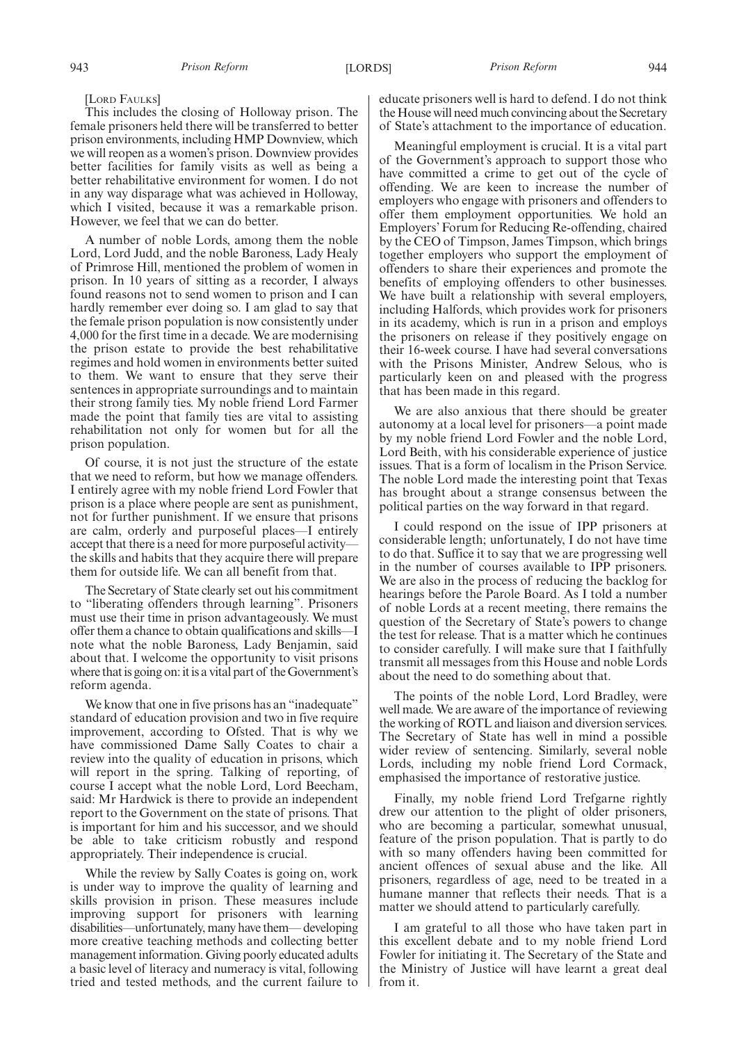[Lord Faulks]

This includes the closing of Holloway prison. The female prisoners held there will be transferred to better prison environments, including HMP Downview, which we will reopen as a women's prison. Downview provides better facilities for family visits as well as being a better rehabilitative environment for women. I do not in any way disparage what was achieved in Holloway, which I visited, because it was a remarkable prison. However, we feel that we can do better.

A number of noble Lords, among them the noble Lord, Lord Judd, and the noble Baroness, Lady Healy of Primrose Hill, mentioned the problem of women in prison. In 10 years of sitting as a recorder, I always found reasons not to send women to prison and I can hardly remember ever doing so. I am glad to say that the female prison population is now consistently under 4,000 for the first time in a decade. We are modernising the prison estate to provide the best rehabilitative regimes and hold women in environments better suited to them. We want to ensure that they serve their sentences in appropriate surroundings and to maintain their strong family ties. My noble friend Lord Farmer made the point that family ties are vital to assisting rehabilitation not only for women but for all the prison population.

Of course, it is not just the structure of the estate that we need to reform, but how we manage offenders. I entirely agree with my noble friend Lord Fowler that prison is a place where people are sent as punishment, not for further punishment. If we ensure that prisons are calm, orderly and purposeful places—I entirely accept that there is a need for more purposeful activity—the skills and habits that they acquire there will prepare them for outside life. We can all benefit from that.

The Secretary of State clearly set out his commitment to "liberating offenders through learning". Prisoners must use their time in prison advantageously. We must offer them a chance to obtain qualifications and skills—I note what the noble Baroness, Lady Benjamin, said about that. I welcome the opportunity to visit prisons where that is going on: it is a vital part of the Government's reform agenda.

We know that one in five prisons has an "inadequate" standard of education provision and two in five require improvement, according to Ofsted. That is why we have commissioned Dame Sally Coates to chair a review into the quality of education in prisons, which will report in the spring. Talking of reporting, of course I accept what the noble Lord, Lord Beecham, said: Mr Hardwick is there to provide an independent report to the Government on the state of prisons. That is important for him and his successor, and we should be able to take criticism robustly and respond appropriately. Their independence is crucial.

While the review by Sally Coates is going on, work is under way to improve the quality of learning and skills provision in prison. These measures include improving support for prisoners with learning disabilities—unfortunately, many have them—developing more creative teaching methods and collecting better management information. Giving poorly educated adults a basic level of literacy and numeracy is vital, following tried and tested methods, and the current failure to educate prisoners well is hard to defend. I do not think the House will need much convincing about the Secretary of State's attachment to the importance of education.

Meaningful employment is crucial. It is a vital part of the Government's approach to support those who have committed a crime to get out of the cycle of offending. We are keen to increase the number of employers who engage with prisoners and offenders to offer them employment opportunities. We hold an Employers' Forum for Reducing Re-offending, chaired by the CEO of Timpson, James Timpson, which brings together employers who support the employment of offenders to share their experiences and promote the benefits of employing offenders to other businesses. We have built a relationship with several employers, including Halfords, which provides work for prisoners in its academy, which is run in a prison and employs the prisoners on release if they positively engage on their 16-week course. I have had several conversations with the Prisons Minister, Andrew Selous, who is particularly keen on and pleased with the progress that has been made in this regard.

We are also anxious that there should be greater autonomy at a local level for prisoners—a point made by my noble friend Lord Fowler and the noble Lord, Lord Beith, with his considerable experience of justice issues. That is a form of localism in the Prison Service. The noble Lord made the interesting point that Texas has brought about a strange consensus between the political parties on the way forward in that regard.

I could respond on the issue of IPP prisoners at considerable length; unfortunately, I do not have time to do that. Suffice it to say that we are progressing well in the number of courses available to IPP prisoners. We are also in the process of reducing the backlog for hearings before the Parole Board. As I told a number of noble Lords at a recent meeting, there remains the question of the Secretary of State's powers to change the test for release. That is a matter which he continues to consider carefully. I will make sure that I faithfully transmit all messages from this House and noble Lords about the need to do something about that.

The points of the noble Lord, Lord Bradley, were well made. We are aware of the importance of reviewing the working of ROTL and liaison and diversion services. The Secretary of State has well in mind a possible wider review of sentencing. Similarly, several noble Lords, including my noble friend Lord Cormack, emphasised the importance of restorative justice.

Finally, my noble friend Lord Trefgarne rightly drew our attention to the plight of older prisoners, who are becoming a particular, somewhat unusual, feature of the prison population. That is partly to do with so many offenders having been committed for ancient offences of sexual abuse and the like. All prisoners, regardless of age, need to be treated in a humane manner that reflects their needs. That is a matter we should attend to particularly carefully.

I am grateful to all those who have taken part in this excellent debate and to my noble friend Lord Fowler for initiating it. The Secretary of the State and the Ministry of Justice will have learnt a great deal from it.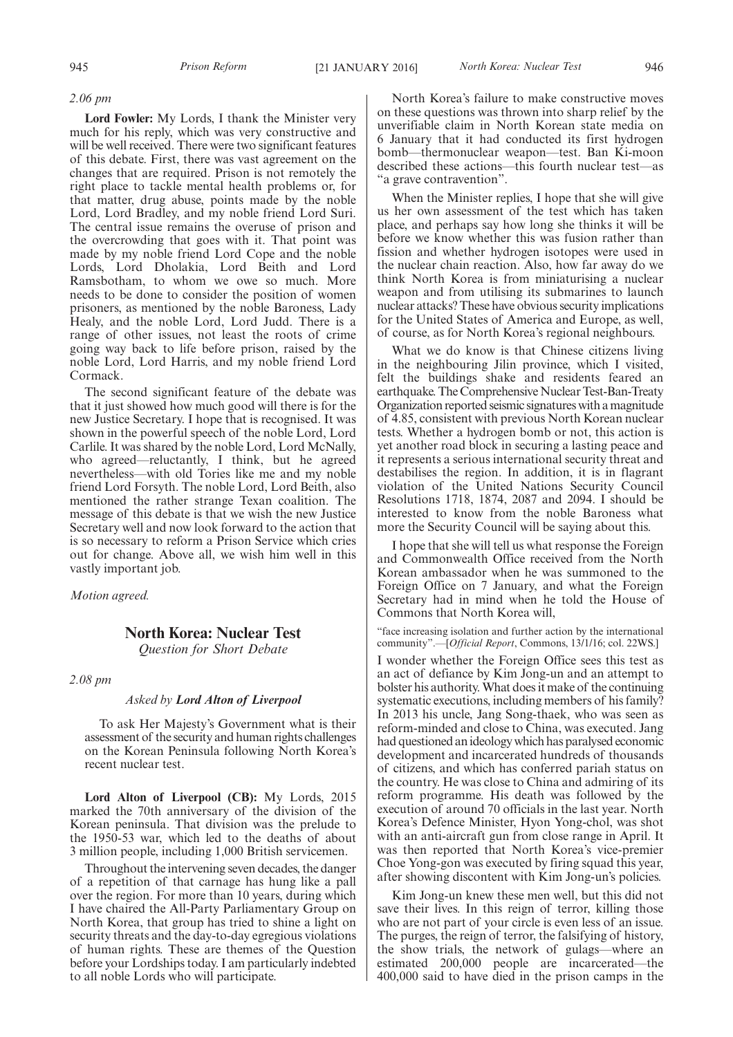*2.06 pm*

**Lord Fowler:** My Lords, I thank the Minister very much for his reply, which was very constructive and will be well received. There were two significant features of this debate. First, there was vast agreement on the changes that are required. Prison is not remotely the right place to tackle mental health problems or, for that matter, drug abuse, points made by the noble Lord, Lord Bradley, and my noble friend Lord Suri. The central issue remains the overuse of prison and the overcrowding that goes with it. That point was made by my noble friend Lord Cope and the noble Lords, Lord Dholakia, Lord Beith and Lord Ramsbotham, to whom we owe so much. More needs to be done to consider the position of women prisoners, as mentioned by the noble Baroness, Lady Healy, and the noble Lord, Lord Judd. There is a range of other issues, not least the roots of crime going way back to life before prison, raised by the noble Lord, Lord Harris, and my noble friend Lord Cormack.

The second significant feature of the debate was that it just showed how much good will there is for the new Justice Secretary. I hope that is recognised. It was shown in the powerful speech of the noble Lord, Lord Carlile. It was shared by the noble Lord, Lord McNally, who agreed—reluctantly, I think, but he agreed nevertheless—with old Tories like me and my noble friend Lord Forsyth. The noble Lord, Lord Beith, also mentioned the rather strange Texan coalition. The message of this debate is that we wish the new Justice Secretary well and now look forward to the action that is so necessary to reform a Prison Service which cries out for change. Above all, we wish him well in this vastly important job.

*Motion agreed.*

## North Korea: Nuclear Test

*Question for Short Debate*

*2.08 pm*

*Asked by* ***Lord Alton of Liverpool***

> To ask Her Majesty's Government what is their assessment of the security and human rights challenges on the Korean Peninsula following North Korea's recent nuclear test.

**Lord Alton of Liverpool (CB):** My Lords, 2015 marked the 70th anniversary of the division of the Korean peninsula. That division was the prelude to the 1950-53 war, which led to the deaths of about 3 million people, including 1,000 British servicemen.

Throughout the intervening seven decades, the danger of a repetition of that carnage has hung like a pall over the region. For more than 10 years, during which I have chaired the All-Party Parliamentary Group on North Korea, that group has tried to shine a light on security threats and the day-to-day egregious violations of human rights. These are themes of the Question before your Lordships today. I am particularly indebted to all noble Lords who will participate.

North Korea's failure to make constructive moves on these questions was thrown into sharp relief by the unverifiable claim in North Korean state media on 6 January that it had conducted its first hydrogen bomb—thermonuclear weapon—test. Ban Ki-moon described these actions—this fourth nuclear test—as "a grave contravention".

When the Minister replies, I hope that she will give us her own assessment of the test which has taken place, and perhaps say how long she thinks it will be before we know whether this was fusion rather than fission and whether hydrogen isotopes were used in the nuclear chain reaction. Also, how far away do we think North Korea is from miniaturising a nuclear weapon and from utilising its submarines to launch nuclear attacks? These have obvious security implications for the United States of America and Europe, as well, of course, as for North Korea's regional neighbours.

What we do know is that Chinese citizens living in the neighbouring Jilin province, which I visited, felt the buildings shake and residents feared an earthquake. The Comprehensive Nuclear Test-Ban-Treaty Organization reported seismic signatures with a magnitude of 4.85, consistent with previous North Korean nuclear tests. Whether a hydrogen bomb or not, this action is yet another road block in securing a lasting peace and it represents a serious international security threat and destabilises the region. In addition, it is in flagrant violation of the United Nations Security Council Resolutions 1718, 1874, 2087 and 2094. I should be interested to know from the noble Baroness what more the Security Council will be saying about this.

I hope that she will tell us what response the Foreign and Commonwealth Office received from the North Korean ambassador when he was summoned to the Foreign Office on 7 January, and what the Foreign Secretary had in mind when he told the House of Commons that North Korea will,

> "face increasing isolation and further action by the international community".—[*Official Report*, Commons, 13/1/16; col. 22WS.]

I wonder whether the Foreign Office sees this test as an act of defiance by Kim Jong-un and an attempt to bolster his authority. What does it make of the continuing systematic executions, including members of his family? In 2013 his uncle, Jang Song-thaek, who was seen as reform-minded and close to China, was executed. Jang had questioned an ideology which has paralysed economic development and incarcerated hundreds of thousands of citizens, and which has conferred pariah status on the country. He was close to China and admiring of its reform programme. His death was followed by the execution of around 70 officials in the last year. North Korea's Defence Minister, Hyon Yong-chol, was shot with an anti-aircraft gun from close range in April. It was then reported that North Korea's vice-premier Choe Yong-gon was executed by firing squad this year, after showing discontent with Kim Jong-un's policies.

Kim Jong-un knew these men well, but this did not save their lives. In this reign of terror, killing those who are not part of your circle is even less of an issue. The purges, the reign of terror, the falsifying of history, the show trials, the network of gulags—where an estimated 200,000 people are incarcerated—the 400,000 said to have died in the prison camps in the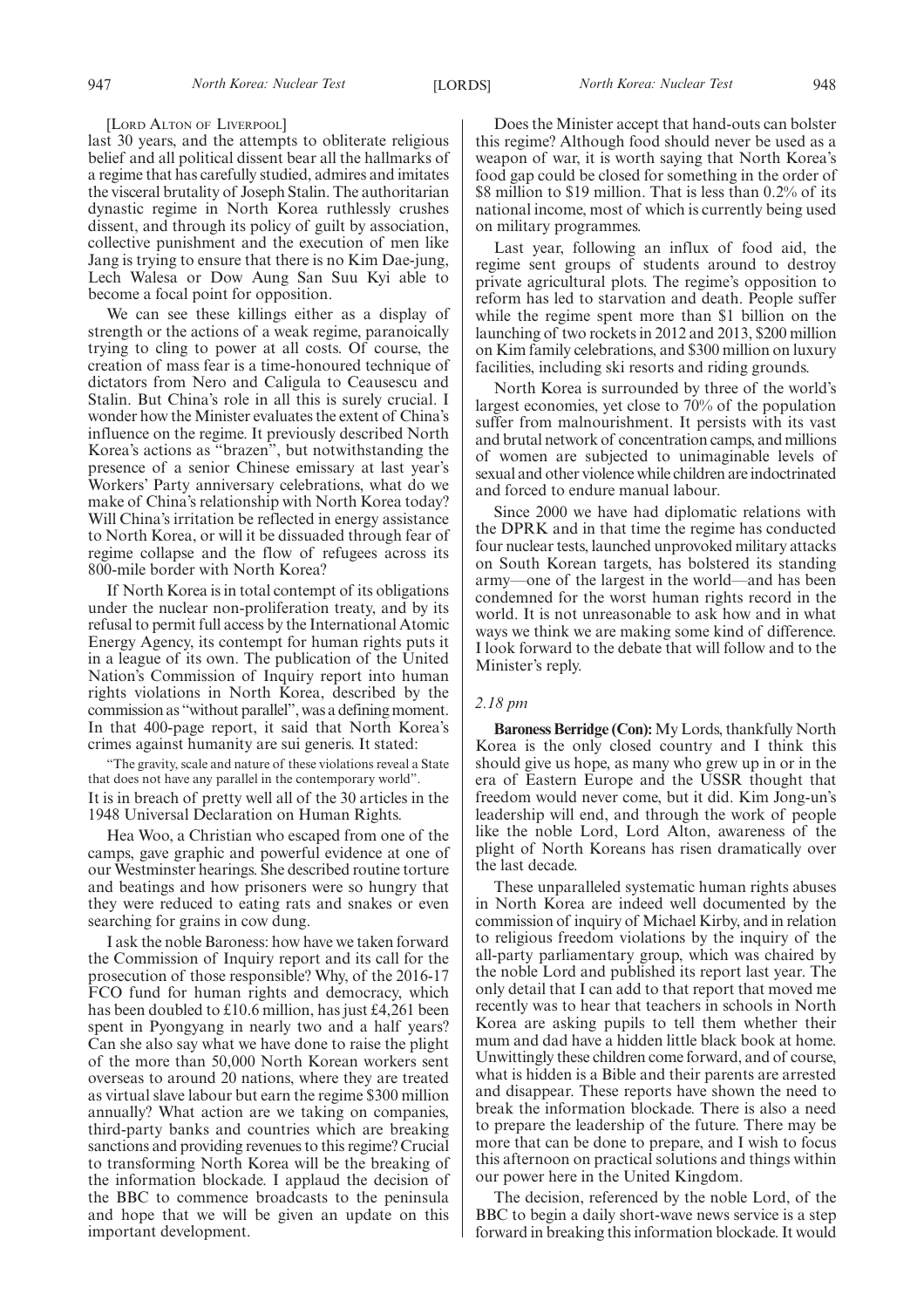[LORD ALTON OF LIVERPOOL]

last 30 years, and the attempts to obliterate religious belief and all political dissent bear all the hallmarks of a regime that has carefully studied, admires and imitates the visceral brutality of Joseph Stalin. The authoritarian dynastic regime in North Korea ruthlessly crushes dissent, and through its policy of guilt by association, collective punishment and the execution of men like Jang is trying to ensure that there is no Kim Dae-jung, Lech Walesa or Dow Aung San Suu Kyi able to become a focal point for opposition.

We can see these killings either as a display of strength or the actions of a weak regime, paranoically trying to cling to power at all costs. Of course, the creation of mass fear is a time-honoured technique of dictators from Nero and Caligula to Ceausescu and Stalin. But China's role in all this is surely crucial. I wonder how the Minister evaluates the extent of China's influence on the regime. It previously described North Korea's actions as "brazen", but notwithstanding the presence of a senior Chinese emissary at last year's Workers' Party anniversary celebrations, what do we make of China's relationship with North Korea today? Will China's irritation be reflected in energy assistance to North Korea, or will it be dissuaded through fear of regime collapse and the flow of refugees across its 800-mile border with North Korea?

If North Korea is in total contempt of its obligations under the nuclear non-proliferation treaty, and by its refusal to permit full access by the International Atomic Energy Agency, its contempt for human rights puts it in a league of its own. The publication of the United Nation's Commission of Inquiry report into human rights violations in North Korea, described by the commission as "without parallel", was a defining moment. In that 400-page report, it said that North Korea's crimes against humanity are sui generis. It stated:

"The gravity, scale and nature of these violations reveal a State that does not have any parallel in the contemporary world".

It is in breach of pretty well all of the 30 articles in the 1948 Universal Declaration on Human Rights.

Hea Woo, a Christian who escaped from one of the camps, gave graphic and powerful evidence at one of our Westminster hearings. She described routine torture and beatings and how prisoners were so hungry that they were reduced to eating rats and snakes or even searching for grains in cow dung.

I ask the noble Baroness: how have we taken forward the Commission of Inquiry report and its call for the prosecution of those responsible? Why, of the 2016-17 FCO fund for human rights and democracy, which has been doubled to £10.6 million, has just £4,261 been spent in Pyongyang in nearly two and a half years? Can she also say what we have done to raise the plight of the more than 50,000 North Korean workers sent overseas to around 20 nations, where they are treated as virtual slave labour but earn the regime $300 million annually? What action are we taking on companies, third-party banks and countries which are breaking sanctions and providing revenues to this regime? Crucial to transforming North Korea will be the breaking of the information blockade. I applaud the decision of the BBC to commence broadcasts to the peninsula and hope that we will be given an update on this important development.

Does the Minister accept that hand-outs can bolster this regime? Although food should never be used as a weapon of war, it is worth saying that North Korea's food gap could be closed for something in the order of $8 million to $19 million. That is less than 0.2% of its national income, most of which is currently being used on military programmes.

Last year, following an influx of food aid, the regime sent groups of students around to destroy private agricultural plots. The regime's opposition to reform has led to starvation and death. People suffer while the regime spent more than $1 billion on the launching of two rockets in 2012 and 2013, $200 million on Kim family celebrations, and $300 million on luxury facilities, including ski resorts and riding grounds.

North Korea is surrounded by three of the world's largest economies, yet close to 70% of the population suffer from malnourishment. It persists with its vast and brutal network of concentration camps, and millions of women are subjected to unimaginable levels of sexual and other violence while children are indoctrinated and forced to endure manual labour.

Since 2000 we have had diplomatic relations with the DPRK and in that time the regime has conducted four nuclear tests, launched unprovoked military attacks on South Korean targets, has bolstered its standing army—one of the largest in the world—and has been condemned for the worst human rights record in the world. It is not unreasonable to ask how and in what ways we think we are making some kind of difference. I look forward to the debate that will follow and to the Minister's reply.

*2.18 pm*

**Baroness Berridge (Con):** My Lords, thankfully North Korea is the only closed country and I think this should give us hope, as many who grew up in or in the era of Eastern Europe and the USSR thought that freedom would never come, but it did. Kim Jong-un's leadership will end, and through the work of people like the noble Lord, Lord Alton, awareness of the plight of North Koreans has risen dramatically over the last decade.

These unparalleled systematic human rights abuses in North Korea are indeed well documented by the commission of inquiry of Michael Kirby, and in relation to religious freedom violations by the inquiry of the all-party parliamentary group, which was chaired by the noble Lord and published its report last year. The only detail that I can add to that report that moved me recently was to hear that teachers in schools in North Korea are asking pupils to tell them whether their mum and dad have a hidden little black book at home. Unwittingly these children come forward, and of course, what is hidden is a Bible and their parents are arrested and disappear. These reports have shown the need to break the information blockade. There is also a need to prepare the leadership of the future. There may be more that can be done to prepare, and I wish to focus this afternoon on practical solutions and things within our power here in the United Kingdom.

The decision, referenced by the noble Lord, of the BBC to begin a daily short-wave news service is a step forward in breaking this information blockade. It would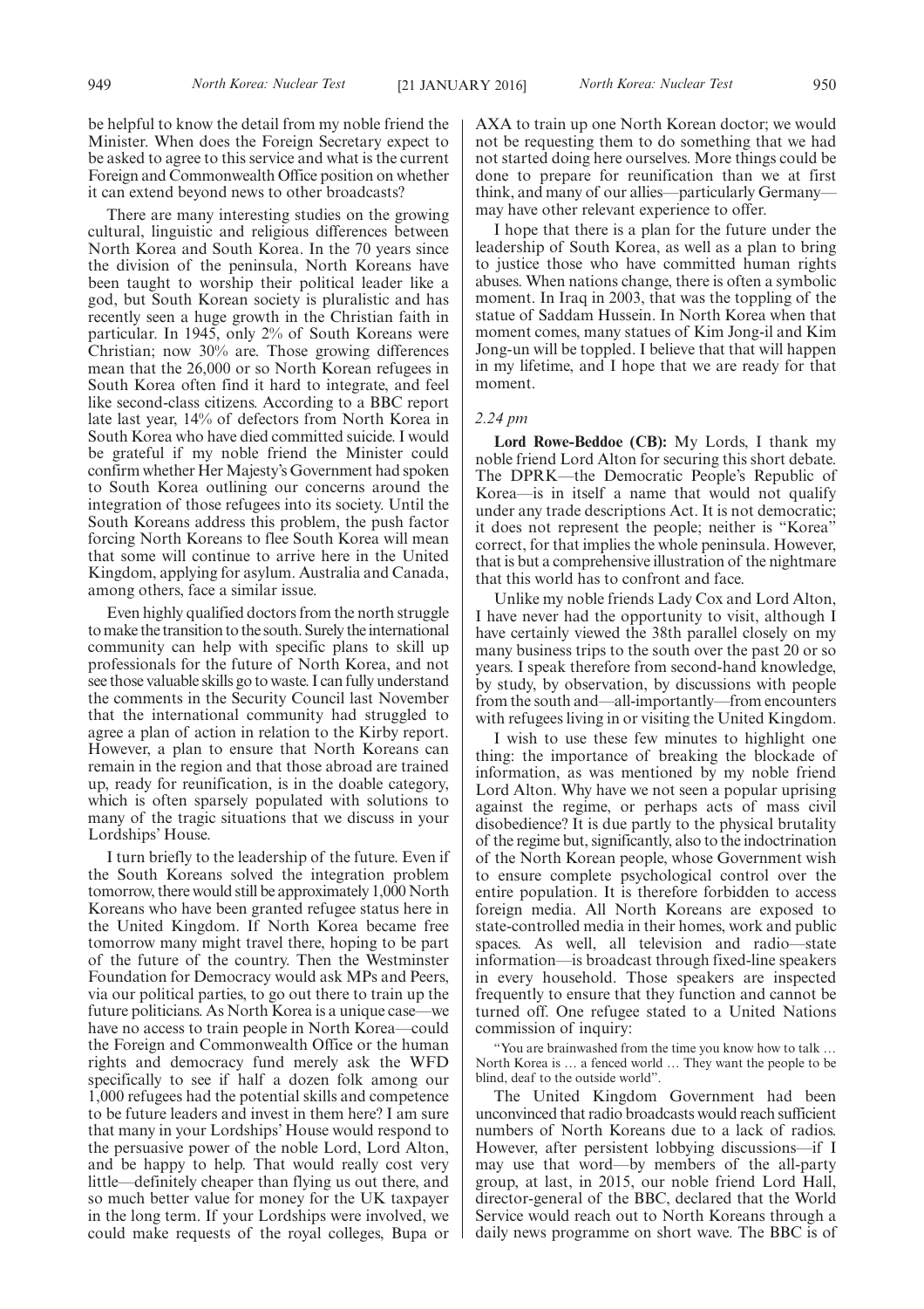be helpful to know the detail from my noble friend the Minister. When does the Foreign Secretary expect to be asked to agree to this service and what is the current Foreign and Commonwealth Office position on whether it can extend beyond news to other broadcasts?

There are many interesting studies on the growing cultural, linguistic and religious differences between North Korea and South Korea. In the 70 years since the division of the peninsula, North Koreans have been taught to worship their political leader like a god, but South Korean society is pluralistic and has recently seen a huge growth in the Christian faith in particular. In 1945, only 2% of South Koreans were Christian; now 30% are. Those growing differences mean that the 26,000 or so North Korean refugees in South Korea often find it hard to integrate, and feel like second-class citizens. According to a BBC report late last year, 14% of defectors from North Korea in South Korea who have died committed suicide. I would be grateful if my noble friend the Minister could confirm whether Her Majesty's Government had spoken to South Korea outlining our concerns around the integration of those refugees into its society. Until the South Koreans address this problem, the push factor forcing North Koreans to flee South Korea will mean that some will continue to arrive here in the United Kingdom, applying for asylum. Australia and Canada, among others, face a similar issue.

Even highly qualified doctors from the north struggle to make the transition to the south. Surely the international community can help with specific plans to skill up professionals for the future of North Korea, and not see those valuable skills go to waste. I can fully understand the comments in the Security Council last November that the international community had struggled to agree a plan of action in relation to the Kirby report. However, a plan to ensure that North Koreans can remain in the region and that those abroad are trained up, ready for reunification, is in the doable category, which is often sparsely populated with solutions to many of the tragic situations that we discuss in your Lordships' House.

I turn briefly to the leadership of the future. Even if the South Koreans solved the integration problem tomorrow, there would still be approximately 1,000 North Koreans who have been granted refugee status here in the United Kingdom. If North Korea became free tomorrow many might travel there, hoping to be part of the future of the country. Then the Westminster Foundation for Democracy would ask MPs and Peers, via our political parties, to go out there to train up the future politicians. As North Korea is a unique case—we have no access to train people in North Korea—could the Foreign and Commonwealth Office or the human rights and democracy fund merely ask the WFD specifically to see if half a dozen folk among our 1,000 refugees had the potential skills and competence to be future leaders and invest in them here? I am sure that many in your Lordships' House would respond to the persuasive power of the noble Lord, Lord Alton, and be happy to help. That would really cost very little—definitely cheaper than flying us out there, and so much better value for money for the UK taxpayer in the long term. If your Lordships were involved, we could make requests of the royal colleges, Bupa or AXA to train up one North Korean doctor; we would not be requesting them to do something that we had not started doing here ourselves. More things could be done to prepare for reunification than we at first think, and many of our allies—particularly Germany—may have other relevant experience to offer.

I hope that there is a plan for the future under the leadership of South Korea, as well as a plan to bring to justice those who have committed human rights abuses. When nations change, there is often a symbolic moment. In Iraq in 2003, that was the toppling of the statue of Saddam Hussein. In North Korea when that moment comes, many statues of Kim Jong-il and Kim Jong-un will be toppled. I believe that that will happen in my lifetime, and I hope that we are ready for that moment.

*2.24 pm*

**Lord Rowe-Beddoe (CB):** My Lords, I thank my noble friend Lord Alton for securing this short debate. The DPRK—the Democratic People's Republic of Korea—is in itself a name that would not qualify under any trade descriptions Act. It is not democratic; it does not represent the people; neither is "Korea" correct, for that implies the whole peninsula. However, that is but a comprehensive illustration of the nightmare that this world has to confront and face.

Unlike my noble friends Lady Cox and Lord Alton, I have never had the opportunity to visit, although I have certainly viewed the 38th parallel closely on my many business trips to the south over the past 20 or so years. I speak therefore from second-hand knowledge, by study, by observation, by discussions with people from the south and—all-importantly—from encounters with refugees living in or visiting the United Kingdom.

I wish to use these few minutes to highlight one thing: the importance of breaking the blockade of information, as was mentioned by my noble friend Lord Alton. Why have we not seen a popular uprising against the regime, or perhaps acts of mass civil disobedience? It is due partly to the physical brutality of the regime but, significantly, also to the indoctrination of the North Korean people, whose Government wish to ensure complete psychological control over the entire population. It is therefore forbidden to access foreign media. All North Koreans are exposed to state-controlled media in their homes, work and public spaces. As well, all television and radio—state information—is broadcast through fixed-line speakers in every household. Those speakers are inspected frequently to ensure that they function and cannot be turned off. One refugee stated to a United Nations commission of inquiry:

"You are brainwashed from the time you know how to talk … North Korea is … a fenced world … They want the people to be blind, deaf to the outside world".

The United Kingdom Government had been unconvinced that radio broadcasts would reach sufficient numbers of North Koreans due to a lack of radios. However, after persistent lobbying discussions—if I may use that word—by members of the all-party group, at last, in 2015, our noble friend Lord Hall, director-general of the BBC, declared that the World Service would reach out to North Koreans through a daily news programme on short wave. The BBC is of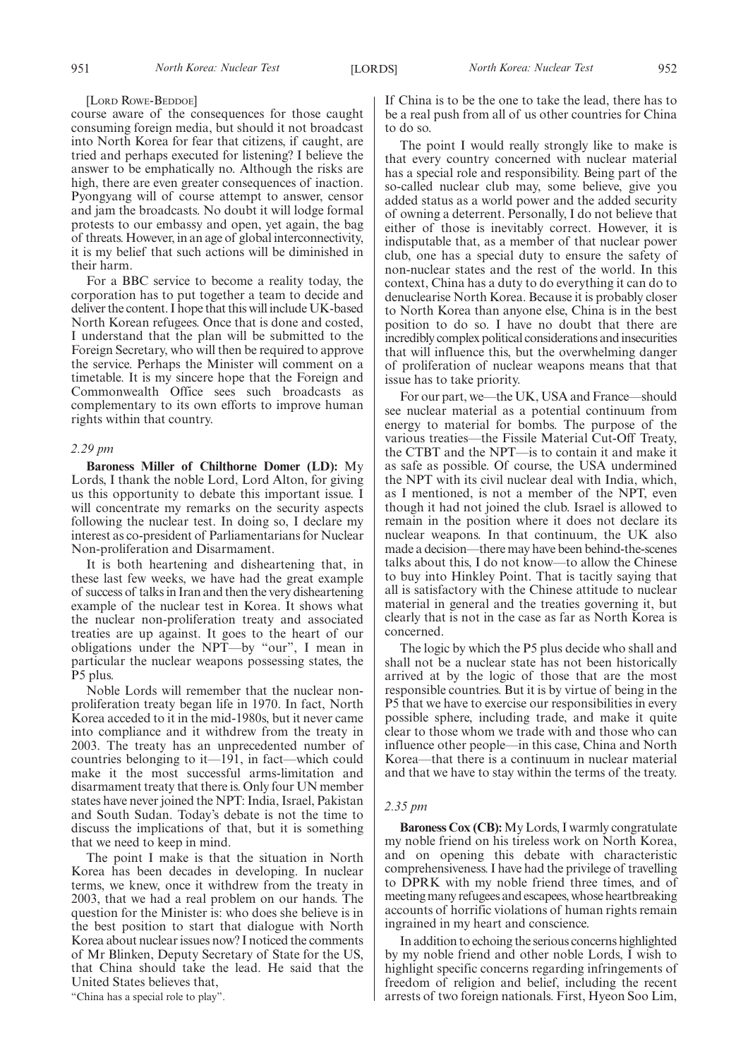[LORD ROWE-BEDDOE]

course aware of the consequences for those caught consuming foreign media, but should it not broadcast into North Korea for fear that citizens, if caught, are tried and perhaps executed for listening? I believe the answer to be emphatically no. Although the risks are high, there are even greater consequences of inaction. Pyongyang will of course attempt to answer, censor and jam the broadcasts. No doubt it will lodge formal protests to our embassy and open, yet again, the bag of threats. However, in an age of global interconnectivity, it is my belief that such actions will be diminished in their harm.

For a BBC service to become a reality today, the corporation has to put together a team to decide and deliver the content. I hope that this will include UK-based North Korean refugees. Once that is done and costed, I understand that the plan will be submitted to the Foreign Secretary, who will then be required to approve the service. Perhaps the Minister will comment on a timetable. It is my sincere hope that the Foreign and Commonwealth Office sees such broadcasts as complementary to its own efforts to improve human rights within that country.

*2.29 pm*

**Baroness Miller of Chilthorne Domer (LD):** My Lords, I thank the noble Lord, Lord Alton, for giving us this opportunity to debate this important issue. I will concentrate my remarks on the security aspects following the nuclear test. In doing so, I declare my interest as co-president of Parliamentarians for Nuclear Non-proliferation and Disarmament.

It is both heartening and disheartening that, in these last few weeks, we have had the great example of success of talks in Iran and then the very disheartening example of the nuclear test in Korea. It shows what the nuclear non-proliferation treaty and associated treaties are up against. It goes to the heart of our obligations under the NPT—by "our", I mean in particular the nuclear weapons possessing states, the P5 plus.

Noble Lords will remember that the nuclear non-proliferation treaty began life in 1970. In fact, North Korea acceded to it in the mid-1980s, but it never came into compliance and it withdrew from the treaty in 2003. The treaty has an unprecedented number of countries belonging to it—191, in fact—which could make it the most successful arms-limitation and disarmament treaty that there is. Only four UN member states have never joined the NPT: India, Israel, Pakistan and South Sudan. Today's debate is not the time to discuss the implications of that, but it is something that we need to keep in mind.

The point I make is that the situation in North Korea has been decades in developing. In nuclear terms, we knew, once it withdrew from the treaty in 2003, that we had a real problem on our hands. The question for the Minister is: who does she believe is in the best position to start that dialogue with North Korea about nuclear issues now? I noticed the comments of Mr Blinken, Deputy Secretary of State for the US, that China should take the lead. He said that the United States believes that,

"China has a special role to play".

If China is to be the one to take the lead, there has to be a real push from all of us other countries for China to do so.

The point I would really strongly like to make is that every country concerned with nuclear material has a special role and responsibility. Being part of the so-called nuclear club may, some believe, give you added status as a world power and the added security of owning a deterrent. Personally, I do not believe that either of those is inevitably correct. However, it is indisputable that, as a member of that nuclear power club, one has a special duty to ensure the safety of non-nuclear states and the rest of the world. In this context, China has a duty to do everything it can do to denuclearise North Korea. Because it is probably closer to North Korea than anyone else, China is in the best position to do so. I have no doubt that there are incredibly complex political considerations and insecurities that will influence this, but the overwhelming danger of proliferation of nuclear weapons means that that issue has to take priority.

For our part, we—the UK, USA and France—should see nuclear material as a potential continuum from energy to material for bombs. The purpose of the various treaties—the Fissile Material Cut-Off Treaty, the CTBT and the NPT—is to contain it and make it as safe as possible. Of course, the USA undermined the NPT with its civil nuclear deal with India, which, as I mentioned, is not a member of the NPT, even though it had not joined the club. Israel is allowed to remain in the position where it does not declare its nuclear weapons. In that continuum, the UK also made a decision—there may have been behind-the-scenes talks about this, I do not know—to allow the Chinese to buy into Hinkley Point. That is tacitly saying that all is satisfactory with the Chinese attitude to nuclear material in general and the treaties governing it, but clearly that is not in the case as far as North Korea is concerned.

The logic by which the P5 plus decide who shall and shall not be a nuclear state has not been historically arrived at by the logic of those that are the most responsible countries. But it is by virtue of being in the P5 that we have to exercise our responsibilities in every possible sphere, including trade, and make it quite clear to those whom we trade with and those who can influence other people—in this case, China and North Korea—that there is a continuum in nuclear material and that we have to stay within the terms of the treaty.

*2.35 pm*

**Baroness Cox (CB):** My Lords, I warmly congratulate my noble friend on his tireless work on North Korea, and on opening this debate with characteristic comprehensiveness. I have had the privilege of travelling to DPRK with my noble friend three times, and of meeting many refugees and escapees, whose heartbreaking accounts of horrific violations of human rights remain ingrained in my heart and conscience.

In addition to echoing the serious concerns highlighted by my noble friend and other noble Lords, I wish to highlight specific concerns regarding infringements of freedom of religion and belief, including the recent arrests of two foreign nationals. First, Hyeon Soo Lim,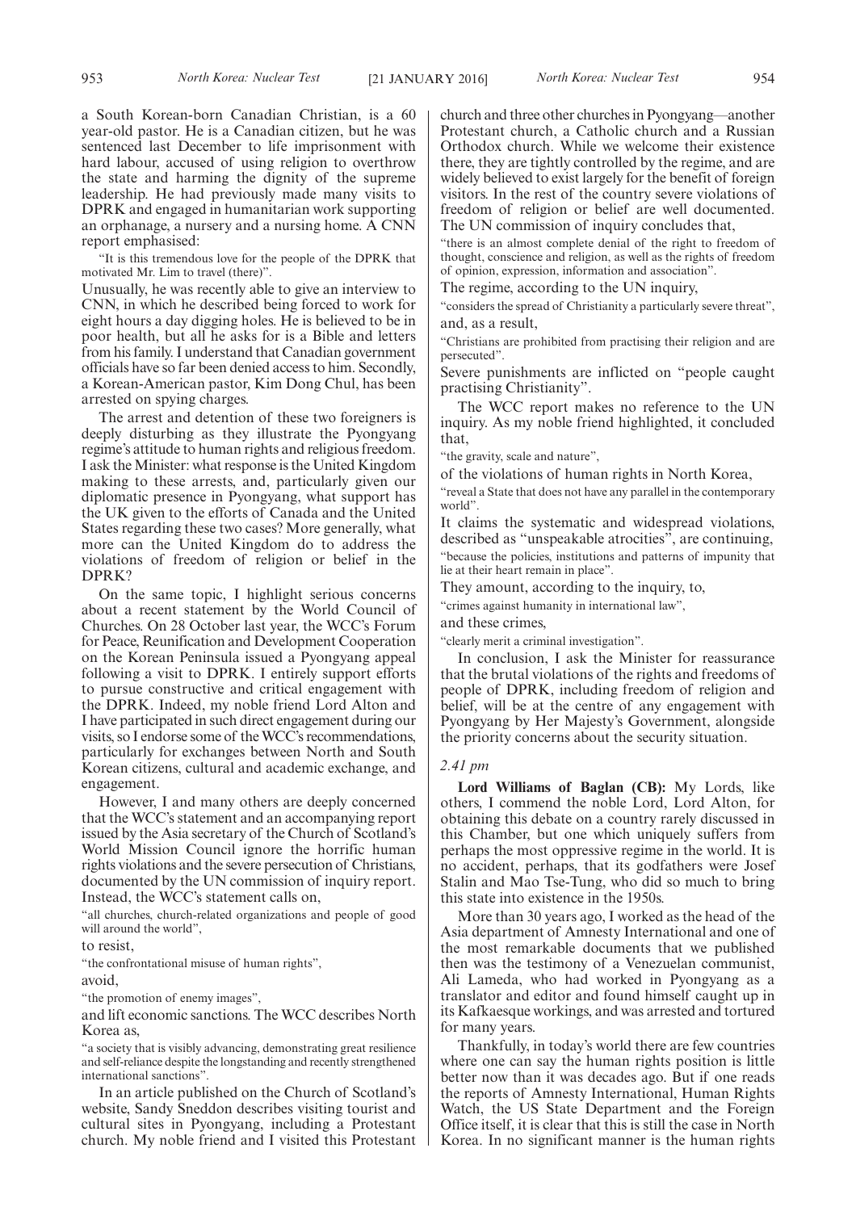a South Korean-born Canadian Christian, is a 60 year-old pastor. He is a Canadian citizen, but he was sentenced last December to life imprisonment with hard labour, accused of using religion to overthrow the state and harming the dignity of the supreme leadership. He had previously made many visits to DPRK and engaged in humanitarian work supporting an orphanage, a nursery and a nursing home. A CNN report emphasised:

> "It is this tremendous love for the people of the DPRK that motivated Mr. Lim to travel (there)".

Unusually, he was recently able to give an interview to CNN, in which he described being forced to work for eight hours a day digging holes. He is believed to be in poor health, but all he asks for is a Bible and letters from his family. I understand that Canadian government officials have so far been denied access to him. Secondly, a Korean-American pastor, Kim Dong Chul, has been arrested on spying charges.

The arrest and detention of these two foreigners is deeply disturbing as they illustrate the Pyongyang regime's attitude to human rights and religious freedom. I ask the Minister: what response is the United Kingdom making to these arrests, and, particularly given our diplomatic presence in Pyongyang, what support has the UK given to the efforts of Canada and the United States regarding these two cases? More generally, what more can the United Kingdom do to address the violations of freedom of religion or belief in the DPRK?

On the same topic, I highlight serious concerns about a recent statement by the World Council of Churches. On 28 October last year, the WCC's Forum for Peace, Reunification and Development Cooperation on the Korean Peninsula issued a Pyongyang appeal following a visit to DPRK. I entirely support efforts to pursue constructive and critical engagement with the DPRK. Indeed, my noble friend Lord Alton and I have participated in such direct engagement during our visits, so I endorse some of the WCC's recommendations, particularly for exchanges between North and South Korean citizens, cultural and academic exchange, and engagement.

However, I and many others are deeply concerned that the WCC's statement and an accompanying report issued by the Asia secretary of the Church of Scotland's World Mission Council ignore the horrific human rights violations and the severe persecution of Christians, documented by the UN commission of inquiry report. Instead, the WCC's statement calls on,

> "all churches, church-related organizations and people of good will around the world",

to resist,

> "the confrontational misuse of human rights",

avoid,

> "the promotion of enemy images",

and lift economic sanctions. The WCC describes North Korea as,

> "a society that is visibly advancing, demonstrating great resilience and self-reliance despite the longstanding and recently strengthened international sanctions".

In an article published on the Church of Scotland's website, Sandy Sneddon describes visiting tourist and cultural sites in Pyongyang, including a Protestant church. My noble friend and I visited this Protestant church and three other churches in Pyongyang—another Protestant church, a Catholic church and a Russian Orthodox church. While we welcome their existence there, they are tightly controlled by the regime, and are widely believed to exist largely for the benefit of foreign visitors. In the rest of the country severe violations of freedom of religion or belief are well documented. The UN commission of inquiry concludes that,

> "there is an almost complete denial of the right to freedom of thought, conscience and religion, as well as the rights of freedom of opinion, expression, information and association".

The regime, according to the UN inquiry,

> "considers the spread of Christianity a particularly severe threat",

and, as a result,

> "Christians are prohibited from practising their religion and are persecuted".

Severe punishments are inflicted on "people caught practising Christianity".

The WCC report makes no reference to the UN inquiry. As my noble friend highlighted, it concluded that,

> "the gravity, scale and nature",

of the violations of human rights in North Korea,

> "reveal a State that does not have any parallel in the contemporary world".

It claims the systematic and widespread violations, described as "unspeakable atrocities", are continuing,

> "because the policies, institutions and patterns of impunity that lie at their heart remain in place".

They amount, according to the inquiry, to,

> "crimes against humanity in international law",

and these crimes,

> "clearly merit a criminal investigation".

In conclusion, I ask the Minister for reassurance that the brutal violations of the rights and freedoms of people of DPRK, including freedom of religion and belief, will be at the centre of any engagement with Pyongyang by Her Majesty's Government, alongside the priority concerns about the security situation.

*2.41 pm*

**Lord Williams of Baglan (CB):** My Lords, like others, I commend the noble Lord, Lord Alton, for obtaining this debate on a country rarely discussed in this Chamber, but one which uniquely suffers from perhaps the most oppressive regime in the world. It is no accident, perhaps, that its godfathers were Josef Stalin and Mao Tse-Tung, who did so much to bring this state into existence in the 1950s.

More than 30 years ago, I worked as the head of the Asia department of Amnesty International and one of the most remarkable documents that we published then was the testimony of a Venezuelan communist, Ali Lameda, who had worked in Pyongyang as a translator and editor and found himself caught up in its Kafkaesque workings, and was arrested and tortured for many years.

Thankfully, in today's world there are few countries where one can say the human rights position is little better now than it was decades ago. But if one reads the reports of Amnesty International, Human Rights Watch, the US State Department and the Foreign Office itself, it is clear that this is still the case in North Korea. In no significant manner is the human rights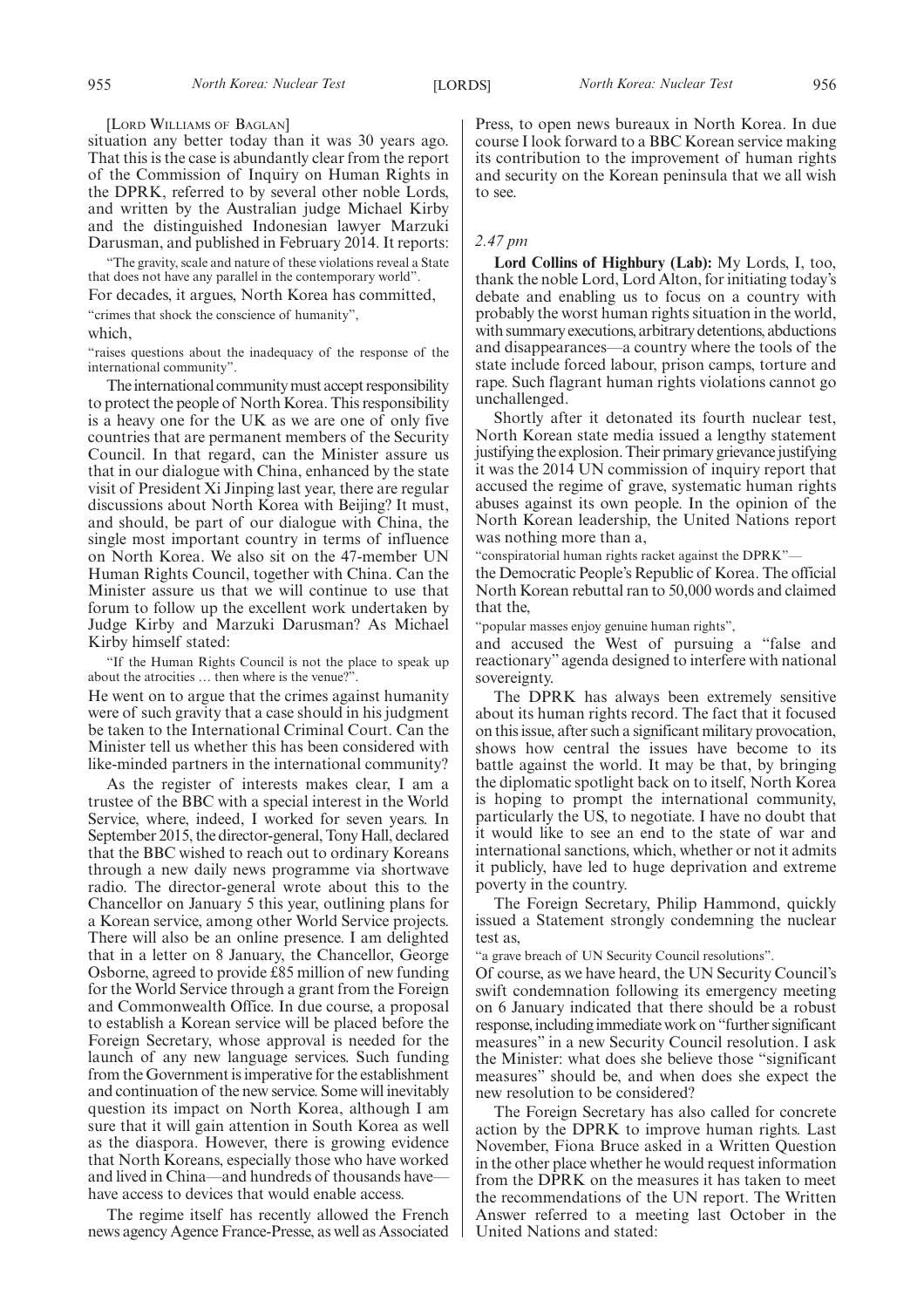[Lord Williams of Baglan]

situation any better today than it was 30 years ago. That this is the case is abundantly clear from the report of the Commission of Inquiry on Human Rights in the DPRK, referred to by several other noble Lords, and written by the Australian judge Michael Kirby and the distinguished Indonesian lawyer Marzuki Darusman, and published in February 2014. It reports:

"The gravity, scale and nature of these violations reveal a State that does not have any parallel in the contemporary world".

For decades, it argues, North Korea has committed,

"crimes that shock the conscience of humanity",

which,

"raises questions about the inadequacy of the response of the international community".

The international community must accept responsibility to protect the people of North Korea. This responsibility is a heavy one for the UK as we are one of only five countries that are permanent members of the Security Council. In that regard, can the Minister assure us that in our dialogue with China, enhanced by the state visit of President Xi Jinping last year, there are regular discussions about North Korea with Beijing? It must, and should, be part of our dialogue with China, the single most important country in terms of influence on North Korea. We also sit on the 47-member UN Human Rights Council, together with China. Can the Minister assure us that we will continue to use that forum to follow up the excellent work undertaken by Judge Kirby and Marzuki Darusman? As Michael Kirby himself stated:

"If the Human Rights Council is not the place to speak up about the atrocities … then where is the venue?".

He went on to argue that the crimes against humanity were of such gravity that a case should in his judgment be taken to the International Criminal Court. Can the Minister tell us whether this has been considered with like-minded partners in the international community?

As the register of interests makes clear, I am a trustee of the BBC with a special interest in the World Service, where, indeed, I worked for seven years. In September 2015, the director-general, Tony Hall, declared that the BBC wished to reach out to ordinary Koreans through a new daily news programme via shortwave radio. The director-general wrote about this to the Chancellor on January 5 this year, outlining plans for a Korean service, among other World Service projects. There will also be an online presence. I am delighted that in a letter on 8 January, the Chancellor, George Osborne, agreed to provide £85 million of new funding for the World Service through a grant from the Foreign and Commonwealth Office. In due course, a proposal to establish a Korean service will be placed before the Foreign Secretary, whose approval is needed for the launch of any new language services. Such funding from the Government is imperative for the establishment and continuation of the new service. Some will inevitably question its impact on North Korea, although I am sure that it will gain attention in South Korea as well as the diaspora. However, there is growing evidence that North Koreans, especially those who have worked and lived in China—and hundreds of thousands have—have access to devices that would enable access.

The regime itself has recently allowed the French news agency Agence France-Presse, as well as Associated Press, to open news bureaux in North Korea. In due course I look forward to a BBC Korean service making its contribution to the improvement of human rights and security on the Korean peninsula that we all wish to see.

*2.47 pm*

**Lord Collins of Highbury (Lab):** My Lords, I, too, thank the noble Lord, Lord Alton, for initiating today's debate and enabling us to focus on a country with probably the worst human rights situation in the world, with summary executions, arbitrary detentions, abductions and disappearances—a country where the tools of the state include forced labour, prison camps, torture and rape. Such flagrant human rights violations cannot go unchallenged.

Shortly after it detonated its fourth nuclear test, North Korean state media issued a lengthy statement justifying the explosion. Their primary grievance justifying it was the 2014 UN commission of inquiry report that accused the regime of grave, systematic human rights abuses against its own people. In the opinion of the North Korean leadership, the United Nations report was nothing more than a,

"conspiratorial human rights racket against the DPRK"—

the Democratic People's Republic of Korea. The official North Korean rebuttal ran to 50,000 words and claimed that the,

"popular masses enjoy genuine human rights",

and accused the West of pursuing a "false and reactionary" agenda designed to interfere with national sovereignty.

The DPRK has always been extremely sensitive about its human rights record. The fact that it focused on this issue, after such a significant military provocation, shows how central the issues have become to its battle against the world. It may be that, by bringing the diplomatic spotlight back on to itself, North Korea is hoping to prompt the international community, particularly the US, to negotiate. I have no doubt that it would like to see an end to the state of war and international sanctions, which, whether or not it admits it publicly, have led to huge deprivation and extreme poverty in the country.

The Foreign Secretary, Philip Hammond, quickly issued a Statement strongly condemning the nuclear test as,

"a grave breach of UN Security Council resolutions".

Of course, as we have heard, the UN Security Council's swift condemnation following its emergency meeting on 6 January indicated that there should be a robust response, including immediate work on "further significant measures" in a new Security Council resolution. I ask the Minister: what does she believe those "significant measures" should be, and when does she expect the new resolution to be considered?

The Foreign Secretary has also called for concrete action by the DPRK to improve human rights. Last November, Fiona Bruce asked in a Written Question in the other place whether he would request information from the DPRK on the measures it has taken to meet the recommendations of the UN report. The Written Answer referred to a meeting last October in the United Nations and stated: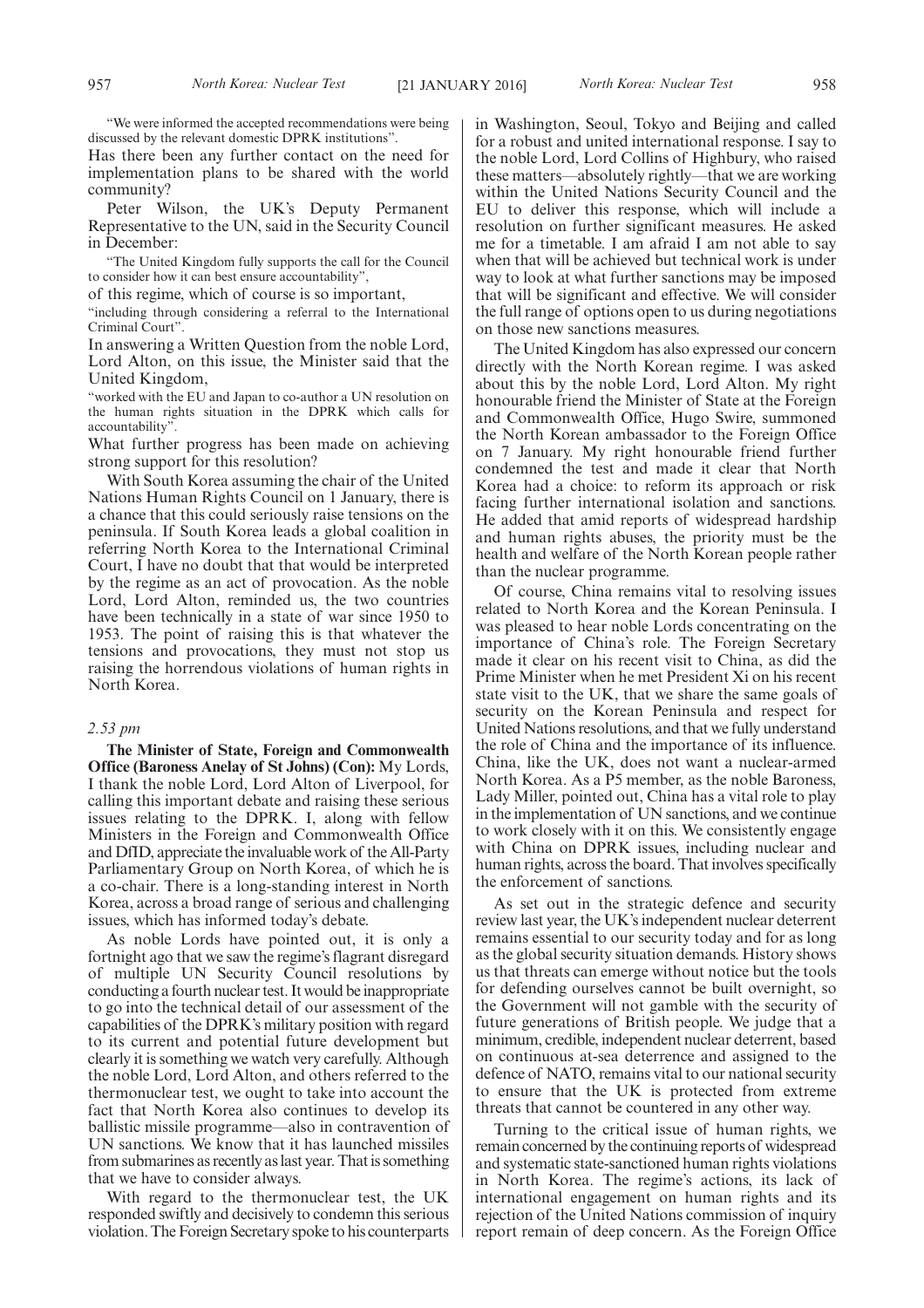"We were informed the accepted recommendations were being discussed by the relevant domestic DPRK institutions".

Has there been any further contact on the need for implementation plans to be shared with the world community?

Peter Wilson, the UK's Deputy Permanent Representative to the UN, said in the Security Council in December:

"The United Kingdom fully supports the call for the Council to consider how it can best ensure accountability",

of this regime, which of course is so important,

"including through considering a referral to the International Criminal Court".

In answering a Written Question from the noble Lord, Lord Alton, on this issue, the Minister said that the United Kingdom,

"worked with the EU and Japan to co-author a UN resolution on the human rights situation in the DPRK which calls for accountability".

What further progress has been made on achieving strong support for this resolution?

With South Korea assuming the chair of the United Nations Human Rights Council on 1 January, there is a chance that this could seriously raise tensions on the peninsula. If South Korea leads a global coalition in referring North Korea to the International Criminal Court, I have no doubt that that would be interpreted by the regime as an act of provocation. As the noble Lord, Lord Alton, reminded us, the two countries have been technically in a state of war since 1950 to 1953. The point of raising this is that whatever the tensions and provocations, they must not stop us raising the horrendous violations of human rights in North Korea.

*2.53 pm*

**The Minister of State, Foreign and Commonwealth Office (Baroness Anelay of St Johns) (Con):** My Lords, I thank the noble Lord, Lord Alton of Liverpool, for calling this important debate and raising these serious issues relating to the DPRK. I, along with fellow Ministers in the Foreign and Commonwealth Office and DfID, appreciate the invaluable work of the All-Party Parliamentary Group on North Korea, of which he is a co-chair. There is a long-standing interest in North Korea, across a broad range of serious and challenging issues, which has informed today's debate.

As noble Lords have pointed out, it is only a fortnight ago that we saw the regime's flagrant disregard of multiple UN Security Council resolutions by conducting a fourth nuclear test. It would be inappropriate to go into the technical detail of our assessment of the capabilities of the DPRK's military position with regard to its current and potential future development but clearly it is something we watch very carefully. Although the noble Lord, Lord Alton, and others referred to the thermonuclear test, we ought to take into account the fact that North Korea also continues to develop its ballistic missile programme—also in contravention of UN sanctions. We know that it has launched missiles from submarines as recently as last year. That is something that we have to consider always.

With regard to the thermonuclear test, the UK responded swiftly and decisively to condemn this serious violation. The Foreign Secretary spoke to his counterparts in Washington, Seoul, Tokyo and Beijing and called for a robust and united international response. I say to the noble Lord, Lord Collins of Highbury, who raised these matters—absolutely rightly—that we are working within the United Nations Security Council and the EU to deliver this response, which will include a resolution on further significant measures. He asked me for a timetable. I am afraid I am not able to say when that will be achieved but technical work is under way to look at what further sanctions may be imposed that will be significant and effective. We will consider the full range of options open to us during negotiations on those new sanctions measures.

The United Kingdom has also expressed our concern directly with the North Korean regime. I was asked about this by the noble Lord, Lord Alton. My right honourable friend the Minister of State at the Foreign and Commonwealth Office, Hugo Swire, summoned the North Korean ambassador to the Foreign Office on 7 January. My right honourable friend further condemned the test and made it clear that North Korea had a choice: to reform its approach or risk facing further international isolation and sanctions. He added that amid reports of widespread hardship and human rights abuses, the priority must be the health and welfare of the North Korean people rather than the nuclear programme.

Of course, China remains vital to resolving issues related to North Korea and the Korean Peninsula. I was pleased to hear noble Lords concentrating on the importance of China's role. The Foreign Secretary made it clear on his recent visit to China, as did the Prime Minister when he met President Xi on his recent state visit to the UK, that we share the same goals of security on the Korean Peninsula and respect for United Nations resolutions, and that we fully understand the role of China and the importance of its influence. China, like the UK, does not want a nuclear-armed North Korea. As a P5 member, as the noble Baroness, Lady Miller, pointed out, China has a vital role to play in the implementation of UN sanctions, and we continue to work closely with it on this. We consistently engage with China on DPRK issues, including nuclear and human rights, across the board. That involves specifically the enforcement of sanctions.

As set out in the strategic defence and security review last year, the UK's independent nuclear deterrent remains essential to our security today and for as long as the global security situation demands. History shows us that threats can emerge without notice but the tools for defending ourselves cannot be built overnight, so the Government will not gamble with the security of future generations of British people. We judge that a minimum, credible, independent nuclear deterrent, based on continuous at-sea deterrence and assigned to the defence of NATO, remains vital to our national security to ensure that the UK is protected from extreme threats that cannot be countered in any other way.

Turning to the critical issue of human rights, we remain concerned by the continuing reports of widespread and systematic state-sanctioned human rights violations in North Korea. The regime's actions, its lack of international engagement on human rights and its rejection of the United Nations commission of inquiry report remain of deep concern. As the Foreign Office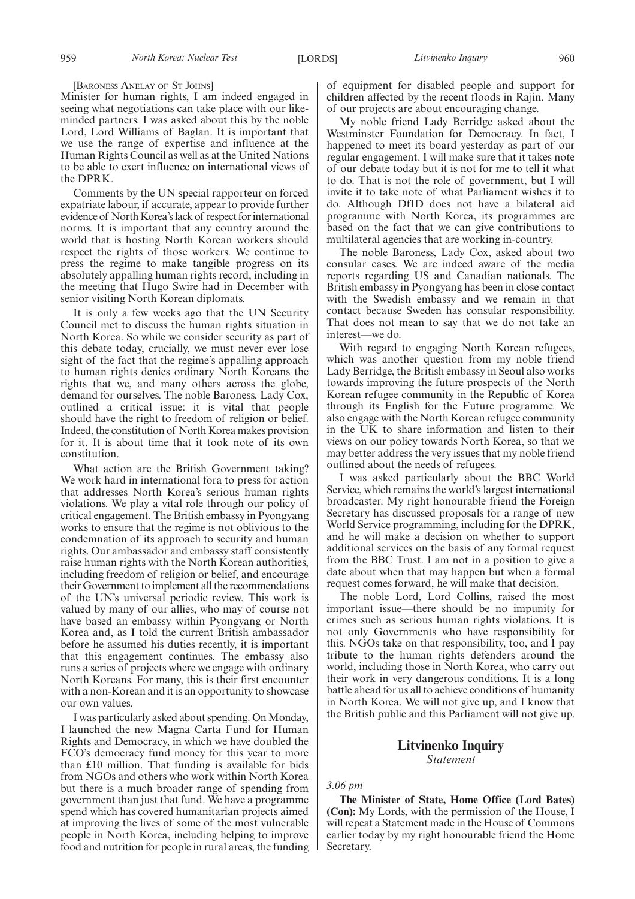[BARONESS ANELAY OF ST JOHNS]

Minister for human rights, I am indeed engaged in seeing what negotiations can take place with our like-minded partners. I was asked about this by the noble Lord, Lord Williams of Baglan. It is important that we use the range of expertise and influence at the Human Rights Council as well as at the United Nations to be able to exert influence on international views of the DPRK.

Comments by the UN special rapporteur on forced expatriate labour, if accurate, appear to provide further evidence of North Korea's lack of respect for international norms. It is important that any country around the world that is hosting North Korean workers should respect the rights of those workers. We continue to press the regime to make tangible progress on its absolutely appalling human rights record, including in the meeting that Hugo Swire had in December with senior visiting North Korean diplomats.

It is only a few weeks ago that the UN Security Council met to discuss the human rights situation in North Korea. So while we consider security as part of this debate today, crucially, we must never ever lose sight of the fact that the regime's appalling approach to human rights denies ordinary North Koreans the rights that we, and many others across the globe, demand for ourselves. The noble Baroness, Lady Cox, outlined a critical issue: it is vital that people should have the right to freedom of religion or belief. Indeed, the constitution of North Korea makes provision for it. It is about time that it took note of its own constitution.

What action are the British Government taking? We work hard in international fora to press for action that addresses North Korea's serious human rights violations. We play a vital role through our policy of critical engagement. The British embassy in Pyongyang works to ensure that the regime is not oblivious to the condemnation of its approach to security and human rights. Our ambassador and embassy staff consistently raise human rights with the North Korean authorities, including freedom of religion or belief, and encourage their Government to implement all the recommendations of the UN's universal periodic review. This work is valued by many of our allies, who may of course not have based an embassy within Pyongyang or North Korea and, as I told the current British ambassador before he assumed his duties recently, it is important that this engagement continues. The embassy also runs a series of projects where we engage with ordinary North Koreans. For many, this is their first encounter with a non-Korean and it is an opportunity to showcase our own values.

I was particularly asked about spending. On Monday, I launched the new Magna Carta Fund for Human Rights and Democracy, in which we have doubled the FCO's democracy fund money for this year to more than £10 million. That funding is available for bids from NGOs and others who work within North Korea but there is a much broader range of spending from government than just that fund. We have a programme spend which has covered humanitarian projects aimed at improving the lives of some of the most vulnerable people in North Korea, including helping to improve food and nutrition for people in rural areas, the funding of equipment for disabled people and support for children affected by the recent floods in Rajin. Many of our projects are about encouraging change.

My noble friend Lady Berridge asked about the Westminster Foundation for Democracy. In fact, I happened to meet its board yesterday as part of our regular engagement. I will make sure that it takes note of our debate today but it is not for me to tell it what to do. That is not the role of government, but I will invite it to take note of what Parliament wishes it to do. Although DfID does not have a bilateral aid programme with North Korea, its programmes are based on the fact that we can give contributions to multilateral agencies that are working in-country.

The noble Baroness, Lady Cox, asked about two consular cases. We are indeed aware of the media reports regarding US and Canadian nationals. The British embassy in Pyongyang has been in close contact with the Swedish embassy and we remain in that contact because Sweden has consular responsibility. That does not mean to say that we do not take an interest—we do.

With regard to engaging North Korean refugees, which was another question from my noble friend Lady Berridge, the British embassy in Seoul also works towards improving the future prospects of the North Korean refugee community in the Republic of Korea through its English for the Future programme. We also engage with the North Korean refugee community in the UK to share information and listen to their views on our policy towards North Korea, so that we may better address the very issues that my noble friend outlined about the needs of refugees.

I was asked particularly about the BBC World Service, which remains the world's largest international broadcaster. My right honourable friend the Foreign Secretary has discussed proposals for a range of new World Service programming, including for the DPRK, and he will make a decision on whether to support additional services on the basis of any formal request from the BBC Trust. I am not in a position to give a date about when that may happen but when a formal request comes forward, he will make that decision.

The noble Lord, Lord Collins, raised the most important issue—there should be no impunity for crimes such as serious human rights violations. It is not only Governments who have responsibility for this. NGOs take on that responsibility, too, and I pay tribute to the human rights defenders around the world, including those in North Korea, who carry out their work in very dangerous conditions. It is a long battle ahead for us all to achieve conditions of humanity in North Korea. We will not give up, and I know that the British public and this Parliament will not give up.

## Litvinenko Inquiry

*Statement*

*3.06 pm*

**The Minister of State, Home Office (Lord Bates) (Con):** My Lords, with the permission of the House, I will repeat a Statement made in the House of Commons earlier today by my right honourable friend the Home Secretary.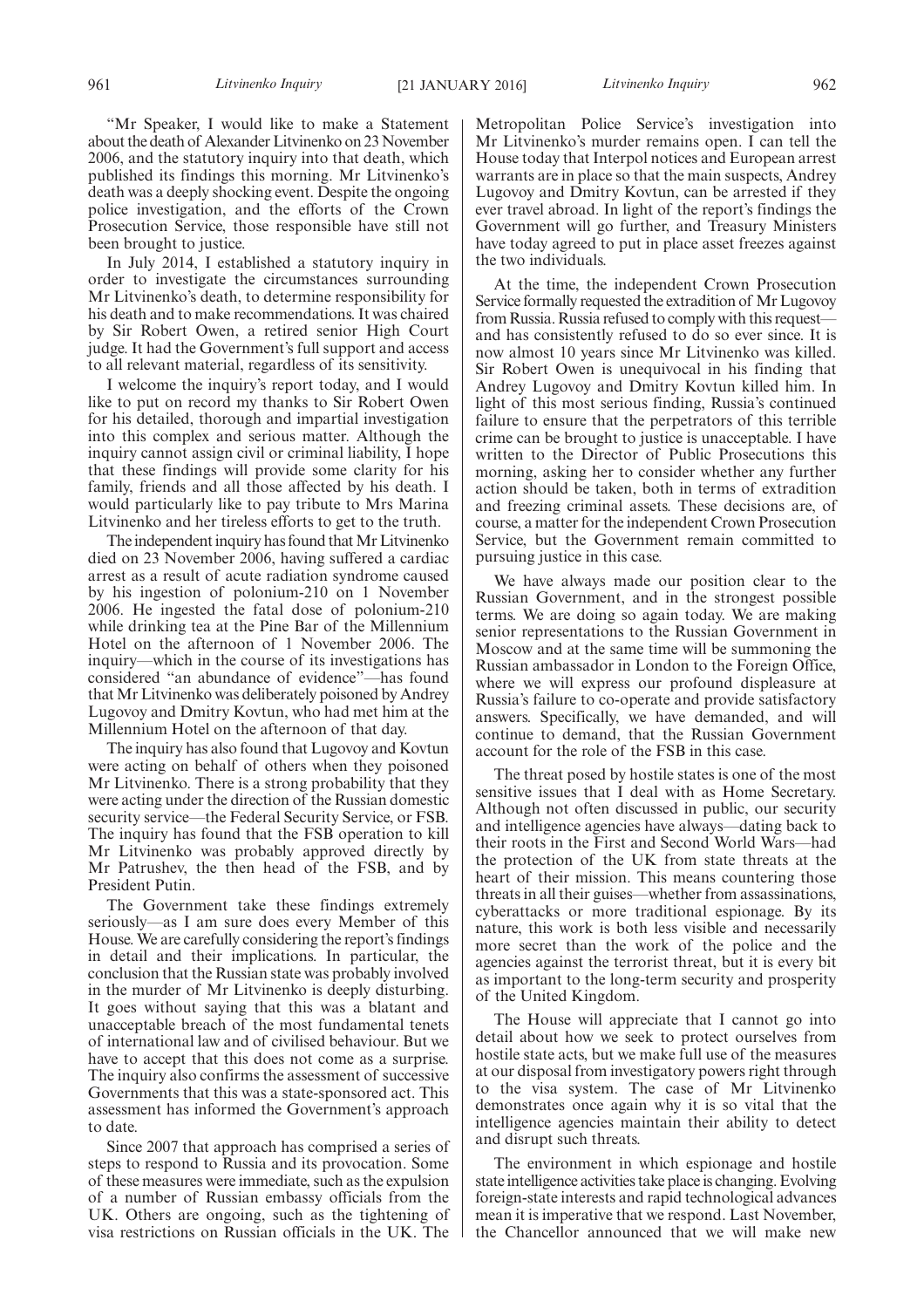"Mr Speaker, I would like to make a Statement about the death of Alexander Litvinenko on 23 November 2006, and the statutory inquiry into that death, which published its findings this morning. Mr Litvinenko's death was a deeply shocking event. Despite the ongoing police investigation, and the efforts of the Crown Prosecution Service, those responsible have still not been brought to justice.

In July 2014, I established a statutory inquiry in order to investigate the circumstances surrounding Mr Litvinenko's death, to determine responsibility for his death and to make recommendations. It was chaired by Sir Robert Owen, a retired senior High Court judge. It had the Government's full support and access to all relevant material, regardless of its sensitivity.

I welcome the inquiry's report today, and I would like to put on record my thanks to Sir Robert Owen for his detailed, thorough and impartial investigation into this complex and serious matter. Although the inquiry cannot assign civil or criminal liability, I hope that these findings will provide some clarity for his family, friends and all those affected by his death. I would particularly like to pay tribute to Mrs Marina Litvinenko and her tireless efforts to get to the truth.

The independent inquiry has found that Mr Litvinenko died on 23 November 2006, having suffered a cardiac arrest as a result of acute radiation syndrome caused by his ingestion of polonium-210 on 1 November 2006. He ingested the fatal dose of polonium-210 while drinking tea at the Pine Bar of the Millennium Hotel on the afternoon of 1 November 2006. The inquiry—which in the course of its investigations has considered "an abundance of evidence"—has found that Mr Litvinenko was deliberately poisoned by Andrey Lugovoy and Dmitry Kovtun, who had met him at the Millennium Hotel on the afternoon of that day.

The inquiry has also found that Lugovoy and Kovtun were acting on behalf of others when they poisoned Mr Litvinenko. There is a strong probability that they were acting under the direction of the Russian domestic security service—the Federal Security Service, or FSB. The inquiry has found that the FSB operation to kill Mr Litvinenko was probably approved directly by Mr Patrushev, the then head of the FSB, and by President Putin.

The Government take these findings extremely seriously—as I am sure does every Member of this House. We are carefully considering the report's findings in detail and their implications. In particular, the conclusion that the Russian state was probably involved in the murder of Mr Litvinenko is deeply disturbing. It goes without saying that this was a blatant and unacceptable breach of the most fundamental tenets of international law and of civilised behaviour. But we have to accept that this does not come as a surprise. The inquiry also confirms the assessment of successive Governments that this was a state-sponsored act. This assessment has informed the Government's approach to date.

Since 2007 that approach has comprised a series of steps to respond to Russia and its provocation. Some of these measures were immediate, such as the expulsion of a number of Russian embassy officials from the UK. Others are ongoing, such as the tightening of visa restrictions on Russian officials in the UK. The Metropolitan Police Service's investigation into Mr Litvinenko's murder remains open. I can tell the House today that Interpol notices and European arrest warrants are in place so that the main suspects, Andrey Lugovoy and Dmitry Kovtun, can be arrested if they ever travel abroad. In light of the report's findings the Government will go further, and Treasury Ministers have today agreed to put in place asset freezes against the two individuals.

At the time, the independent Crown Prosecution Service formally requested the extradition of Mr Lugovoy from Russia. Russia refused to comply with this request—and has consistently refused to do so ever since. It is now almost 10 years since Mr Litvinenko was killed. Sir Robert Owen is unequivocal in his finding that Andrey Lugovoy and Dmitry Kovtun killed him. In light of this most serious finding, Russia's continued failure to ensure that the perpetrators of this terrible crime can be brought to justice is unacceptable. I have written to the Director of Public Prosecutions this morning, asking her to consider whether any further action should be taken, both in terms of extradition and freezing criminal assets. These decisions are, of course, a matter for the independent Crown Prosecution Service, but the Government remain committed to pursuing justice in this case.

We have always made our position clear to the Russian Government, and in the strongest possible terms. We are doing so again today. We are making senior representations to the Russian Government in Moscow and at the same time will be summoning the Russian ambassador in London to the Foreign Office, where we will express our profound displeasure at Russia's failure to co-operate and provide satisfactory answers. Specifically, we have demanded, and will continue to demand, that the Russian Government account for the role of the FSB in this case.

The threat posed by hostile states is one of the most sensitive issues that I deal with as Home Secretary. Although not often discussed in public, our security and intelligence agencies have always—dating back to their roots in the First and Second World Wars—had the protection of the UK from state threats at the heart of their mission. This means countering those threats in all their guises—whether from assassinations, cyberattacks or more traditional espionage. By its nature, this work is both less visible and necessarily more secret than the work of the police and the agencies against the terrorist threat, but it is every bit as important to the long-term security and prosperity of the United Kingdom.

The House will appreciate that I cannot go into detail about how we seek to protect ourselves from hostile state acts, but we make full use of the measures at our disposal from investigatory powers right through to the visa system. The case of Mr Litvinenko demonstrates once again why it is so vital that the intelligence agencies maintain their ability to detect and disrupt such threats.

The environment in which espionage and hostile state intelligence activities take place is changing. Evolving foreign-state interests and rapid technological advances mean it is imperative that we respond. Last November, the Chancellor announced that we will make new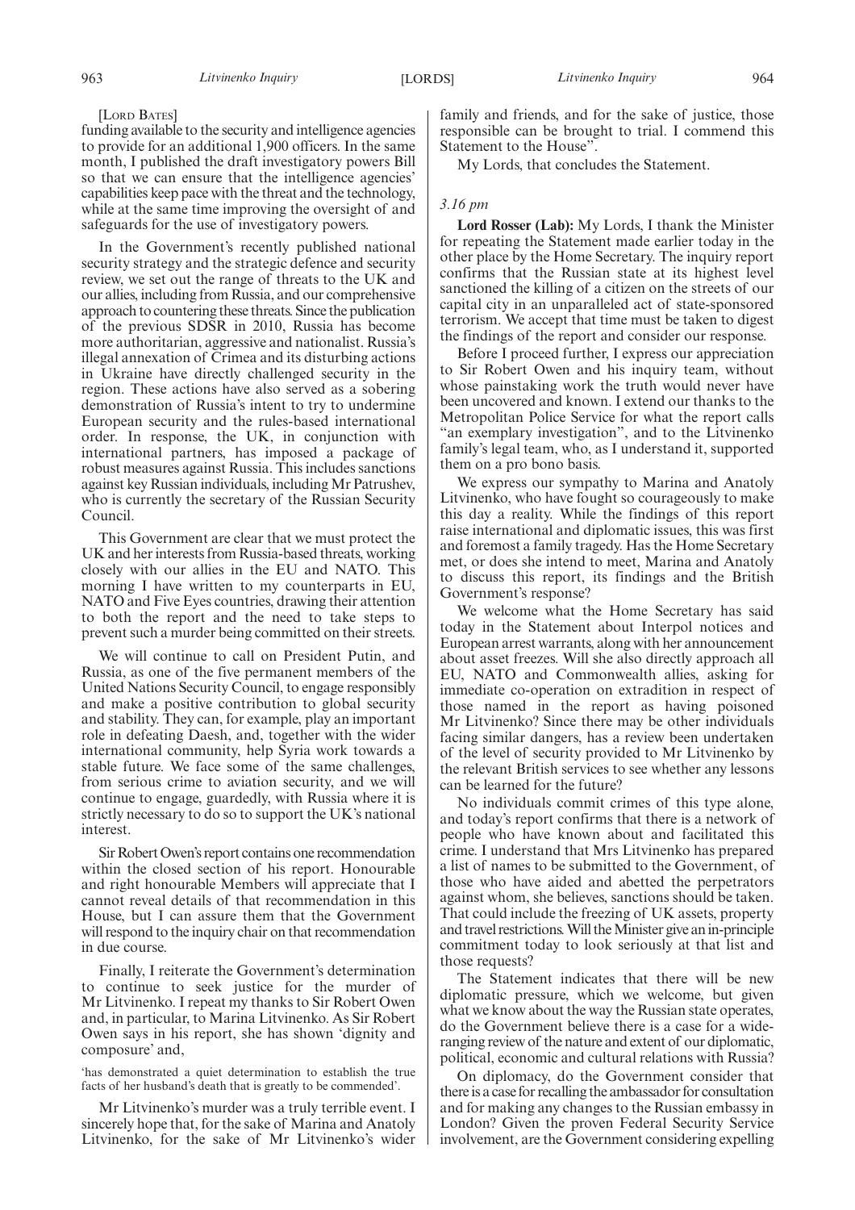[LORD BATES]

funding available to the security and intelligence agencies to provide for an additional 1,900 officers. In the same month, I published the draft investigatory powers Bill so that we can ensure that the intelligence agencies' capabilities keep pace with the threat and the technology, while at the same time improving the oversight of and safeguards for the use of investigatory powers.

In the Government's recently published national security strategy and the strategic defence and security review, we set out the range of threats to the UK and our allies, including from Russia, and our comprehensive approach to countering these threats. Since the publication of the previous SDSR in 2010, Russia has become more authoritarian, aggressive and nationalist. Russia's illegal annexation of Crimea and its disturbing actions in Ukraine have directly challenged security in the region. These actions have also served as a sobering demonstration of Russia's intent to try to undermine European security and the rules-based international order. In response, the UK, in conjunction with international partners, has imposed a package of robust measures against Russia. This includes sanctions against key Russian individuals, including Mr Patrushev, who is currently the secretary of the Russian Security Council.

This Government are clear that we must protect the UK and her interests from Russia-based threats, working closely with our allies in the EU and NATO. This morning I have written to my counterparts in EU, NATO and Five Eyes countries, drawing their attention to both the report and the need to take steps to prevent such a murder being committed on their streets.

We will continue to call on President Putin, and Russia, as one of the five permanent members of the United Nations Security Council, to engage responsibly and make a positive contribution to global security and stability. They can, for example, play an important role in defeating Daesh, and, together with the wider international community, help Syria work towards a stable future. We face some of the same challenges, from serious crime to aviation security, and we will continue to engage, guardedly, with Russia where it is strictly necessary to do so to support the UK's national interest.

Sir Robert Owen's report contains one recommendation within the closed section of his report. Honourable and right honourable Members will appreciate that I cannot reveal details of that recommendation in this House, but I can assure them that the Government will respond to the inquiry chair on that recommendation in due course.

Finally, I reiterate the Government's determination to continue to seek justice for the murder of Mr Litvinenko. I repeat my thanks to Sir Robert Owen and, in particular, to Marina Litvinenko. As Sir Robert Owen says in his report, she has shown 'dignity and composure' and,

'has demonstrated a quiet determination to establish the true facts of her husband's death that is greatly to be commended'.

Mr Litvinenko's murder was a truly terrible event. I sincerely hope that, for the sake of Marina and Anatoly Litvinenko, for the sake of Mr Litvinenko's wider family and friends, and for the sake of justice, those responsible can be brought to trial. I commend this Statement to the House".

My Lords, that concludes the Statement.

*3.16 pm*

**Lord Rosser (Lab):** My Lords, I thank the Minister for repeating the Statement made earlier today in the other place by the Home Secretary. The inquiry report confirms that the Russian state at its highest level sanctioned the killing of a citizen on the streets of our capital city in an unparalleled act of state-sponsored terrorism. We accept that time must be taken to digest the findings of the report and consider our response.

Before I proceed further, I express our appreciation to Sir Robert Owen and his inquiry team, without whose painstaking work the truth would never have been uncovered and known. I extend our thanks to the Metropolitan Police Service for what the report calls "an exemplary investigation", and to the Litvinenko family's legal team, who, as I understand it, supported them on a pro bono basis.

We express our sympathy to Marina and Anatoly Litvinenko, who have fought so courageously to make this day a reality. While the findings of this report raise international and diplomatic issues, this was first and foremost a family tragedy. Has the Home Secretary met, or does she intend to meet, Marina and Anatoly to discuss this report, its findings and the British Government's response?

We welcome what the Home Secretary has said today in the Statement about Interpol notices and European arrest warrants, along with her announcement about asset freezes. Will she also directly approach all EU, NATO and Commonwealth allies, asking for immediate co-operation on extradition in respect of those named in the report as having poisoned Mr Litvinenko? Since there may be other individuals facing similar dangers, has a review been undertaken of the level of security provided to Mr Litvinenko by the relevant British services to see whether any lessons can be learned for the future?

No individuals commit crimes of this type alone, and today's report confirms that there is a network of people who have known about and facilitated this crime. I understand that Mrs Litvinenko has prepared a list of names to be submitted to the Government, of those who have aided and abetted the perpetrators against whom, she believes, sanctions should be taken. That could include the freezing of UK assets, property and travel restrictions. Will the Minister give an in-principle commitment today to look seriously at that list and those requests?

The Statement indicates that there will be new diplomatic pressure, which we welcome, but given what we know about the way the Russian state operates, do the Government believe there is a case for a wide-ranging review of the nature and extent of our diplomatic, political, economic and cultural relations with Russia?

On diplomacy, do the Government consider that there is a case for recalling the ambassador for consultation and for making any changes to the Russian embassy in London? Given the proven Federal Security Service involvement, are the Government considering expelling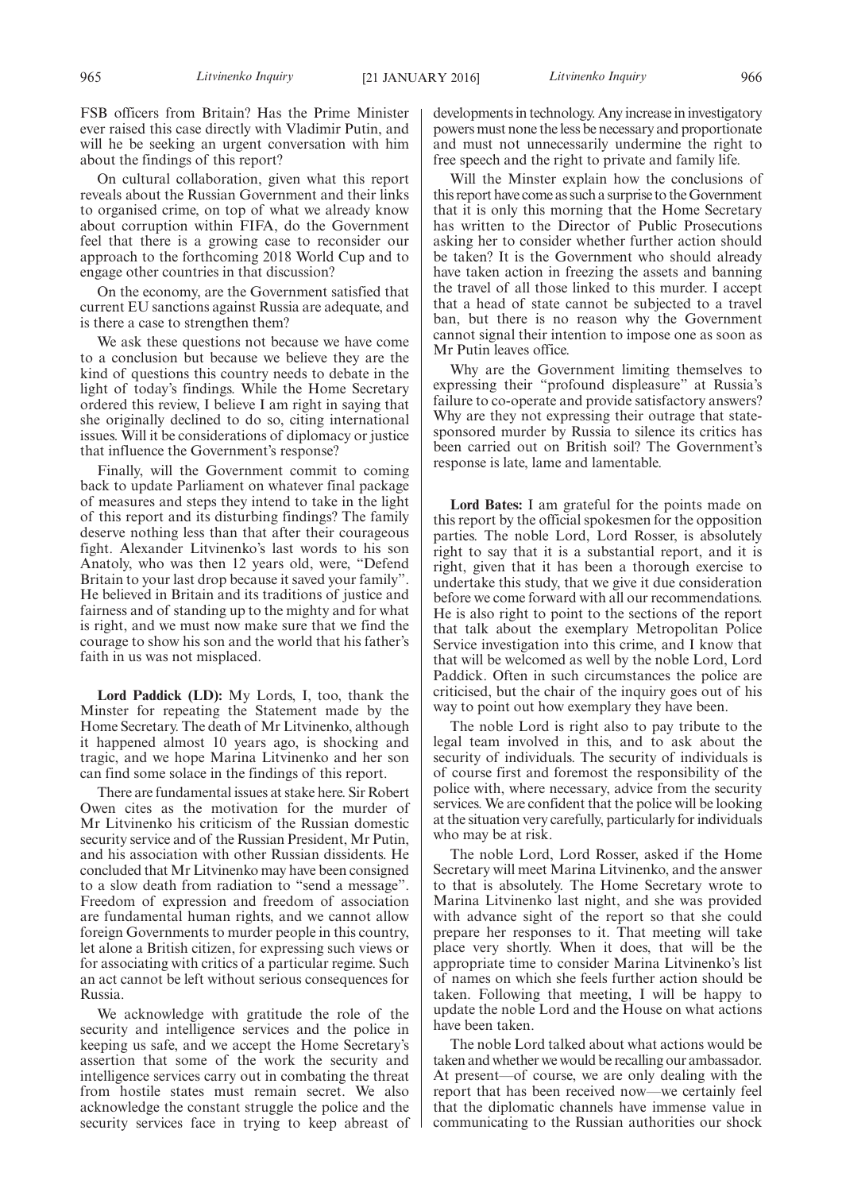FSB officers from Britain? Has the Prime Minister ever raised this case directly with Vladimir Putin, and will he be seeking an urgent conversation with him about the findings of this report?

On cultural collaboration, given what this report reveals about the Russian Government and their links to organised crime, on top of what we already know about corruption within FIFA, do the Government feel that there is a growing case to reconsider our approach to the forthcoming 2018 World Cup and to engage other countries in that discussion?

On the economy, are the Government satisfied that current EU sanctions against Russia are adequate, and is there a case to strengthen them?

We ask these questions not because we have come to a conclusion but because we believe they are the kind of questions this country needs to debate in the light of today's findings. While the Home Secretary ordered this review, I believe I am right in saying that she originally declined to do so, citing international issues. Will it be considerations of diplomacy or justice that influence the Government's response?

Finally, will the Government commit to coming back to update Parliament on whatever final package of measures and steps they intend to take in the light of this report and its disturbing findings? The family deserve nothing less than that after their courageous fight. Alexander Litvinenko's last words to his son Anatoly, who was then 12 years old, were, "Defend Britain to your last drop because it saved your family". He believed in Britain and its traditions of justice and fairness and of standing up to the mighty and for what is right, and we must now make sure that we find the courage to show his son and the world that his father's faith in us was not misplaced.

**Lord Paddick (LD):** My Lords, I, too, thank the Minster for repeating the Statement made by the Home Secretary. The death of Mr Litvinenko, although it happened almost 10 years ago, is shocking and tragic, and we hope Marina Litvinenko and her son can find some solace in the findings of this report.

There are fundamental issues at stake here. Sir Robert Owen cites as the motivation for the murder of Mr Litvinenko his criticism of the Russian domestic security service and of the Russian President, Mr Putin, and his association with other Russian dissidents. He concluded that Mr Litvinenko may have been consigned to a slow death from radiation to "send a message". Freedom of expression and freedom of association are fundamental human rights, and we cannot allow foreign Governments to murder people in this country, let alone a British citizen, for expressing such views or for associating with critics of a particular regime. Such an act cannot be left without serious consequences for Russia.

We acknowledge with gratitude the role of the security and intelligence services and the police in keeping us safe, and we accept the Home Secretary's assertion that some of the work the security and intelligence services carry out in combating the threat from hostile states must remain secret. We also acknowledge the constant struggle the police and the security services face in trying to keep abreast of developments in technology. Any increase in investigatory powers must none the less be necessary and proportionate and must not unnecessarily undermine the right to free speech and the right to private and family life.

Will the Minster explain how the conclusions of this report have come as such a surprise to the Government that it is only this morning that the Home Secretary has written to the Director of Public Prosecutions asking her to consider whether further action should be taken? It is the Government who should already have taken action in freezing the assets and banning the travel of all those linked to this murder. I accept that a head of state cannot be subjected to a travel ban, but there is no reason why the Government cannot signal their intention to impose one as soon as Mr Putin leaves office.

Why are the Government limiting themselves to expressing their "profound displeasure" at Russia's failure to co-operate and provide satisfactory answers? Why are they not expressing their outrage that state-sponsored murder by Russia to silence its critics has been carried out on British soil? The Government's response is late, lame and lamentable.

**Lord Bates:** I am grateful for the points made on this report by the official spokesmen for the opposition parties. The noble Lord, Lord Rosser, is absolutely right to say that it is a substantial report, and it is right, given that it has been a thorough exercise to undertake this study, that we give it due consideration before we come forward with all our recommendations. He is also right to point to the sections of the report that talk about the exemplary Metropolitan Police Service investigation into this crime, and I know that that will be welcomed as well by the noble Lord, Lord Paddick. Often in such circumstances the police are criticised, but the chair of the inquiry goes out of his way to point out how exemplary they have been.

The noble Lord is right also to pay tribute to the legal team involved in this, and to ask about the security of individuals. The security of individuals is of course first and foremost the responsibility of the police with, where necessary, advice from the security services. We are confident that the police will be looking at the situation very carefully, particularly for individuals who may be at risk.

The noble Lord, Lord Rosser, asked if the Home Secretary will meet Marina Litvinenko, and the answer to that is absolutely. The Home Secretary wrote to Marina Litvinenko last night, and she was provided with advance sight of the report so that she could prepare her responses to it. That meeting will take place very shortly. When it does, that will be the appropriate time to consider Marina Litvinenko's list of names on which she feels further action should be taken. Following that meeting, I will be happy to update the noble Lord and the House on what actions have been taken.

The noble Lord talked about what actions would be taken and whether we would be recalling our ambassador. At present—of course, we are only dealing with the report that has been received now—we certainly feel that the diplomatic channels have immense value in communicating to the Russian authorities our shock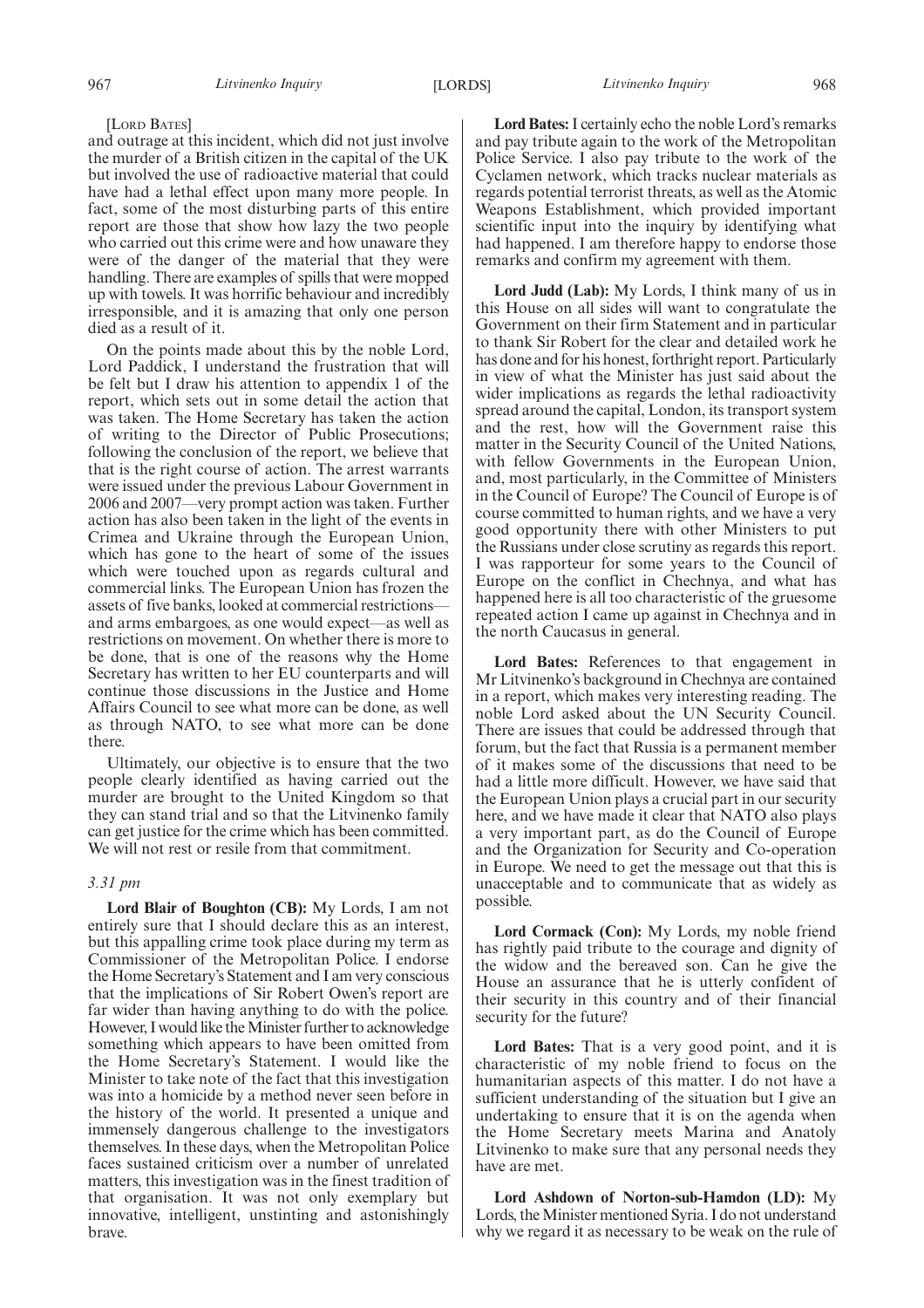[LORD BATES]

and outrage at this incident, which did not just involve the murder of a British citizen in the capital of the UK but involved the use of radioactive material that could have had a lethal effect upon many more people. In fact, some of the most disturbing parts of this entire report are those that show how lazy the two people who carried out this crime were and how unaware they were of the danger of the material that they were handling. There are examples of spills that were mopped up with towels. It was horrific behaviour and incredibly irresponsible, and it is amazing that only one person died as a result of it.

On the points made about this by the noble Lord, Lord Paddick, I understand the frustration that will be felt but I draw his attention to appendix 1 of the report, which sets out in some detail the action that was taken. The Home Secretary has taken the action of writing to the Director of Public Prosecutions; following the conclusion of the report, we believe that that is the right course of action. The arrest warrants were issued under the previous Labour Government in 2006 and 2007—very prompt action was taken. Further action has also been taken in the light of the events in Crimea and Ukraine through the European Union, which has gone to the heart of some of the issues which were touched upon as regards cultural and commercial links. The European Union has frozen the assets of five banks, looked at commercial restrictions—and arms embargoes, as one would expect—as well as restrictions on movement. On whether there is more to be done, that is one of the reasons why the Home Secretary has written to her EU counterparts and will continue those discussions in the Justice and Home Affairs Council to see what more can be done, as well as through NATO, to see what more can be done there.

Ultimately, our objective is to ensure that the two people clearly identified as having carried out the murder are brought to the United Kingdom so that they can stand trial and so that the Litvinenko family can get justice for the crime which has been committed. We will not rest or resile from that commitment.

*3.31 pm*

**Lord Blair of Boughton (CB):** My Lords, I am not entirely sure that I should declare this as an interest, but this appalling crime took place during my term as Commissioner of the Metropolitan Police. I endorse the Home Secretary's Statement and I am very conscious that the implications of Sir Robert Owen's report are far wider than having anything to do with the police. However, I would like the Minister further to acknowledge something which appears to have been omitted from the Home Secretary's Statement. I would like the Minister to take note of the fact that this investigation was into a homicide by a method never seen before in the history of the world. It presented a unique and immensely dangerous challenge to the investigators themselves. In these days, when the Metropolitan Police faces sustained criticism over a number of unrelated matters, this investigation was in the finest tradition of that organisation. It was not only exemplary but innovative, intelligent, unstinting and astonishingly brave.

**Lord Bates:** I certainly echo the noble Lord's remarks and pay tribute again to the work of the Metropolitan Police Service. I also pay tribute to the work of the Cyclamen network, which tracks nuclear materials as regards potential terrorist threats, as well as the Atomic Weapons Establishment, which provided important scientific input into the inquiry by identifying what had happened. I am therefore happy to endorse those remarks and confirm my agreement with them.

**Lord Judd (Lab):** My Lords, I think many of us in this House on all sides will want to congratulate the Government on their firm Statement and in particular to thank Sir Robert for the clear and detailed work he has done and for his honest, forthright report. Particularly in view of what the Minister has just said about the wider implications as regards the lethal radioactivity spread around the capital, London, its transport system and the rest, how will the Government raise this matter in the Security Council of the United Nations, with fellow Governments in the European Union, and, most particularly, in the Committee of Ministers in the Council of Europe? The Council of Europe is of course committed to human rights, and we have a very good opportunity there with other Ministers to put the Russians under close scrutiny as regards this report. I was rapporteur for some years to the Council of Europe on the conflict in Chechnya, and what has happened here is all too characteristic of the gruesome repeated action I came up against in Chechnya and in the north Caucasus in general.

**Lord Bates:** References to that engagement in Mr Litvinenko's background in Chechnya are contained in a report, which makes very interesting reading. The noble Lord asked about the UN Security Council. There are issues that could be addressed through that forum, but the fact that Russia is a permanent member of it makes some of the discussions that need to be had a little more difficult. However, we have said that the European Union plays a crucial part in our security here, and we have made it clear that NATO also plays a very important part, as do the Council of Europe and the Organization for Security and Co-operation in Europe. We need to get the message out that this is unacceptable and to communicate that as widely as possible.

**Lord Cormack (Con):** My Lords, my noble friend has rightly paid tribute to the courage and dignity of the widow and the bereaved son. Can he give the House an assurance that he is utterly confident of their security in this country and of their financial security for the future?

**Lord Bates:** That is a very good point, and it is characteristic of my noble friend to focus on the humanitarian aspects of this matter. I do not have a sufficient understanding of the situation but I give an undertaking to ensure that it is on the agenda when the Home Secretary meets Marina and Anatoly Litvinenko to make sure that any personal needs they have are met.

**Lord Ashdown of Norton-sub-Hamdon (LD):** My Lords, the Minister mentioned Syria. I do not understand why we regard it as necessary to be weak on the rule of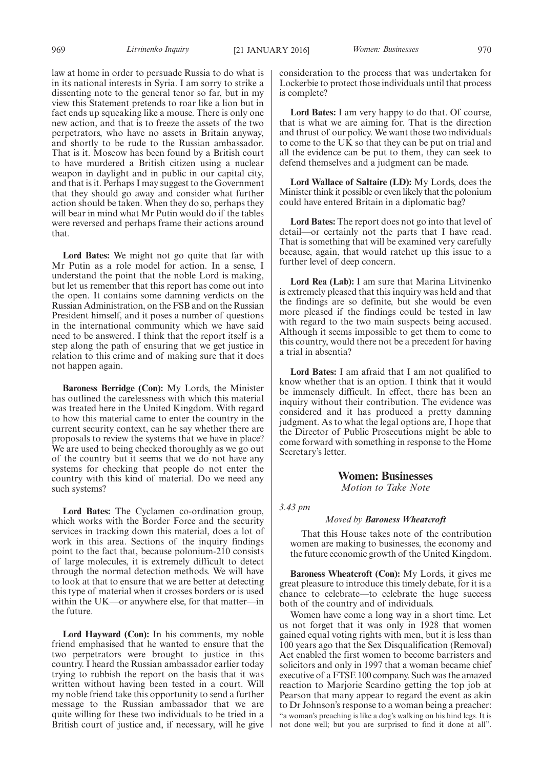law at home in order to persuade Russia to do what is in its national interests in Syria. I am sorry to strike a dissenting note to the general tenor so far, but in my view this Statement pretends to roar like a lion but in fact ends up squeaking like a mouse. There is only one new action, and that is to freeze the assets of the two perpetrators, who have no assets in Britain anyway, and shortly to be rude to the Russian ambassador. That is it. Moscow has been found by a British court to have murdered a British citizen using a nuclear weapon in daylight and in public in our capital city, and that is it. Perhaps I may suggest to the Government that they should go away and consider what further action should be taken. When they do so, perhaps they will bear in mind what Mr Putin would do if the tables were reversed and perhaps frame their actions around that.

**Lord Bates:** We might not go quite that far with Mr Putin as a role model for action. In a sense, I understand the point that the noble Lord is making, but let us remember that this report has come out into the open. It contains some damning verdicts on the Russian Administration, on the FSB and on the Russian President himself, and it poses a number of questions in the international community which we have said need to be answered. I think that the report itself is a step along the path of ensuring that we get justice in relation to this crime and of making sure that it does not happen again.

**Baroness Berridge (Con):** My Lords, the Minister has outlined the carelessness with which this material was treated here in the United Kingdom. With regard to how this material came to enter the country in the current security context, can he say whether there are proposals to review the systems that we have in place? We are used to being checked thoroughly as we go out of the country but it seems that we do not have any systems for checking that people do not enter the country with this kind of material. Do we need any such systems?

**Lord Bates:** The Cyclamen co-ordination group, which works with the Border Force and the security services in tracking down this material, does a lot of work in this area. Sections of the inquiry findings point to the fact that, because polonium-210 consists of large molecules, it is extremely difficult to detect through the normal detection methods. We will have to look at that to ensure that we are better at detecting this type of material when it crosses borders or is used within the UK—or anywhere else, for that matter—in the future.

**Lord Hayward (Con):** In his comments, my noble friend emphasised that he wanted to ensure that the two perpetrators were brought to justice in this country. I heard the Russian ambassador earlier today trying to rubbish the report on the basis that it was written without having been tested in a court. Will my noble friend take this opportunity to send a further message to the Russian ambassador that we are quite willing for these two individuals to be tried in a British court of justice and, if necessary, will he give consideration to the process that was undertaken for Lockerbie to protect those individuals until that process is complete?

**Lord Bates:** I am very happy to do that. Of course, that is what we are aiming for. That is the direction and thrust of our policy. We want those two individuals to come to the UK so that they can be put on trial and all the evidence can be put to them, they can seek to defend themselves and a judgment can be made.

**Lord Wallace of Saltaire (LD):** My Lords, does the Minister think it possible or even likely that the polonium could have entered Britain in a diplomatic bag?

**Lord Bates:** The report does not go into that level of detail—or certainly not the parts that I have read. That is something that will be examined very carefully because, again, that would ratchet up this issue to a further level of deep concern.

**Lord Rea (Lab):** I am sure that Marina Litvinenko is extremely pleased that this inquiry was held and that the findings are so definite, but she would be even more pleased if the findings could be tested in law with regard to the two main suspects being accused. Although it seems impossible to get them to come to this country, would there not be a precedent for having a trial in absentia?

**Lord Bates:** I am afraid that I am not qualified to know whether that is an option. I think that it would be immensely difficult. In effect, there has been an inquiry without their contribution. The evidence was considered and it has produced a pretty damning judgment. As to what the legal options are, I hope that the Director of Public Prosecutions might be able to come forward with something in response to the Home Secretary's letter.

## Women: Businesses

*Motion to Take Note*

*3.43 pm*

*Moved by **Baroness Wheatcroft***

That this House takes note of the contribution women are making to businesses, the economy and the future economic growth of the United Kingdom.

**Baroness Wheatcroft (Con):** My Lords, it gives me great pleasure to introduce this timely debate, for it is a chance to celebrate—to celebrate the huge success both of the country and of individuals.

Women have come a long way in a short time. Let us not forget that it was only in 1928 that women gained equal voting rights with men, but it is less than 100 years ago that the Sex Disqualification (Removal) Act enabled the first women to become barristers and solicitors and only in 1997 that a woman became chief executive of a FTSE 100 company. Such was the amazed reaction to Marjorie Scardino getting the top job at Pearson that many appear to regard the event as akin to Dr Johnson's response to a woman being a preacher: "a woman's preaching is like a dog's walking on his hind legs. It is not done well; but you are surprised to find it done at all".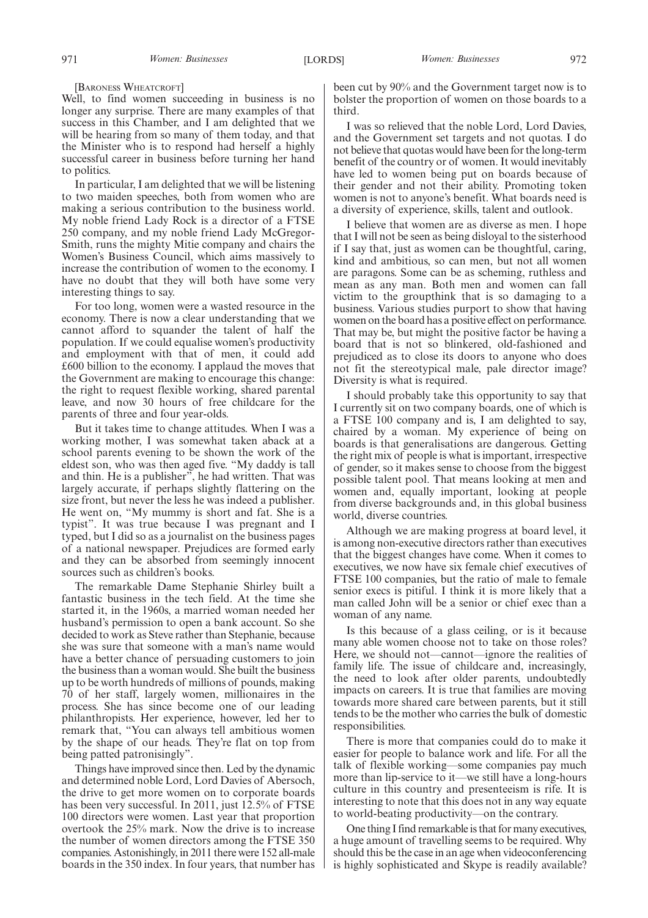[Baroness Wheatcroft]

Well, to find women succeeding in business is no longer any surprise. There are many examples of that success in this Chamber, and I am delighted that we will be hearing from so many of them today, and that the Minister who is to respond had herself a highly successful career in business before turning her hand to politics.

In particular, I am delighted that we will be listening to two maiden speeches, both from women who are making a serious contribution to the business world. My noble friend Lady Rock is a director of a FTSE 250 company, and my noble friend Lady McGregor-Smith, runs the mighty Mitie company and chairs the Women's Business Council, which aims massively to increase the contribution of women to the economy. I have no doubt that they will both have some very interesting things to say.

For too long, women were a wasted resource in the economy. There is now a clear understanding that we cannot afford to squander the talent of half the population. If we could equalise women's productivity and employment with that of men, it could add £600 billion to the economy. I applaud the moves that the Government are making to encourage this change: the right to request flexible working, shared parental leave, and now 30 hours of free childcare for the parents of three and four year-olds.

But it takes time to change attitudes. When I was a working mother, I was somewhat taken aback at a school parents evening to be shown the work of the eldest son, who was then aged five. "My daddy is tall and thin. He is a publisher", he had written. That was largely accurate, if perhaps slightly flattering on the size front, but never the less he was indeed a publisher. He went on, "My mummy is short and fat. She is a typist". It was true because I was pregnant and I typed, but I did so as a journalist on the business pages of a national newspaper. Prejudices are formed early and they can be absorbed from seemingly innocent sources such as children's books.

The remarkable Dame Stephanie Shirley built a fantastic business in the tech field. At the time she started it, in the 1960s, a married woman needed her husband's permission to open a bank account. So she decided to work as Steve rather than Stephanie, because she was sure that someone with a man's name would have a better chance of persuading customers to join the business than a woman would. She built the business up to be worth hundreds of millions of pounds, making 70 of her staff, largely women, millionaires in the process. She has since become one of our leading philanthropists. Her experience, however, led her to remark that, "You can always tell ambitious women by the shape of our heads. They're flat on top from being patted patronisingly".

Things have improved since then. Led by the dynamic and determined noble Lord, Lord Davies of Abersoch, the drive to get more women on to corporate boards has been very successful. In 2011, just 12.5% of FTSE 100 directors were women. Last year that proportion overtook the 25% mark. Now the drive is to increase the number of women directors among the FTSE 350 companies. Astonishingly, in 2011 there were 152 all-male boards in the 350 index. In four years, that number has been cut by 90% and the Government target now is to bolster the proportion of women on those boards to a third.

I was so relieved that the noble Lord, Lord Davies, and the Government set targets and not quotas. I do not believe that quotas would have been for the long-term benefit of the country or of women. It would inevitably have led to women being put on boards because of their gender and not their ability. Promoting token women is not to anyone's benefit. What boards need is a diversity of experience, skills, talent and outlook.

I believe that women are as diverse as men. I hope that I will not be seen as being disloyal to the sisterhood if I say that, just as women can be thoughtful, caring, kind and ambitious, so can men, but not all women are paragons. Some can be as scheming, ruthless and mean as any man. Both men and women can fall victim to the groupthink that is so damaging to a business. Various studies purport to show that having women on the board has a positive effect on performance. That may be, but might the positive factor be having a board that is not so blinkered, old-fashioned and prejudiced as to close its doors to anyone who does not fit the stereotypical male, pale director image? Diversity is what is required.

I should probably take this opportunity to say that I currently sit on two company boards, one of which is a FTSE 100 company and is, I am delighted to say, chaired by a woman. My experience of being on boards is that generalisations are dangerous. Getting the right mix of people is what is important, irrespective of gender, so it makes sense to choose from the biggest possible talent pool. That means looking at men and women and, equally important, looking at people from diverse backgrounds and, in this global business world, diverse countries.

Although we are making progress at board level, it is among non-executive directors rather than executives that the biggest changes have come. When it comes to executives, we now have six female chief executives of FTSE 100 companies, but the ratio of male to female senior execs is pitiful. I think it is more likely that a man called John will be a senior or chief exec than a woman of any name.

Is this because of a glass ceiling, or is it because many able women choose not to take on those roles? Here, we should not—cannot—ignore the realities of family life. The issue of childcare and, increasingly, the need to look after older parents, undoubtedly impacts on careers. It is true that families are moving towards more shared care between parents, but it still tends to be the mother who carries the bulk of domestic responsibilities.

There is more that companies could do to make it easier for people to balance work and life. For all the talk of flexible working—some companies pay much more than lip-service to it—we still have a long-hours culture in this country and presenteeism is rife. It is interesting to note that this does not in any way equate to world-beating productivity—on the contrary.

One thing I find remarkable is that for many executives, a huge amount of travelling seems to be required. Why should this be the case in an age when videoconferencing is highly sophisticated and Skype is readily available?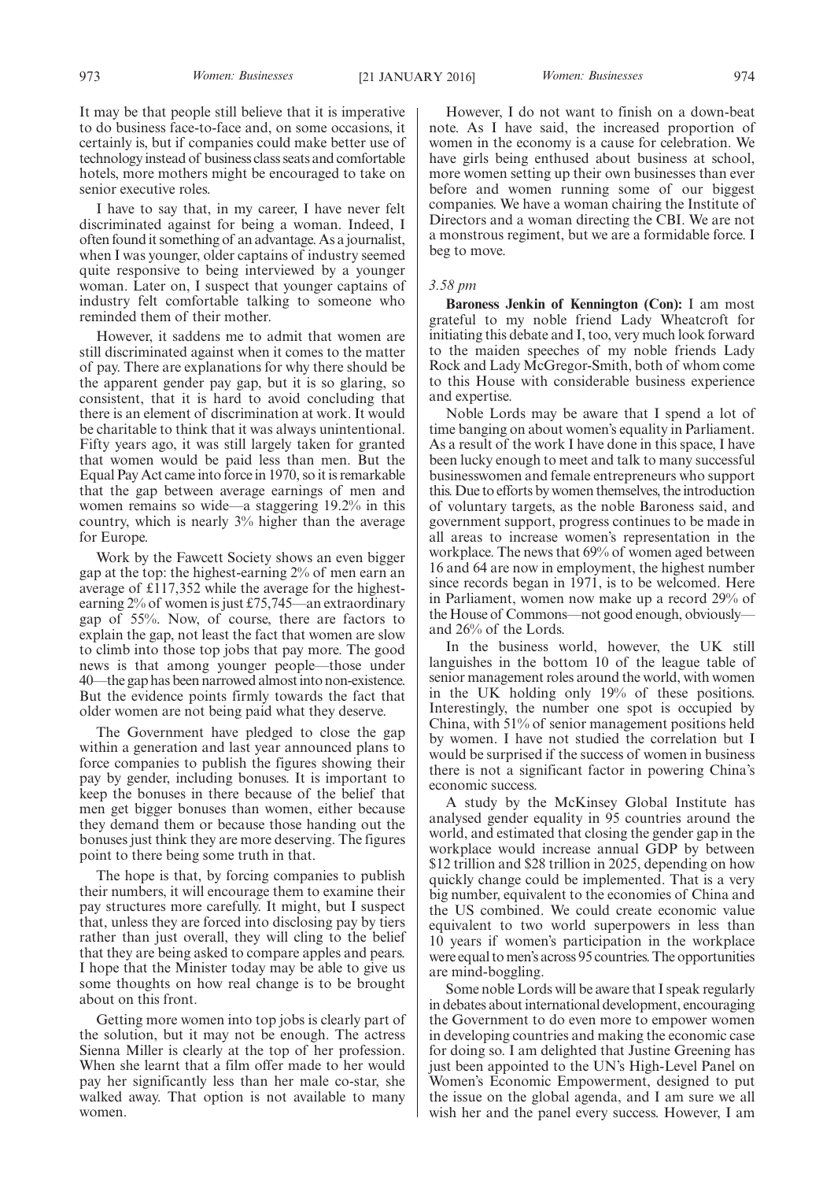It may be that people still believe that it is imperative to do business face-to-face and, on some occasions, it certainly is, but if companies could make better use of technology instead of business class seats and comfortable hotels, more mothers might be encouraged to take on senior executive roles.

I have to say that, in my career, I have never felt discriminated against for being a woman. Indeed, I often found it something of an advantage. As a journalist, when I was younger, older captains of industry seemed quite responsive to being interviewed by a younger woman. Later on, I suspect that younger captains of industry felt comfortable talking to someone who reminded them of their mother.

However, it saddens me to admit that women are still discriminated against when it comes to the matter of pay. There are explanations for why there should be the apparent gender pay gap, but it is so glaring, so consistent, that it is hard to avoid concluding that there is an element of discrimination at work. It would be charitable to think that it was always unintentional. Fifty years ago, it was still largely taken for granted that women would be paid less than men. But the Equal Pay Act came into force in 1970, so it is remarkable that the gap between average earnings of men and women remains so wide—a staggering 19.2% in this country, which is nearly 3% higher than the average for Europe.

Work by the Fawcett Society shows an even bigger gap at the top: the highest-earning 2% of men earn an average of £117,352 while the average for the highest-earning 2% of women is just £75,745—an extraordinary gap of 55%. Now, of course, there are factors to explain the gap, not least the fact that women are slow to climb into those top jobs that pay more. The good news is that among younger people—those under 40—the gap has been narrowed almost into non-existence. But the evidence points firmly towards the fact that older women are not being paid what they deserve.

The Government have pledged to close the gap within a generation and last year announced plans to force companies to publish the figures showing their pay by gender, including bonuses. It is important to keep the bonuses in there because of the belief that men get bigger bonuses than women, either because they demand them or because those handing out the bonuses just think they are more deserving. The figures point to there being some truth in that.

The hope is that, by forcing companies to publish their numbers, it will encourage them to examine their pay structures more carefully. It might, but I suspect that, unless they are forced into disclosing pay by tiers rather than just overall, they will cling to the belief that they are being asked to compare apples and pears. I hope that the Minister today may be able to give us some thoughts on how real change is to be brought about on this front.

Getting more women into top jobs is clearly part of the solution, but it may not be enough. The actress Sienna Miller is clearly at the top of her profession. When she learnt that a film offer made to her would pay her significantly less than her male co-star, she walked away. That option is not available to many women.

However, I do not want to finish on a down-beat note. As I have said, the increased proportion of women in the economy is a cause for celebration. We have girls being enthused about business at school, more women setting up their own businesses than ever before and women running some of our biggest companies. We have a woman chairing the Institute of Directors and a woman directing the CBI. We are not a monstrous regiment, but we are a formidable force. I beg to move.

*3.58 pm*

**Baroness Jenkin of Kennington (Con):** I am most grateful to my noble friend Lady Wheatcroft for initiating this debate and I, too, very much look forward to the maiden speeches of my noble friends Lady Rock and Lady McGregor-Smith, both of whom come to this House with considerable business experience and expertise.

Noble Lords may be aware that I spend a lot of time banging on about women's equality in Parliament. As a result of the work I have done in this space, I have been lucky enough to meet and talk to many successful businesswomen and female entrepreneurs who support this. Due to efforts by women themselves, the introduction of voluntary targets, as the noble Baroness said, and government support, progress continues to be made in all areas to increase women's representation in the workplace. The news that 69% of women aged between 16 and 64 are now in employment, the highest number since records began in 1971, is to be welcomed. Here in Parliament, women now make up a record 29% of the House of Commons—not good enough, obviously—and 26% of the Lords.

In the business world, however, the UK still languishes in the bottom 10 of the league table of senior management roles around the world, with women in the UK holding only 19% of these positions. Interestingly, the number one spot is occupied by China, with 51% of senior management positions held by women. I have not studied the correlation but I would be surprised if the success of women in business there is not a significant factor in powering China's economic success.

A study by the McKinsey Global Institute has analysed gender equality in 95 countries around the world, and estimated that closing the gender gap in the workplace would increase annual GDP by between $12 trillion and $28 trillion in 2025, depending on how quickly change could be implemented. That is a very big number, equivalent to the economies of China and the US combined. We could create economic value equivalent to two world superpowers in less than 10 years if women's participation in the workplace were equal to men's across 95 countries. The opportunities are mind-boggling.

Some noble Lords will be aware that I speak regularly in debates about international development, encouraging the Government to do even more to empower women in developing countries and making the economic case for doing so. I am delighted that Justine Greening has just been appointed to the UN's High-Level Panel on Women's Economic Empowerment, designed to put the issue on the global agenda, and I am sure we all wish her and the panel every success. However, I am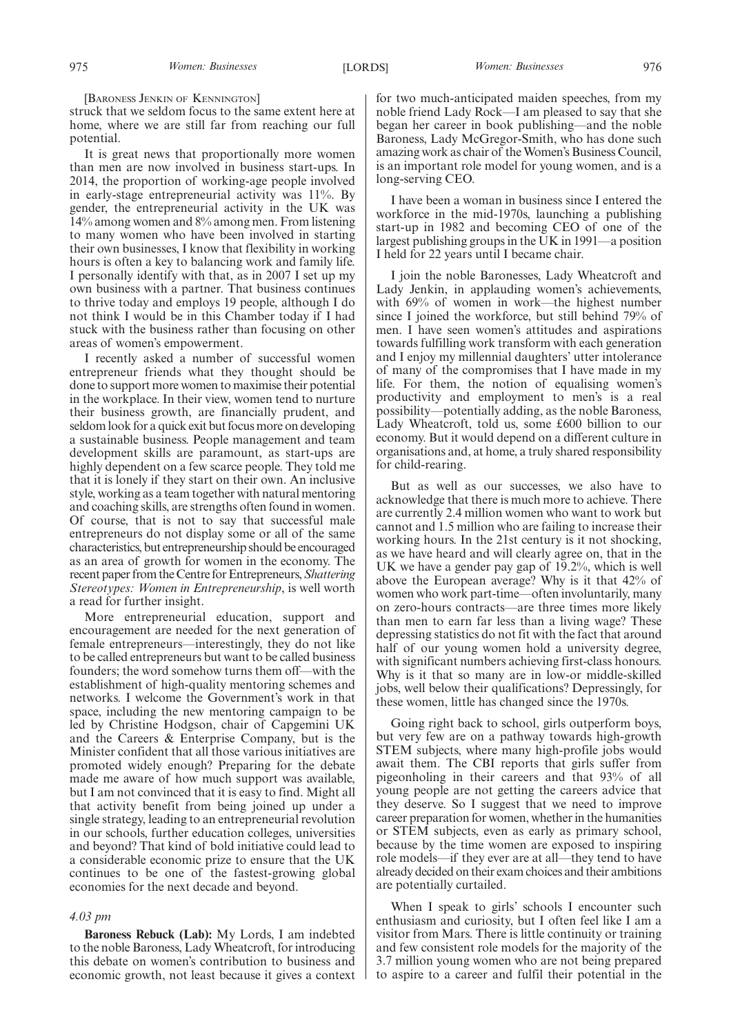[BARONESS JENKIN OF KENNINGTON]

struck that we seldom focus to the same extent here at home, where we are still far from reaching our full potential.

It is great news that proportionally more women than men are now involved in business start-ups. In 2014, the proportion of working-age people involved in early-stage entrepreneurial activity was 11%. By gender, the entrepreneurial activity in the UK was 14% among women and 8% among men. From listening to many women who have been involved in starting their own businesses, I know that flexibility in working hours is often a key to balancing work and family life. I personally identify with that, as in 2007 I set up my own business with a partner. That business continues to thrive today and employs 19 people, although I do not think I would be in this Chamber today if I had stuck with the business rather than focusing on other areas of women's empowerment.

I recently asked a number of successful women entrepreneur friends what they thought should be done to support more women to maximise their potential in the workplace. In their view, women tend to nurture their business growth, are financially prudent, and seldom look for a quick exit but focus more on developing a sustainable business. People management and team development skills are paramount, as start-ups are highly dependent on a few scarce people. They told me that it is lonely if they start on their own. An inclusive style, working as a team together with natural mentoring and coaching skills, are strengths often found in women. Of course, that is not to say that successful male entrepreneurs do not display some or all of the same characteristics, but entrepreneurship should be encouraged as an area of growth for women in the economy. The recent paper from the Centre for Entrepreneurs, *Shattering Stereotypes: Women in Entrepreneurship*, is well worth a read for further insight.

More entrepreneurial education, support and encouragement are needed for the next generation of female entrepreneurs—interestingly, they do not like to be called entrepreneurs but want to be called business founders; the word somehow turns them off—with the establishment of high-quality mentoring schemes and networks. I welcome the Government's work in that space, including the new mentoring campaign to be led by Christine Hodgson, chair of Capgemini UK and the Careers & Enterprise Company, but is the Minister confident that all those various initiatives are promoted widely enough? Preparing for the debate made me aware of how much support was available, but I am not convinced that it is easy to find. Might all that activity benefit from being joined up under a single strategy, leading to an entrepreneurial revolution in our schools, further education colleges, universities and beyond? That kind of bold initiative could lead to a considerable economic prize to ensure that the UK continues to be one of the fastest-growing global economies for the next decade and beyond.

*4.03 pm*

**Baroness Rebuck (Lab):** My Lords, I am indebted to the noble Baroness, Lady Wheatcroft, for introducing this debate on women's contribution to business and economic growth, not least because it gives a context for two much-anticipated maiden speeches, from my noble friend Lady Rock—I am pleased to say that she began her career in book publishing—and the noble Baroness, Lady McGregor-Smith, who has done such amazing work as chair of the Women's Business Council, is an important role model for young women, and is a long-serving CEO.

I have been a woman in business since I entered the workforce in the mid-1970s, launching a publishing start-up in 1982 and becoming CEO of one of the largest publishing groups in the UK in 1991—a position I held for 22 years until I became chair.

I join the noble Baronesses, Lady Wheatcroft and Lady Jenkin, in applauding women's achievements, with 69% of women in work—the highest number since I joined the workforce, but still behind 79% of men. I have seen women's attitudes and aspirations towards fulfilling work transform with each generation and I enjoy my millennial daughters' utter intolerance of many of the compromises that I have made in my life. For them, the notion of equalising women's productivity and employment to men's is a real possibility—potentially adding, as the noble Baroness, Lady Wheatcroft, told us, some £600 billion to our economy. But it would depend on a different culture in organisations and, at home, a truly shared responsibility for child-rearing.

But as well as our successes, we also have to acknowledge that there is much more to achieve. There are currently 2.4 million women who want to work but cannot and 1.5 million who are failing to increase their working hours. In the 21st century is it not shocking, as we have heard and will clearly agree on, that in the UK we have a gender pay gap of 19.2%, which is well above the European average? Why is it that 42% of women who work part-time—often involuntarily, many on zero-hours contracts—are three times more likely than men to earn far less than a living wage? These depressing statistics do not fit with the fact that around half of our young women hold a university degree, with significant numbers achieving first-class honours. Why is it that so many are in low-or middle-skilled jobs, well below their qualifications? Depressingly, for these women, little has changed since the 1970s.

Going right back to school, girls outperform boys, but very few are on a pathway towards high-growth STEM subjects, where many high-profile jobs would await them. The CBI reports that girls suffer from pigeonholing in their careers and that 93% of all young people are not getting the careers advice that they deserve. So I suggest that we need to improve career preparation for women, whether in the humanities or STEM subjects, even as early as primary school, because by the time women are exposed to inspiring role models—if they ever are at all—they tend to have already decided on their exam choices and their ambitions are potentially curtailed.

When I speak to girls' schools I encounter such enthusiasm and curiosity, but I often feel like I am a visitor from Mars. There is little continuity or training and few consistent role models for the majority of the 3.7 million young women who are not being prepared to aspire to a career and fulfil their potential in the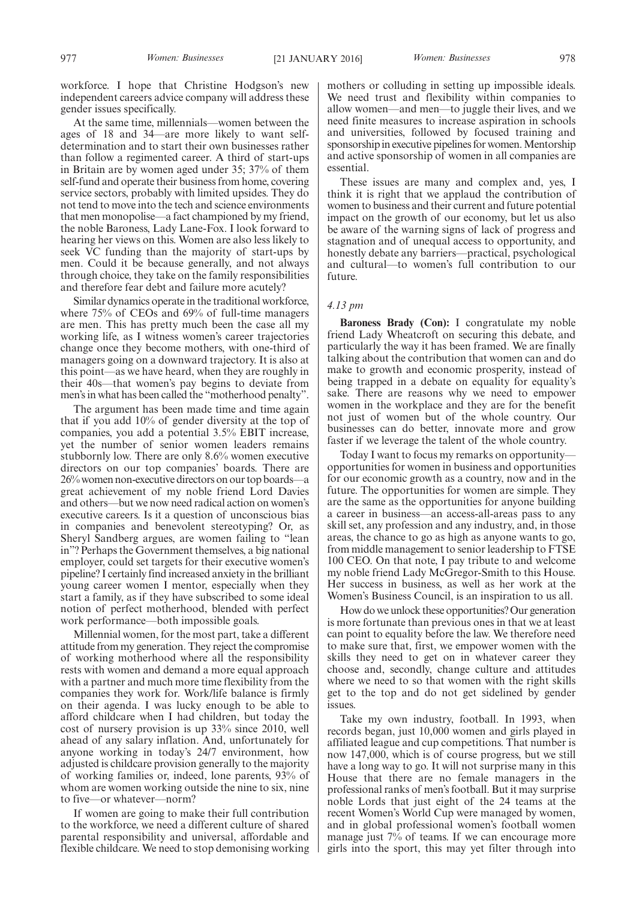workforce. I hope that Christine Hodgson's new independent careers advice company will address these gender issues specifically.

At the same time, millennials—women between the ages of 18 and 34—are more likely to want self-determination and to start their own businesses rather than follow a regimented career. A third of start-ups in Britain are by women aged under 35; 37% of them self-fund and operate their business from home, covering service sectors, probably with limited upsides. They do not tend to move into the tech and science environments that men monopolise—a fact championed by my friend, the noble Baroness, Lady Lane-Fox. I look forward to hearing her views on this. Women are also less likely to seek VC funding than the majority of start-ups by men. Could it be because generally, and not always through choice, they take on the family responsibilities and therefore fear debt and failure more acutely?

Similar dynamics operate in the traditional workforce, where 75% of CEOs and 69% of full-time managers are men. This has pretty much been the case all my working life, as I witness women's career trajectories change once they become mothers, with one-third of managers going on a downward trajectory. It is also at this point—as we have heard, when they are roughly in their 40s—that women's pay begins to deviate from men's in what has been called the "motherhood penalty".

The argument has been made time and time again that if you add 10% of gender diversity at the top of companies, you add a potential 3.5% EBIT increase, yet the number of senior women leaders remains stubbornly low. There are only 8.6% women executive directors on our top companies' boards. There are 26% women non-executive directors on our top boards—a great achievement of my noble friend Lord Davies and others—but we now need radical action on women's executive careers. Is it a question of unconscious bias in companies and benevolent stereotyping? Or, as Sheryl Sandberg argues, are women failing to "lean in"? Perhaps the Government themselves, a big national employer, could set targets for their executive women's pipeline? I certainly find increased anxiety in the brilliant young career women I mentor, especially when they start a family, as if they have subscribed to some ideal notion of perfect motherhood, blended with perfect work performance—both impossible goals.

Millennial women, for the most part, take a different attitude from my generation. They reject the compromise of working motherhood where all the responsibility rests with women and demand a more equal approach with a partner and much more time flexibility from the companies they work for. Work/life balance is firmly on their agenda. I was lucky enough to be able to afford childcare when I had children, but today the cost of nursery provision is up 33% since 2010, well ahead of any salary inflation. And, unfortunately for anyone working in today's 24/7 environment, how adjusted is childcare provision generally to the majority of working families or, indeed, lone parents, 93% of whom are women working outside the nine to six, nine to five—or whatever—norm?

If women are going to make their full contribution to the workforce, we need a different culture of shared parental responsibility and universal, affordable and flexible childcare. We need to stop demonising working mothers or colluding in setting up impossible ideals. We need trust and flexibility within companies to allow women—and men—to juggle their lives, and we need finite measures to increase aspiration in schools and universities, followed by focused training and sponsorship in executive pipelines for women. Mentorship and active sponsorship of women in all companies are essential.

These issues are many and complex and, yes, I think it is right that we applaud the contribution of women to business and their current and future potential impact on the growth of our economy, but let us also be aware of the warning signs of lack of progress and stagnation and of unequal access to opportunity, and honestly debate any barriers—practical, psychological and cultural—to women's full contribution to our future.

*4.13 pm*

**Baroness Brady (Con):** I congratulate my noble friend Lady Wheatcroft on securing this debate, and particularly the way it has been framed. We are finally talking about the contribution that women can and do make to growth and economic prosperity, instead of being trapped in a debate on equality for equality's sake. There are reasons why we need to empower women in the workplace and they are for the benefit not just of women but of the whole country. Our businesses can do better, innovate more and grow faster if we leverage the talent of the whole country.

Today I want to focus my remarks on opportunity—opportunities for women in business and opportunities for our economic growth as a country, now and in the future. The opportunities for women are simple. They are the same as the opportunities for anyone building a career in business—an access-all-areas pass to any skill set, any profession and any industry, and, in those areas, the chance to go as high as anyone wants to go, from middle management to senior leadership to FTSE 100 CEO. On that note, I pay tribute to and welcome my noble friend Lady McGregor-Smith to this House. Her success in business, as well as her work at the Women's Business Council, is an inspiration to us all.

How do we unlock these opportunities? Our generation is more fortunate than previous ones in that we at least can point to equality before the law. We therefore need to make sure that, first, we empower women with the skills they need to get on in whatever career they choose and, secondly, change culture and attitudes where we need to so that women with the right skills get to the top and do not get sidelined by gender issues.

Take my own industry, football. In 1993, when records began, just 10,000 women and girls played in affiliated league and cup competitions. That number is now 147,000, which is of course progress, but we still have a long way to go. It will not surprise many in this House that there are no female managers in the professional ranks of men's football. But it may surprise noble Lords that just eight of the 24 teams at the recent Women's World Cup were managed by women, and in global professional women's football women manage just 7% of teams. If we can encourage more girls into the sport, this may yet filter through into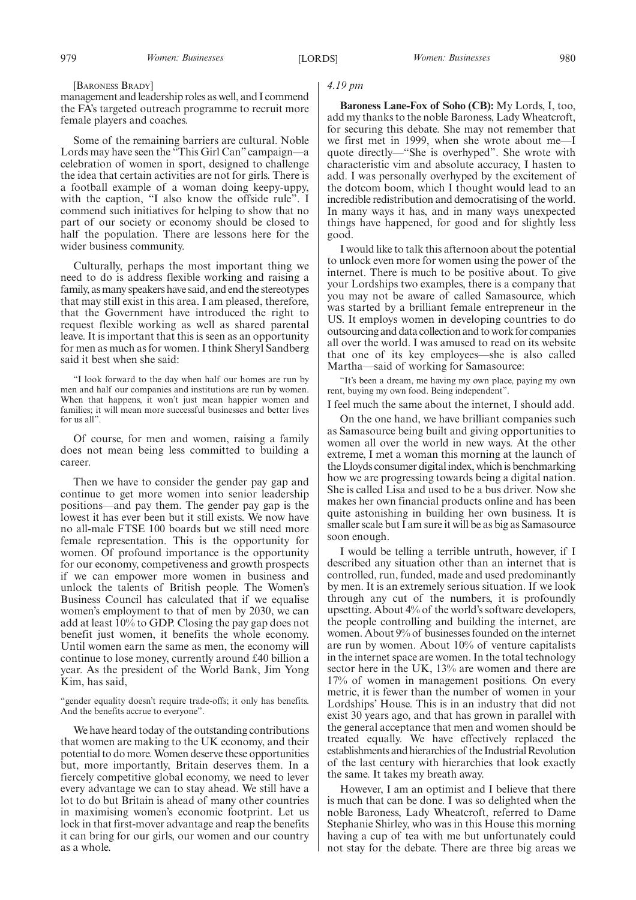[BARONESS BRADY]

management and leadership roles as well, and I commend the FA's targeted outreach programme to recruit more female players and coaches.

Some of the remaining barriers are cultural. Noble Lords may have seen the "This Girl Can" campaign—a celebration of women in sport, designed to challenge the idea that certain activities are not for girls. There is a football example of a woman doing keepy-uppy, with the caption, "I also know the offside rule". I commend such initiatives for helping to show that no part of our society or economy should be closed to half the population. There are lessons here for the wider business community.

Culturally, perhaps the most important thing we need to do is address flexible working and raising a family, as many speakers have said, and end the stereotypes that may still exist in this area. I am pleased, therefore, that the Government have introduced the right to request flexible working as well as shared parental leave. It is important that this is seen as an opportunity for men as much as for women. I think Sheryl Sandberg said it best when she said:

> "I look forward to the day when half our homes are run by men and half our companies and institutions are run by women. When that happens, it won't just mean happier women and families; it will mean more successful businesses and better lives for us all".

Of course, for men and women, raising a family does not mean being less committed to building a career.

Then we have to consider the gender pay gap and continue to get more women into senior leadership positions—and pay them. The gender pay gap is the lowest it has ever been but it still exists. We now have no all-male FTSE 100 boards but we still need more female representation. This is the opportunity for women. Of profound importance is the opportunity for our economy, competiveness and growth prospects if we can empower more women in business and unlock the talents of British people. The Women's Business Council has calculated that if we equalise women's employment to that of men by 2030, we can add at least 10% to GDP. Closing the pay gap does not benefit just women, it benefits the whole economy. Until women earn the same as men, the economy will continue to lose money, currently around £40 billion a year. As the president of the World Bank, Jim Yong Kim, has said,

> "gender equality doesn't require trade-offs; it only has benefits. And the benefits accrue to everyone".

We have heard today of the outstanding contributions that women are making to the UK economy, and their potential to do more. Women deserve these opportunities but, more importantly, Britain deserves them. In a fiercely competitive global economy, we need to lever every advantage we can to stay ahead. We still have a lot to do but Britain is ahead of many other countries in maximising women's economic footprint. Let us lock in that first-mover advantage and reap the benefits it can bring for our girls, our women and our country as a whole.

*4.19 pm*

**Baroness Lane-Fox of Soho (CB):** My Lords, I, too, add my thanks to the noble Baroness, Lady Wheatcroft, for securing this debate. She may not remember that we first met in 1999, when she wrote about me—I quote directly—"She is overhyped". She wrote with characteristic vim and absolute accuracy, I hasten to add. I was personally overhyped by the excitement of the dotcom boom, which I thought would lead to an incredible redistribution and democratising of the world. In many ways it has, and in many ways unexpected things have happened, for good and for slightly less good.

I would like to talk this afternoon about the potential to unlock even more for women using the power of the internet. There is much to be positive about. To give your Lordships two examples, there is a company that you may not be aware of called Samasource, which was started by a brilliant female entrepreneur in the US. It employs women in developing countries to do outsourcing and data collection and to work for companies all over the world. I was amused to read on its website that one of its key employees—she is also called Martha—said of working for Samasource:

> "It's been a dream, me having my own place, paying my own rent, buying my own food. Being independent".

I feel much the same about the internet, I should add.

On the one hand, we have brilliant companies such as Samasource being built and giving opportunities to women all over the world in new ways. At the other extreme, I met a woman this morning at the launch of the Lloyds consumer digital index, which is benchmarking how we are progressing towards being a digital nation. She is called Lisa and used to be a bus driver. Now she makes her own financial products online and has been quite astonishing in building her own business. It is smaller scale but I am sure it will be as big as Samasource soon enough.

I would be telling a terrible untruth, however, if I described any situation other than an internet that is controlled, run, funded, made and used predominantly by men. It is an extremely serious situation. If we look through any cut of the numbers, it is profoundly upsetting. About 4% of the world's software developers, the people controlling and building the internet, are women. About 9% of businesses founded on the internet are run by women. About 10% of venture capitalists in the internet space are women. In the total technology sector here in the UK, 13% are women and there are 17% of women in management positions. On every metric, it is fewer than the number of women in your Lordships' House. This is in an industry that did not exist 30 years ago, and that has grown in parallel with the general acceptance that men and women should be treated equally. We have effectively replaced the establishments and hierarchies of the Industrial Revolution of the last century with hierarchies that look exactly the same. It takes my breath away.

However, I am an optimist and I believe that there is much that can be done. I was so delighted when the noble Baroness, Lady Wheatcroft, referred to Dame Stephanie Shirley, who was in this House this morning having a cup of tea with me but unfortunately could not stay for the debate. There are three big areas we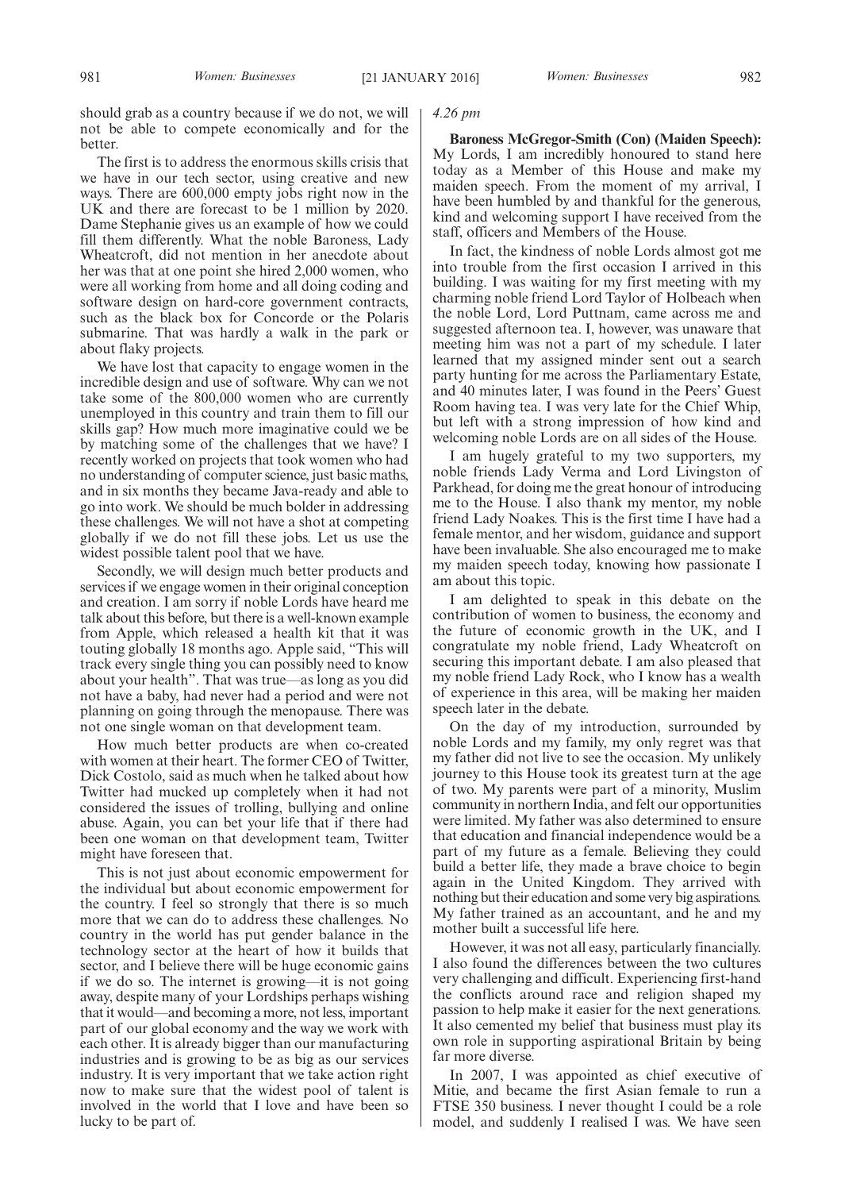should grab as a country because if we do not, we will not be able to compete economically and for the better.

The first is to address the enormous skills crisis that we have in our tech sector, using creative and new ways. There are 600,000 empty jobs right now in the UK and there are forecast to be 1 million by 2020. Dame Stephanie gives us an example of how we could fill them differently. What the noble Baroness, Lady Wheatcroft, did not mention in her anecdote about her was that at one point she hired 2,000 women, who were all working from home and all doing coding and software design on hard-core government contracts, such as the black box for Concorde or the Polaris submarine. That was hardly a walk in the park or about flaky projects.

We have lost that capacity to engage women in the incredible design and use of software. Why can we not take some of the 800,000 women who are currently unemployed in this country and train them to fill our skills gap? How much more imaginative could we be by matching some of the challenges that we have? I recently worked on projects that took women who had no understanding of computer science, just basic maths, and in six months they became Java-ready and able to go into work. We should be much bolder in addressing these challenges. We will not have a shot at competing globally if we do not fill these jobs. Let us use the widest possible talent pool that we have.

Secondly, we will design much better products and services if we engage women in their original conception and creation. I am sorry if noble Lords have heard me talk about this before, but there is a well-known example from Apple, which released a health kit that it was touting globally 18 months ago. Apple said, "This will track every single thing you can possibly need to know about your health". That was true—as long as you did not have a baby, had never had a period and were not planning on going through the menopause. There was not one single woman on that development team.

How much better products are when co-created with women at their heart. The former CEO of Twitter, Dick Costolo, said as much when he talked about how Twitter had mucked up completely when it had not considered the issues of trolling, bullying and online abuse. Again, you can bet your life that if there had been one woman on that development team, Twitter might have foreseen that.

This is not just about economic empowerment for the individual but about economic empowerment for the country. I feel so strongly that there is so much more that we can do to address these challenges. No country in the world has put gender balance in the technology sector at the heart of how it builds that sector, and I believe there will be huge economic gains if we do so. The internet is growing—it is not going away, despite many of your Lordships perhaps wishing that it would—and becoming a more, not less, important part of our global economy and the way we work with each other. It is already bigger than our manufacturing industries and is growing to be as big as our services industry. It is very important that we take action right now to make sure that the widest pool of talent is involved in the world that I love and have been so lucky to be part of.

*4.26 pm*

**Baroness McGregor-Smith (Con) (Maiden Speech):** My Lords, I am incredibly honoured to stand here today as a Member of this House and make my maiden speech. From the moment of my arrival, I have been humbled by and thankful for the generous, kind and welcoming support I have received from the staff, officers and Members of the House.

In fact, the kindness of noble Lords almost got me into trouble from the first occasion I arrived in this building. I was waiting for my first meeting with my charming noble friend Lord Taylor of Holbeach when the noble Lord, Lord Puttnam, came across me and suggested afternoon tea. I, however, was unaware that meeting him was not a part of my schedule. I later learned that my assigned minder sent out a search party hunting for me across the Parliamentary Estate, and 40 minutes later, I was found in the Peers' Guest Room having tea. I was very late for the Chief Whip, but left with a strong impression of how kind and welcoming noble Lords are on all sides of the House.

I am hugely grateful to my two supporters, my noble friends Lady Verma and Lord Livingston of Parkhead, for doing me the great honour of introducing me to the House. I also thank my mentor, my noble friend Lady Noakes. This is the first time I have had a female mentor, and her wisdom, guidance and support have been invaluable. She also encouraged me to make my maiden speech today, knowing how passionate I am about this topic.

I am delighted to speak in this debate on the contribution of women to business, the economy and the future of economic growth in the UK, and I congratulate my noble friend, Lady Wheatcroft on securing this important debate. I am also pleased that my noble friend Lady Rock, who I know has a wealth of experience in this area, will be making her maiden speech later in the debate.

On the day of my introduction, surrounded by noble Lords and my family, my only regret was that my father did not live to see the occasion. My unlikely journey to this House took its greatest turn at the age of two. My parents were part of a minority, Muslim community in northern India, and felt our opportunities were limited. My father was also determined to ensure that education and financial independence would be a part of my future as a female. Believing they could build a better life, they made a brave choice to begin again in the United Kingdom. They arrived with nothing but their education and some very big aspirations. My father trained as an accountant, and he and my mother built a successful life here.

However, it was not all easy, particularly financially. I also found the differences between the two cultures very challenging and difficult. Experiencing first-hand the conflicts around race and religion shaped my passion to help make it easier for the next generations. It also cemented my belief that business must play its own role in supporting aspirational Britain by being far more diverse.

In 2007, I was appointed as chief executive of Mitie, and became the first Asian female to run a FTSE 350 business. I never thought I could be a role model, and suddenly I realised I was. We have seen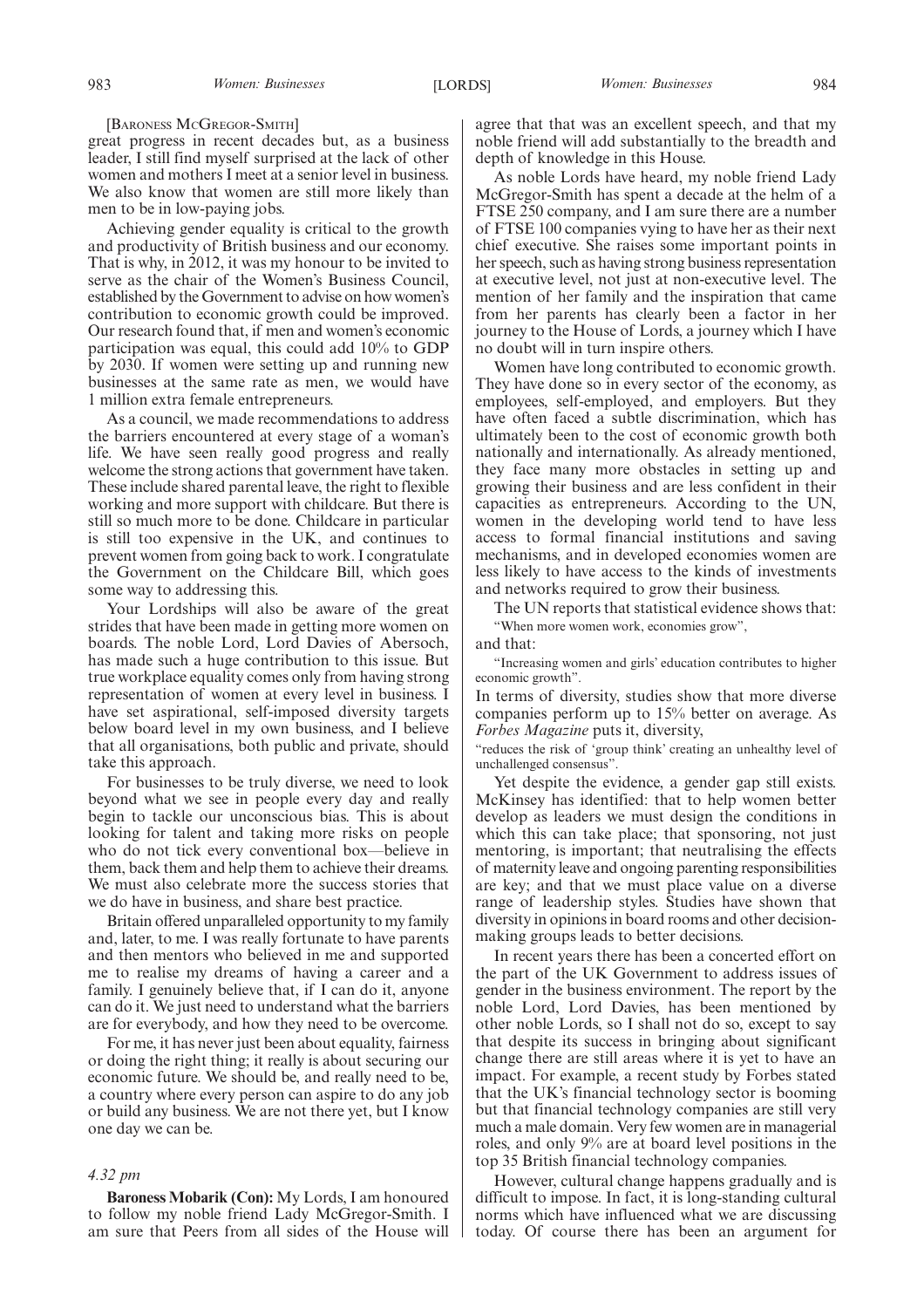[BARONESS MCGREGOR-SMITH]

great progress in recent decades but, as a business leader, I still find myself surprised at the lack of other women and mothers I meet at a senior level in business. We also know that women are still more likely than men to be in low-paying jobs.

Achieving gender equality is critical to the growth and productivity of British business and our economy. That is why, in 2012, it was my honour to be invited to serve as the chair of the Women's Business Council, established by the Government to advise on how women's contribution to economic growth could be improved. Our research found that, if men and women's economic participation was equal, this could add 10% to GDP by 2030. If women were setting up and running new businesses at the same rate as men, we would have 1 million extra female entrepreneurs.

As a council, we made recommendations to address the barriers encountered at every stage of a woman's life. We have seen really good progress and really welcome the strong actions that government have taken. These include shared parental leave, the right to flexible working and more support with childcare. But there is still so much more to be done. Childcare in particular is still too expensive in the UK, and continues to prevent women from going back to work. I congratulate the Government on the Childcare Bill, which goes some way to addressing this.

Your Lordships will also be aware of the great strides that have been made in getting more women on boards. The noble Lord, Lord Davies of Abersoch, has made such a huge contribution to this issue. But true workplace equality comes only from having strong representation of women at every level in business. I have set aspirational, self-imposed diversity targets below board level in my own business, and I believe that all organisations, both public and private, should take this approach.

For businesses to be truly diverse, we need to look beyond what we see in people every day and really begin to tackle our unconscious bias. This is about looking for talent and taking more risks on people who do not tick every conventional box—believe in them, back them and help them to achieve their dreams. We must also celebrate more the success stories that we do have in business, and share best practice.

Britain offered unparalleled opportunity to my family and, later, to me. I was really fortunate to have parents and then mentors who believed in me and supported me to realise my dreams of having a career and a family. I genuinely believe that, if I can do it, anyone can do it. We just need to understand what the barriers are for everybody, and how they need to be overcome.

For me, it has never just been about equality, fairness or doing the right thing; it really is about securing our economic future. We should be, and really need to be, a country where every person can aspire to do any job or build any business. We are not there yet, but I know one day we can be.

*4.32 pm*

**Baroness Mobarik (Con):** My Lords, I am honoured to follow my noble friend Lady McGregor-Smith. I am sure that Peers from all sides of the House will agree that that was an excellent speech, and that my noble friend will add substantially to the breadth and depth of knowledge in this House.

As noble Lords have heard, my noble friend Lady McGregor-Smith has spent a decade at the helm of a FTSE 250 company, and I am sure there are a number of FTSE 100 companies vying to have her as their next chief executive. She raises some important points in her speech, such as having strong business representation at executive level, not just at non-executive level. The mention of her family and the inspiration that came from her parents has clearly been a factor in her journey to the House of Lords, a journey which I have no doubt will in turn inspire others.

Women have long contributed to economic growth. They have done so in every sector of the economy, as employees, self-employed, and employers. But they have often faced a subtle discrimination, which has ultimately been to the cost of economic growth both nationally and internationally. As already mentioned, they face many more obstacles in setting up and growing their business and are less confident in their capacities as entrepreneurs. According to the UN, women in the developing world tend to have less access to formal financial institutions and saving mechanisms, and in developed economies women are less likely to have access to the kinds of investments and networks required to grow their business.

The UN reports that statistical evidence shows that:

"When more women work, economies grow",

and that:

"Increasing women and girls' education contributes to higher economic growth".

In terms of diversity, studies show that more diverse companies perform up to 15% better on average. As *Forbes Magazine* puts it, diversity,

"reduces the risk of 'group think' creating an unhealthy level of unchallenged consensus".

Yet despite the evidence, a gender gap still exists. McKinsey has identified: that to help women better develop as leaders we must design the conditions in which this can take place; that sponsoring, not just mentoring, is important; that neutralising the effects of maternity leave and ongoing parenting responsibilities are key; and that we must place value on a diverse range of leadership styles. Studies have shown that diversity in opinions in board rooms and other decision-making groups leads to better decisions.

In recent years there has been a concerted effort on the part of the UK Government to address issues of gender in the business environment. The report by the noble Lord, Lord Davies, has been mentioned by other noble Lords, so I shall not do so, except to say that despite its success in bringing about significant change there are still areas where it is yet to have an impact. For example, a recent study by Forbes stated that the UK's financial technology sector is booming but that financial technology companies are still very much a male domain. Very few women are in managerial roles, and only 9% are at board level positions in the top 35 British financial technology companies.

However, cultural change happens gradually and is difficult to impose. In fact, it is long-standing cultural norms which have influenced what we are discussing today. Of course there has been an argument for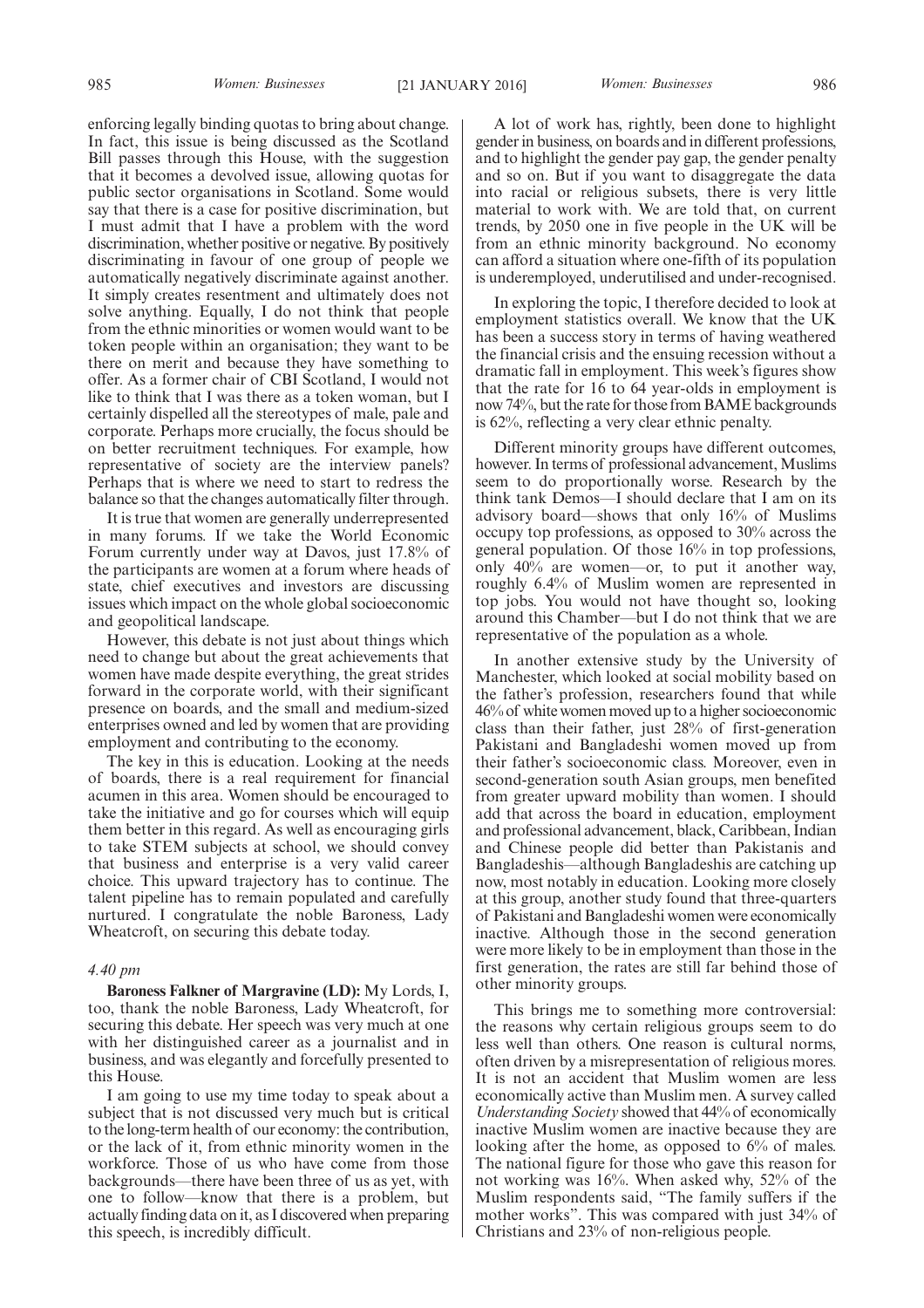enforcing legally binding quotas to bring about change. In fact, this issue is being discussed as the Scotland Bill passes through this House, with the suggestion that it becomes a devolved issue, allowing quotas for public sector organisations in Scotland. Some would say that there is a case for positive discrimination, but I must admit that I have a problem with the word discrimination, whether positive or negative. By positively discriminating in favour of one group of people we automatically negatively discriminate against another. It simply creates resentment and ultimately does not solve anything. Equally, I do not think that people from the ethnic minorities or women would want to be token people within an organisation; they want to be there on merit and because they have something to offer. As a former chair of CBI Scotland, I would not like to think that I was there as a token woman, but I certainly dispelled all the stereotypes of male, pale and corporate. Perhaps more crucially, the focus should be on better recruitment techniques. For example, how representative of society are the interview panels? Perhaps that is where we need to start to redress the balance so that the changes automatically filter through.

It is true that women are generally underrepresented in many forums. If we take the World Economic Forum currently under way at Davos, just 17.8% of the participants are women at a forum where heads of state, chief executives and investors are discussing issues which impact on the whole global socioeconomic and geopolitical landscape.

However, this debate is not just about things which need to change but about the great achievements that women have made despite everything, the great strides forward in the corporate world, with their significant presence on boards, and the small and medium-sized enterprises owned and led by women that are providing employment and contributing to the economy.

The key in this is education. Looking at the needs of boards, there is a real requirement for financial acumen in this area. Women should be encouraged to take the initiative and go for courses which will equip them better in this regard. As well as encouraging girls to take STEM subjects at school, we should convey that business and enterprise is a very valid career choice. This upward trajectory has to continue. The talent pipeline has to remain populated and carefully nurtured. I congratulate the noble Baroness, Lady Wheatcroft, on securing this debate today.

*4.40 pm*

**Baroness Falkner of Margravine (LD):** My Lords, I, too, thank the noble Baroness, Lady Wheatcroft, for securing this debate. Her speech was very much at one with her distinguished career as a journalist and in business, and was elegantly and forcefully presented to this House.

I am going to use my time today to speak about a subject that is not discussed very much but is critical to the long-term health of our economy: the contribution, or the lack of it, from ethnic minority women in the workforce. Those of us who have come from those backgrounds—there have been three of us as yet, with one to follow—know that there is a problem, but actually finding data on it, as I discovered when preparing this speech, is incredibly difficult.

A lot of work has, rightly, been done to highlight gender in business, on boards and in different professions, and to highlight the gender pay gap, the gender penalty and so on. But if you want to disaggregate the data into racial or religious subsets, there is very little material to work with. We are told that, on current trends, by 2050 one in five people in the UK will be from an ethnic minority background. No economy can afford a situation where one-fifth of its population is underemployed, underutilised and under-recognised.

In exploring the topic, I therefore decided to look at employment statistics overall. We know that the UK has been a success story in terms of having weathered the financial crisis and the ensuing recession without a dramatic fall in employment. This week's figures show that the rate for 16 to 64 year-olds in employment is now 74%, but the rate for those from BAME backgrounds is 62%, reflecting a very clear ethnic penalty.

Different minority groups have different outcomes, however. In terms of professional advancement, Muslims seem to do proportionally worse. Research by the think tank Demos—I should declare that I am on its advisory board—shows that only 16% of Muslims occupy top professions, as opposed to 30% across the general population. Of those 16% in top professions, only 40% are women—or, to put it another way, roughly 6.4% of Muslim women are represented in top jobs. You would not have thought so, looking around this Chamber—but I do not think that we are representative of the population as a whole.

In another extensive study by the University of Manchester, which looked at social mobility based on the father's profession, researchers found that while 46% of white women moved up to a higher socioeconomic class than their father, just 28% of first-generation Pakistani and Bangladeshi women moved up from their father's socioeconomic class. Moreover, even in second-generation south Asian groups, men benefited from greater upward mobility than women. I should add that across the board in education, employment and professional advancement, black, Caribbean, Indian and Chinese people did better than Pakistanis and Bangladeshis—although Bangladeshis are catching up now, most notably in education. Looking more closely at this group, another study found that three-quarters of Pakistani and Bangladeshi women were economically inactive. Although those in the second generation were more likely to be in employment than those in the first generation, the rates are still far behind those of other minority groups.

This brings me to something more controversial: the reasons why certain religious groups seem to do less well than others. One reason is cultural norms, often driven by a misrepresentation of religious mores. It is not an accident that Muslim women are less economically active than Muslim men. A survey called *Understanding Society* showed that 44% of economically inactive Muslim women are inactive because they are looking after the home, as opposed to 6% of males. The national figure for those who gave this reason for not working was 16%. When asked why, 52% of the Muslim respondents said, "The family suffers if the mother works". This was compared with just 34% of Christians and 23% of non-religious people.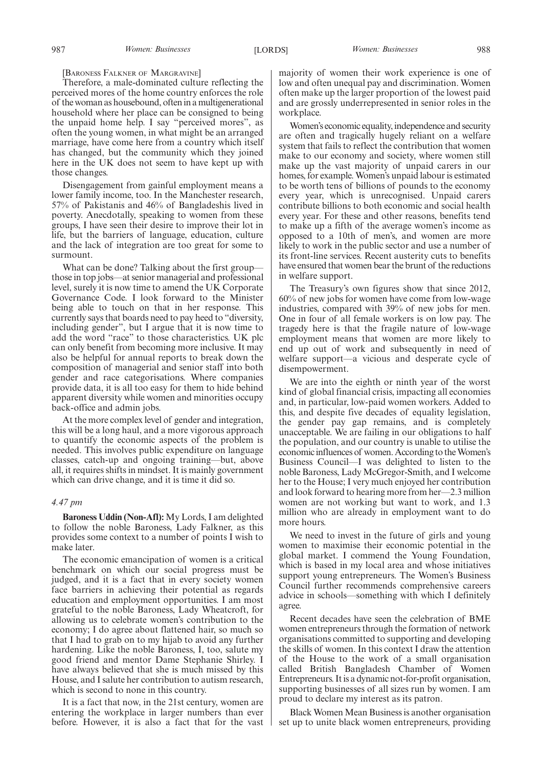[BARONESS FALKNER OF MARGRAVINE]

Therefore, a male-dominated culture reflecting the perceived mores of the home country enforces the role of the woman as housebound, often in a multigenerational household where her place can be consigned to being the unpaid home help. I say "perceived mores", as often the young women, in what might be an arranged marriage, have come here from a country which itself has changed, but the community which they joined here in the UK does not seem to have kept up with those changes.

Disengagement from gainful employment means a lower family income, too. In the Manchester research, 57% of Pakistanis and 46% of Bangladeshis lived in poverty. Anecdotally, speaking to women from these groups, I have seen their desire to improve their lot in life, but the barriers of language, education, culture and the lack of integration are too great for some to surmount.

What can be done? Talking about the first group—those in top jobs—at senior managerial and professional level, surely it is now time to amend the UK Corporate Governance Code. I look forward to the Minister being able to touch on that in her response. This currently says that boards need to pay heed to "diversity, including gender", but I argue that it is now time to add the word "race" to those characteristics. UK plc can only benefit from becoming more inclusive. It may also be helpful for annual reports to break down the composition of managerial and senior staff into both gender and race categorisations. Where companies provide data, it is all too easy for them to hide behind apparent diversity while women and minorities occupy back-office and admin jobs.

At the more complex level of gender and integration, this will be a long haul, and a more vigorous approach to quantify the economic aspects of the problem is needed. This involves public expenditure on language classes, catch-up and ongoing training—but, above all, it requires shifts in mindset. It is mainly government which can drive change, and it is time it did so.

*4.47 pm*

**Baroness Uddin (Non-Afl):** My Lords, I am delighted to follow the noble Baroness, Lady Falkner, as this provides some context to a number of points I wish to make later.

The economic emancipation of women is a critical benchmark on which our social progress must be judged, and it is a fact that in every society women face barriers in achieving their potential as regards education and employment opportunities. I am most grateful to the noble Baroness, Lady Wheatcroft, for allowing us to celebrate women's contribution to the economy; I do agree about flattened hair, so much so that I had to grab on to my hijab to avoid any further hardening. Like the noble Baroness, I, too, salute my good friend and mentor Dame Stephanie Shirley. I have always believed that she is much missed by this House, and I salute her contribution to autism research, which is second to none in this country.

It is a fact that now, in the 21st century, women are entering the workplace in larger numbers than ever before. However, it is also a fact that for the vast majority of women their work experience is one of low and often unequal pay and discrimination. Women often make up the larger proportion of the lowest paid and are grossly underrepresented in senior roles in the workplace.

Women's economic equality, independence and security are often and tragically hugely reliant on a welfare system that fails to reflect the contribution that women make to our economy and society, where women still make up the vast majority of unpaid carers in our homes, for example. Women's unpaid labour is estimated to be worth tens of billions of pounds to the economy every year, which is unrecognised. Unpaid carers contribute billions to both economic and social health every year. For these and other reasons, benefits tend to make up a fifth of the average women's income as opposed to a 10th of men's, and women are more likely to work in the public sector and use a number of its front-line services. Recent austerity cuts to benefits have ensured that women bear the brunt of the reductions in welfare support.

The Treasury's own figures show that since 2012, 60% of new jobs for women have come from low-wage industries, compared with 39% of new jobs for men. One in four of all female workers is on low pay. The tragedy here is that the fragile nature of low-wage employment means that women are more likely to end up out of work and subsequently in need of welfare support—a vicious and desperate cycle of disempowerment.

We are into the eighth or ninth year of the worst kind of global financial crisis, impacting all economies and, in particular, low-paid women workers. Added to this, and despite five decades of equality legislation, the gender pay gap remains, and is completely unacceptable. We are failing in our obligations to half the population, and our country is unable to utilise the economic influences of women. According to the Women's Business Council—I was delighted to listen to the noble Baroness, Lady McGregor-Smith, and I welcome her to the House; I very much enjoyed her contribution and look forward to hearing more from her—2.3 million women are not working but want to work, and 1.3 million who are already in employment want to do more hours.

We need to invest in the future of girls and young women to maximise their economic potential in the global market. I commend the Young Foundation, which is based in my local area and whose initiatives support young entrepreneurs. The Women's Business Council further recommends comprehensive careers advice in schools—something with which I definitely agree.

Recent decades have seen the celebration of BME women entrepreneurs through the formation of network organisations committed to supporting and developing the skills of women. In this context I draw the attention of the House to the work of a small organisation called British Bangladesh Chamber of Women Entrepreneurs. It is a dynamic not-for-profit organisation, supporting businesses of all sizes run by women. I am proud to declare my interest as its patron.

Black Women Mean Business is another organisation set up to unite black women entrepreneurs, providing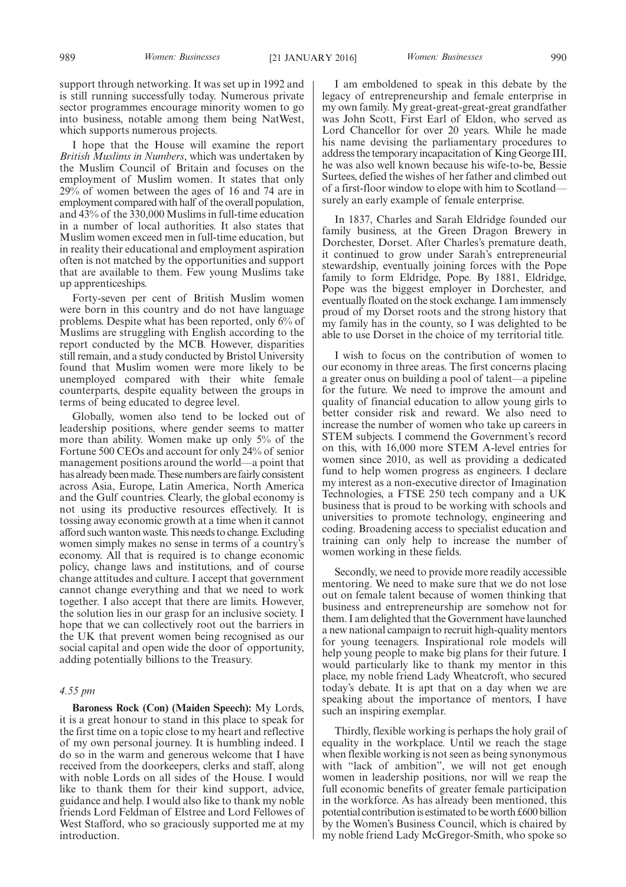support through networking. It was set up in 1992 and is still running successfully today. Numerous private sector programmes encourage minority women to go into business, notable among them being NatWest, which supports numerous projects.

I hope that the House will examine the report *British Muslims in Numbers*, which was undertaken by the Muslim Council of Britain and focuses on the employment of Muslim women. It states that only 29% of women between the ages of 16 and 74 are in employment compared with half of the overall population, and 43% of the 330,000 Muslims in full-time education in a number of local authorities. It also states that Muslim women exceed men in full-time education, but in reality their educational and employment aspiration often is not matched by the opportunities and support that are available to them. Few young Muslims take up apprenticeships.

Forty-seven per cent of British Muslim women were born in this country and do not have language problems. Despite what has been reported, only 6% of Muslims are struggling with English according to the report conducted by the MCB. However, disparities still remain, and a study conducted by Bristol University found that Muslim women were more likely to be unemployed compared with their white female counterparts, despite equality between the groups in terms of being educated to degree level.

Globally, women also tend to be locked out of leadership positions, where gender seems to matter more than ability. Women make up only 5% of the Fortune 500 CEOs and account for only 24% of senior management positions around the world—a point that has already been made. These numbers are fairly consistent across Asia, Europe, Latin America, North America and the Gulf countries. Clearly, the global economy is not using its productive resources effectively. It is tossing away economic growth at a time when it cannot afford such wanton waste. This needs to change. Excluding women simply makes no sense in terms of a country's economy. All that is required is to change economic policy, change laws and institutions, and of course change attitudes and culture. I accept that government cannot change everything and that we need to work together. I also accept that there are limits. However, the solution lies in our grasp for an inclusive society. I hope that we can collectively root out the barriers in the UK that prevent women being recognised as our social capital and open wide the door of opportunity, adding potentially billions to the Treasury.

*4.55 pm*

**Baroness Rock (Con) (Maiden Speech):** My Lords, it is a great honour to stand in this place to speak for the first time on a topic close to my heart and reflective of my own personal journey. It is humbling indeed. I do so in the warm and generous welcome that I have received from the doorkeepers, clerks and staff, along with noble Lords on all sides of the House. I would like to thank them for their kind support, advice, guidance and help. I would also like to thank my noble friends Lord Feldman of Elstree and Lord Fellowes of West Stafford, who so graciously supported me at my introduction.

I am emboldened to speak in this debate by the legacy of entrepreneurship and female enterprise in my own family. My great-great-great-great grandfather was John Scott, First Earl of Eldon, who served as Lord Chancellor for over 20 years. While he made his name devising the parliamentary procedures to address the temporary incapacitation of King George III, he was also well known because his wife-to-be, Bessie Surtees, defied the wishes of her father and climbed out of a first-floor window to elope with him to Scotland—surely an early example of female enterprise.

In 1837, Charles and Sarah Eldridge founded our family business, at the Green Dragon Brewery in Dorchester, Dorset. After Charles's premature death, it continued to grow under Sarah's entrepreneurial stewardship, eventually joining forces with the Pope family to form Eldridge, Pope. By 1881, Eldridge, Pope was the biggest employer in Dorchester, and eventually floated on the stock exchange. I am immensely proud of my Dorset roots and the strong history that my family has in the county, so I was delighted to be able to use Dorset in the choice of my territorial title.

I wish to focus on the contribution of women to our economy in three areas. The first concerns placing a greater onus on building a pool of talent—a pipeline for the future. We need to improve the amount and quality of financial education to allow young girls to better consider risk and reward. We also need to increase the number of women who take up careers in STEM subjects. I commend the Government's record on this, with 16,000 more STEM A-level entries for women since 2010, as well as providing a dedicated fund to help women progress as engineers. I declare my interest as a non-executive director of Imagination Technologies, a FTSE 250 tech company and a UK business that is proud to be working with schools and universities to promote technology, engineering and coding. Broadening access to specialist education and training can only help to increase the number of women working in these fields.

Secondly, we need to provide more readily accessible mentoring. We need to make sure that we do not lose out on female talent because of women thinking that business and entrepreneurship are somehow not for them. I am delighted that the Government have launched a new national campaign to recruit high-quality mentors for young teenagers. Inspirational role models will help young people to make big plans for their future. I would particularly like to thank my mentor in this place, my noble friend Lady Wheatcroft, who secured today's debate. It is apt that on a day when we are speaking about the importance of mentors, I have such an inspiring exemplar.

Thirdly, flexible working is perhaps the holy grail of equality in the workplace. Until we reach the stage when flexible working is not seen as being synonymous with "lack of ambition", we will not get enough women in leadership positions, nor will we reap the full economic benefits of greater female participation in the workforce. As has already been mentioned, this potential contribution is estimated to be worth £600 billion by the Women's Business Council, which is chaired by my noble friend Lady McGregor-Smith, who spoke so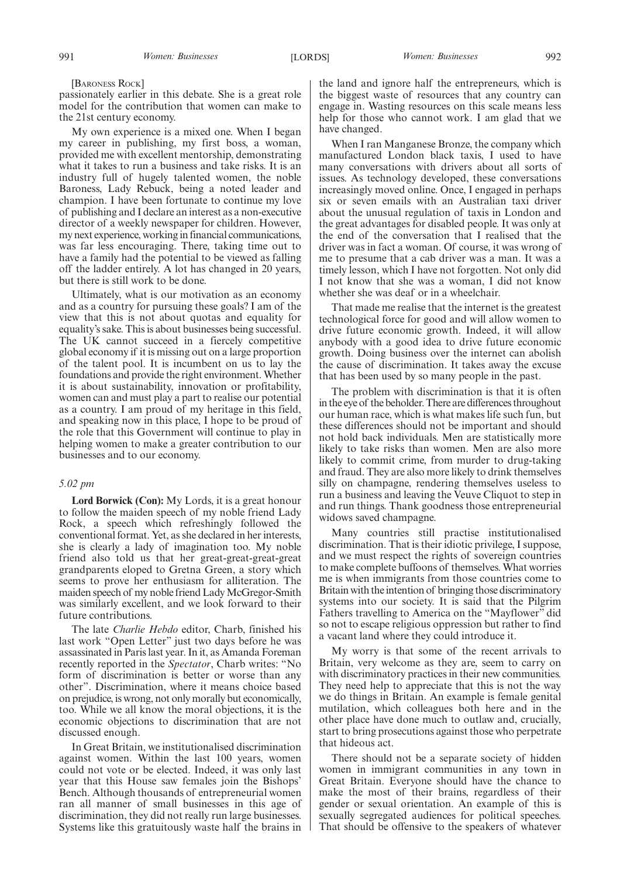[BARONESS ROCK]

passionately earlier in this debate. She is a great role model for the contribution that women can make to the 21st century economy.

My own experience is a mixed one. When I began my career in publishing, my first boss, a woman, provided me with excellent mentorship, demonstrating what it takes to run a business and take risks. It is an industry full of hugely talented women, the noble Baroness, Lady Rebuck, being a noted leader and champion. I have been fortunate to continue my love of publishing and I declare an interest as a non-executive director of a weekly newspaper for children. However, my next experience, working in financial communications, was far less encouraging. There, taking time out to have a family had the potential to be viewed as falling off the ladder entirely. A lot has changed in 20 years, but there is still work to be done.

Ultimately, what is our motivation as an economy and as a country for pursuing these goals? I am of the view that this is not about quotas and equality for equality's sake. This is about businesses being successful. The UK cannot succeed in a fiercely competitive global economy if it is missing out on a large proportion of the talent pool. It is incumbent on us to lay the foundations and provide the right environment. Whether it is about sustainability, innovation or profitability, women can and must play a part to realise our potential as a country. I am proud of my heritage in this field, and speaking now in this place, I hope to be proud of the role that this Government will continue to play in helping women to make a greater contribution to our businesses and to our economy.

*5.02 pm*

**Lord Borwick (Con):** My Lords, it is a great honour to follow the maiden speech of my noble friend Lady Rock, a speech which refreshingly followed the conventional format. Yet, as she declared in her interests, she is clearly a lady of imagination too. My noble friend also told us that her great-great-great-great grandparents eloped to Gretna Green, a story which seems to prove her enthusiasm for alliteration. The maiden speech of my noble friend Lady McGregor-Smith was similarly excellent, and we look forward to their future contributions.

The late *Charlie Hebdo* editor, Charb, finished his last work "Open Letter" just two days before he was assassinated in Paris last year. In it, as Amanda Foreman recently reported in the *Spectator*, Charb writes: "No form of discrimination is better or worse than any other". Discrimination, where it means choice based on prejudice, is wrong, not only morally but economically, too. While we all know the moral objections, it is the economic objections to discrimination that are not discussed enough.

In Great Britain, we institutionalised discrimination against women. Within the last 100 years, women could not vote or be elected. Indeed, it was only last year that this House saw females join the Bishops' Bench. Although thousands of entrepreneurial women ran all manner of small businesses in this age of discrimination, they did not really run large businesses. Systems like this gratuitously waste half the brains in the land and ignore half the entrepreneurs, which is the biggest waste of resources that any country can engage in. Wasting resources on this scale means less help for those who cannot work. I am glad that we have changed.

When I ran Manganese Bronze, the company which manufactured London black taxis, I used to have many conversations with drivers about all sorts of issues. As technology developed, these conversations increasingly moved online. Once, I engaged in perhaps six or seven emails with an Australian taxi driver about the unusual regulation of taxis in London and the great advantages for disabled people. It was only at the end of the conversation that I realised that the driver was in fact a woman. Of course, it was wrong of me to presume that a cab driver was a man. It was a timely lesson, which I have not forgotten. Not only did I not know that she was a woman, I did not know whether she was deaf or in a wheelchair.

That made me realise that the internet is the greatest technological force for good and will allow women to drive future economic growth. Indeed, it will allow anybody with a good idea to drive future economic growth. Doing business over the internet can abolish the cause of discrimination. It takes away the excuse that has been used by so many people in the past.

The problem with discrimination is that it is often in the eye of the beholder. There are differences throughout our human race, which is what makes life such fun, but these differences should not be important and should not hold back individuals. Men are statistically more likely to take risks than women. Men are also more likely to commit crime, from murder to drug-taking and fraud. They are also more likely to drink themselves silly on champagne, rendering themselves useless to run a business and leaving the Veuve Cliquot to step in and run things. Thank goodness those entrepreneurial widows saved champagne.

Many countries still practise institutionalised discrimination. That is their idiotic privilege, I suppose, and we must respect the rights of sovereign countries to make complete buffoons of themselves. What worries me is when immigrants from those countries come to Britain with the intention of bringing those discriminatory systems into our society. It is said that the Pilgrim Fathers travelling to America on the "Mayflower" did so not to escape religious oppression but rather to find a vacant land where they could introduce it.

My worry is that some of the recent arrivals to Britain, very welcome as they are, seem to carry on with discriminatory practices in their new communities. They need help to appreciate that this is not the way we do things in Britain. An example is female genital mutilation, which colleagues both here and in the other place have done much to outlaw and, crucially, start to bring prosecutions against those who perpetrate that hideous act.

There should not be a separate society of hidden women in immigrant communities in any town in Great Britain. Everyone should have the chance to make the most of their brains, regardless of their gender or sexual orientation. An example of this is sexually segregated audiences for political speeches. That should be offensive to the speakers of whatever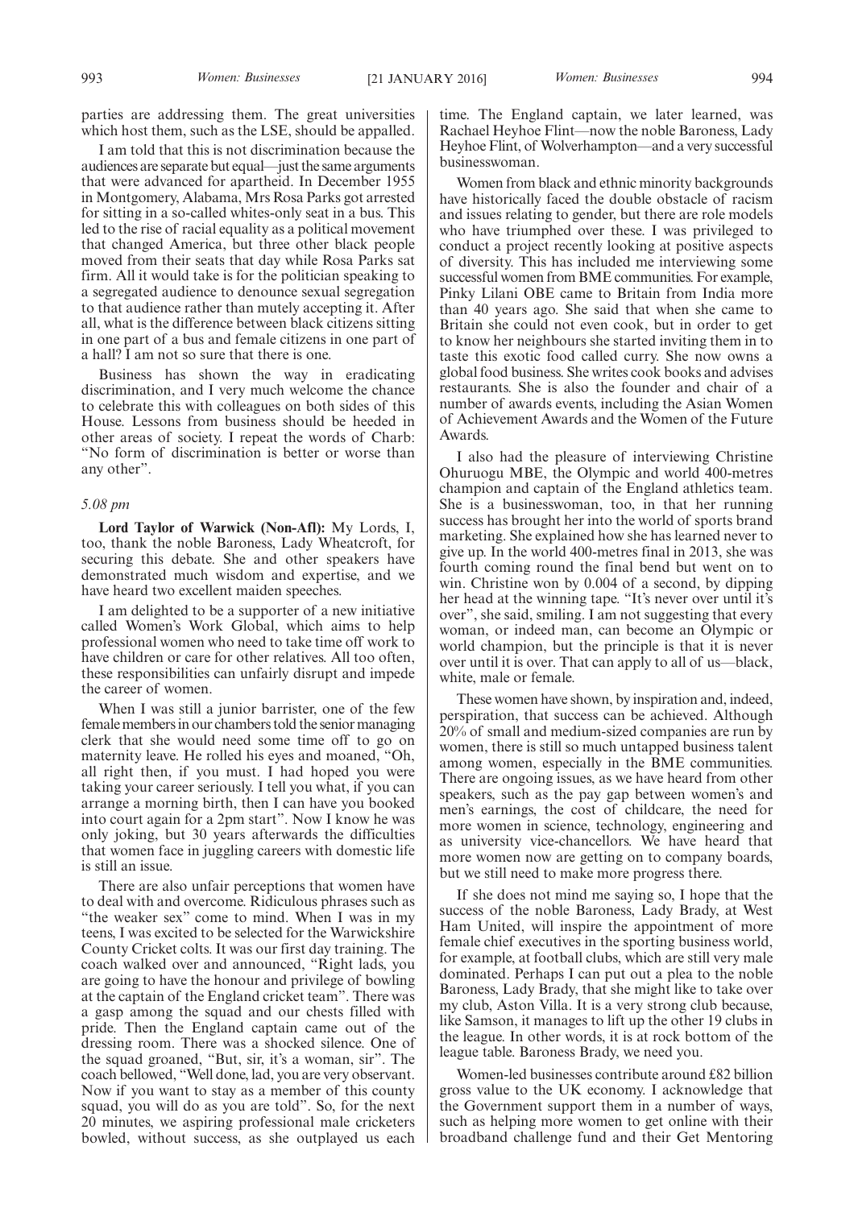parties are addressing them. The great universities which host them, such as the LSE, should be appalled.

I am told that this is not discrimination because the audiences are separate but equal—just the same arguments that were advanced for apartheid. In December 1955 in Montgomery, Alabama, Mrs Rosa Parks got arrested for sitting in a so-called whites-only seat in a bus. This led to the rise of racial equality as a political movement that changed America, but three other black people moved from their seats that day while Rosa Parks sat firm. All it would take is for the politician speaking to a segregated audience to denounce sexual segregation to that audience rather than mutely accepting it. After all, what is the difference between black citizens sitting in one part of a bus and female citizens in one part of a hall? I am not so sure that there is one.

Business has shown the way in eradicating discrimination, and I very much welcome the chance to celebrate this with colleagues on both sides of this House. Lessons from business should be heeded in other areas of society. I repeat the words of Charb: "No form of discrimination is better or worse than any other".

*5.08 pm*

**Lord Taylor of Warwick (Non-Afl):** My Lords, I, too, thank the noble Baroness, Lady Wheatcroft, for securing this debate. She and other speakers have demonstrated much wisdom and expertise, and we have heard two excellent maiden speeches.

I am delighted to be a supporter of a new initiative called Women's Work Global, which aims to help professional women who need to take time off work to have children or care for other relatives. All too often, these responsibilities can unfairly disrupt and impede the career of women.

When I was still a junior barrister, one of the few female members in our chambers told the senior managing clerk that she would need some time off to go on maternity leave. He rolled his eyes and moaned, "Oh, all right then, if you must. I had hoped you were taking your career seriously. I tell you what, if you can arrange a morning birth, then I can have you booked into court again for a 2pm start". Now I know he was only joking, but 30 years afterwards the difficulties that women face in juggling careers with domestic life is still an issue.

There are also unfair perceptions that women have to deal with and overcome. Ridiculous phrases such as "the weaker sex" come to mind. When I was in my teens, I was excited to be selected for the Warwickshire County Cricket colts. It was our first day training. The coach walked over and announced, "Right lads, you are going to have the honour and privilege of bowling at the captain of the England cricket team". There was a gasp among the squad and our chests filled with pride. Then the England captain came out of the dressing room. There was a shocked silence. One of the squad groaned, "But, sir, it's a woman, sir". The coach bellowed, "Well done, lad, you are very observant. Now if you want to stay as a member of this county squad, you will do as you are told". So, for the next 20 minutes, we aspiring professional male cricketers bowled, without success, as she outplayed us each time. The England captain, we later learned, was Rachael Heyhoe Flint—now the noble Baroness, Lady Heyhoe Flint, of Wolverhampton—and a very successful businesswoman.

Women from black and ethnic minority backgrounds have historically faced the double obstacle of racism and issues relating to gender, but there are role models who have triumphed over these. I was privileged to conduct a project recently looking at positive aspects of diversity. This has included me interviewing some successful women from BME communities. For example, Pinky Lilani OBE came to Britain from India more than 40 years ago. She said that when she came to Britain she could not even cook, but in order to get to know her neighbours she started inviting them in to taste this exotic food called curry. She now owns a global food business. She writes cook books and advises restaurants. She is also the founder and chair of a number of awards events, including the Asian Women of Achievement Awards and the Women of the Future Awards.

I also had the pleasure of interviewing Christine Ohuruogu MBE, the Olympic and world 400-metres champion and captain of the England athletics team. She is a businesswoman, too, in that her running success has brought her into the world of sports brand marketing. She explained how she has learned never to give up. In the world 400-metres final in 2013, she was fourth coming round the final bend but went on to win. Christine won by 0.004 of a second, by dipping her head at the winning tape. "It's never over until it's over", she said, smiling. I am not suggesting that every woman, or indeed man, can become an Olympic or world champion, but the principle is that it is never over until it is over. That can apply to all of us—black, white, male or female.

These women have shown, by inspiration and, indeed, perspiration, that success can be achieved. Although 20% of small and medium-sized companies are run by women, there is still so much untapped business talent among women, especially in the BME communities. There are ongoing issues, as we have heard from other speakers, such as the pay gap between women's and men's earnings, the cost of childcare, the need for more women in science, technology, engineering and as university vice-chancellors. We have heard that more women now are getting on to company boards, but we still need to make more progress there.

If she does not mind me saying so, I hope that the success of the noble Baroness, Lady Brady, at West Ham United, will inspire the appointment of more female chief executives in the sporting business world, for example, at football clubs, which are still very male dominated. Perhaps I can put out a plea to the noble Baroness, Lady Brady, that she might like to take over my club, Aston Villa. It is a very strong club because, like Samson, it manages to lift up the other 19 clubs in the league. In other words, it is at rock bottom of the league table. Baroness Brady, we need you.

Women-led businesses contribute around £82 billion gross value to the UK economy. I acknowledge that the Government support them in a number of ways, such as helping more women to get online with their broadband challenge fund and their Get Mentoring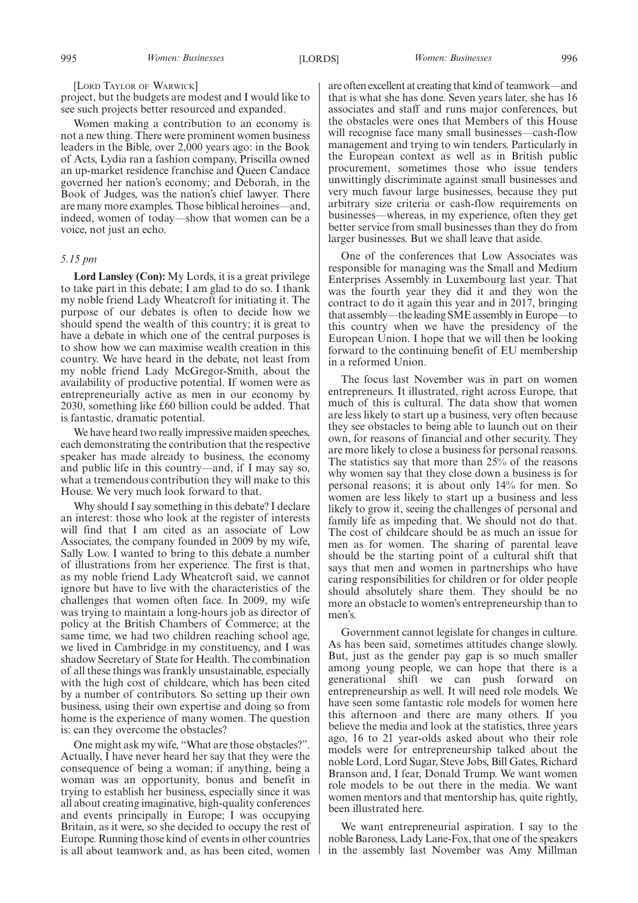[LORD TAYLOR OF WARWICK]

project, but the budgets are modest and I would like to see such projects better resourced and expanded.

Women making a contribution to an economy is not a new thing. There were prominent women business leaders in the Bible, over 2,000 years ago: in the Book of Acts, Lydia ran a fashion company, Priscilla owned an up-market residence franchise and Queen Candace governed her nation's economy; and Deborah, in the Book of Judges, was the nation's chief lawyer. There are many more examples. Those biblical heroines—and, indeed, women of today—show that women can be a voice, not just an echo.

*5.15 pm*

**Lord Lansley (Con):** My Lords, it is a great privilege to take part in this debate; I am glad to do so. I thank my noble friend Lady Wheatcroft for initiating it. The purpose of our debates is often to decide how we should spend the wealth of this country; it is great to have a debate in which one of the central purposes is to show how we can maximise wealth creation in this country. We have heard in the debate, not least from my noble friend Lady McGregor-Smith, about the availability of productive potential. If women were as entrepreneurially active as men in our economy by 2030, something like £60 billion could be added. That is fantastic, dramatic potential.

We have heard two really impressive maiden speeches, each demonstrating the contribution that the respective speaker has made already to business, the economy and public life in this country—and, if I may say so, what a tremendous contribution they will make to this House. We very much look forward to that.

Why should I say something in this debate? I declare an interest: those who look at the register of interests will find that I am cited as an associate of Low Associates, the company founded in 2009 by my wife, Sally Low. I wanted to bring to this debate a number of illustrations from her experience. The first is that, as my noble friend Lady Wheatcroft said, we cannot ignore but have to live with the characteristics of the challenges that women often face. In 2009, my wife was trying to maintain a long-hours job as director of policy at the British Chambers of Commerce; at the same time, we had two children reaching school age, we lived in Cambridge in my constituency, and I was shadow Secretary of State for Health. The combination of all these things was frankly unsustainable, especially with the high cost of childcare, which has been cited by a number of contributors. So setting up their own business, using their own expertise and doing so from home is the experience of many women. The question is: can they overcome the obstacles?

One might ask my wife, "What are those obstacles?". Actually, I have never heard her say that they were the consequence of being a woman; if anything, being a woman was an opportunity, bonus and benefit in trying to establish her business, especially since it was all about creating imaginative, high-quality conferences and events principally in Europe; I was occupying Britain, as it were, so she decided to occupy the rest of Europe. Running those kind of events in other countries is all about teamwork and, as has been cited, women are often excellent at creating that kind of teamwork—and that is what she has done. Seven years later, she has 16 associates and staff and runs major conferences, but the obstacles were ones that Members of this House will recognise face many small businesses—cash-flow management and trying to win tenders. Particularly in the European context as well as in British public procurement, sometimes those who issue tenders unwittingly discriminate against small businesses and very much favour large businesses, because they put arbitrary size criteria or cash-flow requirements on businesses—whereas, in my experience, often they get better service from small businesses than they do from larger businesses. But we shall leave that aside.

One of the conferences that Low Associates was responsible for managing was the Small and Medium Enterprises Assembly in Luxembourg last year. That was the fourth year they did it and they won the contract to do it again this year and in 2017, bringing that assembly—the leading SME assembly in Europe—to this country when we have the presidency of the European Union. I hope that we will then be looking forward to the continuing benefit of EU membership in a reformed Union.

The focus last November was in part on women entrepreneurs. It illustrated, right across Europe, that much of this is cultural. The data show that women are less likely to start up a business, very often because they see obstacles to being able to launch out on their own, for reasons of financial and other security. They are more likely to close a business for personal reasons. The statistics say that more than 25% of the reasons why women say that they close down a business is for personal reasons; it is about only 14% for men. So women are less likely to start up a business and less likely to grow it, seeing the challenges of personal and family life as impeding that. We should not do that. The cost of childcare should be as much an issue for men as for women. The sharing of parental leave should be the starting point of a cultural shift that says that men and women in partnerships who have caring responsibilities for children or for older people should absolutely share them. They should be no more an obstacle to women's entrepreneurship than to men's.

Government cannot legislate for changes in culture. As has been said, sometimes attitudes change slowly. But, just as the gender pay gap is so much smaller among young people, we can hope that there is a generational shift we can push forward on entrepreneurship as well. It will need role models. We have seen some fantastic role models for women here this afternoon and there are many others. If you believe the media and look at the statistics, three years ago, 16 to 21 year-olds asked about who their role models were for entrepreneurship talked about the noble Lord, Lord Sugar, Steve Jobs, Bill Gates, Richard Branson and, I fear, Donald Trump. We want women role models to be out there in the media. We want women mentors and that mentorship has, quite rightly, been illustrated here.

We want entrepreneurial aspiration. I say to the noble Baroness, Lady Lane-Fox, that one of the speakers in the assembly last November was Amy Millman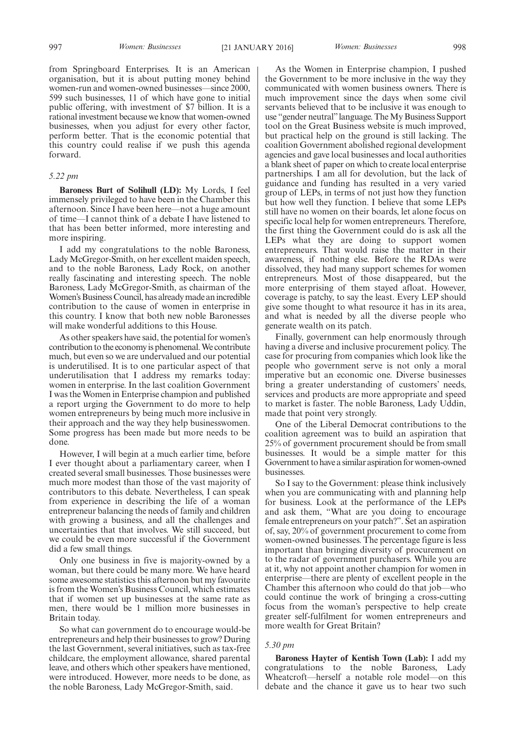from Springboard Enterprises. It is an American organisation, but it is about putting money behind women-run and women-owned businesses—since 2000, 599 such businesses, 11 of which have gone to initial public offering, with investment of $7 billion. It is a rational investment because we know that women-owned businesses, when you adjust for every other factor, perform better. That is the economic potential that this country could realise if we push this agenda forward.

*5.22 pm*

**Baroness Burt of Solihull (LD):** My Lords, I feel immensely privileged to have been in the Chamber this afternoon. Since I have been here—not a huge amount of time—I cannot think of a debate I have listened to that has been better informed, more interesting and more inspiring.

I add my congratulations to the noble Baroness, Lady McGregor-Smith, on her excellent maiden speech, and to the noble Baroness, Lady Rock, on another really fascinating and interesting speech. The noble Baroness, Lady McGregor-Smith, as chairman of the Women's Business Council, has already made an incredible contribution to the cause of women in enterprise in this country. I know that both new noble Baronesses will make wonderful additions to this House.

As other speakers have said, the potential for women's contribution to the economy is phenomenal. We contribute much, but even so we are undervalued and our potential is underutilised. It is to one particular aspect of that underutilisation that I address my remarks today: women in enterprise. In the last coalition Government I was the Women in Enterprise champion and published a report urging the Government to do more to help women entrepreneurs by being much more inclusive in their approach and the way they help businesswomen. Some progress has been made but more needs to be done.

However, I will begin at a much earlier time, before I ever thought about a parliamentary career, when I created several small businesses. Those businesses were much more modest than those of the vast majority of contributors to this debate. Nevertheless, I can speak from experience in describing the life of a woman entrepreneur balancing the needs of family and children with growing a business, and all the challenges and uncertainties that that involves. We still succeed, but we could be even more successful if the Government did a few small things.

Only one business in five is majority-owned by a woman, but there could be many more. We have heard some awesome statistics this afternoon but my favourite is from the Women's Business Council, which estimates that if women set up businesses at the same rate as men, there would be 1 million more businesses in Britain today.

So what can government do to encourage would-be entrepreneurs and help their businesses to grow? During the last Government, several initiatives, such as tax-free childcare, the employment allowance, shared parental leave, and others which other speakers have mentioned, were introduced. However, more needs to be done, as the noble Baroness, Lady McGregor-Smith, said.

As the Women in Enterprise champion, I pushed the Government to be more inclusive in the way they communicated with women business owners. There is much improvement since the days when some civil servants believed that to be inclusive it was enough to use "gender neutral" language. The My Business Support tool on the Great Business website is much improved, but practical help on the ground is still lacking. The coalition Government abolished regional development agencies and gave local businesses and local authorities a blank sheet of paper on which to create local enterprise partnerships. I am all for devolution, but the lack of guidance and funding has resulted in a very varied group of LEPs, in terms of not just how they function but how well they function. I believe that some LEPs still have no women on their boards, let alone focus on specific local help for women entrepreneurs. Therefore, the first thing the Government could do is ask all the LEPs what they are doing to support women entrepreneurs. That would raise the matter in their awareness, if nothing else. Before the RDAs were dissolved, they had many support schemes for women entrepreneurs. Most of those disappeared, but the more enterprising of them stayed afloat. However, coverage is patchy, to say the least. Every LEP should give some thought to what resource it has in its area, and what is needed by all the diverse people who generate wealth on its patch.

Finally, government can help enormously through having a diverse and inclusive procurement policy. The case for procuring from companies which look like the people who government serve is not only a moral imperative but an economic one. Diverse businesses bring a greater understanding of customers' needs, services and products are more appropriate and speed to market is faster. The noble Baroness, Lady Uddin, made that point very strongly.

One of the Liberal Democrat contributions to the coalition agreement was to build an aspiration that 25% of government procurement should be from small businesses. It would be a simple matter for this Government to have a similar aspiration for women-owned businesses.

So I say to the Government: please think inclusively when you are communicating with and planning help for business. Look at the performance of the LEPs and ask them, "What are you doing to encourage female entrepreneurs on your patch?". Set an aspiration of, say, 20% of government procurement to come from women-owned businesses. The percentage figure is less important than bringing diversity of procurement on to the radar of government purchasers. While you are at it, why not appoint another champion for women in enterprise—there are plenty of excellent people in the Chamber this afternoon who could do that job—who could continue the work of bringing a cross-cutting focus from the woman's perspective to help create greater self-fulfilment for women entrepreneurs and more wealth for Great Britain?

*5.30 pm*

**Baroness Hayter of Kentish Town (Lab):** I add my congratulations to the noble Baroness, Lady Wheatcroft—herself a notable role model—on this debate and the chance it gave us to hear two such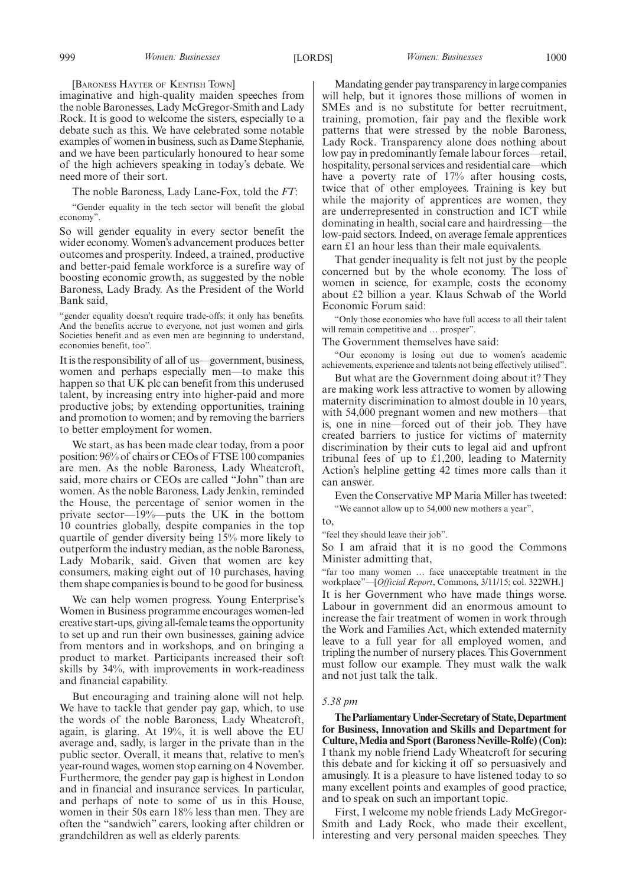[BARONESS HAYTER OF KENTISH TOWN]

imaginative and high-quality maiden speeches from the noble Baronesses, Lady McGregor-Smith and Lady Rock. It is good to welcome the sisters, especially to a debate such as this. We have celebrated some notable examples of women in business, such as Dame Stephanie, and we have been particularly honoured to hear some of the high achievers speaking in today's debate. We need more of their sort.

The noble Baroness, Lady Lane-Fox, told the *FT*:

"Gender equality in the tech sector will benefit the global economy".

So will gender equality in every sector benefit the wider economy. Women's advancement produces better outcomes and prosperity. Indeed, a trained, productive and better-paid female workforce is a surefire way of boosting economic growth, as suggested by the noble Baroness, Lady Brady. As the President of the World Bank said,

"gender equality doesn't require trade-offs; it only has benefits. And the benefits accrue to everyone, not just women and girls. Societies benefit and as even men are beginning to understand, economies benefit, too".

It is the responsibility of all of us—government, business, women and perhaps especially men—to make this happen so that UK plc can benefit from this underused talent, by increasing entry into higher-paid and more productive jobs; by extending opportunities, training and promotion to women; and by removing the barriers to better employment for women.

We start, as has been made clear today, from a poor position: 96% of chairs or CEOs of FTSE 100 companies are men. As the noble Baroness, Lady Wheatcroft, said, more chairs or CEOs are called "John" than are women. As the noble Baroness, Lady Jenkin, reminded the House, the percentage of senior women in the private sector—19%—puts the UK in the bottom 10 countries globally, despite companies in the top quartile of gender diversity being 15% more likely to outperform the industry median, as the noble Baroness, Lady Mobarik, said. Given that women are key consumers, making eight out of 10 purchases, having them shape companies is bound to be good for business.

We can help women progress. Young Enterprise's Women in Business programme encourages women-led creative start-ups, giving all-female teams the opportunity to set up and run their own businesses, gaining advice from mentors and in workshops, and on bringing a product to market. Participants increased their soft skills by 34%, with improvements in work-readiness and financial capability.

But encouraging and training alone will not help. We have to tackle that gender pay gap, which, to use the words of the noble Baroness, Lady Wheatcroft, again, is glaring. At 19%, it is well above the EU average and, sadly, is larger in the private than in the public sector. Overall, it means that, relative to men's year-round wages, women stop earning on 4 November. Furthermore, the gender pay gap is highest in London and in financial and insurance services. In particular, and perhaps of note to some of us in this House, women in their 50s earn 18% less than men. They are often the "sandwich" carers, looking after children or grandchildren as well as elderly parents.

Mandating gender pay transparency in large companies will help, but it ignores those millions of women in SMEs and is no substitute for better recruitment, training, promotion, fair pay and the flexible work patterns that were stressed by the noble Baroness, Lady Rock. Transparency alone does nothing about low pay in predominantly female labour forces—retail, hospitality, personal services and residential care—which have a poverty rate of 17% after housing costs, twice that of other employees. Training is key but while the majority of apprentices are women, they are underrepresented in construction and ICT while dominating in health, social care and hairdressing—the low-paid sectors. Indeed, on average female apprentices earn £1 an hour less than their male equivalents.

That gender inequality is felt not just by the people concerned but by the whole economy. The loss of women in science, for example, costs the economy about £2 billion a year. Klaus Schwab of the World Economic Forum said:

"Only those economies who have full access to all their talent will remain competitive and … prosper".

The Government themselves have said:

"Our economy is losing out due to women's academic achievements, experience and talents not being effectively utilised".

But what are the Government doing about it? They are making work less attractive to women by allowing maternity discrimination to almost double in 10 years, with 54,000 pregnant women and new mothers—that is, one in nine—forced out of their job. They have created barriers to justice for victims of maternity discrimination by their cuts to legal aid and upfront tribunal fees of up to £1,200, leading to Maternity Action's helpline getting 42 times more calls than it can answer.

Even the Conservative MP Maria Miller has tweeted:

"We cannot allow up to 54,000 new mothers a year",

to,

"feel they should leave their job".

So I am afraid that it is no good the Commons Minister admitting that,

"far too many women … face unacceptable treatment in the workplace"—[*Official Report*, Commons, 3/11/15; col. 322WH.]

It is her Government who have made things worse. Labour in government did an enormous amount to increase the fair treatment of women in work through the Work and Families Act, which extended maternity leave to a full year for all employed women, and tripling the number of nursery places. This Government must follow our example. They must walk the walk and not just talk the talk.

*5.38 pm*

**The Parliamentary Under-Secretary of State, Department for Business, Innovation and Skills and Department for Culture, Media and Sport (Baroness Neville-Rolfe) (Con):** I thank my noble friend Lady Wheatcroft for securing this debate and for kicking it off so persuasively and amusingly. It is a pleasure to have listened today to so many excellent points and examples of good practice, and to speak on such an important topic.

First, I welcome my noble friends Lady McGregor-Smith and Lady Rock, who made their excellent, interesting and very personal maiden speeches. They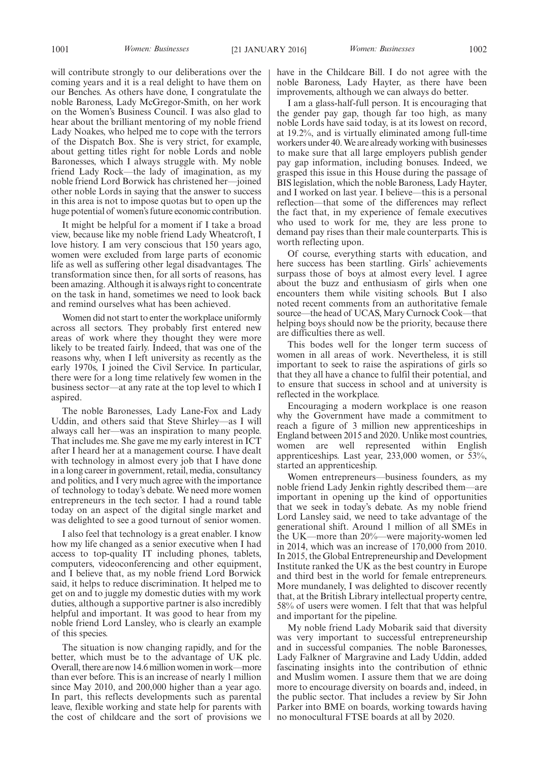will contribute strongly to our deliberations over the coming years and it is a real delight to have them on our Benches. As others have done, I congratulate the noble Baroness, Lady McGregor-Smith, on her work on the Women's Business Council. I was also glad to hear about the brilliant mentoring of my noble friend Lady Noakes, who helped me to cope with the terrors of the Dispatch Box. She is very strict, for example, about getting titles right for noble Lords and noble Baronesses, which I always struggle with. My noble friend Lady Rock—the lady of imagination, as my noble friend Lord Borwick has christened her—joined other noble Lords in saying that the answer to success in this area is not to impose quotas but to open up the huge potential of women's future economic contribution.

It might be helpful for a moment if I take a broad view, because like my noble friend Lady Wheatcroft, I love history. I am very conscious that 150 years ago, women were excluded from large parts of economic life as well as suffering other legal disadvantages. The transformation since then, for all sorts of reasons, has been amazing. Although it is always right to concentrate on the task in hand, sometimes we need to look back and remind ourselves what has been achieved.

Women did not start to enter the workplace uniformly across all sectors. They probably first entered new areas of work where they thought they were more likely to be treated fairly. Indeed, that was one of the reasons why, when I left university as recently as the early 1970s, I joined the Civil Service. In particular, there were for a long time relatively few women in the business sector—at any rate at the top level to which I aspired.

The noble Baronesses, Lady Lane-Fox and Lady Uddin, and others said that Steve Shirley—as I will always call her—was an inspiration to many people. That includes me. She gave me my early interest in ICT after I heard her at a management course. I have dealt with technology in almost every job that I have done in a long career in government, retail, media, consultancy and politics, and I very much agree with the importance of technology to today's debate. We need more women entrepreneurs in the tech sector. I had a round table today on an aspect of the digital single market and was delighted to see a good turnout of senior women.

I also feel that technology is a great enabler. I know how my life changed as a senior executive when I had access to top-quality IT including phones, tablets, computers, videoconferencing and other equipment, and I believe that, as my noble friend Lord Borwick said, it helps to reduce discrimination. It helped me to get on and to juggle my domestic duties with my work duties, although a supportive partner is also incredibly helpful and important. It was good to hear from my noble friend Lord Lansley, who is clearly an example of this species.

The situation is now changing rapidly, and for the better, which must be to the advantage of UK plc. Overall, there are now 14.6 million women in work—more than ever before. This is an increase of nearly 1 million since May 2010, and 200,000 higher than a year ago. In part, this reflects developments such as parental leave, flexible working and state help for parents with the cost of childcare and the sort of provisions we have in the Childcare Bill. I do not agree with the noble Baroness, Lady Hayter, as there have been improvements, although we can always do better.

I am a glass-half-full person. It is encouraging that the gender pay gap, though far too high, as many noble Lords have said today, is at its lowest on record, at 19.2%, and is virtually eliminated among full-time workers under 40. We are already working with businesses to make sure that all large employers publish gender pay gap information, including bonuses. Indeed, we grasped this issue in this House during the passage of BIS legislation, which the noble Baroness, Lady Hayter, and I worked on last year. I believe—this is a personal reflection—that some of the differences may reflect the fact that, in my experience of female executives who used to work for me, they are less prone to demand pay rises than their male counterparts. This is worth reflecting upon.

Of course, everything starts with education, and here success has been startling. Girls' achievements surpass those of boys at almost every level. I agree about the buzz and enthusiasm of girls when one encounters them while visiting schools. But I also noted recent comments from an authoritative female source—the head of UCAS, Mary Curnock Cook—that helping boys should now be the priority, because there are difficulties there as well.

This bodes well for the longer term success of women in all areas of work. Nevertheless, it is still important to seek to raise the aspirations of girls so that they all have a chance to fulfil their potential, and to ensure that success in school and at university is reflected in the workplace.

Encouraging a modern workplace is one reason why the Government have made a commitment to reach a figure of 3 million new apprenticeships in England between 2015 and 2020. Unlike most countries, women are well represented within English apprenticeships. Last year, 233,000 women, or 53%, started an apprenticeship.

Women entrepreneurs—business founders, as my noble friend Lady Jenkin rightly described them—are important in opening up the kind of opportunities that we seek in today's debate. As my noble friend Lord Lansley said, we need to take advantage of the generational shift. Around 1 million of all SMEs in the UK—more than 20%—were majority-women led in 2014, which was an increase of 170,000 from 2010. In 2015, the Global Entrepreneurship and Development Institute ranked the UK as the best country in Europe and third best in the world for female entrepreneurs. More mundanely, I was delighted to discover recently that, at the British Library intellectual property centre, 58% of users were women. I felt that that was helpful and important for the pipeline.

My noble friend Lady Mobarik said that diversity was very important to successful entrepreneurship and in successful companies. The noble Baronesses, Lady Falkner of Margravine and Lady Uddin, added fascinating insights into the contribution of ethnic and Muslim women. I assure them that we are doing more to encourage diversity on boards and, indeed, in the public sector. That includes a review by Sir John Parker into BME on boards, working towards having no monocultural FTSE boards at all by 2020.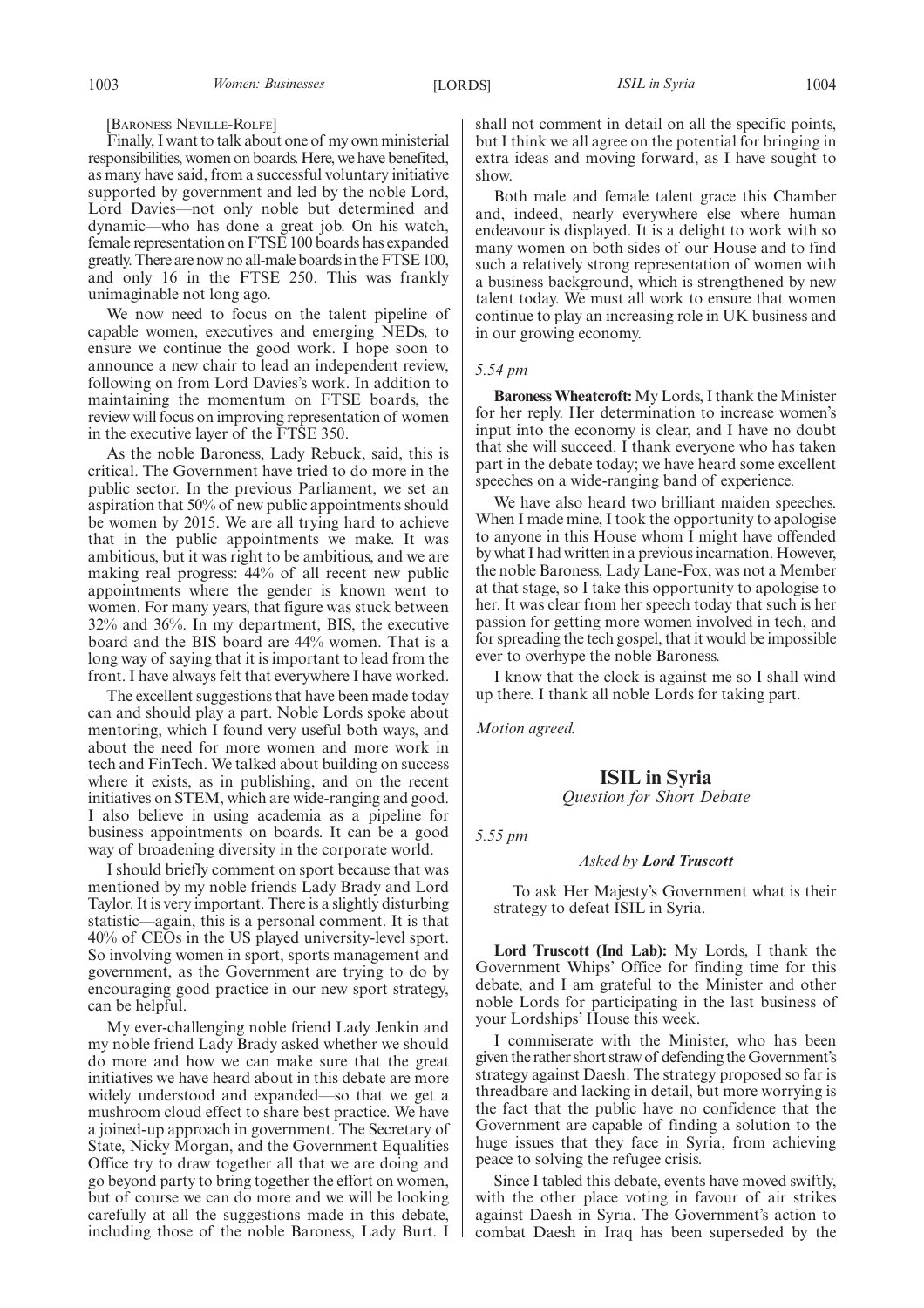[Baroness Neville-Rolfe]

Finally, I want to talk about one of my own ministerial responsibilities, women on boards. Here, we have benefited, as many have said, from a successful voluntary initiative supported by government and led by the noble Lord, Lord Davies—not only noble but determined and dynamic—who has done a great job. On his watch, female representation on FTSE 100 boards has expanded greatly. There are now no all-male boards in the FTSE 100, and only 16 in the FTSE 250. This was frankly unimaginable not long ago.

We now need to focus on the talent pipeline of capable women, executives and emerging NEDs, to ensure we continue the good work. I hope soon to announce a new chair to lead an independent review, following on from Lord Davies's work. In addition to maintaining the momentum on FTSE boards, the review will focus on improving representation of women in the executive layer of the FTSE 350.

As the noble Baroness, Lady Rebuck, said, this is critical. The Government have tried to do more in the public sector. In the previous Parliament, we set an aspiration that 50% of new public appointments should be women by 2015. We are all trying hard to achieve that in the public appointments we make. It was ambitious, but it was right to be ambitious, and we are making real progress: 44% of all recent new public appointments where the gender is known went to women. For many years, that figure was stuck between 32% and 36%. In my department, BIS, the executive board and the BIS board are 44% women. That is a long way of saying that it is important to lead from the front. I have always felt that everywhere I have worked.

The excellent suggestions that have been made today can and should play a part. Noble Lords spoke about mentoring, which I found very useful both ways, and about the need for more women and more work in tech and FinTech. We talked about building on success where it exists, as in publishing, and on the recent initiatives on STEM, which are wide-ranging and good. I also believe in using academia as a pipeline for business appointments on boards. It can be a good way of broadening diversity in the corporate world.

I should briefly comment on sport because that was mentioned by my noble friends Lady Brady and Lord Taylor. It is very important. There is a slightly disturbing statistic—again, this is a personal comment. It is that 40% of CEOs in the US played university-level sport. So involving women in sport, sports management and government, as the Government are trying to do by encouraging good practice in our new sport strategy, can be helpful.

My ever-challenging noble friend Lady Jenkin and my noble friend Lady Brady asked whether we should do more and how we can make sure that the great initiatives we have heard about in this debate are more widely understood and expanded—so that we get a mushroom cloud effect to share best practice. We have a joined-up approach in government. The Secretary of State, Nicky Morgan, and the Government Equalities Office try to draw together all that we are doing and go beyond party to bring together the effort on women, but of course we can do more and we will be looking carefully at all the suggestions made in this debate, including those of the noble Baroness, Lady Burt. I shall not comment in detail on all the specific points, but I think we all agree on the potential for bringing in extra ideas and moving forward, as I have sought to show.

Both male and female talent grace this Chamber and, indeed, nearly everywhere else where human endeavour is displayed. It is a delight to work with so many women on both sides of our House and to find such a relatively strong representation of women with a business background, which is strengthened by new talent today. We must all work to ensure that women continue to play an increasing role in UK business and in our growing economy.

*5.54 pm*

**Baroness Wheatcroft:** My Lords, I thank the Minister for her reply. Her determination to increase women's input into the economy is clear, and I have no doubt that she will succeed. I thank everyone who has taken part in the debate today; we have heard some excellent speeches on a wide-ranging band of experience.

We have also heard two brilliant maiden speeches. When I made mine, I took the opportunity to apologise to anyone in this House whom I might have offended by what I had written in a previous incarnation. However, the noble Baroness, Lady Lane-Fox, was not a Member at that stage, so I take this opportunity to apologise to her. It was clear from her speech today that such is her passion for getting more women involved in tech, and for spreading the tech gospel, that it would be impossible ever to overhype the noble Baroness.

I know that the clock is against me so I shall wind up there. I thank all noble Lords for taking part.

*Motion agreed.*

## ISIL in Syria

*Question for Short Debate*

*5.55 pm*

*Asked by **Lord Truscott***

To ask Her Majesty's Government what is their strategy to defeat ISIL in Syria.

**Lord Truscott (Ind Lab):** My Lords, I thank the Government Whips' Office for finding time for this debate, and I am grateful to the Minister and other noble Lords for participating in the last business of your Lordships' House this week.

I commiserate with the Minister, who has been given the rather short straw of defending the Government's strategy against Daesh. The strategy proposed so far is threadbare and lacking in detail, but more worrying is the fact that the public have no confidence that the Government are capable of finding a solution to the huge issues that they face in Syria, from achieving peace to solving the refugee crisis.

Since I tabled this debate, events have moved swiftly, with the other place voting in favour of air strikes against Daesh in Syria. The Government's action to combat Daesh in Iraq has been superseded by the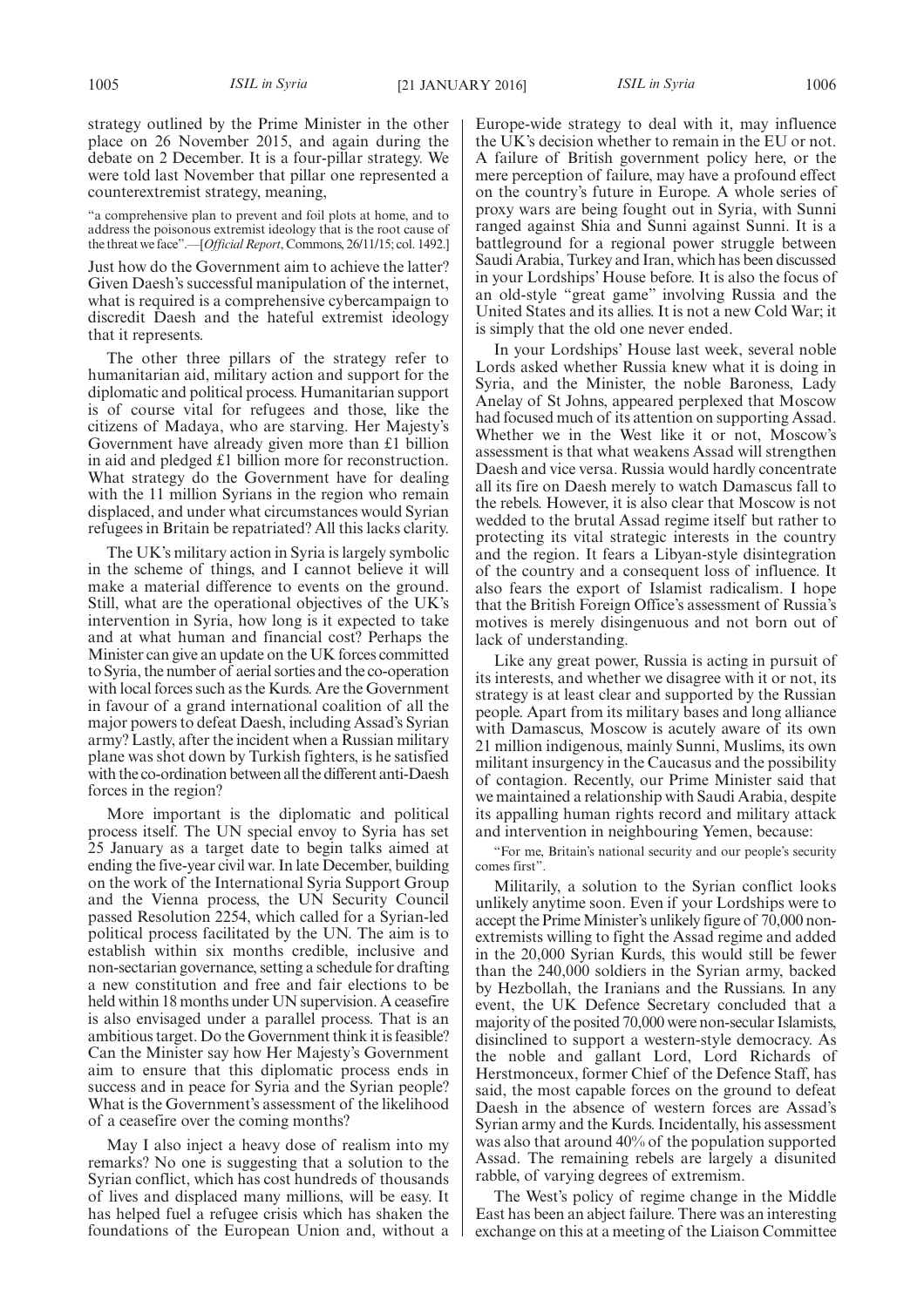strategy outlined by the Prime Minister in the other place on 26 November 2015, and again during the debate on 2 December. It is a four-pillar strategy. We were told last November that pillar one represented a counterextremist strategy, meaning,

"a comprehensive plan to prevent and foil plots at home, and to address the poisonous extremist ideology that is the root cause of the threat we face".—[*Official Report*, Commons, 26/11/15; col. 1492.]

Just how do the Government aim to achieve the latter? Given Daesh's successful manipulation of the internet, what is required is a comprehensive cybercampaign to discredit Daesh and the hateful extremist ideology that it represents.

The other three pillars of the strategy refer to humanitarian aid, military action and support for the diplomatic and political process. Humanitarian support is of course vital for refugees and those, like the citizens of Madaya, who are starving. Her Majesty's Government have already given more than £1 billion in aid and pledged £1 billion more for reconstruction. What strategy do the Government have for dealing with the 11 million Syrians in the region who remain displaced, and under what circumstances would Syrian refugees in Britain be repatriated? All this lacks clarity.

The UK's military action in Syria is largely symbolic in the scheme of things, and I cannot believe it will make a material difference to events on the ground. Still, what are the operational objectives of the UK's intervention in Syria, how long is it expected to take and at what human and financial cost? Perhaps the Minister can give an update on the UK forces committed to Syria, the number of aerial sorties and the co-operation with local forces such as the Kurds. Are the Government in favour of a grand international coalition of all the major powers to defeat Daesh, including Assad's Syrian army? Lastly, after the incident when a Russian military plane was shot down by Turkish fighters, is he satisfied with the co-ordination between all the different anti-Daesh forces in the region?

More important is the diplomatic and political process itself. The UN special envoy to Syria has set 25 January as a target date to begin talks aimed at ending the five-year civil war. In late December, building on the work of the International Syria Support Group and the Vienna process, the UN Security Council passed Resolution 2254, which called for a Syrian-led political process facilitated by the UN. The aim is to establish within six months credible, inclusive and non-sectarian governance, setting a schedule for drafting a new constitution and free and fair elections to be held within 18 months under UN supervision. A ceasefire is also envisaged under a parallel process. That is an ambitious target. Do the Government think it is feasible? Can the Minister say how Her Majesty's Government aim to ensure that this diplomatic process ends in success and in peace for Syria and the Syrian people? What is the Government's assessment of the likelihood of a ceasefire over the coming months?

May I also inject a heavy dose of realism into my remarks? No one is suggesting that a solution to the Syrian conflict, which has cost hundreds of thousands of lives and displaced many millions, will be easy. It has helped fuel a refugee crisis which has shaken the foundations of the European Union and, without a Europe-wide strategy to deal with it, may influence the UK's decision whether to remain in the EU or not. A failure of British government policy here, or the mere perception of failure, may have a profound effect on the country's future in Europe. A whole series of proxy wars are being fought out in Syria, with Sunni ranged against Shia and Sunni against Sunni. It is a battleground for a regional power struggle between Saudi Arabia, Turkey and Iran, which has been discussed in your Lordships' House before. It is also the focus of an old-style "great game" involving Russia and the United States and its allies. It is not a new Cold War; it is simply that the old one never ended.

In your Lordships' House last week, several noble Lords asked whether Russia knew what it is doing in Syria, and the Minister, the noble Baroness, Lady Anelay of St Johns, appeared perplexed that Moscow had focused much of its attention on supporting Assad. Whether we in the West like it or not, Moscow's assessment is that what weakens Assad will strengthen Daesh and vice versa. Russia would hardly concentrate all its fire on Daesh merely to watch Damascus fall to the rebels. However, it is also clear that Moscow is not wedded to the brutal Assad regime itself but rather to protecting its vital strategic interests in the country and the region. It fears a Libyan-style disintegration of the country and a consequent loss of influence. It also fears the export of Islamist radicalism. I hope that the British Foreign Office's assessment of Russia's motives is merely disingenuous and not born out of lack of understanding.

Like any great power, Russia is acting in pursuit of its interests, and whether we disagree with it or not, its strategy is at least clear and supported by the Russian people. Apart from its military bases and long alliance with Damascus, Moscow is acutely aware of its own 21 million indigenous, mainly Sunni, Muslims, its own militant insurgency in the Caucasus and the possibility of contagion. Recently, our Prime Minister said that we maintained a relationship with Saudi Arabia, despite its appalling human rights record and military attack and intervention in neighbouring Yemen, because:

"For me, Britain's national security and our people's security comes first".

Militarily, a solution to the Syrian conflict looks unlikely anytime soon. Even if your Lordships were to accept the Prime Minister's unlikely figure of 70,000 non-extremists willing to fight the Assad regime and added in the 20,000 Syrian Kurds, this would still be fewer than the 240,000 soldiers in the Syrian army, backed by Hezbollah, the Iranians and the Russians. In any event, the UK Defence Secretary concluded that a majority of the posited 70,000 were non-secular Islamists, disinclined to support a western-style democracy. As the noble and gallant Lord, Lord Richards of Herstmonceux, former Chief of the Defence Staff, has said, the most capable forces on the ground to defeat Daesh in the absence of western forces are Assad's Syrian army and the Kurds. Incidentally, his assessment was also that around 40% of the population supported Assad. The remaining rebels are largely a disunited rabble, of varying degrees of extremism.

The West's policy of regime change in the Middle East has been an abject failure. There was an interesting exchange on this at a meeting of the Liaison Committee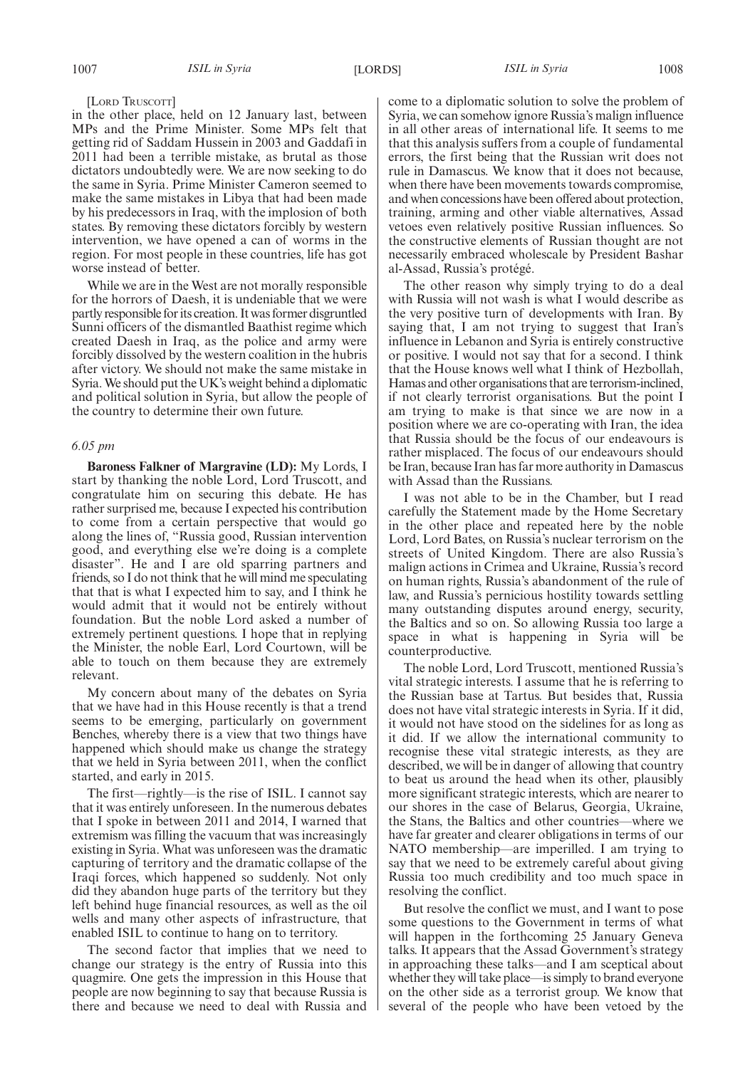[Lord Truscott]

in the other place, held on 12 January last, between MPs and the Prime Minister. Some MPs felt that getting rid of Saddam Hussein in 2003 and Gaddafi in 2011 had been a terrible mistake, as brutal as those dictators undoubtedly were. We are now seeking to do the same in Syria. Prime Minister Cameron seemed to make the same mistakes in Libya that had been made by his predecessors in Iraq, with the implosion of both states. By removing these dictators forcibly by western intervention, we have opened a can of worms in the region. For most people in these countries, life has got worse instead of better.

While we are in the West are not morally responsible for the horrors of Daesh, it is undeniable that we were partly responsible for its creation. It was former disgruntled Sunni officers of the dismantled Baathist regime which created Daesh in Iraq, as the police and army were forcibly dissolved by the western coalition in the hubris after victory. We should not make the same mistake in Syria. We should put the UK's weight behind a diplomatic and political solution in Syria, but allow the people of the country to determine their own future.

*6.05 pm*

**Baroness Falkner of Margravine (LD):** My Lords, I start by thanking the noble Lord, Lord Truscott, and congratulate him on securing this debate. He has rather surprised me, because I expected his contribution to come from a certain perspective that would go along the lines of, "Russia good, Russian intervention good, and everything else we're doing is a complete disaster". He and I are old sparring partners and friends, so I do not think that he will mind me speculating that that is what I expected him to say, and I think he would admit that it would not be entirely without foundation. But the noble Lord asked a number of extremely pertinent questions. I hope that in replying the Minister, the noble Earl, Lord Courtown, will be able to touch on them because they are extremely relevant.

My concern about many of the debates on Syria that we have had in this House recently is that a trend seems to be emerging, particularly on government Benches, whereby there is a view that two things have happened which should make us change the strategy that we held in Syria between 2011, when the conflict started, and early in 2015.

The first—rightly—is the rise of ISIL. I cannot say that it was entirely unforeseen. In the numerous debates that I spoke in between 2011 and 2014, I warned that extremism was filling the vacuum that was increasingly existing in Syria. What was unforeseen was the dramatic capturing of territory and the dramatic collapse of the Iraqi forces, which happened so suddenly. Not only did they abandon huge parts of the territory but they left behind huge financial resources, as well as the oil wells and many other aspects of infrastructure, that enabled ISIL to continue to hang on to territory.

The second factor that implies that we need to change our strategy is the entry of Russia into this quagmire. One gets the impression in this House that people are now beginning to say that because Russia is there and because we need to deal with Russia and come to a diplomatic solution to solve the problem of Syria, we can somehow ignore Russia's malign influence in all other areas of international life. It seems to me that this analysis suffers from a couple of fundamental errors, the first being that the Russian writ does not rule in Damascus. We know that it does not because, when there have been movements towards compromise, and when concessions have been offered about protection, training, arming and other viable alternatives, Assad vetoes even relatively positive Russian influences. So the constructive elements of Russian thought are not necessarily embraced wholescale by President Bashar al-Assad, Russia's protégé.

The other reason why simply trying to do a deal with Russia will not wash is what I would describe as the very positive turn of developments with Iran. By saying that, I am not trying to suggest that Iran's influence in Lebanon and Syria is entirely constructive or positive. I would not say that for a second. I think that the House knows well what I think of Hezbollah, Hamas and other organisations that are terrorism-inclined, if not clearly terrorist organisations. But the point I am trying to make is that since we are now in a position where we are co-operating with Iran, the idea that Russia should be the focus of our endeavours is rather misplaced. The focus of our endeavours should be Iran, because Iran has far more authority in Damascus with Assad than the Russians.

I was not able to be in the Chamber, but I read carefully the Statement made by the Home Secretary in the other place and repeated here by the noble Lord, Lord Bates, on Russia's nuclear terrorism on the streets of United Kingdom. There are also Russia's malign actions in Crimea and Ukraine, Russia's record on human rights, Russia's abandonment of the rule of law, and Russia's pernicious hostility towards settling many outstanding disputes around energy, security, the Baltics and so on. So allowing Russia too large a space in what is happening in Syria will be counterproductive.

The noble Lord, Lord Truscott, mentioned Russia's vital strategic interests. I assume that he is referring to the Russian base at Tartus. But besides that, Russia does not have vital strategic interests in Syria. If it did, it would not have stood on the sidelines for as long as it did. If we allow the international community to recognise these vital strategic interests, as they are described, we will be in danger of allowing that country to beat us around the head when its other, plausibly more significant strategic interests, which are nearer to our shores in the case of Belarus, Georgia, Ukraine, the Stans, the Baltics and other countries—where we have far greater and clearer obligations in terms of our NATO membership—are imperilled. I am trying to say that we need to be extremely careful about giving Russia too much credibility and too much space in resolving the conflict.

But resolve the conflict we must, and I want to pose some questions to the Government in terms of what will happen in the forthcoming 25 January Geneva talks. It appears that the Assad Government's strategy in approaching these talks—and I am sceptical about whether they will take place—is simply to brand everyone on the other side as a terrorist group. We know that several of the people who have been vetoed by the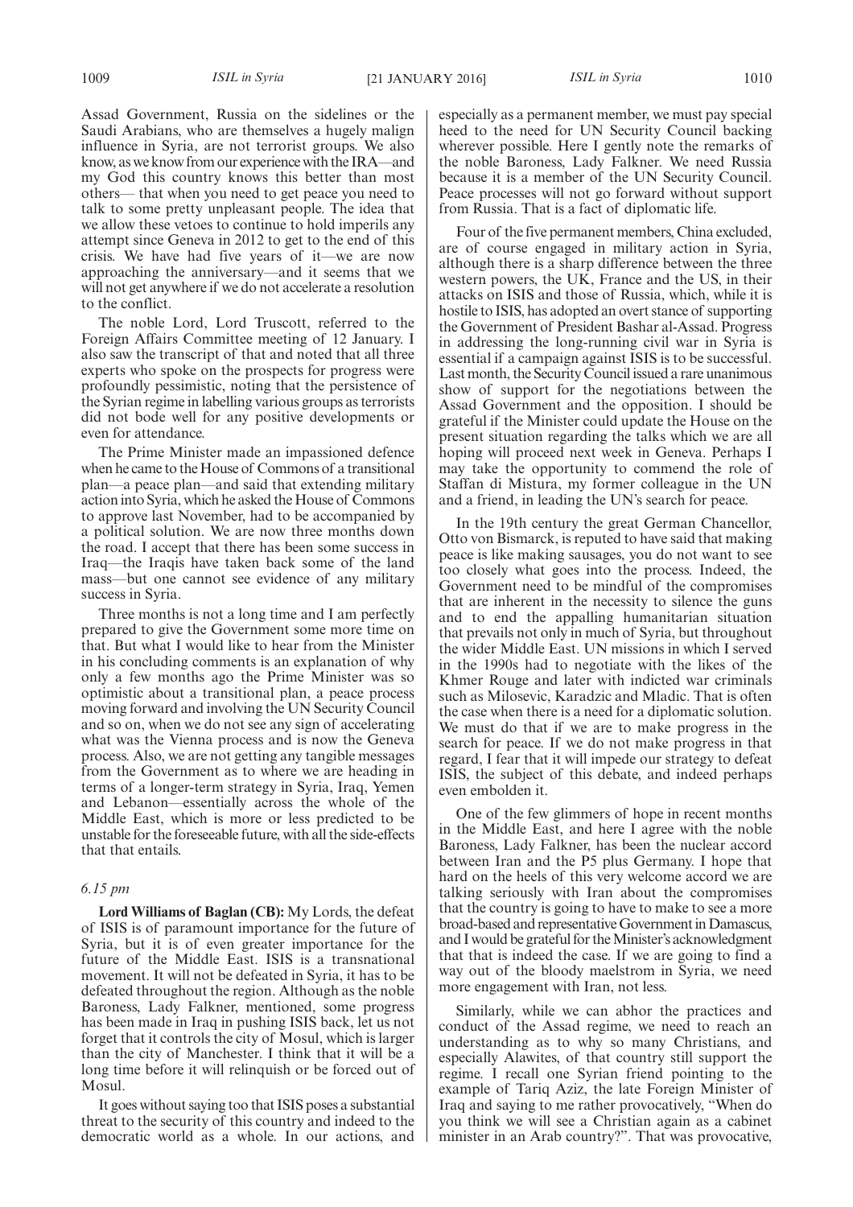Assad Government, Russia on the sidelines or the Saudi Arabians, who are themselves a hugely malign influence in Syria, are not terrorist groups. We also know, as we know from our experience with the IRA—and my God this country knows this better than most others— that when you need to get peace you need to talk to some pretty unpleasant people. The idea that we allow these vetoes to continue to hold imperils any attempt since Geneva in 2012 to get to the end of this crisis. We have had five years of it—we are now approaching the anniversary—and it seems that we will not get anywhere if we do not accelerate a resolution to the conflict.

The noble Lord, Lord Truscott, referred to the Foreign Affairs Committee meeting of 12 January. I also saw the transcript of that and noted that all three experts who spoke on the prospects for progress were profoundly pessimistic, noting that the persistence of the Syrian regime in labelling various groups as terrorists did not bode well for any positive developments or even for attendance.

The Prime Minister made an impassioned defence when he came to the House of Commons of a transitional plan—a peace plan—and said that extending military action into Syria, which he asked the House of Commons to approve last November, had to be accompanied by a political solution. We are now three months down the road. I accept that there has been some success in Iraq—the Iraqis have taken back some of the land mass—but one cannot see evidence of any military success in Syria.

Three months is not a long time and I am perfectly prepared to give the Government some more time on that. But what I would like to hear from the Minister in his concluding comments is an explanation of why only a few months ago the Prime Minister was so optimistic about a transitional plan, a peace process moving forward and involving the UN Security Council and so on, when we do not see any sign of accelerating what was the Vienna process and is now the Geneva process. Also, we are not getting any tangible messages from the Government as to where we are heading in terms of a longer-term strategy in Syria, Iraq, Yemen and Lebanon—essentially across the whole of the Middle East, which is more or less predicted to be unstable for the foreseeable future, with all the side-effects that that entails.

*6.15 pm*

**Lord Williams of Baglan (CB):** My Lords, the defeat of ISIS is of paramount importance for the future of Syria, but it is of even greater importance for the future of the Middle East. ISIS is a transnational movement. It will not be defeated in Syria, it has to be defeated throughout the region. Although as the noble Baroness, Lady Falkner, mentioned, some progress has been made in Iraq in pushing ISIS back, let us not forget that it controls the city of Mosul, which is larger than the city of Manchester. I think that it will be a long time before it will relinquish or be forced out of Mosul.

It goes without saying too that ISIS poses a substantial threat to the security of this country and indeed to the democratic world as a whole. In our actions, and especially as a permanent member, we must pay special heed to the need for UN Security Council backing wherever possible. Here I gently note the remarks of the noble Baroness, Lady Falkner. We need Russia because it is a member of the UN Security Council. Peace processes will not go forward without support from Russia. That is a fact of diplomatic life.

Four of the five permanent members, China excluded, are of course engaged in military action in Syria, although there is a sharp difference between the three western powers, the UK, France and the US, in their attacks on ISIS and those of Russia, which, while it is hostile to ISIS, has adopted an overt stance of supporting the Government of President Bashar al-Assad. Progress in addressing the long-running civil war in Syria is essential if a campaign against ISIS is to be successful. Last month, the Security Council issued a rare unanimous show of support for the negotiations between the Assad Government and the opposition. I should be grateful if the Minister could update the House on the present situation regarding the talks which we are all hoping will proceed next week in Geneva. Perhaps I may take the opportunity to commend the role of Staffan di Mistura, my former colleague in the UN and a friend, in leading the UN's search for peace.

In the 19th century the great German Chancellor, Otto von Bismarck, is reputed to have said that making peace is like making sausages, you do not want to see too closely what goes into the process. Indeed, the Government need to be mindful of the compromises that are inherent in the necessity to silence the guns and to end the appalling humanitarian situation that prevails not only in much of Syria, but throughout the wider Middle East. UN missions in which I served in the 1990s had to negotiate with the likes of the Khmer Rouge and later with indicted war criminals such as Milosevic, Karadzic and Mladic. That is often the case when there is a need for a diplomatic solution. We must do that if we are to make progress in the search for peace. If we do not make progress in that regard, I fear that it will impede our strategy to defeat ISIS, the subject of this debate, and indeed perhaps even embolden it.

One of the few glimmers of hope in recent months in the Middle East, and here I agree with the noble Baroness, Lady Falkner, has been the nuclear accord between Iran and the P5 plus Germany. I hope that hard on the heels of this very welcome accord we are talking seriously with Iran about the compromises that the country is going to have to make to see a more broad-based and representative Government in Damascus, and I would be grateful for the Minister's acknowledgment that that is indeed the case. If we are going to find a way out of the bloody maelstrom in Syria, we need more engagement with Iran, not less.

Similarly, while we can abhor the practices and conduct of the Assad regime, we need to reach an understanding as to why so many Christians, and especially Alawites, of that country still support the regime. I recall one Syrian friend pointing to the example of Tariq Aziz, the late Foreign Minister of Iraq and saying to me rather provocatively, "When do you think we will see a Christian again as a cabinet minister in an Arab country?". That was provocative,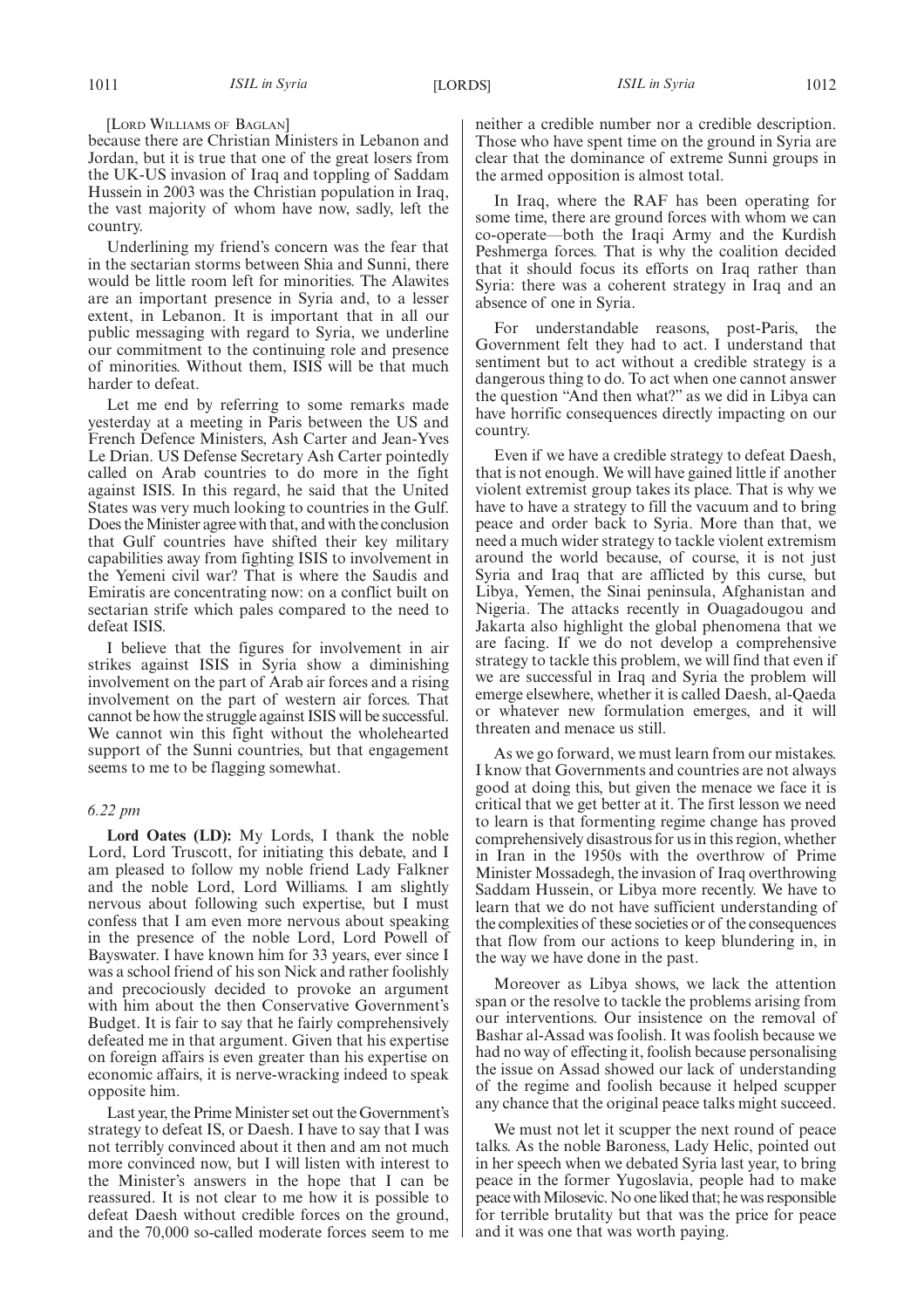[Lord Williams of Baglan]

because there are Christian Ministers in Lebanon and Jordan, but it is true that one of the great losers from the UK-US invasion of Iraq and toppling of Saddam Hussein in 2003 was the Christian population in Iraq, the vast majority of whom have now, sadly, left the country.

Underlining my friend's concern was the fear that in the sectarian storms between Shia and Sunni, there would be little room left for minorities. The Alawites are an important presence in Syria and, to a lesser extent, in Lebanon. It is important that in all our public messaging with regard to Syria, we underline our commitment to the continuing role and presence of minorities. Without them, ISIS will be that much harder to defeat.

Let me end by referring to some remarks made yesterday at a meeting in Paris between the US and French Defence Ministers, Ash Carter and Jean-Yves Le Drian. US Defense Secretary Ash Carter pointedly called on Arab countries to do more in the fight against ISIS. In this regard, he said that the United States was very much looking to countries in the Gulf. Does the Minister agree with that, and with the conclusion that Gulf countries have shifted their key military capabilities away from fighting ISIS to involvement in the Yemeni civil war? That is where the Saudis and Emiratis are concentrating now: on a conflict built on sectarian strife which pales compared to the need to defeat ISIS.

I believe that the figures for involvement in air strikes against ISIS in Syria show a diminishing involvement on the part of Arab air forces and a rising involvement on the part of western air forces. That cannot be how the struggle against ISIS will be successful. We cannot win this fight without the wholehearted support of the Sunni countries, but that engagement seems to me to be flagging somewhat.

*6.22 pm*

**Lord Oates (LD):** My Lords, I thank the noble Lord, Lord Truscott, for initiating this debate, and I am pleased to follow my noble friend Lady Falkner and the noble Lord, Lord Williams. I am slightly nervous about following such expertise, but I must confess that I am even more nervous about speaking in the presence of the noble Lord, Lord Powell of Bayswater. I have known him for 33 years, ever since I was a school friend of his son Nick and rather foolishly and precociously decided to provoke an argument with him about the then Conservative Government's Budget. It is fair to say that he fairly comprehensively defeated me in that argument. Given that his expertise on foreign affairs is even greater than his expertise on economic affairs, it is nerve-wracking indeed to speak opposite him.

Last year, the Prime Minister set out the Government's strategy to defeat IS, or Daesh. I have to say that I was not terribly convinced about it then and am not much more convinced now, but I will listen with interest to the Minister's answers in the hope that I can be reassured. It is not clear to me how it is possible to defeat Daesh without credible forces on the ground, and the 70,000 so-called moderate forces seem to me neither a credible number nor a credible description. Those who have spent time on the ground in Syria are clear that the dominance of extreme Sunni groups in the armed opposition is almost total.

In Iraq, where the RAF has been operating for some time, there are ground forces with whom we can co-operate—both the Iraqi Army and the Kurdish Peshmerga forces. That is why the coalition decided that it should focus its efforts on Iraq rather than Syria: there was a coherent strategy in Iraq and an absence of one in Syria.

For understandable reasons, post-Paris, the Government felt they had to act. I understand that sentiment but to act without a credible strategy is a dangerous thing to do. To act when one cannot answer the question "And then what?" as we did in Libya can have horrific consequences directly impacting on our country.

Even if we have a credible strategy to defeat Daesh, that is not enough. We will have gained little if another violent extremist group takes its place. That is why we have to have a strategy to fill the vacuum and to bring peace and order back to Syria. More than that, we need a much wider strategy to tackle violent extremism around the world because, of course, it is not just Syria and Iraq that are afflicted by this curse, but Libya, Yemen, the Sinai peninsula, Afghanistan and Nigeria. The attacks recently in Ouagadougou and Jakarta also highlight the global phenomena that we are facing. If we do not develop a comprehensive strategy to tackle this problem, we will find that even if we are successful in Iraq and Syria the problem will emerge elsewhere, whether it is called Daesh, al-Qaeda or whatever new formulation emerges, and it will threaten and menace us still.

As we go forward, we must learn from our mistakes. I know that Governments and countries are not always good at doing this, but given the menace we face it is critical that we get better at it. The first lesson we need to learn is that formenting regime change has proved comprehensively disastrous for us in this region, whether in Iran in the 1950s with the overthrow of Prime Minister Mossadegh, the invasion of Iraq overthrowing Saddam Hussein, or Libya more recently. We have to learn that we do not have sufficient understanding of the complexities of these societies or of the consequences that flow from our actions to keep blundering in, in the way we have done in the past.

Moreover as Libya shows, we lack the attention span or the resolve to tackle the problems arising from our interventions. Our insistence on the removal of Bashar al-Assad was foolish. It was foolish because we had no way of effecting it, foolish because personalising the issue on Assad showed our lack of understanding of the regime and foolish because it helped scupper any chance that the original peace talks might succeed.

We must not let it scupper the next round of peace talks. As the noble Baroness, Lady Helic, pointed out in her speech when we debated Syria last year, to bring peace in the former Yugoslavia, people had to make peace with Milosevic. No one liked that; he was responsible for terrible brutality but that was the price for peace and it was one that was worth paying.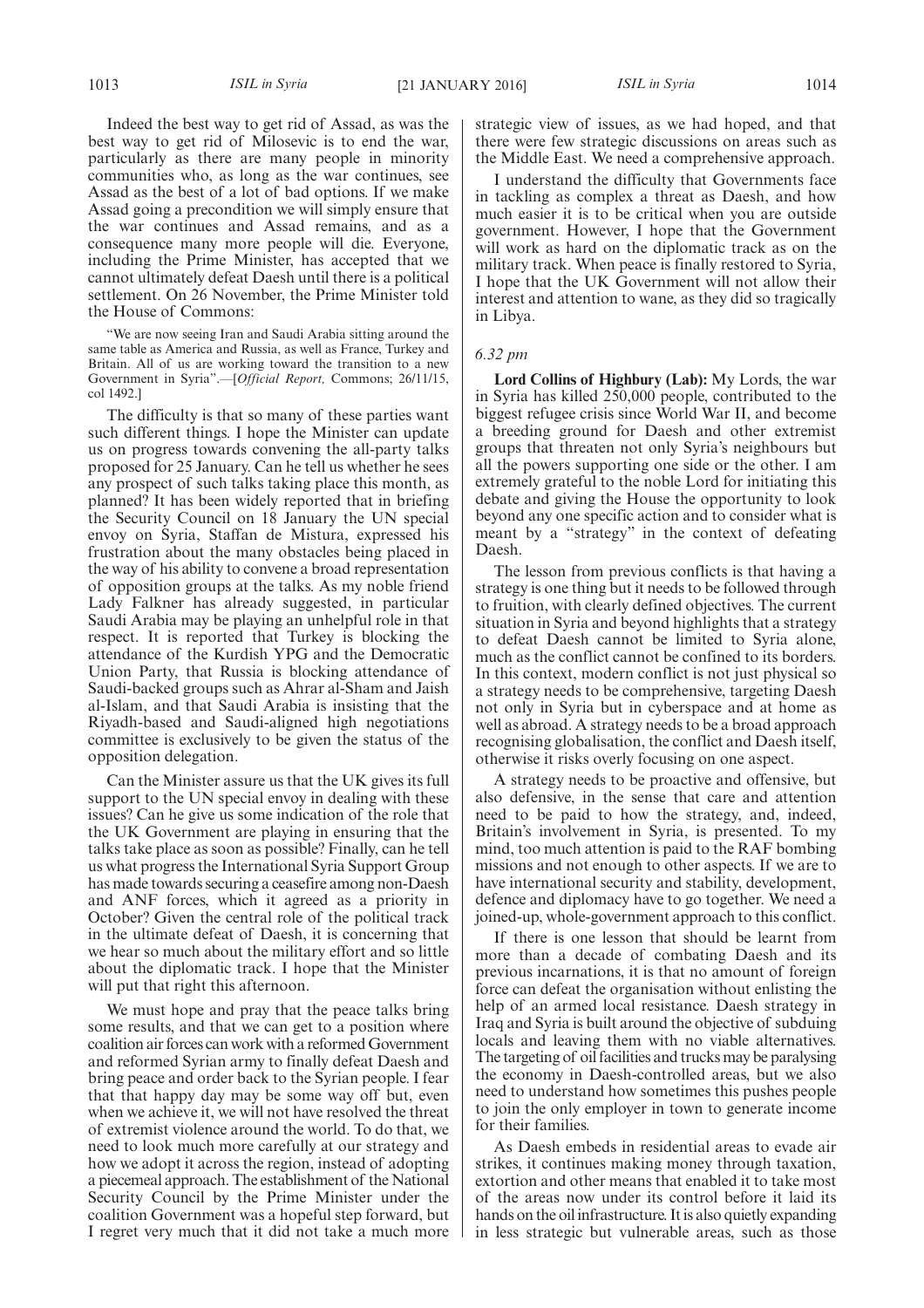Indeed the best way to get rid of Assad, as was the best way to get rid of Milosevic is to end the war, particularly as there are many people in minority communities who, as long as the war continues, see Assad as the best of a lot of bad options. If we make Assad going a precondition we will simply ensure that the war continues and Assad remains, and as a consequence many more people will die. Everyone, including the Prime Minister, has accepted that we cannot ultimately defeat Daesh until there is a political settlement. On 26 November, the Prime Minister told the House of Commons:

"We are now seeing Iran and Saudi Arabia sitting around the same table as America and Russia, as well as France, Turkey and Britain. All of us are working toward the transition to a new Government in Syria".—[*Official Report,* Commons; 26/11/15, col 1492.]

The difficulty is that so many of these parties want such different things. I hope the Minister can update us on progress towards convening the all-party talks proposed for 25 January. Can he tell us whether he sees any prospect of such talks taking place this month, as planned? It has been widely reported that in briefing the Security Council on 18 January the UN special envoy on Syria, Staffan de Mistura, expressed his frustration about the many obstacles being placed in the way of his ability to convene a broad representation of opposition groups at the talks. As my noble friend Lady Falkner has already suggested, in particular Saudi Arabia may be playing an unhelpful role in that respect. It is reported that Turkey is blocking the attendance of the Kurdish YPG and the Democratic Union Party, that Russia is blocking attendance of Saudi-backed groups such as Ahrar al-Sham and Jaish al-Islam, and that Saudi Arabia is insisting that the Riyadh-based and Saudi-aligned high negotiations committee is exclusively to be given the status of the opposition delegation.

Can the Minister assure us that the UK gives its full support to the UN special envoy in dealing with these issues? Can he give us some indication of the role that the UK Government are playing in ensuring that the talks take place as soon as possible? Finally, can he tell us what progress the International Syria Support Group has made towards securing a ceasefire among non-Daesh and ANF forces, which it agreed as a priority in October? Given the central role of the political track in the ultimate defeat of Daesh, it is concerning that we hear so much about the military effort and so little about the diplomatic track. I hope that the Minister will put that right this afternoon.

We must hope and pray that the peace talks bring some results, and that we can get to a position where coalition air forces can work with a reformed Government and reformed Syrian army to finally defeat Daesh and bring peace and order back to the Syrian people. I fear that that happy day may be some way off but, even when we achieve it, we will not have resolved the threat of extremist violence around the world. To do that, we need to look much more carefully at our strategy and how we adopt it across the region, instead of adopting a piecemeal approach. The establishment of the National Security Council by the Prime Minister under the coalition Government was a hopeful step forward, but I regret very much that it did not take a much more strategic view of issues, as we had hoped, and that there were few strategic discussions on areas such as the Middle East. We need a comprehensive approach.

I understand the difficulty that Governments face in tackling as complex a threat as Daesh, and how much easier it is to be critical when you are outside government. However, I hope that the Government will work as hard on the diplomatic track as on the military track. When peace is finally restored to Syria, I hope that the UK Government will not allow their interest and attention to wane, as they did so tragically in Libya.

*6.32 pm*

**Lord Collins of Highbury (Lab):** My Lords, the war in Syria has killed 250,000 people, contributed to the biggest refugee crisis since World War II, and become a breeding ground for Daesh and other extremist groups that threaten not only Syria's neighbours but all the powers supporting one side or the other. I am extremely grateful to the noble Lord for initiating this debate and giving the House the opportunity to look beyond any one specific action and to consider what is meant by a "strategy" in the context of defeating Daesh.

The lesson from previous conflicts is that having a strategy is one thing but it needs to be followed through to fruition, with clearly defined objectives. The current situation in Syria and beyond highlights that a strategy to defeat Daesh cannot be limited to Syria alone, much as the conflict cannot be confined to its borders. In this context, modern conflict is not just physical so a strategy needs to be comprehensive, targeting Daesh not only in Syria but in cyberspace and at home as well as abroad. A strategy needs to be a broad approach recognising globalisation, the conflict and Daesh itself, otherwise it risks overly focusing on one aspect.

A strategy needs to be proactive and offensive, but also defensive, in the sense that care and attention need to be paid to how the strategy, and, indeed, Britain's involvement in Syria, is presented. To my mind, too much attention is paid to the RAF bombing missions and not enough to other aspects. If we are to have international security and stability, development, defence and diplomacy have to go together. We need a joined-up, whole-government approach to this conflict.

If there is one lesson that should be learnt from more than a decade of combating Daesh and its previous incarnations, it is that no amount of foreign force can defeat the organisation without enlisting the help of an armed local resistance. Daesh strategy in Iraq and Syria is built around the objective of subduing locals and leaving them with no viable alternatives. The targeting of oil facilities and trucks may be paralysing the economy in Daesh-controlled areas, but we also need to understand how sometimes this pushes people to join the only employer in town to generate income for their families.

As Daesh embeds in residential areas to evade air strikes, it continues making money through taxation, extortion and other means that enabled it to take most of the areas now under its control before it laid its hands on the oil infrastructure. It is also quietly expanding in less strategic but vulnerable areas, such as those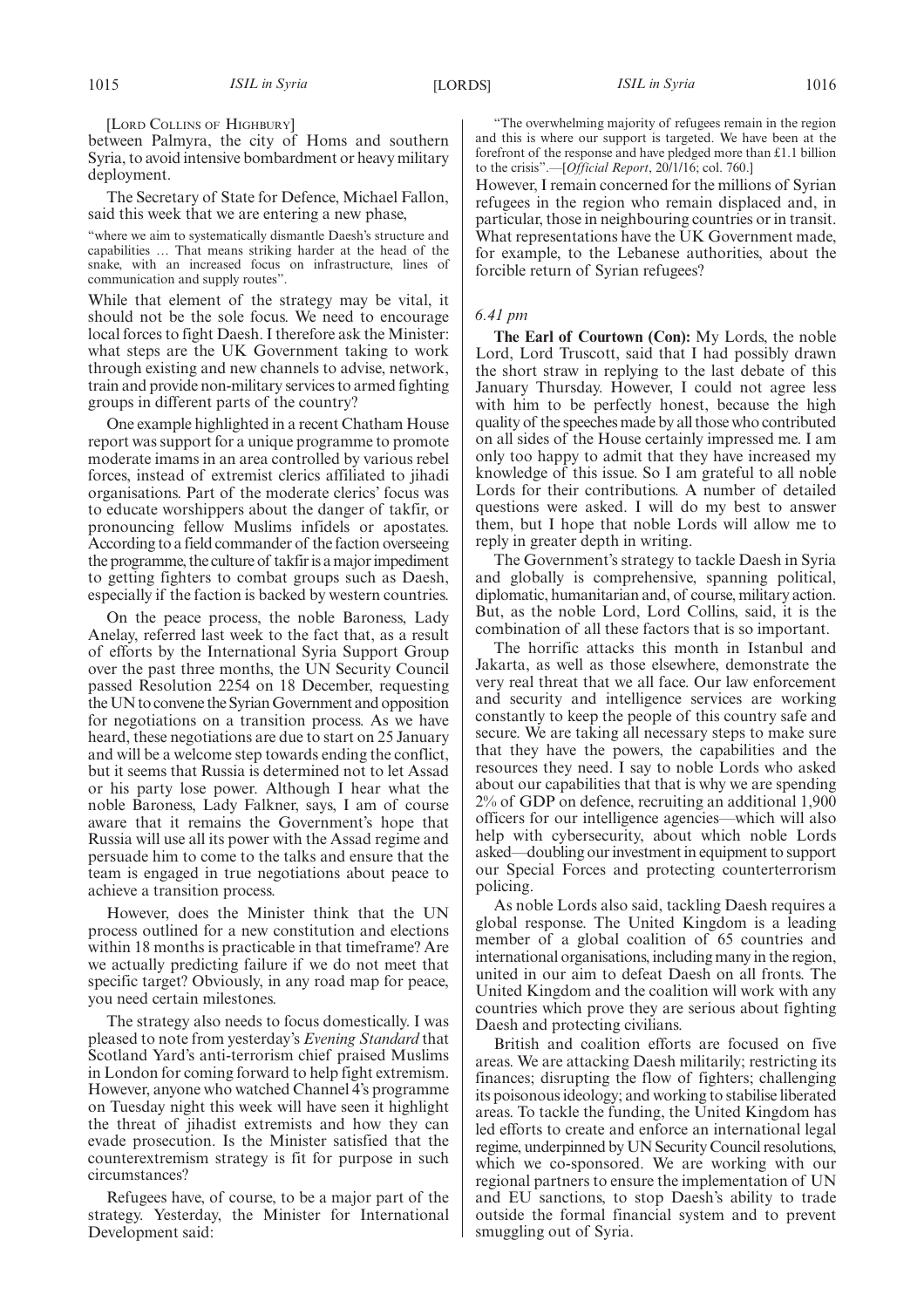[LORD COLLINS OF HIGHBURY]

between Palmyra, the city of Homs and southern Syria, to avoid intensive bombardment or heavy military deployment.

The Secretary of State for Defence, Michael Fallon, said this week that we are entering a new phase,

"where we aim to systematically dismantle Daesh's structure and capabilities … That means striking harder at the head of the snake, with an increased focus on infrastructure, lines of communication and supply routes".

While that element of the strategy may be vital, it should not be the sole focus. We need to encourage local forces to fight Daesh. I therefore ask the Minister: what steps are the UK Government taking to work through existing and new channels to advise, network, train and provide non-military services to armed fighting groups in different parts of the country?

One example highlighted in a recent Chatham House report was support for a unique programme to promote moderate imams in an area controlled by various rebel forces, instead of extremist clerics affiliated to jihadi organisations. Part of the moderate clerics' focus was to educate worshippers about the danger of takfir, or pronouncing fellow Muslims infidels or apostates. According to a field commander of the faction overseeing the programme, the culture of takfir is a major impediment to getting fighters to combat groups such as Daesh, especially if the faction is backed by western countries.

On the peace process, the noble Baroness, Lady Anelay, referred last week to the fact that, as a result of efforts by the International Syria Support Group over the past three months, the UN Security Council passed Resolution 2254 on 18 December, requesting the UN to convene the Syrian Government and opposition for negotiations on a transition process. As we have heard, these negotiations are due to start on 25 January and will be a welcome step towards ending the conflict, but it seems that Russia is determined not to let Assad or his party lose power. Although I hear what the noble Baroness, Lady Falkner, says, I am of course aware that it remains the Government's hope that Russia will use all its power with the Assad regime and persuade him to come to the talks and ensure that the team is engaged in true negotiations about peace to achieve a transition process.

However, does the Minister think that the UN process outlined for a new constitution and elections within 18 months is practicable in that timeframe? Are we actually predicting failure if we do not meet that specific target? Obviously, in any road map for peace, you need certain milestones.

The strategy also needs to focus domestically. I was pleased to note from yesterday's *Evening Standard* that Scotland Yard's anti-terrorism chief praised Muslims in London for coming forward to help fight extremism. However, anyone who watched Channel 4's programme on Tuesday night this week will have seen it highlight the threat of jihadist extremists and how they can evade prosecution. Is the Minister satisfied that the counterextremism strategy is fit for purpose in such circumstances?

Refugees have, of course, to be a major part of the strategy. Yesterday, the Minister for International Development said:

"The overwhelming majority of refugees remain in the region and this is where our support is targeted. We have been at the forefront of the response and have pledged more than £1.1 billion to the crisis".—[*Official Report*, 20/1/16; col. 760.]

However, I remain concerned for the millions of Syrian refugees in the region who remain displaced and, in particular, those in neighbouring countries or in transit. What representations have the UK Government made, for example, to the Lebanese authorities, about the forcible return of Syrian refugees?

*6.41 pm*

**The Earl of Courtown (Con):** My Lords, the noble Lord, Lord Truscott, said that I had possibly drawn the short straw in replying to the last debate of this January Thursday. However, I could not agree less with him to be perfectly honest, because the high quality of the speeches made by all those who contributed on all sides of the House certainly impressed me. I am only too happy to admit that they have increased my knowledge of this issue. So I am grateful to all noble Lords for their contributions. A number of detailed questions were asked. I will do my best to answer them, but I hope that noble Lords will allow me to reply in greater depth in writing.

The Government's strategy to tackle Daesh in Syria and globally is comprehensive, spanning political, diplomatic, humanitarian and, of course, military action. But, as the noble Lord, Lord Collins, said, it is the combination of all these factors that is so important.

The horrific attacks this month in Istanbul and Jakarta, as well as those elsewhere, demonstrate the very real threat that we all face. Our law enforcement and security and intelligence services are working constantly to keep the people of this country safe and secure. We are taking all necessary steps to make sure that they have the powers, the capabilities and the resources they need. I say to noble Lords who asked about our capabilities that that is why we are spending 2% of GDP on defence, recruiting an additional 1,900 officers for our intelligence agencies—which will also help with cybersecurity, about which noble Lords asked—doubling our investment in equipment to support our Special Forces and protecting counterterrorism policing.

As noble Lords also said, tackling Daesh requires a global response. The United Kingdom is a leading member of a global coalition of 65 countries and international organisations, including many in the region, united in our aim to defeat Daesh on all fronts. The United Kingdom and the coalition will work with any countries which prove they are serious about fighting Daesh and protecting civilians.

British and coalition efforts are focused on five areas. We are attacking Daesh militarily; restricting its finances; disrupting the flow of fighters; challenging its poisonous ideology; and working to stabilise liberated areas. To tackle the funding, the United Kingdom has led efforts to create and enforce an international legal regime, underpinned by UN Security Council resolutions, which we co-sponsored. We are working with our regional partners to ensure the implementation of UN and EU sanctions, to stop Daesh's ability to trade outside the formal financial system and to prevent smuggling out of Syria.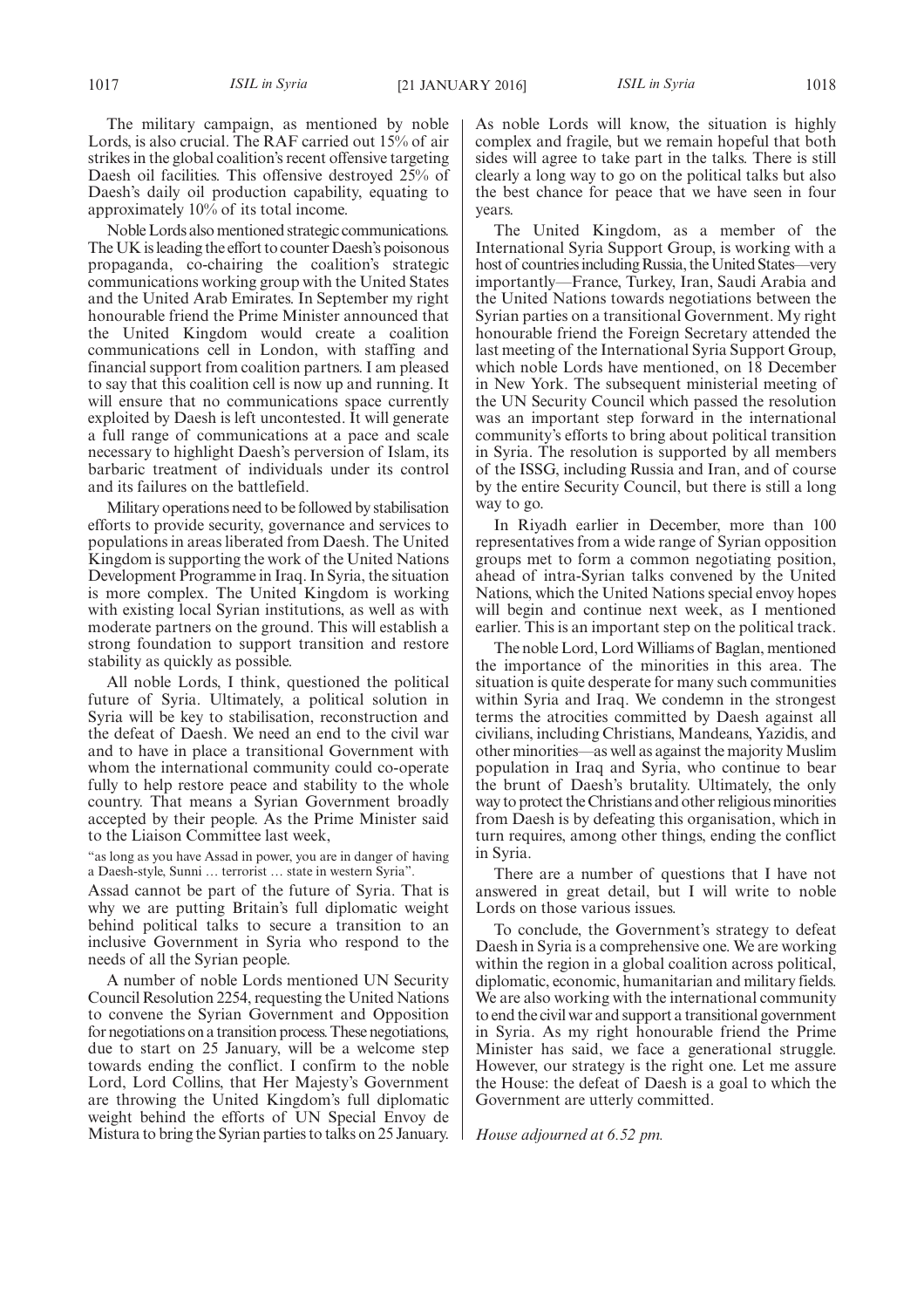The military campaign, as mentioned by noble Lords, is also crucial. The RAF carried out 15% of air strikes in the global coalition's recent offensive targeting Daesh oil facilities. This offensive destroyed 25% of Daesh's daily oil production capability, equating to approximately 10% of its total income.

Noble Lords also mentioned strategic communications. The UK is leading the effort to counter Daesh's poisonous propaganda, co-chairing the coalition's strategic communications working group with the United States and the United Arab Emirates. In September my right honourable friend the Prime Minister announced that the United Kingdom would create a coalition communications cell in London, with staffing and financial support from coalition partners. I am pleased to say that this coalition cell is now up and running. It will ensure that no communications space currently exploited by Daesh is left uncontested. It will generate a full range of communications at a pace and scale necessary to highlight Daesh's perversion of Islam, its barbaric treatment of individuals under its control and its failures on the battlefield.

Military operations need to be followed by stabilisation efforts to provide security, governance and services to populations in areas liberated from Daesh. The United Kingdom is supporting the work of the United Nations Development Programme in Iraq. In Syria, the situation is more complex. The United Kingdom is working with existing local Syrian institutions, as well as with moderate partners on the ground. This will establish a strong foundation to support transition and restore stability as quickly as possible.

All noble Lords, I think, questioned the political future of Syria. Ultimately, a political solution in Syria will be key to stabilisation, reconstruction and the defeat of Daesh. We need an end to the civil war and to have in place a transitional Government with whom the international community could co-operate fully to help restore peace and stability to the whole country. That means a Syrian Government broadly accepted by their people. As the Prime Minister said to the Liaison Committee last week,

"as long as you have Assad in power, you are in danger of having a Daesh-style, Sunni … terrorist … state in western Syria".

Assad cannot be part of the future of Syria. That is why we are putting Britain's full diplomatic weight behind political talks to secure a transition to an inclusive Government in Syria who respond to the needs of all the Syrian people.

A number of noble Lords mentioned UN Security Council Resolution 2254, requesting the United Nations to convene the Syrian Government and Opposition for negotiations on a transition process. These negotiations, due to start on 25 January, will be a welcome step towards ending the conflict. I confirm to the noble Lord, Lord Collins, that Her Majesty's Government are throwing the United Kingdom's full diplomatic weight behind the efforts of UN Special Envoy de Mistura to bring the Syrian parties to talks on 25 January. As noble Lords will know, the situation is highly complex and fragile, but we remain hopeful that both sides will agree to take part in the talks. There is still clearly a long way to go on the political talks but also the best chance for peace that we have seen in four years.

The United Kingdom, as a member of the International Syria Support Group, is working with a host of countries including Russia, the United States—very importantly—France, Turkey, Iran, Saudi Arabia and the United Nations towards negotiations between the Syrian parties on a transitional Government. My right honourable friend the Foreign Secretary attended the last meeting of the International Syria Support Group, which noble Lords have mentioned, on 18 December in New York. The subsequent ministerial meeting of the UN Security Council which passed the resolution was an important step forward in the international community's efforts to bring about political transition in Syria. The resolution is supported by all members of the ISSG, including Russia and Iran, and of course by the entire Security Council, but there is still a long way to go.

In Riyadh earlier in December, more than 100 representatives from a wide range of Syrian opposition groups met to form a common negotiating position, ahead of intra-Syrian talks convened by the United Nations, which the United Nations special envoy hopes will begin and continue next week, as I mentioned earlier. This is an important step on the political track.

The noble Lord, Lord Williams of Baglan, mentioned the importance of the minorities in this area. The situation is quite desperate for many such communities within Syria and Iraq. We condemn in the strongest terms the atrocities committed by Daesh against all civilians, including Christians, Mandeans, Yazidis, and other minorities—as well as against the majority Muslim population in Iraq and Syria, who continue to bear the brunt of Daesh's brutality. Ultimately, the only way to protect the Christians and other religious minorities from Daesh is by defeating this organisation, which in turn requires, among other things, ending the conflict in Syria.

There are a number of questions that I have not answered in great detail, but I will write to noble Lords on those various issues.

To conclude, the Government's strategy to defeat Daesh in Syria is a comprehensive one. We are working within the region in a global coalition across political, diplomatic, economic, humanitarian and military fields. We are also working with the international community to end the civil war and support a transitional government in Syria. As my right honourable friend the Prime Minister has said, we face a generational struggle. However, our strategy is the right one. Let me assure the House: the defeat of Daesh is a goal to which the Government are utterly committed.

*House adjourned at 6.52 pm.*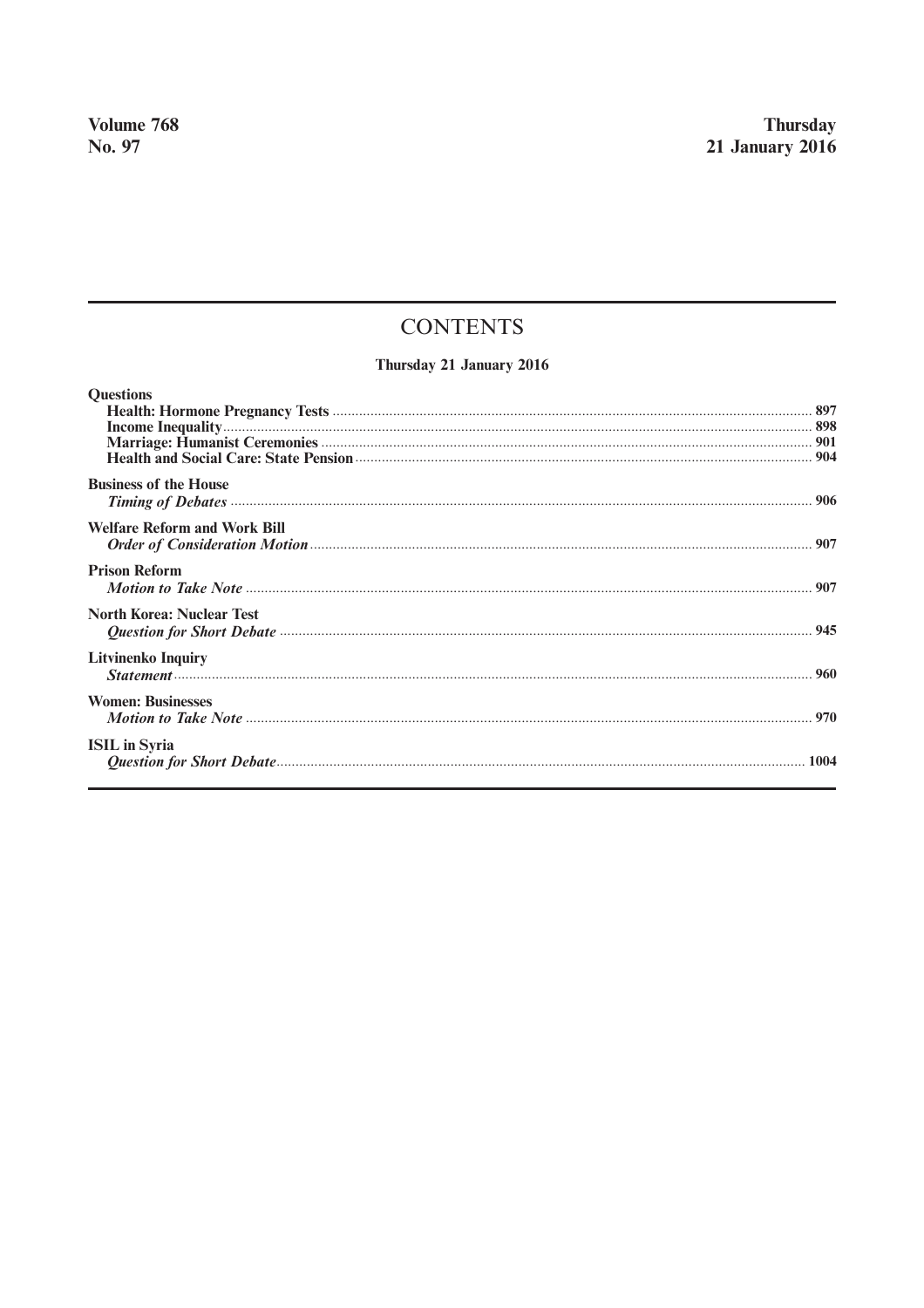Volume 768
No. 97

Thursday
21 January 2016

# CONTENTS

**Thursday 21 January 2016**

**Questions**
**Health: Hormone Pregnancy Tests** ........ 897
**Income Inequality** ........ 898
**Marriage: Humanist Ceremonies** ........ 901
**Health and Social Care: State Pension** ........ 904

**Business of the House**
***Timing of Debates*** ........ 906

**Welfare Reform and Work Bill**
***Order of Consideration Motion*** ........ 907

**Prison Reform**
***Motion to Take Note*** ........ 907

**North Korea: Nuclear Test**
***Question for Short Debate*** ........ 945

**Litvinenko Inquiry**
***Statement*** ........ 960

**Women: Businesses**
***Motion to Take Note*** ........ 970

**ISIL in Syria**
***Question for Short Debate*** ........ 1004